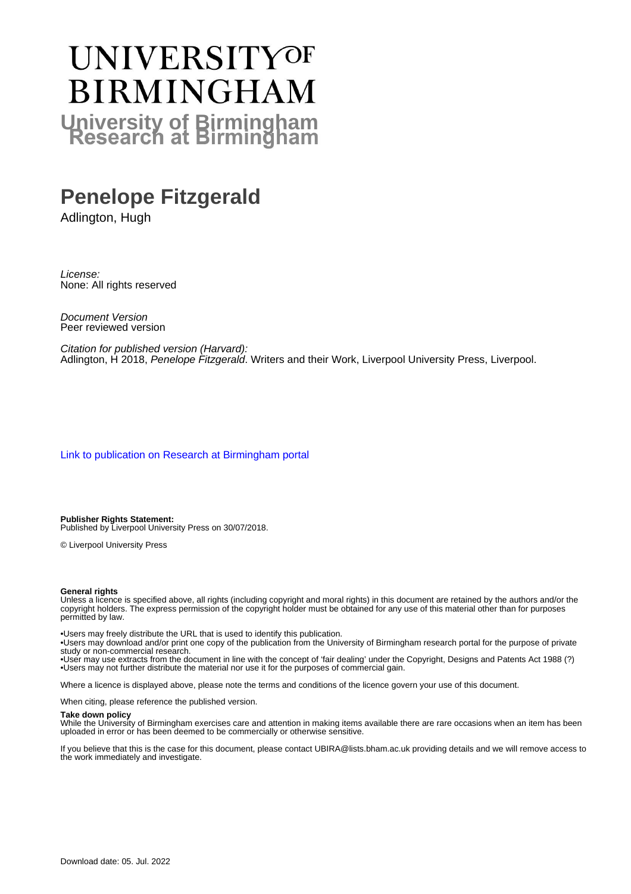# UNIVERSITY OF BIRMINGHAM

## University of Birmingham Research at Birmingham

# Penelope Fitzgerald

Adlington, Hugh

*License:*
None: All rights reserved

*Document Version*
Peer reviewed version

*Citation for published version (Harvard):*
Adlington, H 2018, *Penelope Fitzgerald*. Writers and their Work, Liverpool University Press, Liverpool.

Link to publication on Research at Birmingham portal

**Publisher Rights Statement:**
Published by Liverpool University Press on 30/07/2018.

© Liverpool University Press

**General rights**
Unless a licence is specified above, all rights (including copyright and moral rights) in this document are retained by the authors and/or the copyright holders. The express permission of the copyright holder must be obtained for any use of this material other than for purposes permitted by law.

•Users may freely distribute the URL that is used to identify this publication.
•Users may download and/or print one copy of the publication from the University of Birmingham research portal for the purpose of private study or non-commercial research.
•User may use extracts from the document in line with the concept of 'fair dealing' under the Copyright, Designs and Patents Act 1988 (?)
•Users may not further distribute the material nor use it for the purposes of commercial gain.

Where a licence is displayed above, please note the terms and conditions of the licence govern your use of this document.

When citing, please reference the published version.

**Take down policy**
While the University of Birmingham exercises care and attention in making items available there are rare occasions when an item has been uploaded in error or has been deemed to be commercially or otherwise sensitive.

If you believe that this is the case for this document, please contact UBIRA@lists.bham.ac.uk providing details and we will remove access to the work immediately and investigate.

Download date: 05. Jul. 2022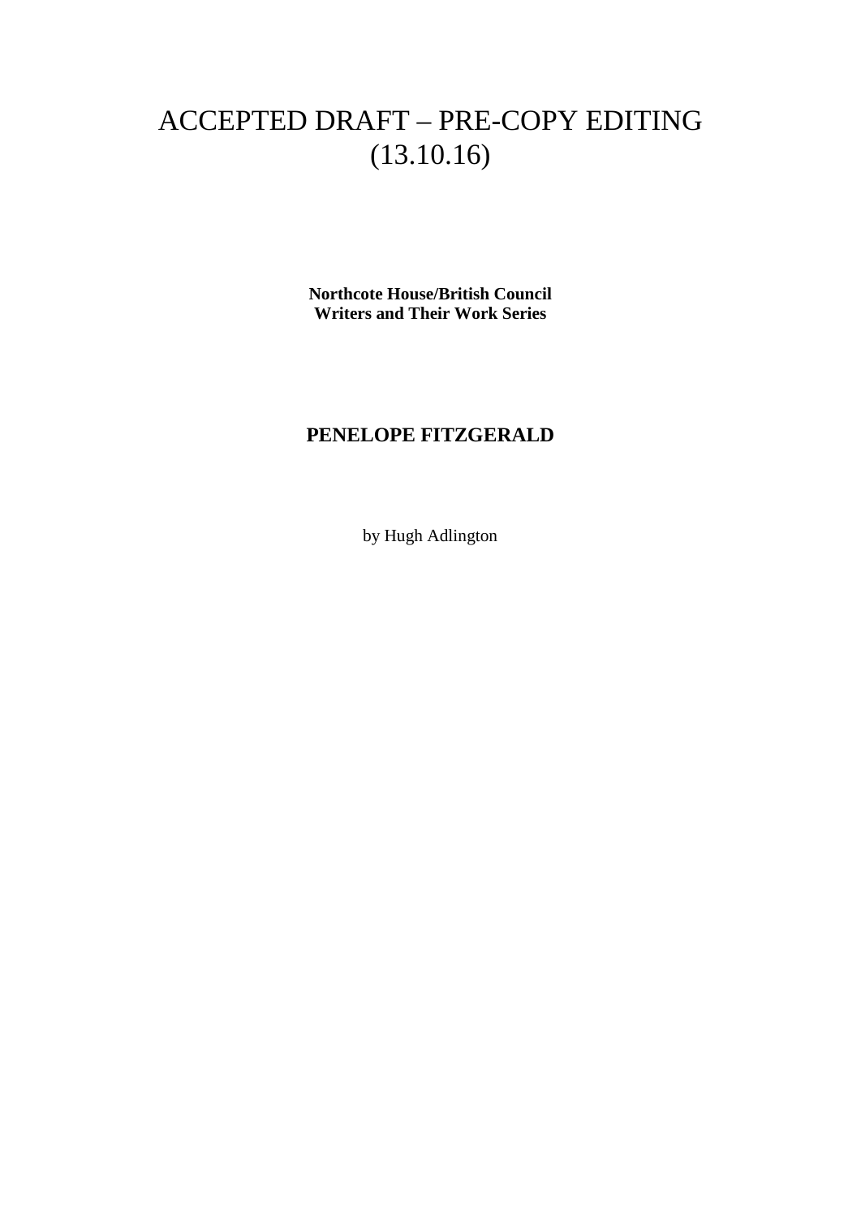# ACCEPTED DRAFT – PRE-COPY EDITING (13.10.16)

**Northcote House/British Council**
**Writers and Their Work Series**

## PENELOPE FITZGERALD

by Hugh Adlington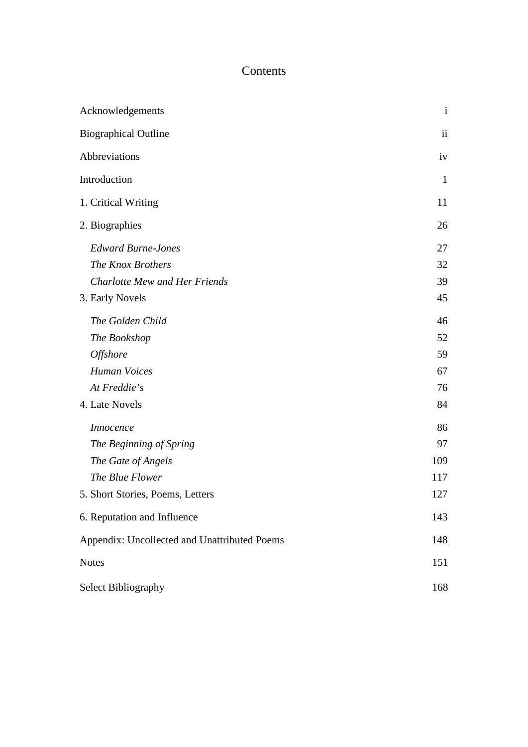# Contents

| | |
|---|---|
| Acknowledgements | i |
| Biographical Outline | ii |
| Abbreviations | iv |
| Introduction | 1 |
| 1. Critical Writing | 11 |
| 2. Biographies | 26 |
| *Edward Burne-Jones* | 27 |
| *The Knox Brothers* | 32 |
| *Charlotte Mew and Her Friends* | 39 |
| 3. Early Novels | 45 |
| *The Golden Child* | 46 |
| *The Bookshop* | 52 |
| *Offshore* | 59 |
| *Human Voices* | 67 |
| *At Freddie's* | 76 |
| 4. Late Novels | 84 |
| *Innocence* | 86 |
| *The Beginning of Spring* | 97 |
| *The Gate of Angels* | 109 |
| *The Blue Flower* | 117 |
| 5. Short Stories, Poems, Letters | 127 |
| 6. Reputation and Influence | 143 |
| Appendix: Uncollected and Unattributed Poems | 148 |
| Notes | 151 |
| Select Bibliography | 168 |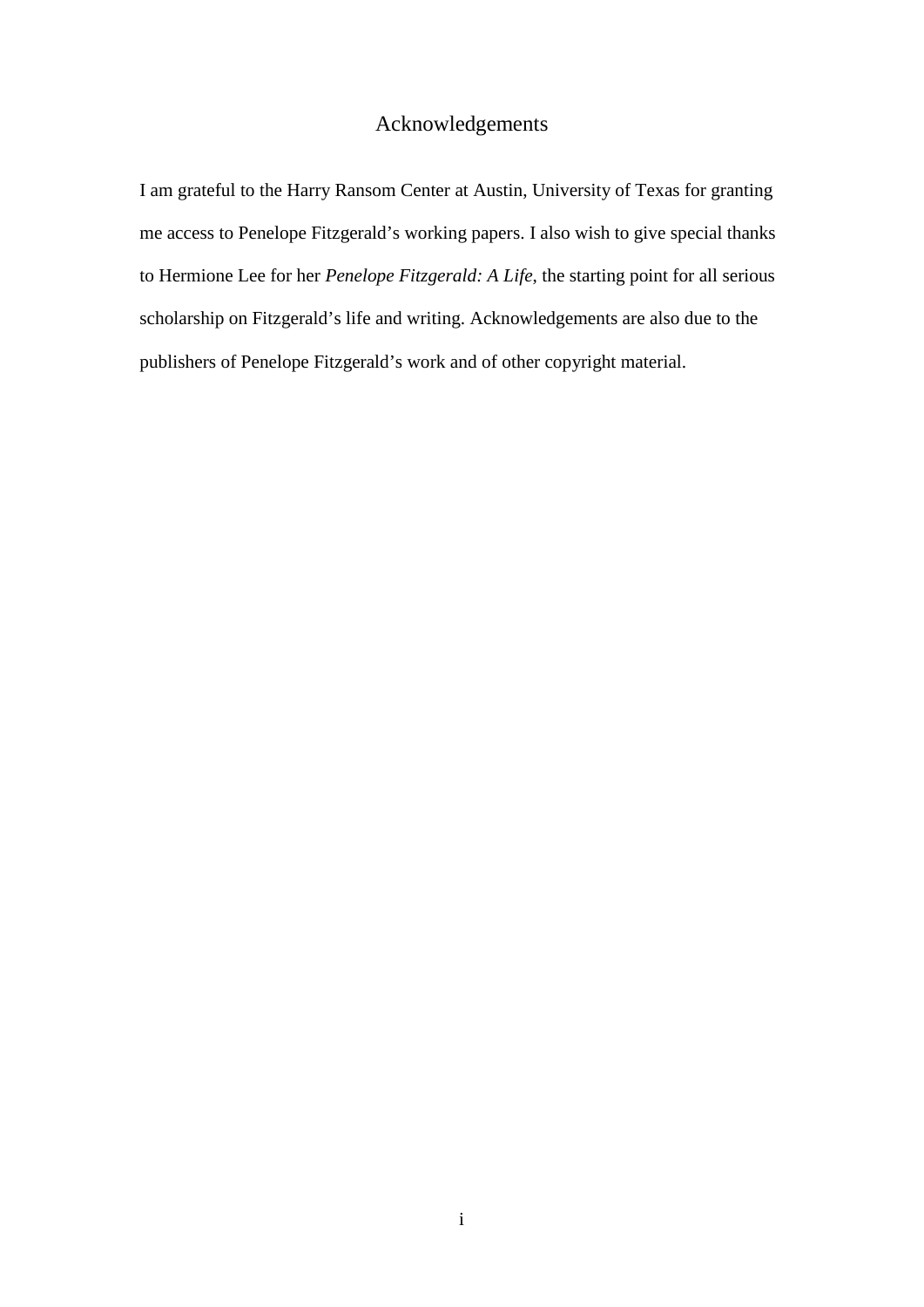# Acknowledgements

I am grateful to the Harry Ransom Center at Austin, University of Texas for granting me access to Penelope Fitzgerald's working papers. I also wish to give special thanks to Hermione Lee for her *Penelope Fitzgerald: A Life*, the starting point for all serious scholarship on Fitzgerald's life and writing. Acknowledgements are also due to the publishers of Penelope Fitzgerald's work and of other copyright material.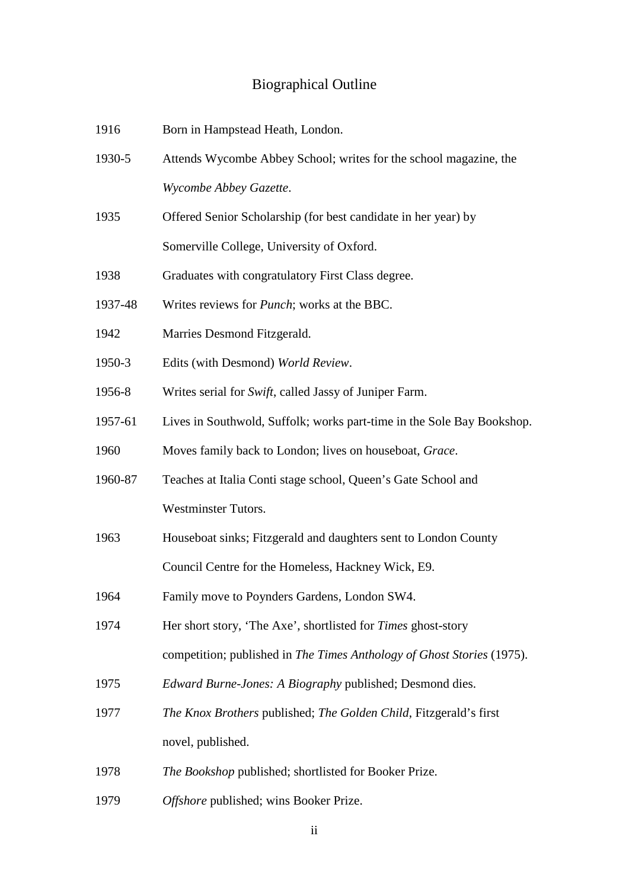# Biographical Outline

| | |
|---|---|
| 1916 | Born in Hampstead Heath, London. |
| 1930-5 | Attends Wycombe Abbey School; writes for the school magazine, the *Wycombe Abbey Gazette*. |
| 1935 | Offered Senior Scholarship (for best candidate in her year) by Somerville College, University of Oxford. |
| 1938 | Graduates with congratulatory First Class degree. |
| 1937-48 | Writes reviews for *Punch*; works at the BBC. |
| 1942 | Marries Desmond Fitzgerald. |
| 1950-3 | Edits (with Desmond) *World Review*. |
| 1956-8 | Writes serial for *Swift*, called Jassy of Juniper Farm. |
| 1957-61 | Lives in Southwold, Suffolk; works part-time in the Sole Bay Bookshop. |
| 1960 | Moves family back to London; lives on houseboat, *Grace*. |
| 1960-87 | Teaches at Italia Conti stage school, Queen's Gate School and Westminster Tutors. |
| 1963 | Houseboat sinks; Fitzgerald and daughters sent to London County Council Centre for the Homeless, Hackney Wick, E9. |
| 1964 | Family move to Poynders Gardens, London SW4. |
| 1974 | Her short story, 'The Axe', shortlisted for *Times* ghost-story competition; published in *The Times Anthology of Ghost Stories* (1975). |
| 1975 | *Edward Burne-Jones: A Biography* published; Desmond dies. |
| 1977 | *The Knox Brothers* published; *The Golden Child*, Fitzgerald's first novel, published. |
| 1978 | *The Bookshop* published; shortlisted for Booker Prize. |
| 1979 | *Offshore* published; wins Booker Prize. |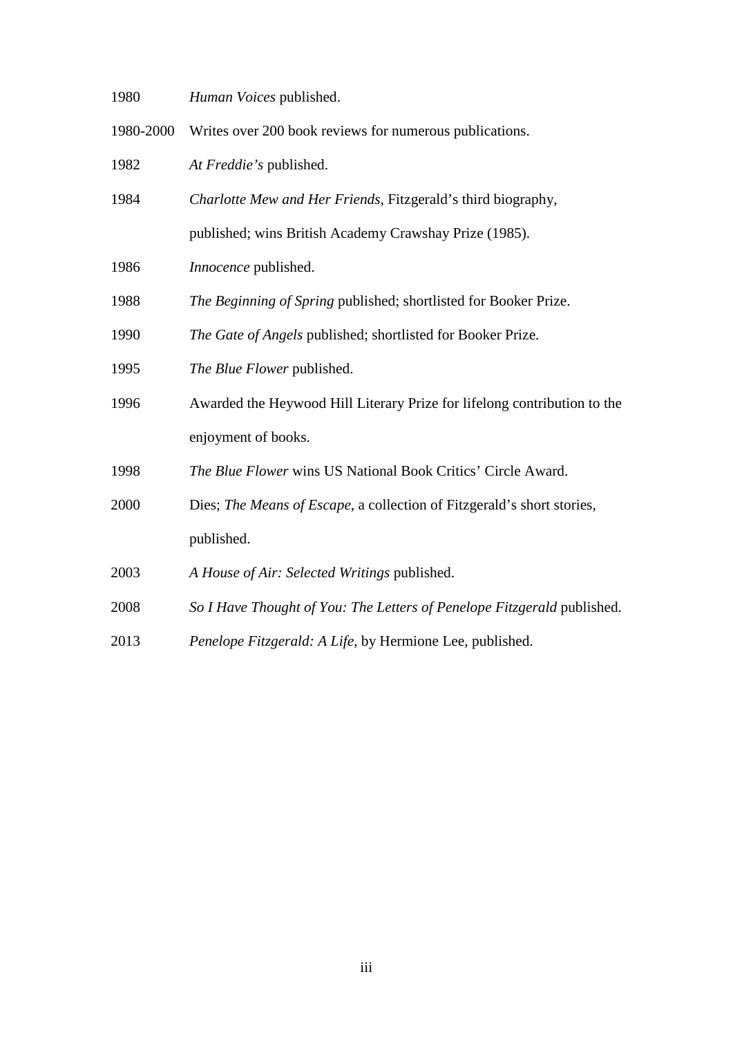| | |
|---|---|
| 1980 | *Human Voices* published. |
| 1980-2000 | Writes over 200 book reviews for numerous publications. |
| 1982 | *At Freddie's* published. |
| 1984 | *Charlotte Mew and Her Friends*, Fitzgerald's third biography, published; wins British Academy Crawshay Prize (1985). |
| 1986 | *Innocence* published. |
| 1988 | *The Beginning of Spring* published; shortlisted for Booker Prize. |
| 1990 | *The Gate of Angels* published; shortlisted for Booker Prize. |
| 1995 | *The Blue Flower* published. |
| 1996 | Awarded the Heywood Hill Literary Prize for lifelong contribution to the enjoyment of books. |
| 1998 | *The Blue Flower* wins US National Book Critics' Circle Award. |
| 2000 | Dies; *The Means of Escape*, a collection of Fitzgerald's short stories, published. |
| 2003 | *A House of Air: Selected Writings* published. |
| 2008 | *So I Have Thought of You: The Letters of Penelope Fitzgerald* published. |
| 2013 | *Penelope Fitzgerald: A Life*, by Hermione Lee, published. |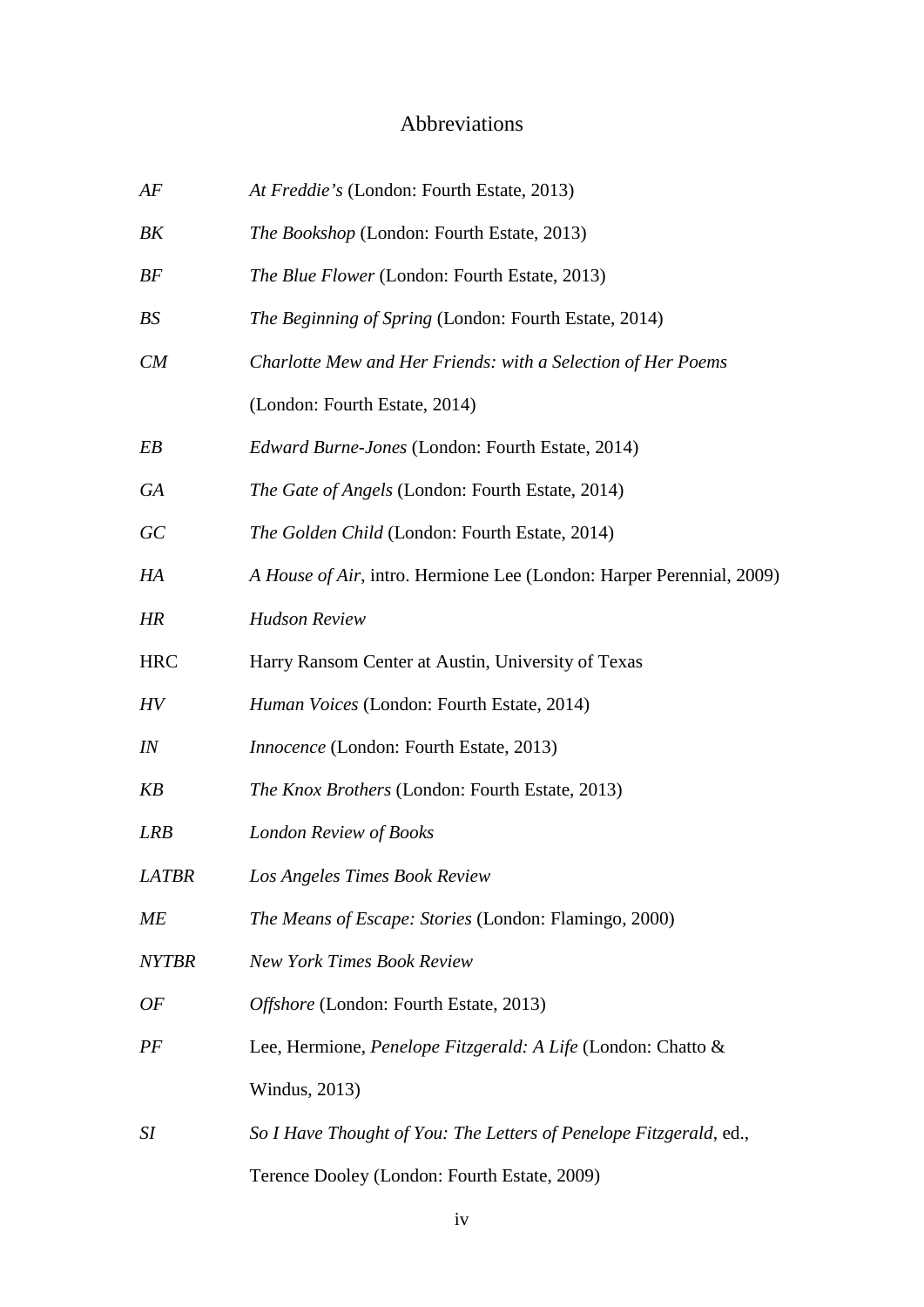# Abbreviations

| | |
|---|---|
| *AF* | *At Freddie's* (London: Fourth Estate, 2013) |
| *BK* | *The Bookshop* (London: Fourth Estate, 2013) |
| *BF* | *The Blue Flower* (London: Fourth Estate, 2013) |
| *BS* | *The Beginning of Spring* (London: Fourth Estate, 2014) |
| *CM* | *Charlotte Mew and Her Friends: with a Selection of Her Poems* (London: Fourth Estate, 2014) |
| *EB* | *Edward Burne-Jones* (London: Fourth Estate, 2014) |
| *GA* | *The Gate of Angels* (London: Fourth Estate, 2014) |
| *GC* | *The Golden Child* (London: Fourth Estate, 2014) |
| *HA* | *A House of Air*, intro. Hermione Lee (London: Harper Perennial, 2009) |
| *HR* | *Hudson Review* |
| HRC | Harry Ransom Center at Austin, University of Texas |
| *HV* | *Human Voices* (London: Fourth Estate, 2014) |
| *IN* | *Innocence* (London: Fourth Estate, 2013) |
| *KB* | *The Knox Brothers* (London: Fourth Estate, 2013) |
| *LRB* | *London Review of Books* |
| *LATBR* | *Los Angeles Times Book Review* |
| *ME* | *The Means of Escape: Stories* (London: Flamingo, 2000) |
| *NYTBR* | *New York Times Book Review* |
| *OF* | *Offshore* (London: Fourth Estate, 2013) |
| *PF* | Lee, Hermione, *Penelope Fitzgerald: A Life* (London: Chatto & Windus, 2013) |
| *SI* | *So I Have Thought of You: The Letters of Penelope Fitzgerald*, ed., Terence Dooley (London: Fourth Estate, 2009) |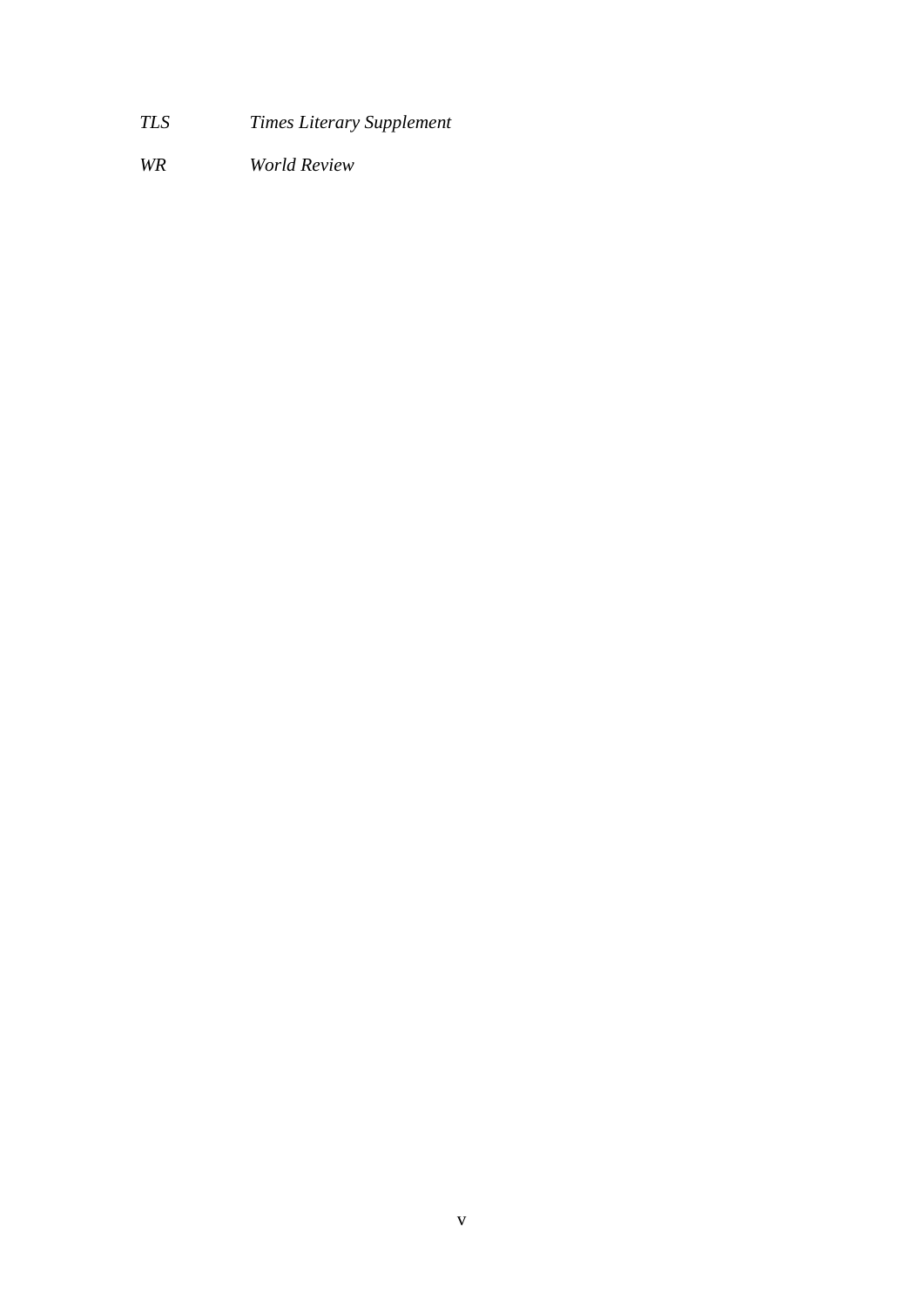| | |
|---|---|
| *TLS* | *Times Literary Supplement* |
| *WR* | *World Review* |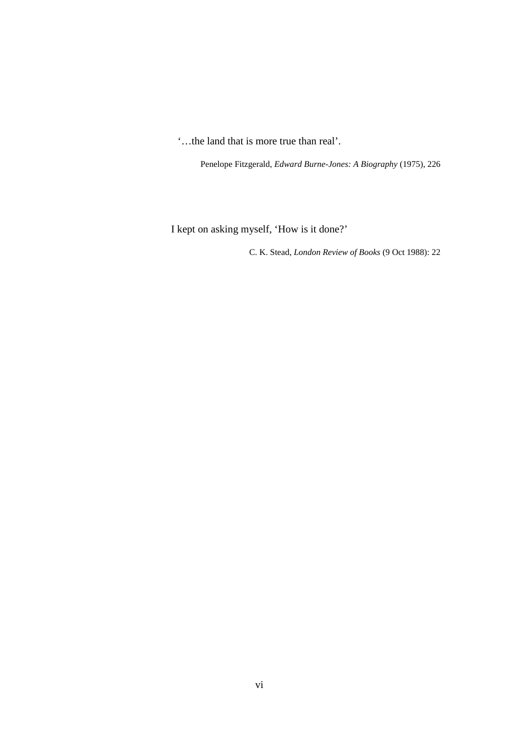'…the land that is more true than real'.

Penelope Fitzgerald, *Edward Burne-Jones: A Biography* (1975), 226

I kept on asking myself, 'How is it done?'

C. K. Stead, *London Review of Books* (9 Oct 1988): 22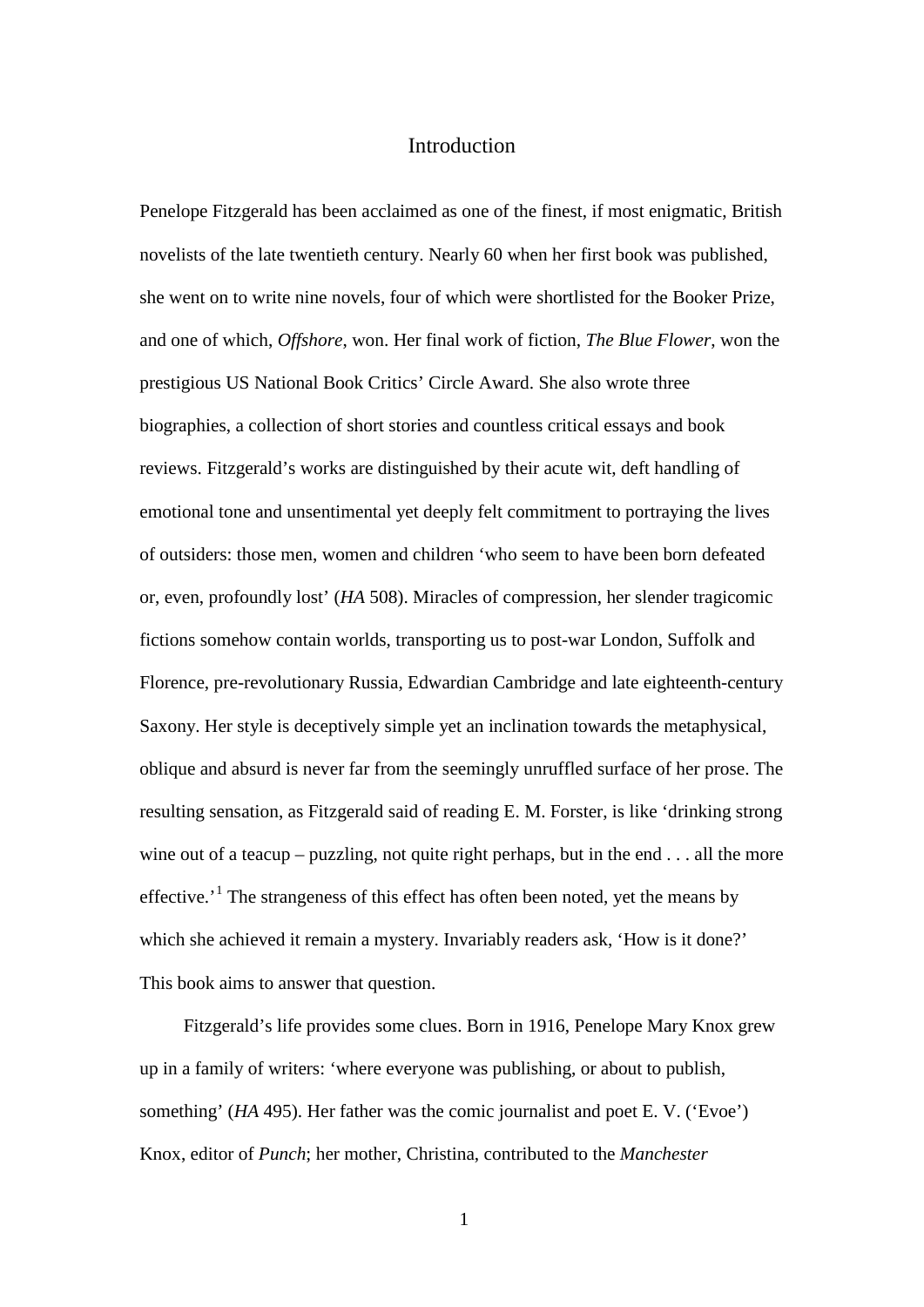# Introduction

Penelope Fitzgerald has been acclaimed as one of the finest, if most enigmatic, British novelists of the late twentieth century. Nearly 60 when her first book was published, she went on to write nine novels, four of which were shortlisted for the Booker Prize, and one of which, *Offshore*, won. Her final work of fiction, *The Blue Flower*, won the prestigious US National Book Critics' Circle Award. She also wrote three biographies, a collection of short stories and countless critical essays and book reviews. Fitzgerald's works are distinguished by their acute wit, deft handling of emotional tone and unsentimental yet deeply felt commitment to portraying the lives of outsiders: those men, women and children 'who seem to have been born defeated or, even, profoundly lost' (*HA* 508). Miracles of compression, her slender tragicomic fictions somehow contain worlds, transporting us to post-war London, Suffolk and Florence, pre-revolutionary Russia, Edwardian Cambridge and late eighteenth-century Saxony. Her style is deceptively simple yet an inclination towards the metaphysical, oblique and absurd is never far from the seemingly unruffled surface of her prose. The resulting sensation, as Fitzgerald said of reading E. M. Forster, is like 'drinking strong wine out of a teacup – puzzling, not quite right perhaps, but in the end . . . all the more effective.'[1] The strangeness of this effect has often been noted, yet the means by which she achieved it remain a mystery. Invariably readers ask, 'How is it done?' This book aims to answer that question.

Fitzgerald's life provides some clues. Born in 1916, Penelope Mary Knox grew up in a family of writers: 'where everyone was publishing, or about to publish, something' (*HA* 495). Her father was the comic journalist and poet E. V. ('Evoe') Knox, editor of *Punch*; her mother, Christina, contributed to the *Manchester*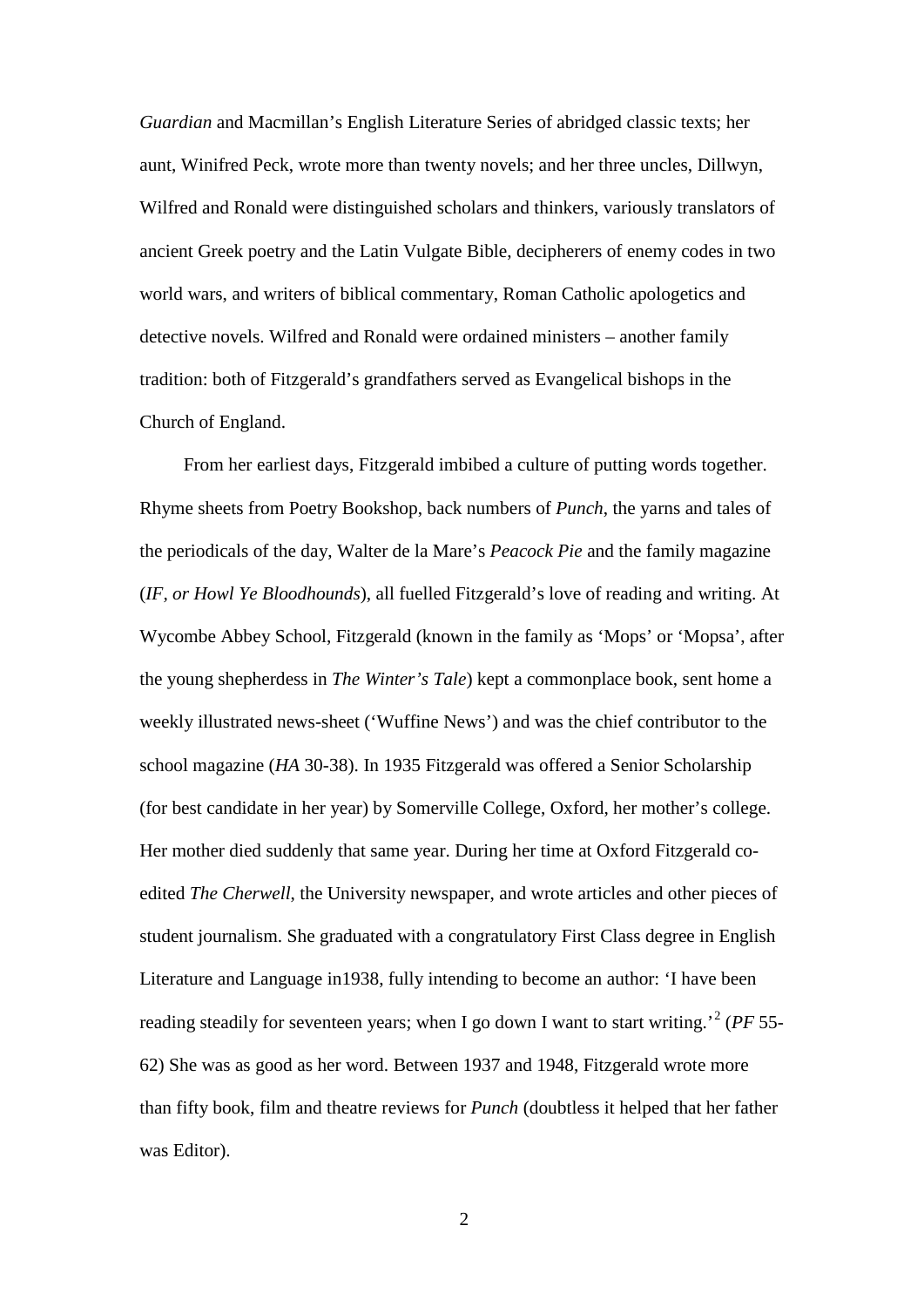*Guardian* and Macmillan's English Literature Series of abridged classic texts; her aunt, Winifred Peck, wrote more than twenty novels; and her three uncles, Dillwyn, Wilfred and Ronald were distinguished scholars and thinkers, variously translators of ancient Greek poetry and the Latin Vulgate Bible, decipherers of enemy codes in two world wars, and writers of biblical commentary, Roman Catholic apologetics and detective novels. Wilfred and Ronald were ordained ministers – another family tradition: both of Fitzgerald's grandfathers served as Evangelical bishops in the Church of England.

From her earliest days, Fitzgerald imbibed a culture of putting words together. Rhyme sheets from Poetry Bookshop, back numbers of *Punch*, the yarns and tales of the periodicals of the day, Walter de la Mare's *Peacock Pie* and the family magazine (*IF, or Howl Ye Bloodhounds*), all fuelled Fitzgerald's love of reading and writing. At Wycombe Abbey School, Fitzgerald (known in the family as 'Mops' or 'Mopsa', after the young shepherdess in *The Winter's Tale*) kept a commonplace book, sent home a weekly illustrated news-sheet ('Wuffine News') and was the chief contributor to the school magazine (*HA* 30-38). In 1935 Fitzgerald was offered a Senior Scholarship (for best candidate in her year) by Somerville College, Oxford, her mother's college. Her mother died suddenly that same year. During her time at Oxford Fitzgerald co-edited *The Cherwell*, the University newspaper, and wrote articles and other pieces of student journalism. She graduated with a congratulatory First Class degree in English Literature and Language in1938, fully intending to become an author: 'I have been reading steadily for seventeen years; when I go down I want to start writing.'[2] (*PF* 55-62) She was as good as her word. Between 1937 and 1948, Fitzgerald wrote more than fifty book, film and theatre reviews for *Punch* (doubtless it helped that her father was Editor).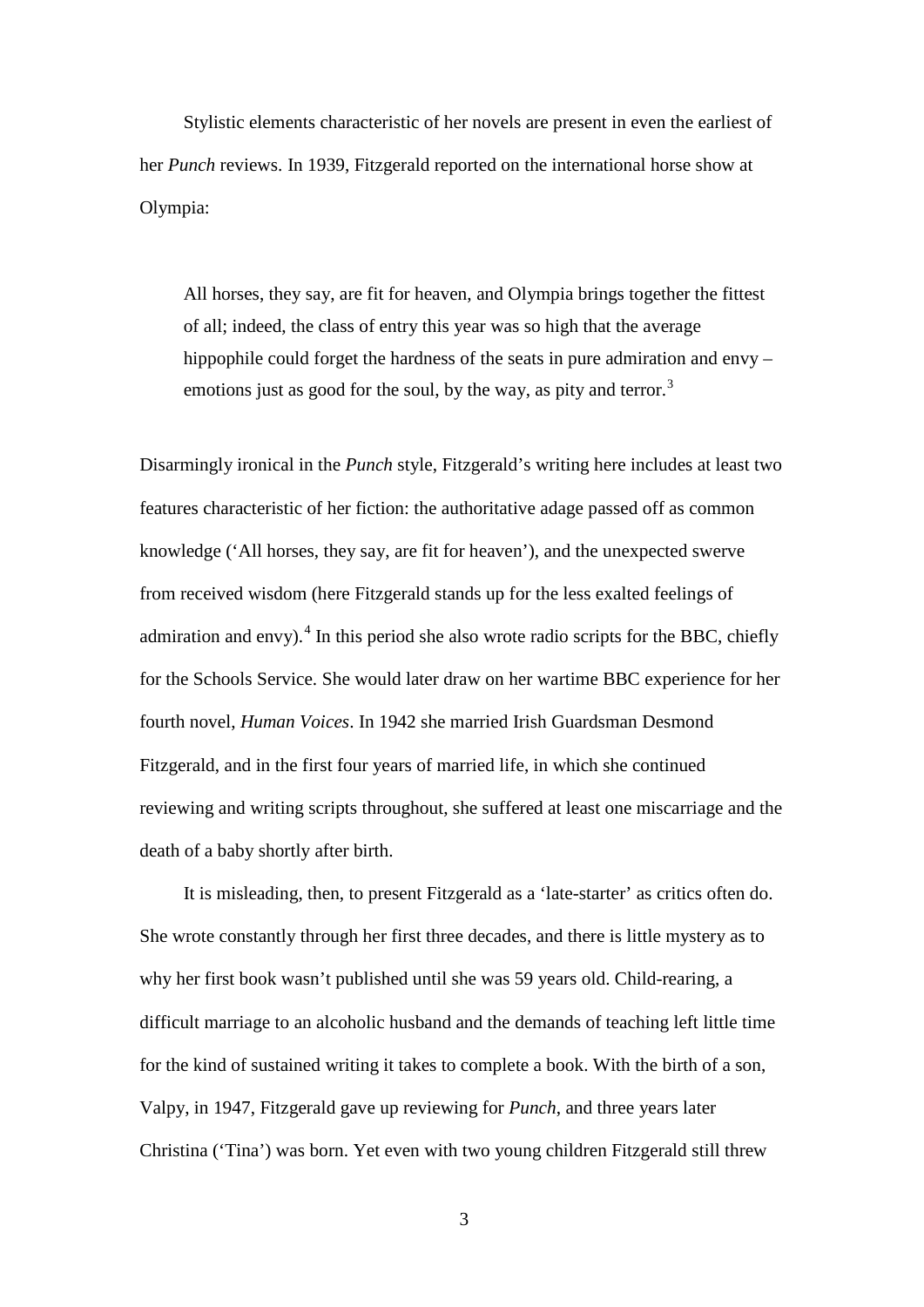Stylistic elements characteristic of her novels are present in even the earliest of her *Punch* reviews. In 1939, Fitzgerald reported on the international horse show at Olympia:

> All horses, they say, are fit for heaven, and Olympia brings together the fittest of all; indeed, the class of entry this year was so high that the average hippophile could forget the hardness of the seats in pure admiration and envy – emotions just as good for the soul, by the way, as pity and terror.[3]

Disarmingly ironical in the *Punch* style, Fitzgerald's writing here includes at least two features characteristic of her fiction: the authoritative adage passed off as common knowledge ('All horses, they say, are fit for heaven'), and the unexpected swerve from received wisdom (here Fitzgerald stands up for the less exalted feelings of admiration and envy).[4] In this period she also wrote radio scripts for the BBC, chiefly for the Schools Service. She would later draw on her wartime BBC experience for her fourth novel, *Human Voices*. In 1942 she married Irish Guardsman Desmond Fitzgerald, and in the first four years of married life, in which she continued reviewing and writing scripts throughout, she suffered at least one miscarriage and the death of a baby shortly after birth.

It is misleading, then, to present Fitzgerald as a 'late-starter' as critics often do. She wrote constantly through her first three decades, and there is little mystery as to why her first book wasn't published until she was 59 years old. Child-rearing, a difficult marriage to an alcoholic husband and the demands of teaching left little time for the kind of sustained writing it takes to complete a book. With the birth of a son, Valpy, in 1947, Fitzgerald gave up reviewing for *Punch*, and three years later Christina ('Tina') was born. Yet even with two young children Fitzgerald still threw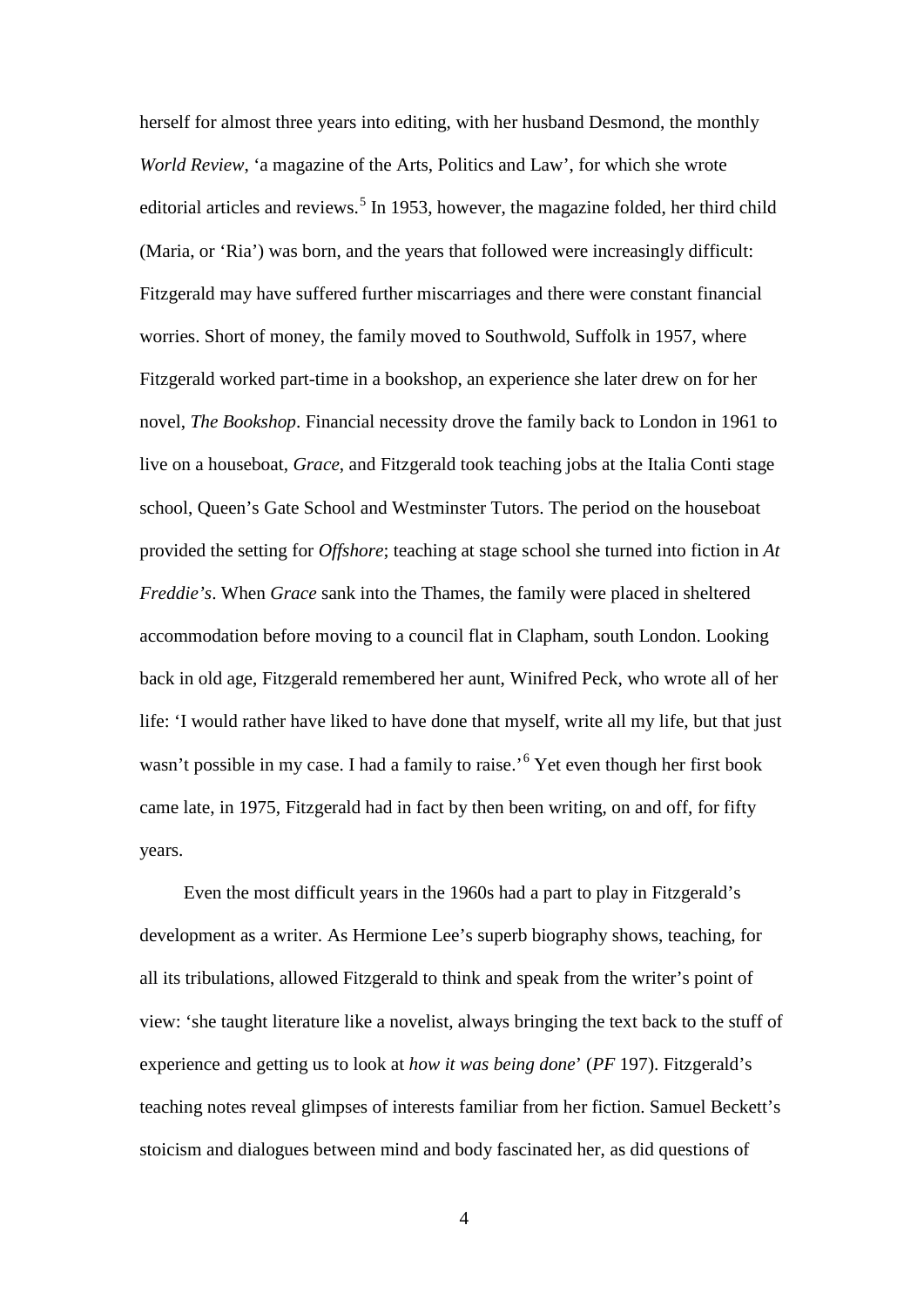herself for almost three years into editing, with her husband Desmond, the monthly *World Review*, 'a magazine of the Arts, Politics and Law', for which she wrote editorial articles and reviews.[5] In 1953, however, the magazine folded, her third child (Maria, or 'Ria') was born, and the years that followed were increasingly difficult: Fitzgerald may have suffered further miscarriages and there were constant financial worries. Short of money, the family moved to Southwold, Suffolk in 1957, where Fitzgerald worked part-time in a bookshop, an experience she later drew on for her novel, *The Bookshop*. Financial necessity drove the family back to London in 1961 to live on a houseboat, *Grace*, and Fitzgerald took teaching jobs at the Italia Conti stage school, Queen's Gate School and Westminster Tutors. The period on the houseboat provided the setting for *Offshore*; teaching at stage school she turned into fiction in *At Freddie's*. When *Grace* sank into the Thames, the family were placed in sheltered accommodation before moving to a council flat in Clapham, south London. Looking back in old age, Fitzgerald remembered her aunt, Winifred Peck, who wrote all of her life: 'I would rather have liked to have done that myself, write all my life, but that just wasn't possible in my case. I had a family to raise.'[6] Yet even though her first book came late, in 1975, Fitzgerald had in fact by then been writing, on and off, for fifty years.

Even the most difficult years in the 1960s had a part to play in Fitzgerald's development as a writer. As Hermione Lee's superb biography shows, teaching, for all its tribulations, allowed Fitzgerald to think and speak from the writer's point of view: 'she taught literature like a novelist, always bringing the text back to the stuff of experience and getting us to look at *how it was being done*' (*PF* 197). Fitzgerald's teaching notes reveal glimpses of interests familiar from her fiction. Samuel Beckett's stoicism and dialogues between mind and body fascinated her, as did questions of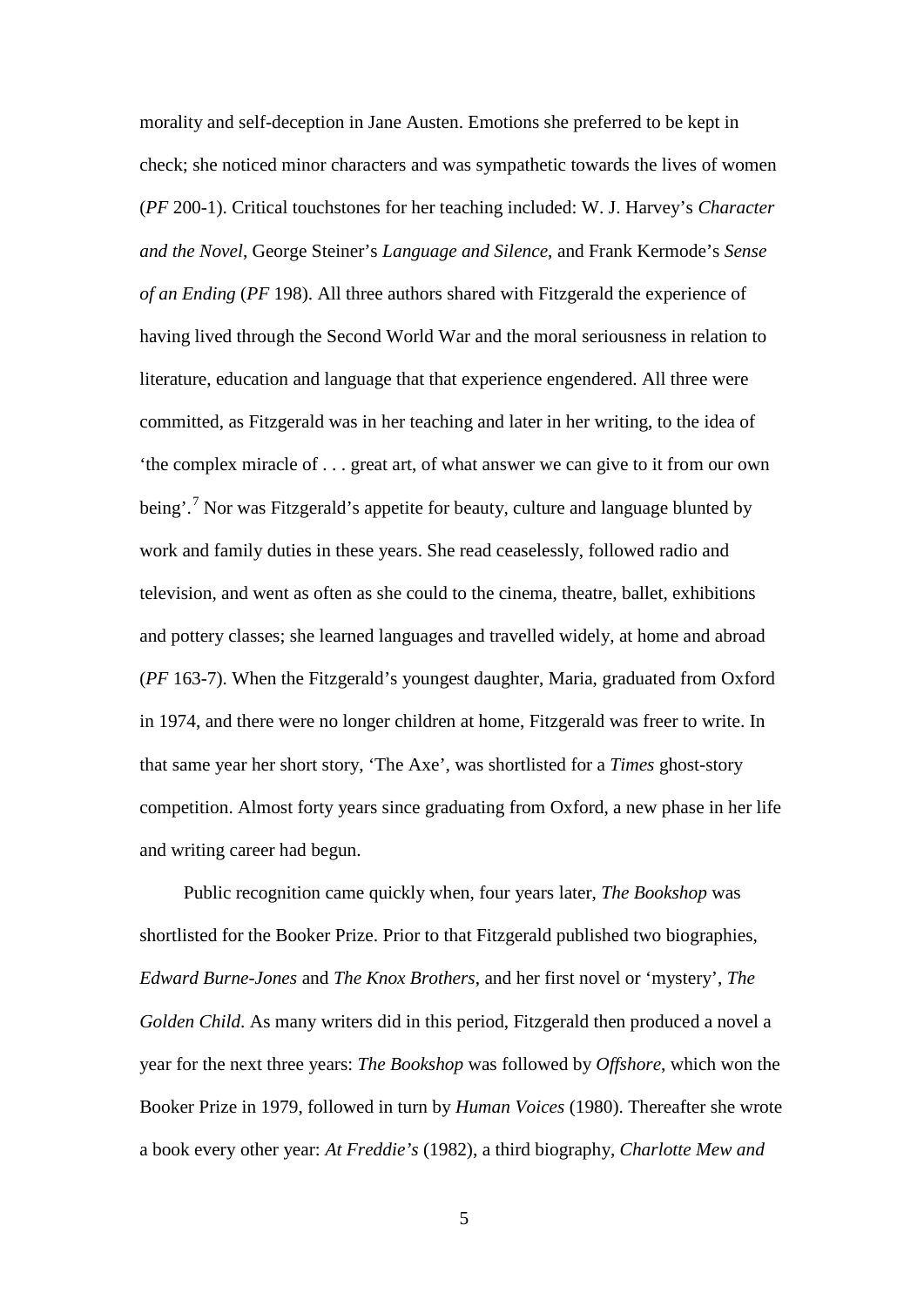morality and self-deception in Jane Austen. Emotions she preferred to be kept in check; she noticed minor characters and was sympathetic towards the lives of women (*PF* 200-1). Critical touchstones for her teaching included: W. J. Harvey's *Character and the Novel*, George Steiner's *Language and Silence*, and Frank Kermode's *Sense of an Ending* (*PF* 198). All three authors shared with Fitzgerald the experience of having lived through the Second World War and the moral seriousness in relation to literature, education and language that that experience engendered. All three were committed, as Fitzgerald was in her teaching and later in her writing, to the idea of 'the complex miracle of . . . great art, of what answer we can give to it from our own being'.[7] Nor was Fitzgerald's appetite for beauty, culture and language blunted by work and family duties in these years. She read ceaselessly, followed radio and television, and went as often as she could to the cinema, theatre, ballet, exhibitions and pottery classes; she learned languages and travelled widely, at home and abroad (*PF* 163-7). When the Fitzgerald's youngest daughter, Maria, graduated from Oxford in 1974, and there were no longer children at home, Fitzgerald was freer to write. In that same year her short story, 'The Axe', was shortlisted for a *Times* ghost-story competition. Almost forty years since graduating from Oxford, a new phase in her life and writing career had begun.

Public recognition came quickly when, four years later, *The Bookshop* was shortlisted for the Booker Prize. Prior to that Fitzgerald published two biographies, *Edward Burne-Jones* and *The Knox Brothers*, and her first novel or 'mystery', *The Golden Child*. As many writers did in this period, Fitzgerald then produced a novel a year for the next three years: *The Bookshop* was followed by *Offshore*, which won the Booker Prize in 1979, followed in turn by *Human Voices* (1980). Thereafter she wrote a book every other year: *At Freddie's* (1982), a third biography, *Charlotte Mew and*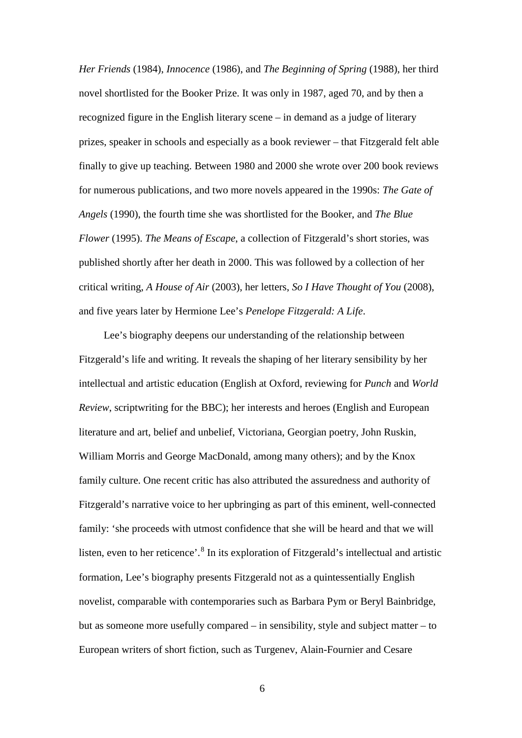*Her Friends* (1984), *Innocence* (1986), and *The Beginning of Spring* (1988), her third novel shortlisted for the Booker Prize. It was only in 1987, aged 70, and by then a recognized figure in the English literary scene – in demand as a judge of literary prizes, speaker in schools and especially as a book reviewer – that Fitzgerald felt able finally to give up teaching. Between 1980 and 2000 she wrote over 200 book reviews for numerous publications, and two more novels appeared in the 1990s: *The Gate of Angels* (1990), the fourth time she was shortlisted for the Booker, and *The Blue Flower* (1995). *The Means of Escape*, a collection of Fitzgerald's short stories, was published shortly after her death in 2000. This was followed by a collection of her critical writing, *A House of Air* (2003), her letters, *So I Have Thought of You* (2008), and five years later by Hermione Lee's *Penelope Fitzgerald: A Life*.

Lee's biography deepens our understanding of the relationship between Fitzgerald's life and writing. It reveals the shaping of her literary sensibility by her intellectual and artistic education (English at Oxford, reviewing for *Punch* and *World Review*, scriptwriting for the BBC); her interests and heroes (English and European literature and art, belief and unbelief, Victoriana, Georgian poetry, John Ruskin, William Morris and George MacDonald, among many others); and by the Knox family culture. One recent critic has also attributed the assuredness and authority of Fitzgerald's narrative voice to her upbringing as part of this eminent, well-connected family: 'she proceeds with utmost confidence that she will be heard and that we will listen, even to her reticence'.[8] In its exploration of Fitzgerald's intellectual and artistic formation, Lee's biography presents Fitzgerald not as a quintessentially English novelist, comparable with contemporaries such as Barbara Pym or Beryl Bainbridge, but as someone more usefully compared – in sensibility, style and subject matter – to European writers of short fiction, such as Turgenev, Alain-Fournier and Cesare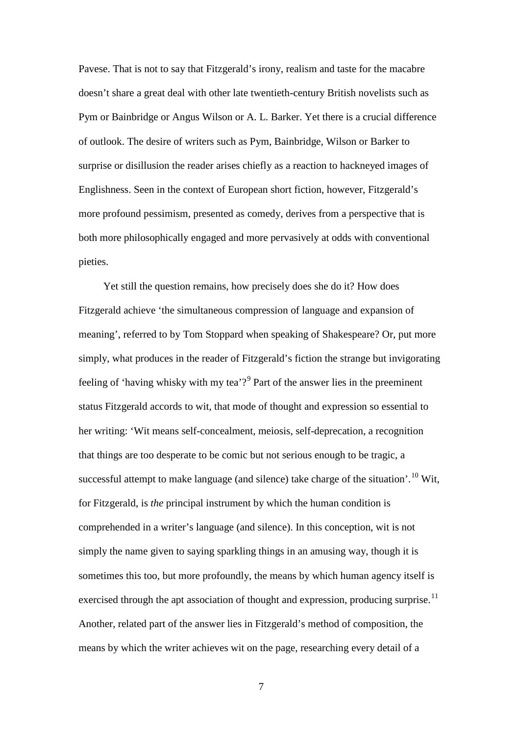Pavese. That is not to say that Fitzgerald's irony, realism and taste for the macabre doesn't share a great deal with other late twentieth-century British novelists such as Pym or Bainbridge or Angus Wilson or A. L. Barker. Yet there is a crucial difference of outlook. The desire of writers such as Pym, Bainbridge, Wilson or Barker to surprise or disillusion the reader arises chiefly as a reaction to hackneyed images of Englishness. Seen in the context of European short fiction, however, Fitzgerald's more profound pessimism, presented as comedy, derives from a perspective that is both more philosophically engaged and more pervasively at odds with conventional pieties.

Yet still the question remains, how precisely does she do it? How does Fitzgerald achieve 'the simultaneous compression of language and expansion of meaning', referred to by Tom Stoppard when speaking of Shakespeare? Or, put more simply, what produces in the reader of Fitzgerald's fiction the strange but invigorating feeling of 'having whisky with my tea'?[9] Part of the answer lies in the preeminent status Fitzgerald accords to wit, that mode of thought and expression so essential to her writing: 'Wit means self-concealment, meiosis, self-deprecation, a recognition that things are too desperate to be comic but not serious enough to be tragic, a successful attempt to make language (and silence) take charge of the situation'.[10] Wit, for Fitzgerald, is *the* principal instrument by which the human condition is comprehended in a writer's language (and silence). In this conception, wit is not simply the name given to saying sparkling things in an amusing way, though it is sometimes this too, but more profoundly, the means by which human agency itself is exercised through the apt association of thought and expression, producing surprise.[11] Another, related part of the answer lies in Fitzgerald's method of composition, the means by which the writer achieves wit on the page, researching every detail of a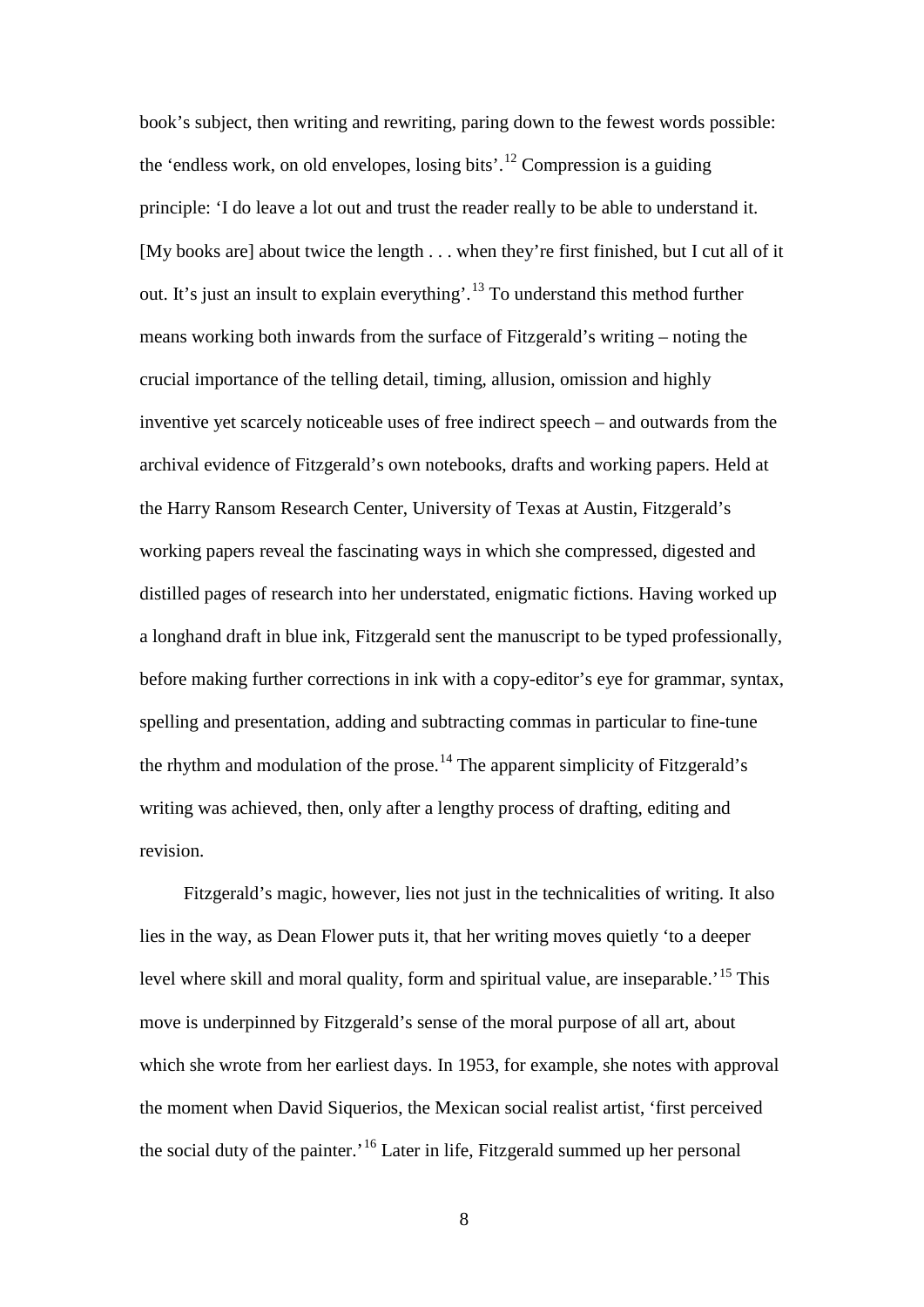book's subject, then writing and rewriting, paring down to the fewest words possible: the 'endless work, on old envelopes, losing bits'.[12] Compression is a guiding principle: 'I do leave a lot out and trust the reader really to be able to understand it. [My books are] about twice the length . . . when they're first finished, but I cut all of it out. It's just an insult to explain everything'.[13] To understand this method further means working both inwards from the surface of Fitzgerald's writing – noting the crucial importance of the telling detail, timing, allusion, omission and highly inventive yet scarcely noticeable uses of free indirect speech – and outwards from the archival evidence of Fitzgerald's own notebooks, drafts and working papers. Held at the Harry Ransom Research Center, University of Texas at Austin, Fitzgerald's working papers reveal the fascinating ways in which she compressed, digested and distilled pages of research into her understated, enigmatic fictions. Having worked up a longhand draft in blue ink, Fitzgerald sent the manuscript to be typed professionally, before making further corrections in ink with a copy-editor's eye for grammar, syntax, spelling and presentation, adding and subtracting commas in particular to fine-tune the rhythm and modulation of the prose.[14] The apparent simplicity of Fitzgerald's writing was achieved, then, only after a lengthy process of drafting, editing and revision.

Fitzgerald's magic, however, lies not just in the technicalities of writing. It also lies in the way, as Dean Flower puts it, that her writing moves quietly 'to a deeper level where skill and moral quality, form and spiritual value, are inseparable.'[15] This move is underpinned by Fitzgerald's sense of the moral purpose of all art, about which she wrote from her earliest days. In 1953, for example, she notes with approval the moment when David Siquerios, the Mexican social realist artist, 'first perceived the social duty of the painter.'[16] Later in life, Fitzgerald summed up her personal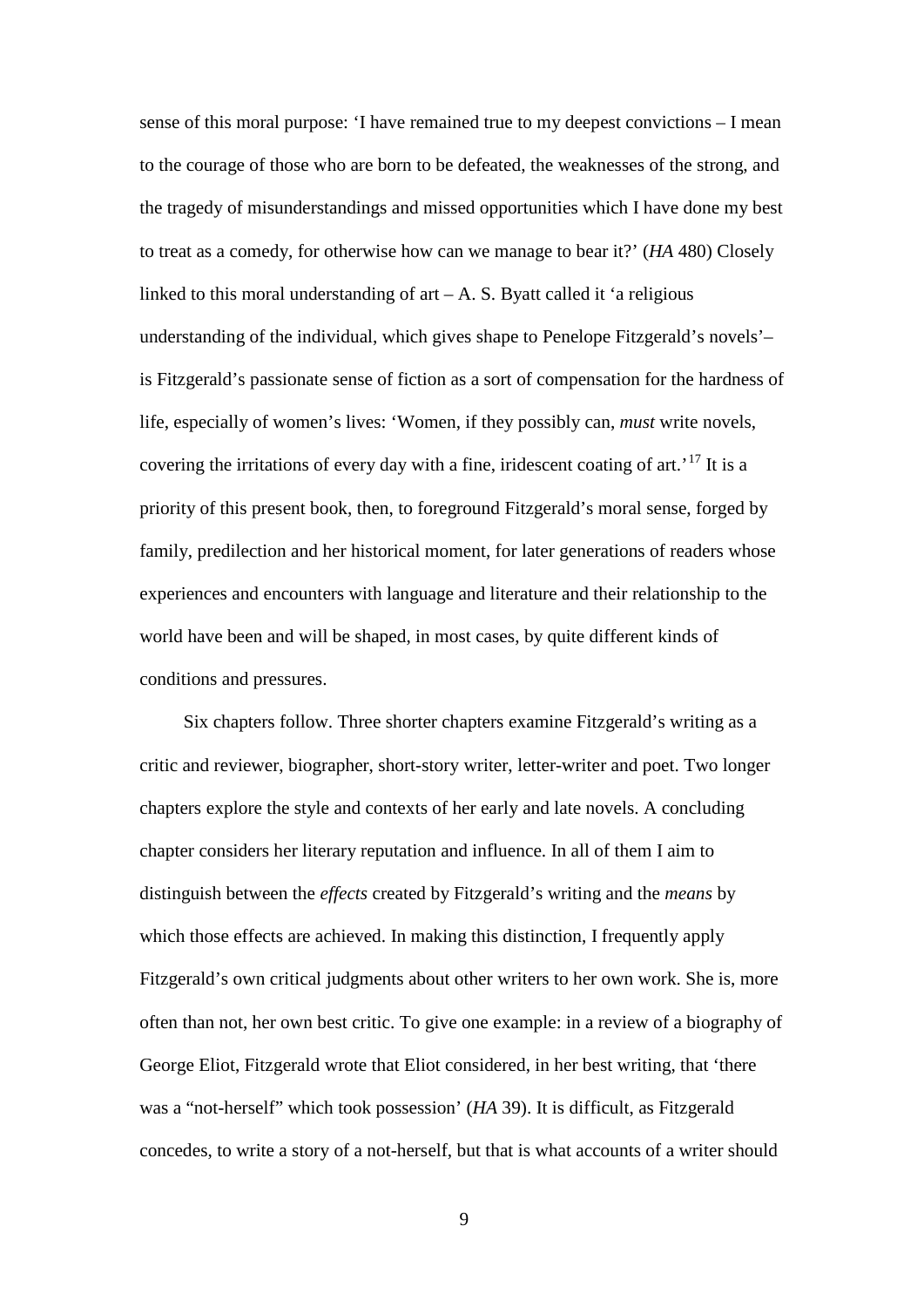sense of this moral purpose: 'I have remained true to my deepest convictions – I mean to the courage of those who are born to be defeated, the weaknesses of the strong, and the tragedy of misunderstandings and missed opportunities which I have done my best to treat as a comedy, for otherwise how can we manage to bear it?' (*HA* 480) Closely linked to this moral understanding of art – A. S. Byatt called it 'a religious understanding of the individual, which gives shape to Penelope Fitzgerald's novels'– is Fitzgerald's passionate sense of fiction as a sort of compensation for the hardness of life, especially of women's lives: 'Women, if they possibly can, *must* write novels, covering the irritations of every day with a fine, iridescent coating of art.'[17] It is a priority of this present book, then, to foreground Fitzgerald's moral sense, forged by family, predilection and her historical moment, for later generations of readers whose experiences and encounters with language and literature and their relationship to the world have been and will be shaped, in most cases, by quite different kinds of conditions and pressures.

Six chapters follow. Three shorter chapters examine Fitzgerald's writing as a critic and reviewer, biographer, short-story writer, letter-writer and poet. Two longer chapters explore the style and contexts of her early and late novels. A concluding chapter considers her literary reputation and influence. In all of them I aim to distinguish between the *effects* created by Fitzgerald's writing and the *means* by which those effects are achieved. In making this distinction, I frequently apply Fitzgerald's own critical judgments about other writers to her own work. She is, more often than not, her own best critic. To give one example: in a review of a biography of George Eliot, Fitzgerald wrote that Eliot considered, in her best writing, that 'there was a "not-herself" which took possession' (*HA* 39). It is difficult, as Fitzgerald concedes, to write a story of a not-herself, but that is what accounts of a writer should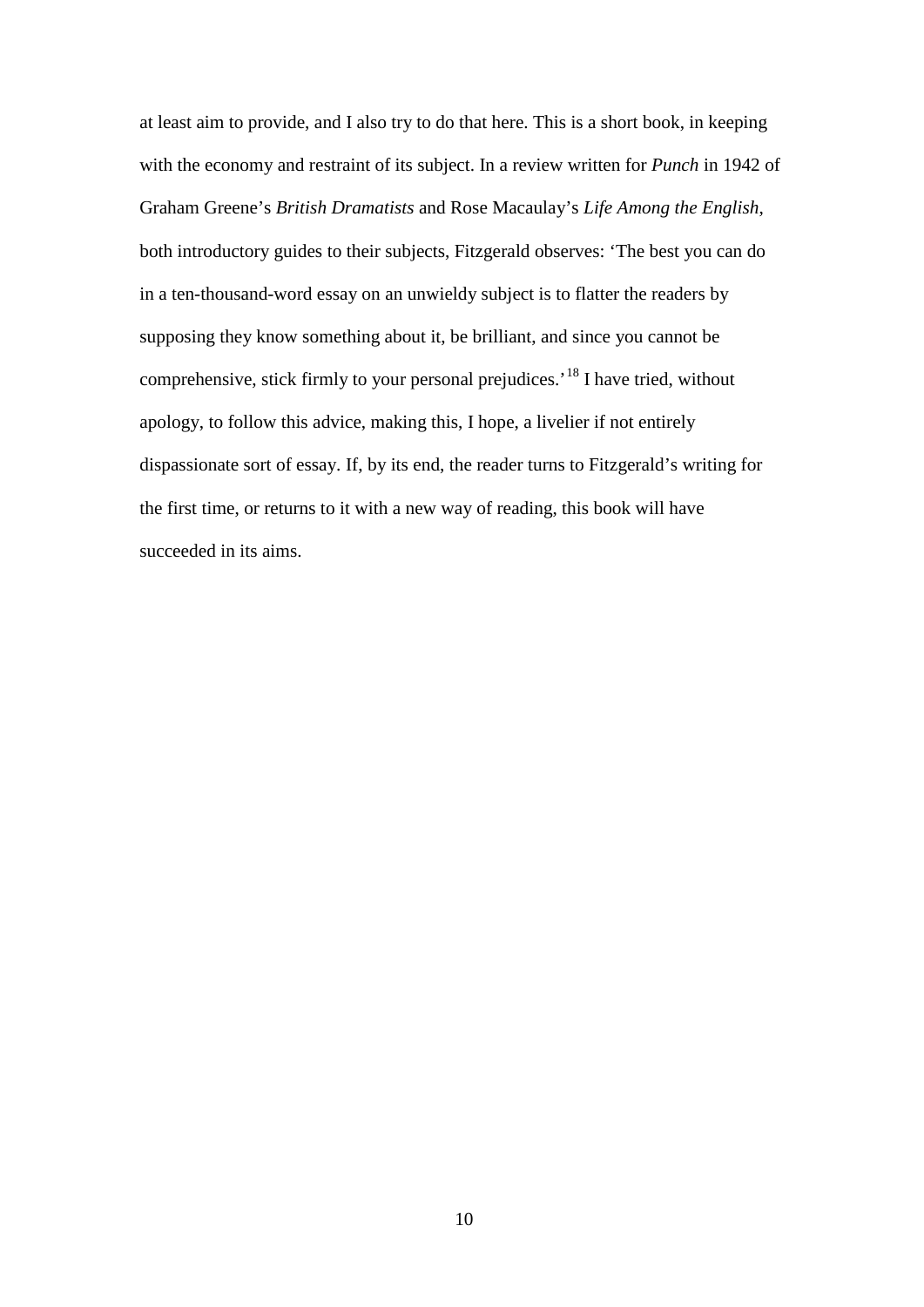at least aim to provide, and I also try to do that here. This is a short book, in keeping with the economy and restraint of its subject. In a review written for *Punch* in 1942 of Graham Greene's *British Dramatists* and Rose Macaulay's *Life Among the English*, both introductory guides to their subjects, Fitzgerald observes: 'The best you can do in a ten-thousand-word essay on an unwieldy subject is to flatter the readers by supposing they know something about it, be brilliant, and since you cannot be comprehensive, stick firmly to your personal prejudices.'[18] I have tried, without apology, to follow this advice, making this, I hope, a livelier if not entirely dispassionate sort of essay. If, by its end, the reader turns to Fitzgerald's writing for the first time, or returns to it with a new way of reading, this book will have succeeded in its aims.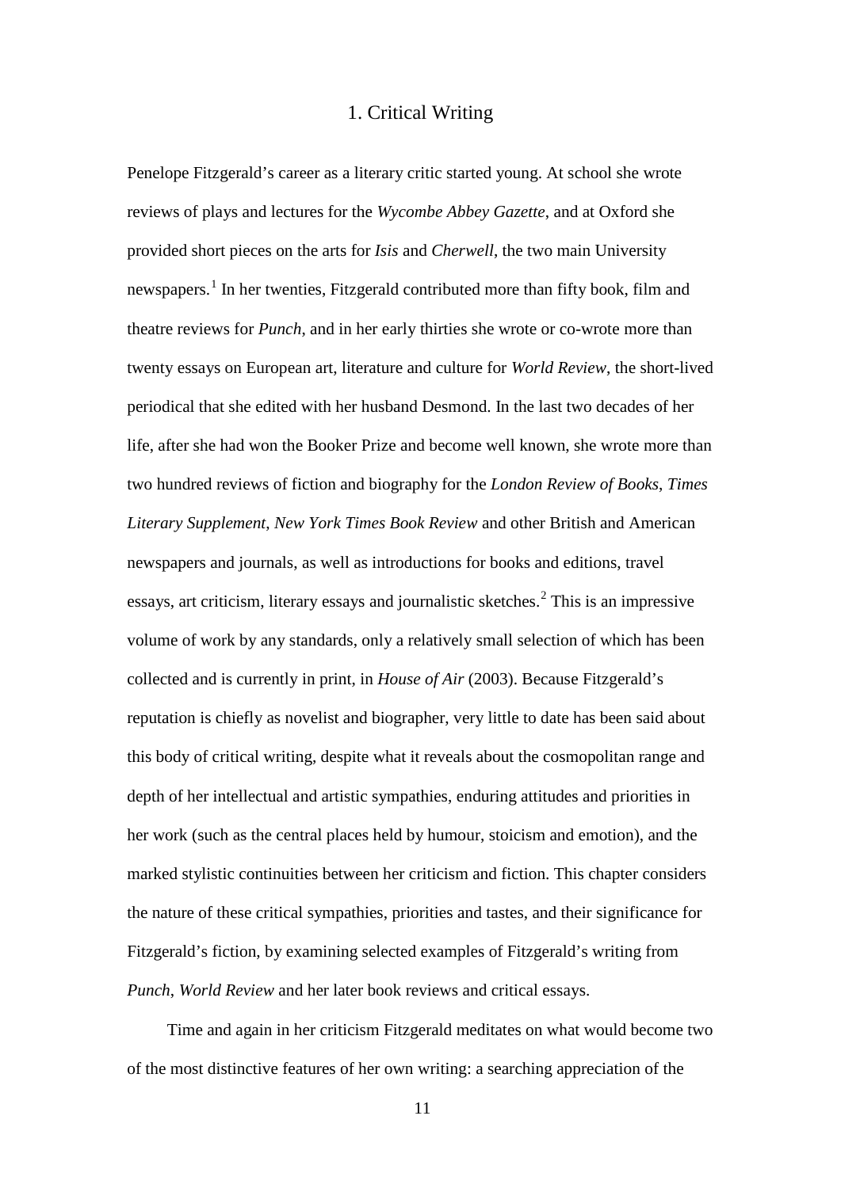# 1. Critical Writing

Penelope Fitzgerald's career as a literary critic started young. At school she wrote reviews of plays and lectures for the *Wycombe Abbey Gazette*, and at Oxford she provided short pieces on the arts for *Isis* and *Cherwell*, the two main University newspapers.[1] In her twenties, Fitzgerald contributed more than fifty book, film and theatre reviews for *Punch*, and in her early thirties she wrote or co-wrote more than twenty essays on European art, literature and culture for *World Review*, the short-lived periodical that she edited with her husband Desmond. In the last two decades of her life, after she had won the Booker Prize and become well known, she wrote more than two hundred reviews of fiction and biography for the *London Review of Books*, *Times Literary Supplement*, *New York Times Book Review* and other British and American newspapers and journals, as well as introductions for books and editions, travel essays, art criticism, literary essays and journalistic sketches.[2] This is an impressive volume of work by any standards, only a relatively small selection of which has been collected and is currently in print, in *House of Air* (2003). Because Fitzgerald's reputation is chiefly as novelist and biographer, very little to date has been said about this body of critical writing, despite what it reveals about the cosmopolitan range and depth of her intellectual and artistic sympathies, enduring attitudes and priorities in her work (such as the central places held by humour, stoicism and emotion), and the marked stylistic continuities between her criticism and fiction. This chapter considers the nature of these critical sympathies, priorities and tastes, and their significance for Fitzgerald's fiction, by examining selected examples of Fitzgerald's writing from *Punch*, *World Review* and her later book reviews and critical essays.

Time and again in her criticism Fitzgerald meditates on what would become two of the most distinctive features of her own writing: a searching appreciation of the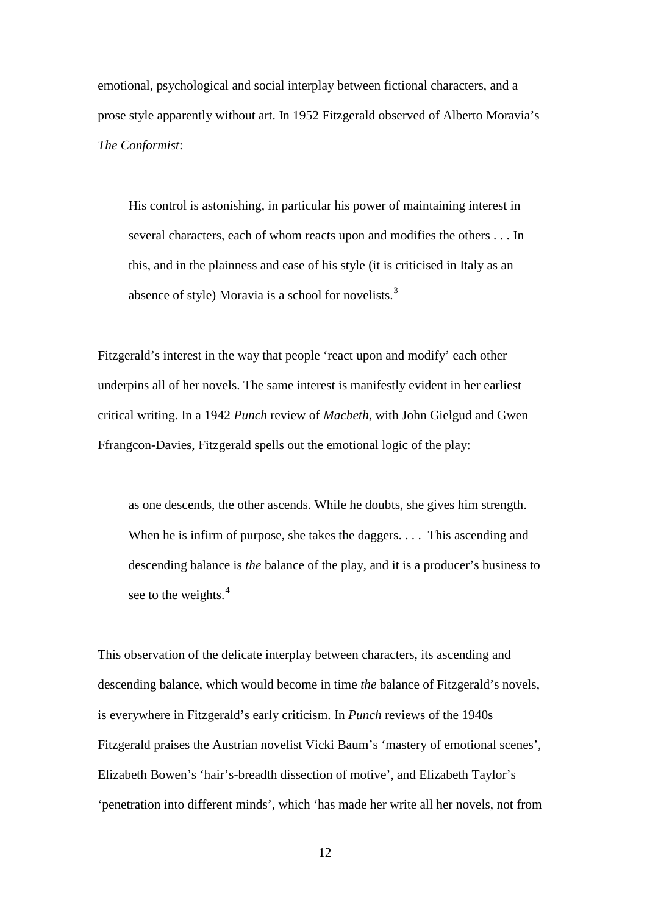emotional, psychological and social interplay between fictional characters, and a prose style apparently without art. In 1952 Fitzgerald observed of Alberto Moravia's *The Conformist*:

> His control is astonishing, in particular his power of maintaining interest in several characters, each of whom reacts upon and modifies the others . . . In this, and in the plainness and ease of his style (it is criticised in Italy as an absence of style) Moravia is a school for novelists.[3]

Fitzgerald's interest in the way that people 'react upon and modify' each other underpins all of her novels. The same interest is manifestly evident in her earliest critical writing. In a 1942 *Punch* review of *Macbeth*, with John Gielgud and Gwen Ffrangcon-Davies, Fitzgerald spells out the emotional logic of the play:

> as one descends, the other ascends. While he doubts, she gives him strength. When he is infirm of purpose, she takes the daggers. . . . This ascending and descending balance is *the* balance of the play, and it is a producer's business to see to the weights.[4]

This observation of the delicate interplay between characters, its ascending and descending balance, which would become in time *the* balance of Fitzgerald's novels, is everywhere in Fitzgerald's early criticism. In *Punch* reviews of the 1940s Fitzgerald praises the Austrian novelist Vicki Baum's 'mastery of emotional scenes', Elizabeth Bowen's 'hair's-breadth dissection of motive', and Elizabeth Taylor's 'penetration into different minds', which 'has made her write all her novels, not from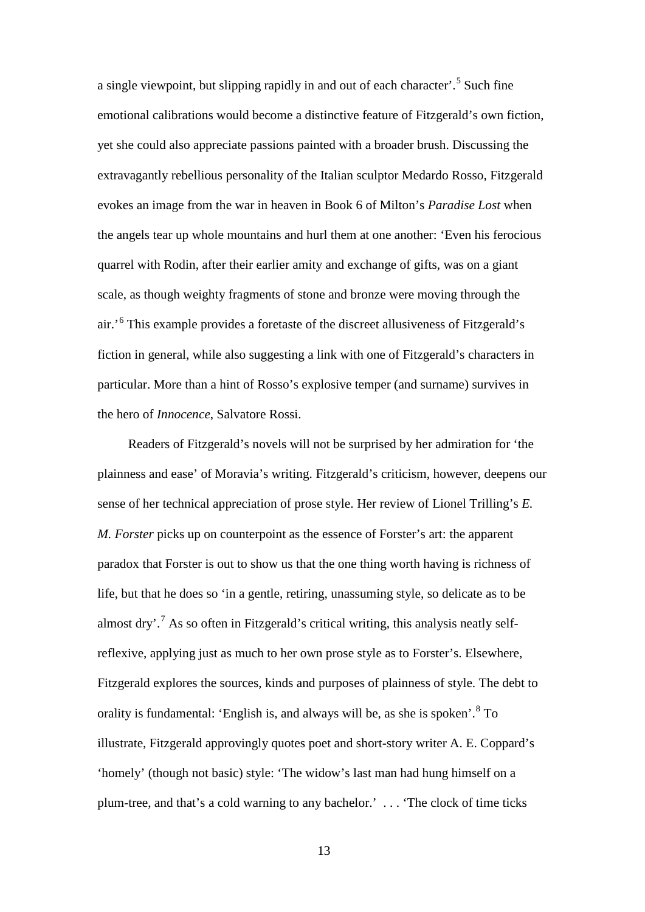a single viewpoint, but slipping rapidly in and out of each character'.[5] Such fine emotional calibrations would become a distinctive feature of Fitzgerald's own fiction, yet she could also appreciate passions painted with a broader brush. Discussing the extravagantly rebellious personality of the Italian sculptor Medardo Rosso, Fitzgerald evokes an image from the war in heaven in Book 6 of Milton's *Paradise Lost* when the angels tear up whole mountains and hurl them at one another: 'Even his ferocious quarrel with Rodin, after their earlier amity and exchange of gifts, was on a giant scale, as though weighty fragments of stone and bronze were moving through the air.'[6] This example provides a foretaste of the discreet allusiveness of Fitzgerald's fiction in general, while also suggesting a link with one of Fitzgerald's characters in particular. More than a hint of Rosso's explosive temper (and surname) survives in the hero of *Innocence*, Salvatore Rossi.

Readers of Fitzgerald's novels will not be surprised by her admiration for 'the plainness and ease' of Moravia's writing. Fitzgerald's criticism, however, deepens our sense of her technical appreciation of prose style. Her review of Lionel Trilling's *E. M. Forster* picks up on counterpoint as the essence of Forster's art: the apparent paradox that Forster is out to show us that the one thing worth having is richness of life, but that he does so 'in a gentle, retiring, unassuming style, so delicate as to be almost dry'.[7] As so often in Fitzgerald's critical writing, this analysis neatly self-reflexive, applying just as much to her own prose style as to Forster's. Elsewhere, Fitzgerald explores the sources, kinds and purposes of plainness of style. The debt to orality is fundamental: 'English is, and always will be, as she is spoken'.[8] To illustrate, Fitzgerald approvingly quotes poet and short-story writer A. E. Coppard's 'homely' (though not basic) style: 'The widow's last man had hung himself on a plum-tree, and that's a cold warning to any bachelor.' . . . 'The clock of time ticks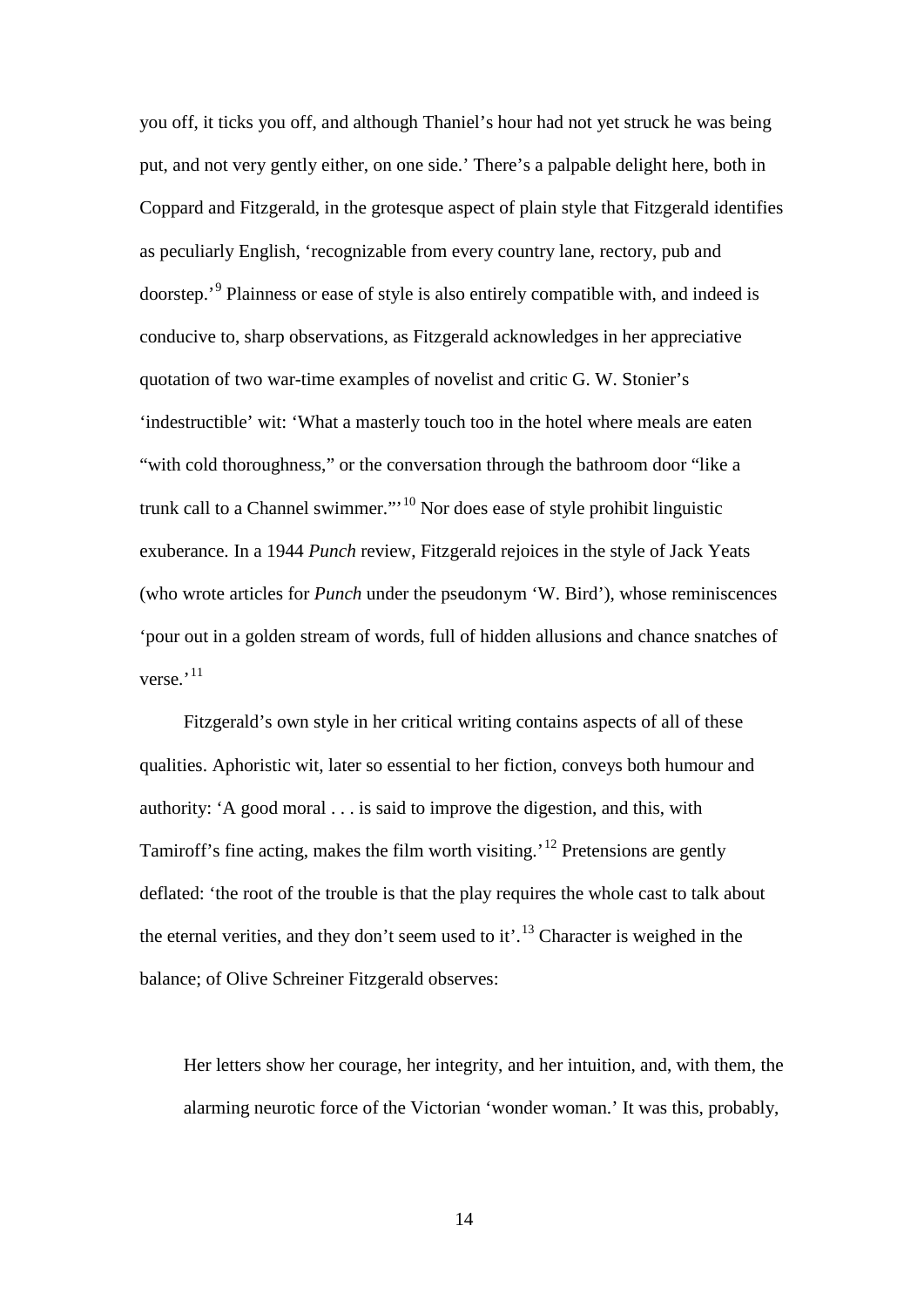you off, it ticks you off, and although Thaniel's hour had not yet struck he was being put, and not very gently either, on one side.' There's a palpable delight here, both in Coppard and Fitzgerald, in the grotesque aspect of plain style that Fitzgerald identifies as peculiarly English, 'recognizable from every country lane, rectory, pub and doorstep.'[9] Plainness or ease of style is also entirely compatible with, and indeed is conducive to, sharp observations, as Fitzgerald acknowledges in her appreciative quotation of two war-time examples of novelist and critic G. W. Stonier's 'indestructible' wit: 'What a masterly touch too in the hotel where meals are eaten "with cold thoroughness," or the conversation through the bathroom door "like a trunk call to a Channel swimmer."'[10] Nor does ease of style prohibit linguistic exuberance. In a 1944 *Punch* review, Fitzgerald rejoices in the style of Jack Yeats (who wrote articles for *Punch* under the pseudonym 'W. Bird'), whose reminiscences 'pour out in a golden stream of words, full of hidden allusions and chance snatches of verse.'[11]

Fitzgerald's own style in her critical writing contains aspects of all of these qualities. Aphoristic wit, later so essential to her fiction, conveys both humour and authority: 'A good moral . . . is said to improve the digestion, and this, with Tamiroff's fine acting, makes the film worth visiting.'[12] Pretensions are gently deflated: 'the root of the trouble is that the play requires the whole cast to talk about the eternal verities, and they don't seem used to it'.[13] Character is weighed in the balance; of Olive Schreiner Fitzgerald observes:

> Her letters show her courage, her integrity, and her intuition, and, with them, the alarming neurotic force of the Victorian 'wonder woman.' It was this, probably,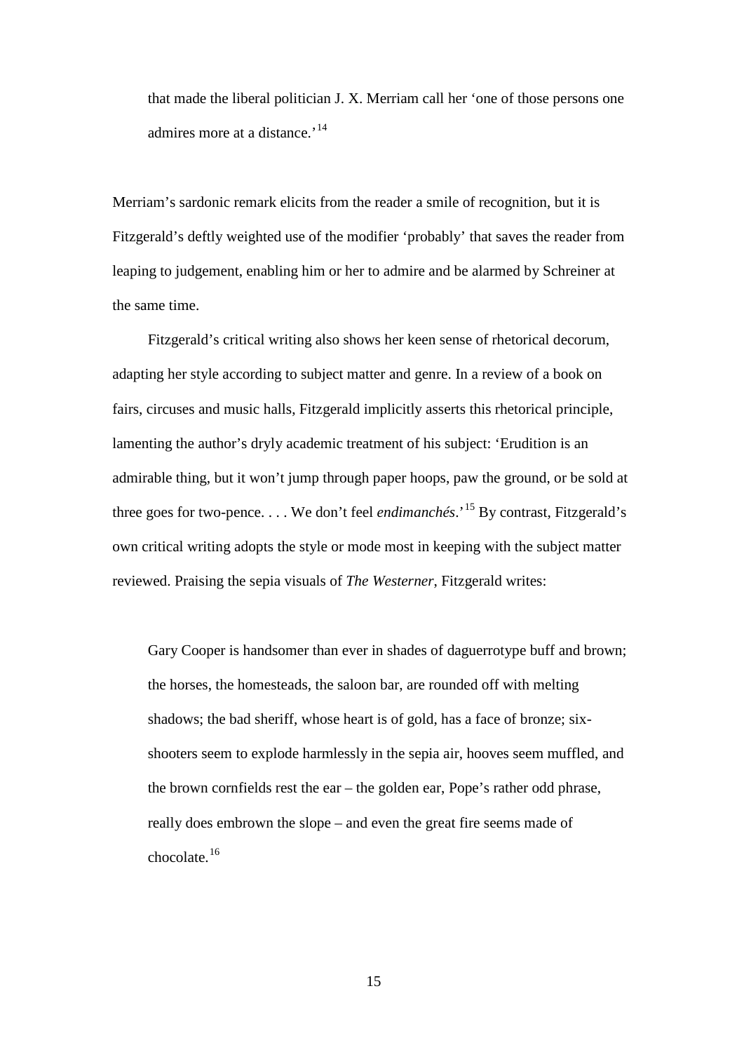> that made the liberal politician J. X. Merriam call her 'one of those persons one admires more at a distance.'[14]

Merriam's sardonic remark elicits from the reader a smile of recognition, but it is Fitzgerald's deftly weighted use of the modifier 'probably' that saves the reader from leaping to judgement, enabling him or her to admire and be alarmed by Schreiner at the same time.

Fitzgerald's critical writing also shows her keen sense of rhetorical decorum, adapting her style according to subject matter and genre. In a review of a book on fairs, circuses and music halls, Fitzgerald implicitly asserts this rhetorical principle, lamenting the author's dryly academic treatment of his subject: 'Erudition is an admirable thing, but it won't jump through paper hoops, paw the ground, or be sold at three goes for two-pence. . . . We don't feel *endimanchés*.'[15] By contrast, Fitzgerald's own critical writing adopts the style or mode most in keeping with the subject matter reviewed. Praising the sepia visuals of *The Westerner*, Fitzgerald writes:

> Gary Cooper is handsomer than ever in shades of daguerrotype buff and brown; the horses, the homesteads, the saloon bar, are rounded off with melting shadows; the bad sheriff, whose heart is of gold, has a face of bronze; six-shooters seem to explode harmlessly in the sepia air, hooves seem muffled, and the brown cornfields rest the ear – the golden ear, Pope's rather odd phrase, really does embrown the slope – and even the great fire seems made of chocolate.[16]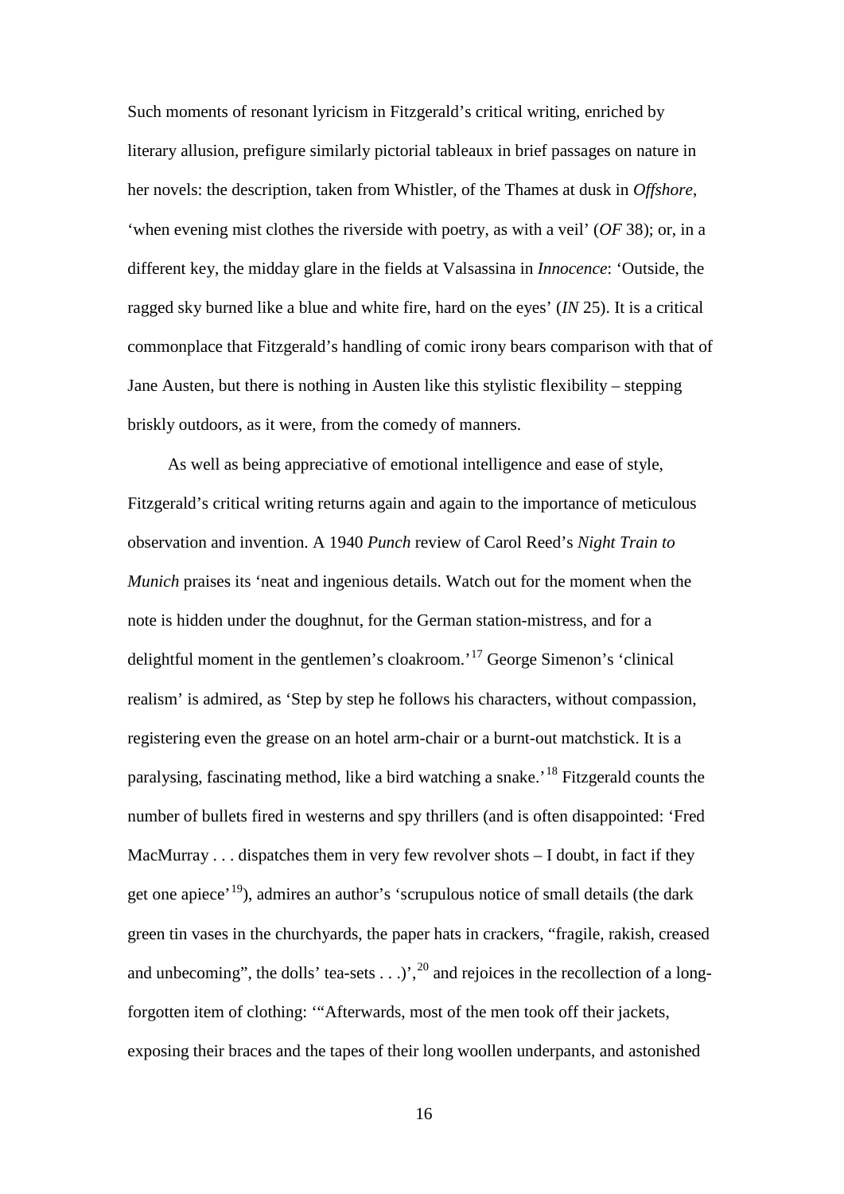Such moments of resonant lyricism in Fitzgerald's critical writing, enriched by literary allusion, prefigure similarly pictorial tableaux in brief passages on nature in her novels: the description, taken from Whistler, of the Thames at dusk in *Offshore*, 'when evening mist clothes the riverside with poetry, as with a veil' (*OF* 38); or, in a different key, the midday glare in the fields at Valsassina in *Innocence*: 'Outside, the ragged sky burned like a blue and white fire, hard on the eyes' (*IN* 25). It is a critical commonplace that Fitzgerald's handling of comic irony bears comparison with that of Jane Austen, but there is nothing in Austen like this stylistic flexibility – stepping briskly outdoors, as it were, from the comedy of manners.

As well as being appreciative of emotional intelligence and ease of style, Fitzgerald's critical writing returns again and again to the importance of meticulous observation and invention. A 1940 *Punch* review of Carol Reed's *Night Train to Munich* praises its 'neat and ingenious details. Watch out for the moment when the note is hidden under the doughnut, for the German station-mistress, and for a delightful moment in the gentlemen's cloakroom.'[17] George Simenon's 'clinical realism' is admired, as 'Step by step he follows his characters, without compassion, registering even the grease on an hotel arm-chair or a burnt-out matchstick. It is a paralysing, fascinating method, like a bird watching a snake.'[18] Fitzgerald counts the number of bullets fired in westerns and spy thrillers (and is often disappointed: 'Fred MacMurray . . . dispatches them in very few revolver shots – I doubt, in fact if they get one apiece'[19]), admires an author's 'scrupulous notice of small details (the dark green tin vases in the churchyards, the paper hats in crackers, "fragile, rakish, creased and unbecoming", the dolls' tea-sets . . .)',[20] and rejoices in the recollection of a long-forgotten item of clothing: '"Afterwards, most of the men took off their jackets, exposing their braces and the tapes of their long woollen underpants, and astonished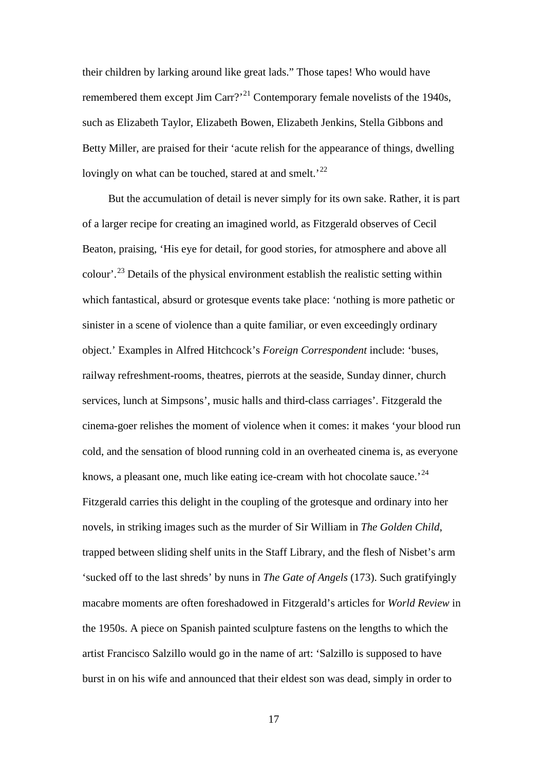their children by larking around like great lads." Those tapes! Who would have remembered them except Jim Carr?'[21] Contemporary female novelists of the 1940s, such as Elizabeth Taylor, Elizabeth Bowen, Elizabeth Jenkins, Stella Gibbons and Betty Miller, are praised for their 'acute relish for the appearance of things, dwelling lovingly on what can be touched, stared at and smelt.'[22]

But the accumulation of detail is never simply for its own sake. Rather, it is part of a larger recipe for creating an imagined world, as Fitzgerald observes of Cecil Beaton, praising, 'His eye for detail, for good stories, for atmosphere and above all colour'.[23] Details of the physical environment establish the realistic setting within which fantastical, absurd or grotesque events take place: 'nothing is more pathetic or sinister in a scene of violence than a quite familiar, or even exceedingly ordinary object.' Examples in Alfred Hitchcock's *Foreign Correspondent* include: 'buses, railway refreshment-rooms, theatres, pierrots at the seaside, Sunday dinner, church services, lunch at Simpsons', music halls and third-class carriages'. Fitzgerald the cinema-goer relishes the moment of violence when it comes: it makes 'your blood run cold, and the sensation of blood running cold in an overheated cinema is, as everyone knows, a pleasant one, much like eating ice-cream with hot chocolate sauce.'[24] Fitzgerald carries this delight in the coupling of the grotesque and ordinary into her novels, in striking images such as the murder of Sir William in *The Golden Child*, trapped between sliding shelf units in the Staff Library, and the flesh of Nisbet's arm 'sucked off to the last shreds' by nuns in *The Gate of Angels* (173). Such gratifyingly macabre moments are often foreshadowed in Fitzgerald's articles for *World Review* in the 1950s. A piece on Spanish painted sculpture fastens on the lengths to which the artist Francisco Salzillo would go in the name of art: 'Salzillo is supposed to have burst in on his wife and announced that their eldest son was dead, simply in order to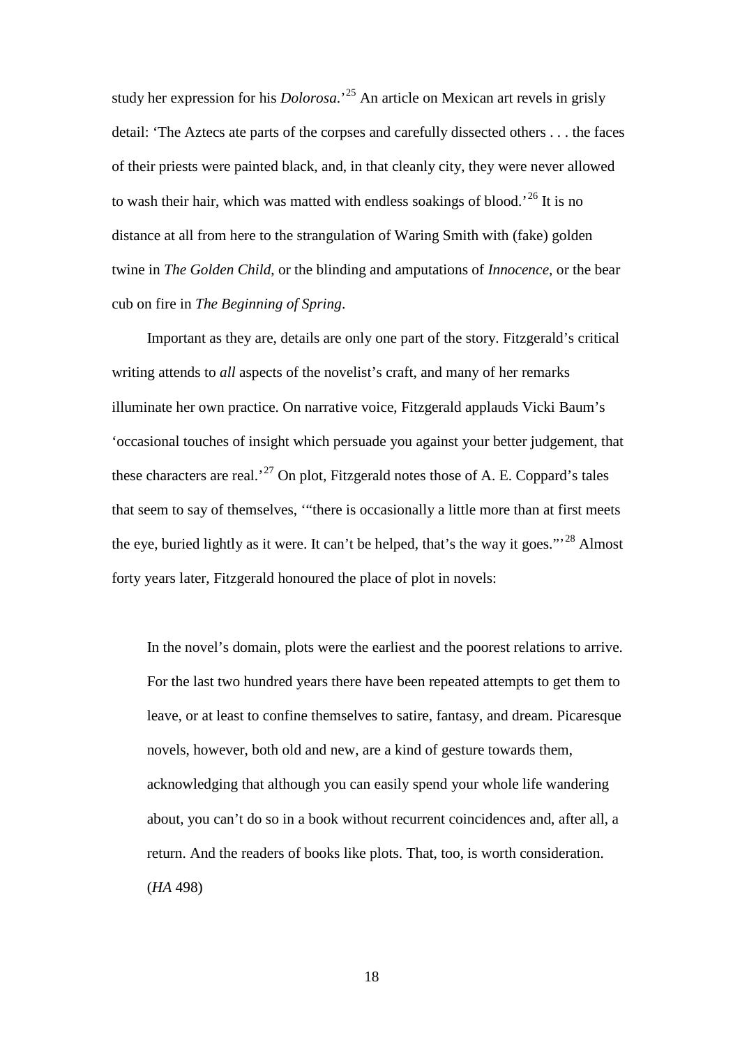study her expression for his *Dolorosa*.'[25] An article on Mexican art revels in grisly detail: 'The Aztecs ate parts of the corpses and carefully dissected others . . . the faces of their priests were painted black, and, in that cleanly city, they were never allowed to wash their hair, which was matted with endless soakings of blood.'[26] It is no distance at all from here to the strangulation of Waring Smith with (fake) golden twine in *The Golden Child*, or the blinding and amputations of *Innocence*, or the bear cub on fire in *The Beginning of Spring*.

Important as they are, details are only one part of the story. Fitzgerald's critical writing attends to *all* aspects of the novelist's craft, and many of her remarks illuminate her own practice. On narrative voice, Fitzgerald applauds Vicki Baum's 'occasional touches of insight which persuade you against your better judgement, that these characters are real.'[27] On plot, Fitzgerald notes those of A. E. Coppard's tales that seem to say of themselves, '"there is occasionally a little more than at first meets the eye, buried lightly as it were. It can't be helped, that's the way it goes."'[28] Almost forty years later, Fitzgerald honoured the place of plot in novels:

> In the novel's domain, plots were the earliest and the poorest relations to arrive. For the last two hundred years there have been repeated attempts to get them to leave, or at least to confine themselves to satire, fantasy, and dream. Picaresque novels, however, both old and new, are a kind of gesture towards them, acknowledging that although you can easily spend your whole life wandering about, you can't do so in a book without recurrent coincidences and, after all, a return. And the readers of books like plots. That, too, is worth consideration. (*HA* 498)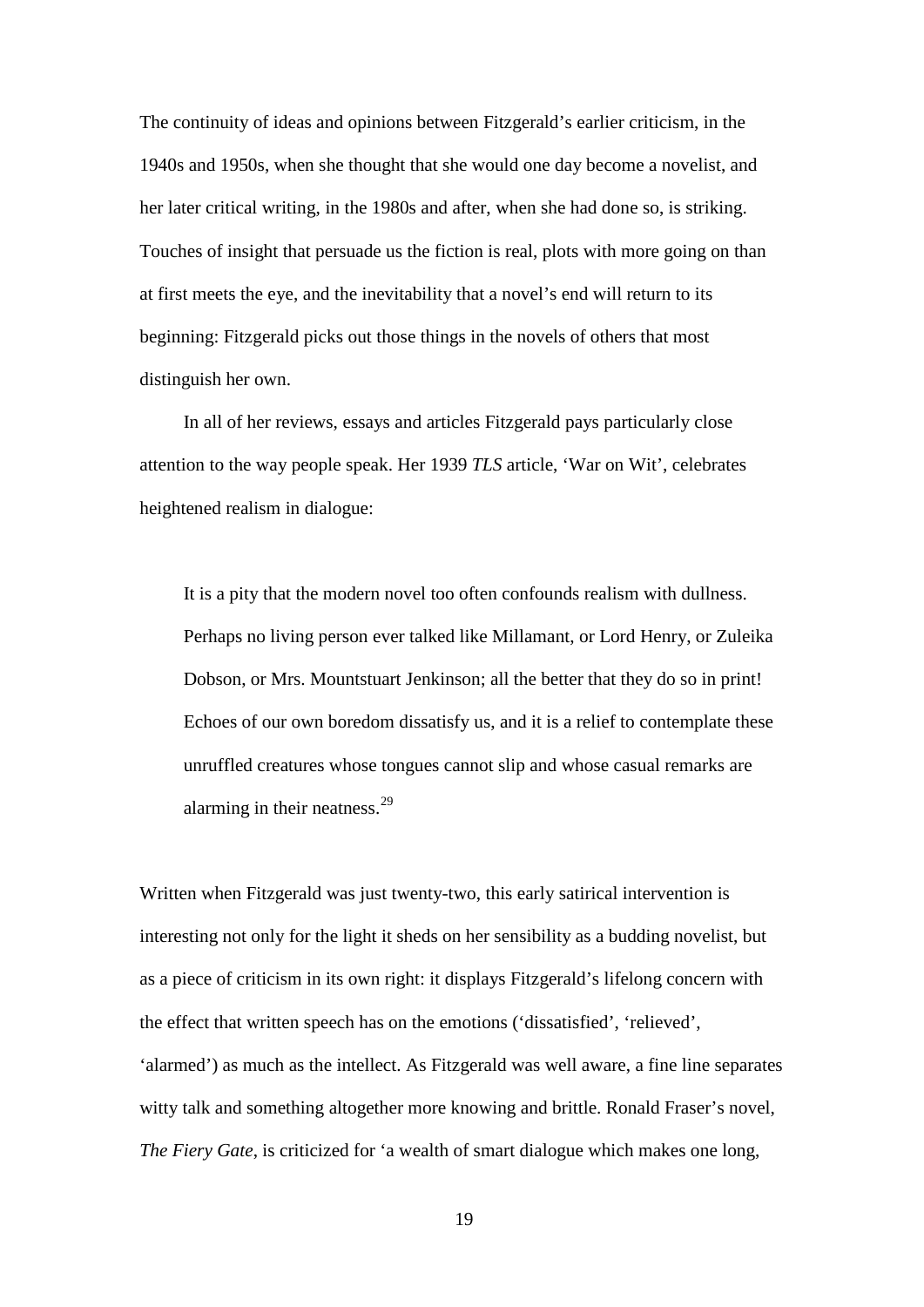The continuity of ideas and opinions between Fitzgerald's earlier criticism, in the 1940s and 1950s, when she thought that she would one day become a novelist, and her later critical writing, in the 1980s and after, when she had done so, is striking. Touches of insight that persuade us the fiction is real, plots with more going on than at first meets the eye, and the inevitability that a novel's end will return to its beginning: Fitzgerald picks out those things in the novels of others that most distinguish her own.

In all of her reviews, essays and articles Fitzgerald pays particularly close attention to the way people speak. Her 1939 *TLS* article, 'War on Wit', celebrates heightened realism in dialogue:

> It is a pity that the modern novel too often confounds realism with dullness. Perhaps no living person ever talked like Millamant, or Lord Henry, or Zuleika Dobson, or Mrs. Mountstuart Jenkinson; all the better that they do so in print! Echoes of our own boredom dissatisfy us, and it is a relief to contemplate these unruffled creatures whose tongues cannot slip and whose casual remarks are alarming in their neatness.[29]

Written when Fitzgerald was just twenty-two, this early satirical intervention is interesting not only for the light it sheds on her sensibility as a budding novelist, but as a piece of criticism in its own right: it displays Fitzgerald's lifelong concern with the effect that written speech has on the emotions ('dissatisfied', 'relieved', 'alarmed') as much as the intellect. As Fitzgerald was well aware, a fine line separates witty talk and something altogether more knowing and brittle. Ronald Fraser's novel, *The Fiery Gate*, is criticized for 'a wealth of smart dialogue which makes one long,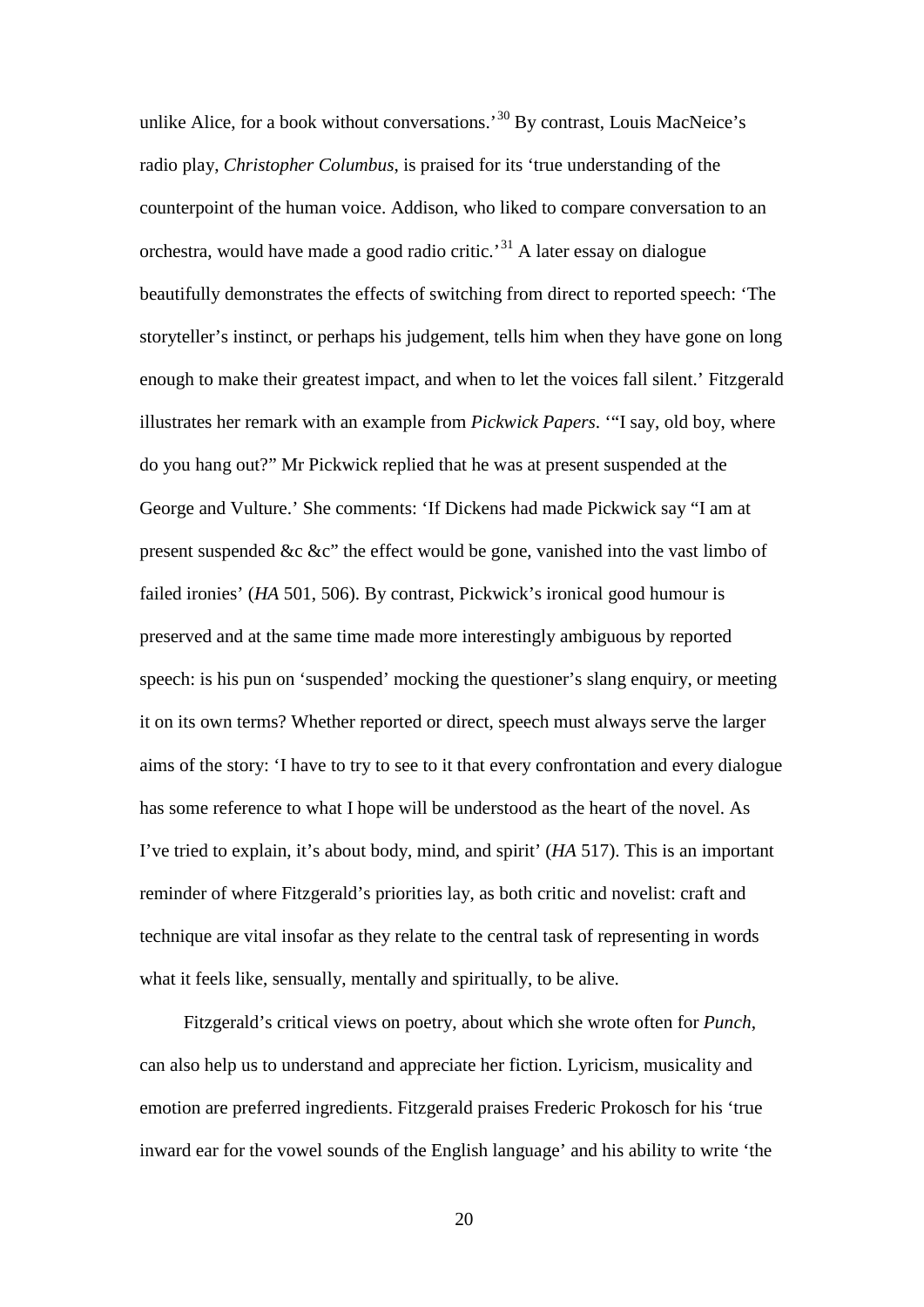unlike Alice, for a book without conversations.'[30] By contrast, Louis MacNeice's radio play, *Christopher Columbus*, is praised for its 'true understanding of the counterpoint of the human voice. Addison, who liked to compare conversation to an orchestra, would have made a good radio critic.'[31] A later essay on dialogue beautifully demonstrates the effects of switching from direct to reported speech: 'The storyteller's instinct, or perhaps his judgement, tells him when they have gone on long enough to make their greatest impact, and when to let the voices fall silent.' Fitzgerald illustrates her remark with an example from *Pickwick Papers*. '"I say, old boy, where do you hang out?" Mr Pickwick replied that he was at present suspended at the George and Vulture.' She comments: 'If Dickens had made Pickwick say "I am at present suspended &c &c" the effect would be gone, vanished into the vast limbo of failed ironies' (*HA* 501, 506). By contrast, Pickwick's ironical good humour is preserved and at the same time made more interestingly ambiguous by reported speech: is his pun on 'suspended' mocking the questioner's slang enquiry, or meeting it on its own terms? Whether reported or direct, speech must always serve the larger aims of the story: 'I have to try to see to it that every confrontation and every dialogue has some reference to what I hope will be understood as the heart of the novel. As I've tried to explain, it's about body, mind, and spirit' (*HA* 517). This is an important reminder of where Fitzgerald's priorities lay, as both critic and novelist: craft and technique are vital insofar as they relate to the central task of representing in words what it feels like, sensually, mentally and spiritually, to be alive.

Fitzgerald's critical views on poetry, about which she wrote often for *Punch*, can also help us to understand and appreciate her fiction. Lyricism, musicality and emotion are preferred ingredients. Fitzgerald praises Frederic Prokosch for his 'true inward ear for the vowel sounds of the English language' and his ability to write 'the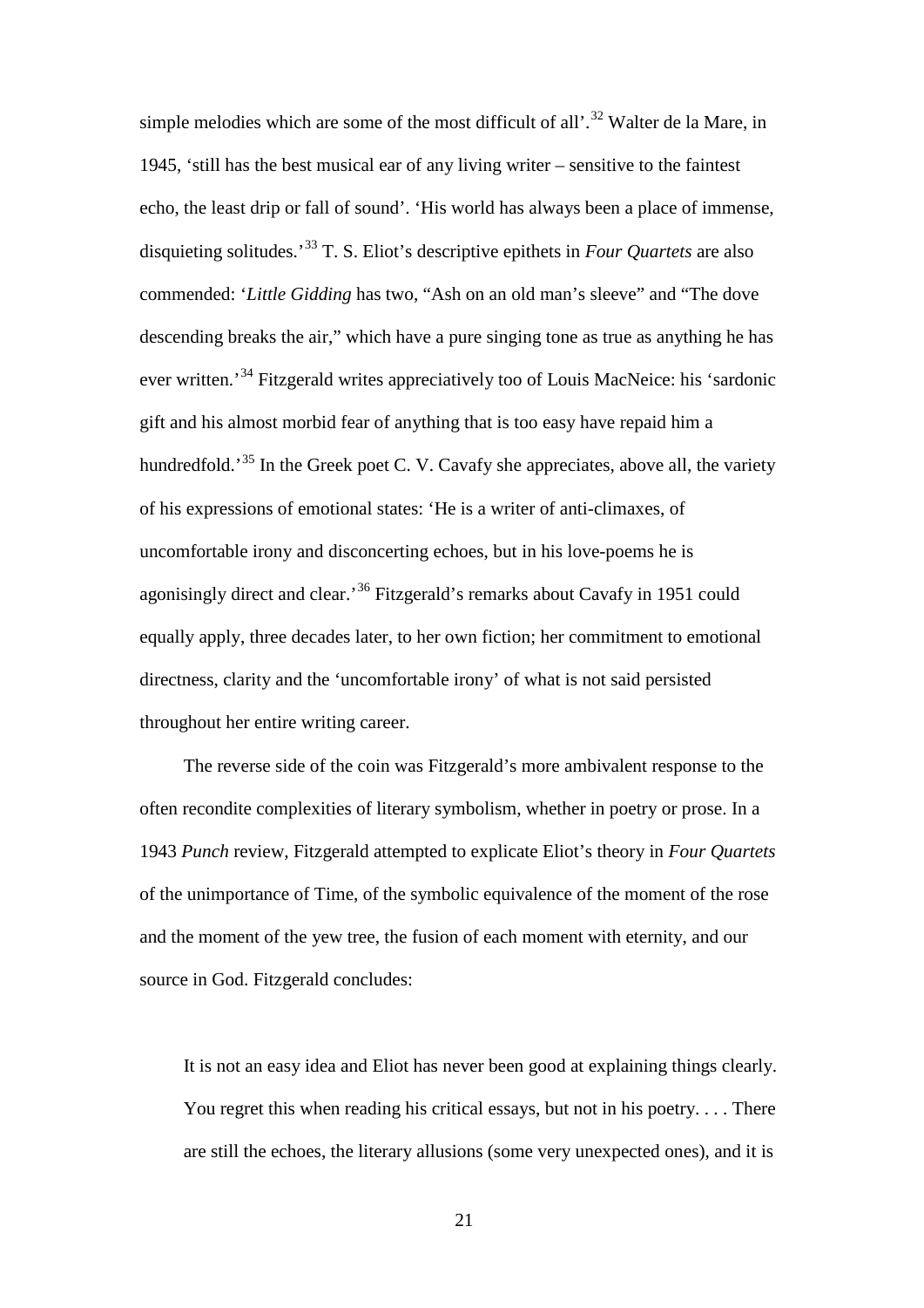simple melodies which are some of the most difficult of all'.[32] Walter de la Mare, in 1945, 'still has the best musical ear of any living writer – sensitive to the faintest echo, the least drip or fall of sound'. 'His world has always been a place of immense, disquieting solitudes.'[33] T. S. Eliot's descriptive epithets in *Four Quartets* are also commended: '*Little Gidding* has two, "Ash on an old man's sleeve" and "The dove descending breaks the air," which have a pure singing tone as true as anything he has ever written.'[34] Fitzgerald writes appreciatively too of Louis MacNeice: his 'sardonic gift and his almost morbid fear of anything that is too easy have repaid him a hundredfold.'[35] In the Greek poet C. V. Cavafy she appreciates, above all, the variety of his expressions of emotional states: 'He is a writer of anti-climaxes, of uncomfortable irony and disconcerting echoes, but in his love-poems he is agonisingly direct and clear.'[36] Fitzgerald's remarks about Cavafy in 1951 could equally apply, three decades later, to her own fiction; her commitment to emotional directness, clarity and the 'uncomfortable irony' of what is not said persisted throughout her entire writing career.

The reverse side of the coin was Fitzgerald's more ambivalent response to the often recondite complexities of literary symbolism, whether in poetry or prose. In a 1943 *Punch* review, Fitzgerald attempted to explicate Eliot's theory in *Four Quartets* of the unimportance of Time, of the symbolic equivalence of the moment of the rose and the moment of the yew tree, the fusion of each moment with eternity, and our source in God. Fitzgerald concludes:

> It is not an easy idea and Eliot has never been good at explaining things clearly. You regret this when reading his critical essays, but not in his poetry. . . . There are still the echoes, the literary allusions (some very unexpected ones), and it is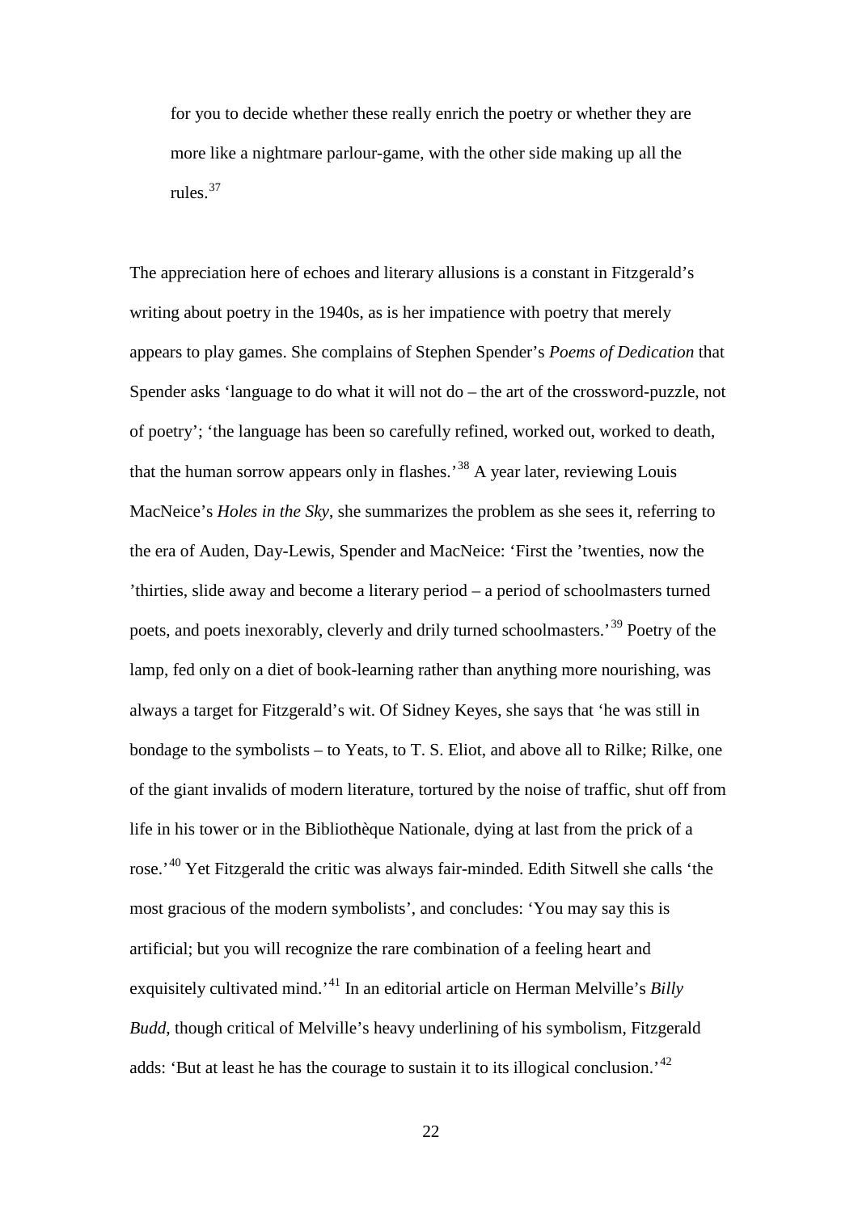> for you to decide whether these really enrich the poetry or whether they are more like a nightmare parlour-game, with the other side making up all the rules.[37]

The appreciation here of echoes and literary allusions is a constant in Fitzgerald's writing about poetry in the 1940s, as is her impatience with poetry that merely appears to play games. She complains of Stephen Spender's *Poems of Dedication* that Spender asks 'language to do what it will not do – the art of the crossword-puzzle, not of poetry'; 'the language has been so carefully refined, worked out, worked to death, that the human sorrow appears only in flashes.'[38] A year later, reviewing Louis MacNeice's *Holes in the Sky*, she summarizes the problem as she sees it, referring to the era of Auden, Day-Lewis, Spender and MacNeice: 'First the 'twenties, now the 'thirties, slide away and become a literary period – a period of schoolmasters turned poets, and poets inexorably, cleverly and drily turned schoolmasters.'[39] Poetry of the lamp, fed only on a diet of book-learning rather than anything more nourishing, was always a target for Fitzgerald's wit. Of Sidney Keyes, she says that 'he was still in bondage to the symbolists – to Yeats, to T. S. Eliot, and above all to Rilke; Rilke, one of the giant invalids of modern literature, tortured by the noise of traffic, shut off from life in his tower or in the Bibliothèque Nationale, dying at last from the prick of a rose.'[40] Yet Fitzgerald the critic was always fair-minded. Edith Sitwell she calls 'the most gracious of the modern symbolists', and concludes: 'You may say this is artificial; but you will recognize the rare combination of a feeling heart and exquisitely cultivated mind.'[41] In an editorial article on Herman Melville's *Billy Budd*, though critical of Melville's heavy underlining of his symbolism, Fitzgerald adds: 'But at least he has the courage to sustain it to its illogical conclusion.'[42]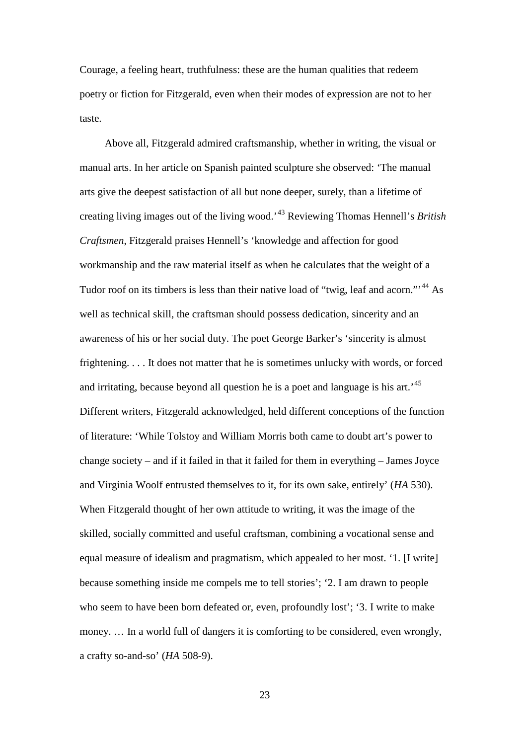Courage, a feeling heart, truthfulness: these are the human qualities that redeem poetry or fiction for Fitzgerald, even when their modes of expression are not to her taste.

Above all, Fitzgerald admired craftsmanship, whether in writing, the visual or manual arts. In her article on Spanish painted sculpture she observed: 'The manual arts give the deepest satisfaction of all but none deeper, surely, than a lifetime of creating living images out of the living wood.'[43] Reviewing Thomas Hennell's *British Craftsmen*, Fitzgerald praises Hennell's 'knowledge and affection for good workmanship and the raw material itself as when he calculates that the weight of a Tudor roof on its timbers is less than their native load of "twig, leaf and acorn."'[44] As well as technical skill, the craftsman should possess dedication, sincerity and an awareness of his or her social duty. The poet George Barker's 'sincerity is almost frightening. . . . It does not matter that he is sometimes unlucky with words, or forced and irritating, because beyond all question he is a poet and language is his art.'[45] Different writers, Fitzgerald acknowledged, held different conceptions of the function of literature: 'While Tolstoy and William Morris both came to doubt art's power to change society – and if it failed in that it failed for them in everything – James Joyce and Virginia Woolf entrusted themselves to it, for its own sake, entirely' (*HA* 530). When Fitzgerald thought of her own attitude to writing, it was the image of the skilled, socially committed and useful craftsman, combining a vocational sense and equal measure of idealism and pragmatism, which appealed to her most. '1. [I write] because something inside me compels me to tell stories'; '2. I am drawn to people who seem to have been born defeated or, even, profoundly lost'; '3. I write to make money. … In a world full of dangers it is comforting to be considered, even wrongly, a crafty so-and-so' (*HA* 508-9).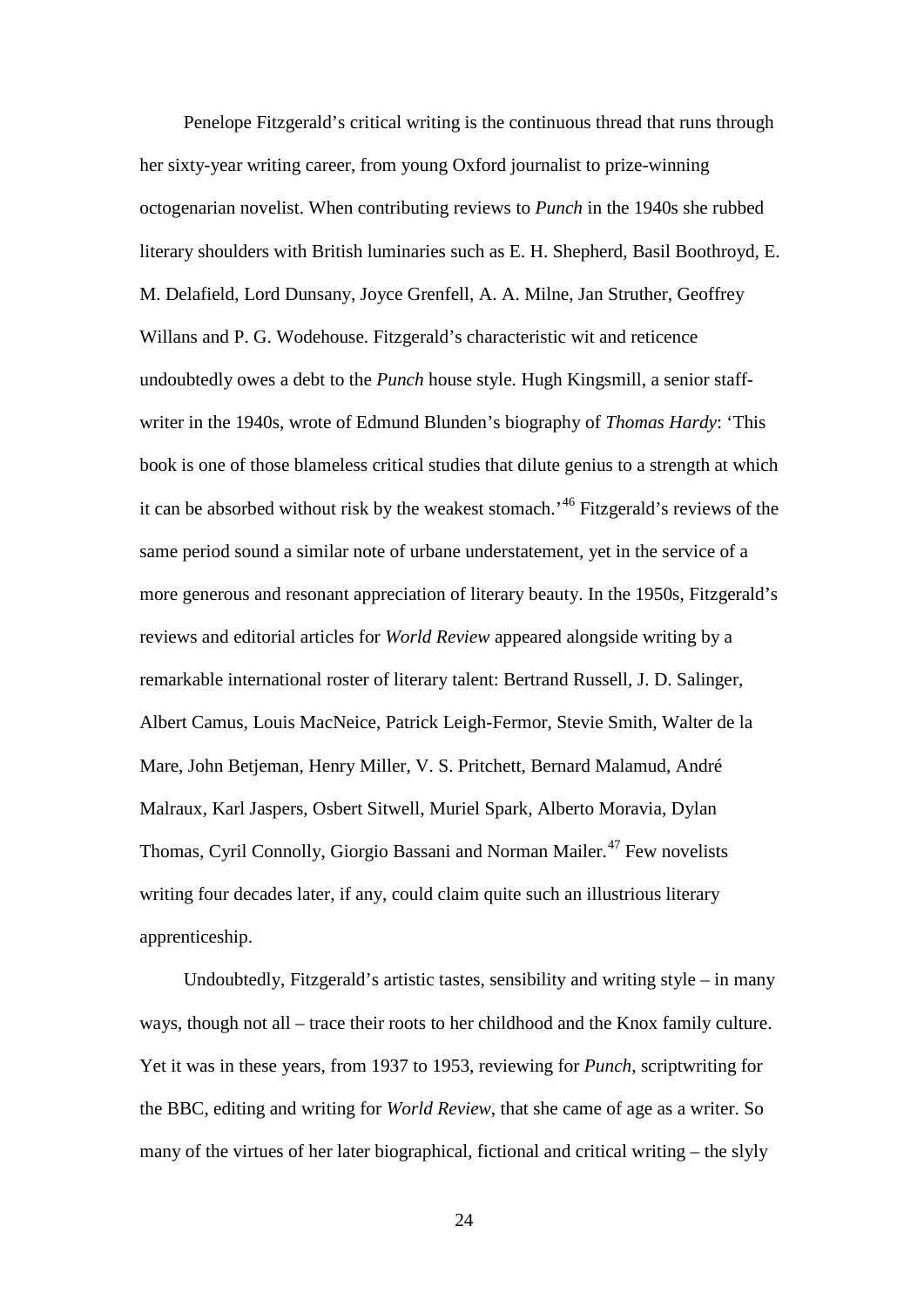Penelope Fitzgerald's critical writing is the continuous thread that runs through her sixty-year writing career, from young Oxford journalist to prize-winning octogenarian novelist. When contributing reviews to *Punch* in the 1940s she rubbed literary shoulders with British luminaries such as E. H. Shepherd, Basil Boothroyd, E. M. Delafield, Lord Dunsany, Joyce Grenfell, A. A. Milne, Jan Struther, Geoffrey Willans and P. G. Wodehouse. Fitzgerald's characteristic wit and reticence undoubtedly owes a debt to the *Punch* house style. Hugh Kingsmill, a senior staff-writer in the 1940s, wrote of Edmund Blunden's biography of *Thomas Hardy*: 'This book is one of those blameless critical studies that dilute genius to a strength at which it can be absorbed without risk by the weakest stomach.'[46] Fitzgerald's reviews of the same period sound a similar note of urbane understatement, yet in the service of a more generous and resonant appreciation of literary beauty. In the 1950s, Fitzgerald's reviews and editorial articles for *World Review* appeared alongside writing by a remarkable international roster of literary talent: Bertrand Russell, J. D. Salinger, Albert Camus, Louis MacNeice, Patrick Leigh-Fermor, Stevie Smith, Walter de la Mare, John Betjeman, Henry Miller, V. S. Pritchett, Bernard Malamud, André Malraux, Karl Jaspers, Osbert Sitwell, Muriel Spark, Alberto Moravia, Dylan Thomas, Cyril Connolly, Giorgio Bassani and Norman Mailer.[47] Few novelists writing four decades later, if any, could claim quite such an illustrious literary apprenticeship.

Undoubtedly, Fitzgerald's artistic tastes, sensibility and writing style – in many ways, though not all – trace their roots to her childhood and the Knox family culture. Yet it was in these years, from 1937 to 1953, reviewing for *Punch*, scriptwriting for the BBC, editing and writing for *World Review*, that she came of age as a writer. So many of the virtues of her later biographical, fictional and critical writing – the slyly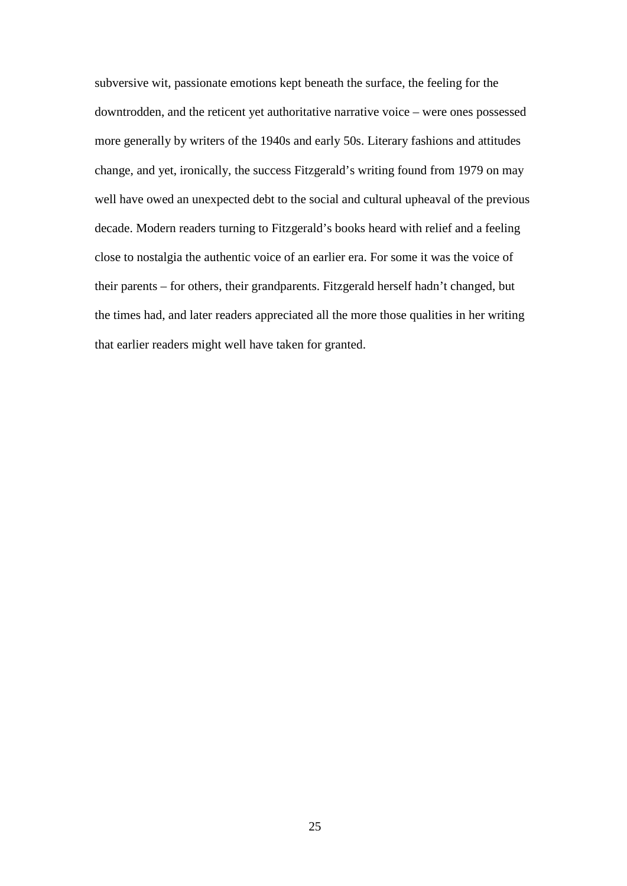subversive wit, passionate emotions kept beneath the surface, the feeling for the downtrodden, and the reticent yet authoritative narrative voice – were ones possessed more generally by writers of the 1940s and early 50s. Literary fashions and attitudes change, and yet, ironically, the success Fitzgerald's writing found from 1979 on may well have owed an unexpected debt to the social and cultural upheaval of the previous decade. Modern readers turning to Fitzgerald's books heard with relief and a feeling close to nostalgia the authentic voice of an earlier era. For some it was the voice of their parents – for others, their grandparents. Fitzgerald herself hadn't changed, but the times had, and later readers appreciated all the more those qualities in her writing that earlier readers might well have taken for granted.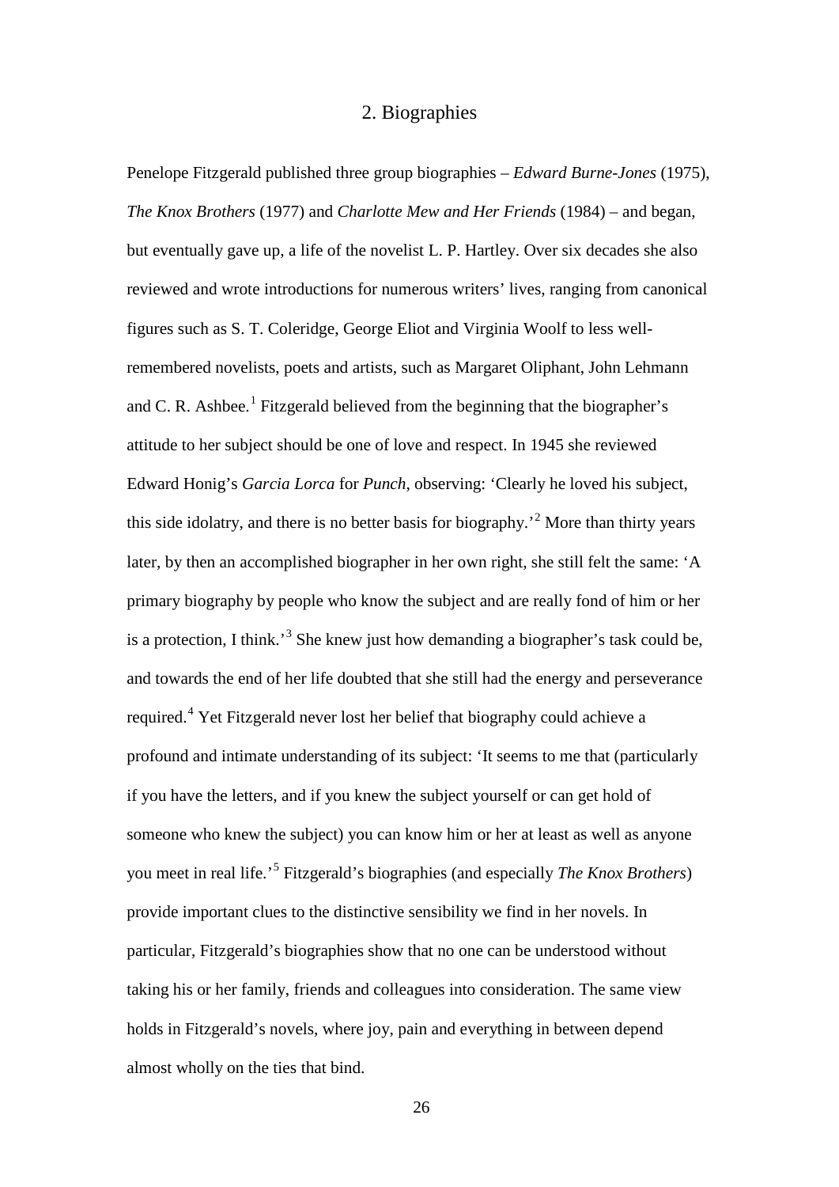## 2. Biographies

Penelope Fitzgerald published three group biographies – *Edward Burne-Jones* (1975), *The Knox Brothers* (1977) and *Charlotte Mew and Her Friends* (1984) – and began, but eventually gave up, a life of the novelist L. P. Hartley. Over six decades she also reviewed and wrote introductions for numerous writers' lives, ranging from canonical figures such as S. T. Coleridge, George Eliot and Virginia Woolf to less well-remembered novelists, poets and artists, such as Margaret Oliphant, John Lehmann and C. R. Ashbee.[1] Fitzgerald believed from the beginning that the biographer's attitude to her subject should be one of love and respect. In 1945 she reviewed Edward Honig's *Garcia Lorca* for *Punch*, observing: 'Clearly he loved his subject, this side idolatry, and there is no better basis for biography.'[2] More than thirty years later, by then an accomplished biographer in her own right, she still felt the same: 'A primary biography by people who know the subject and are really fond of him or her is a protection, I think.'[3] She knew just how demanding a biographer's task could be, and towards the end of her life doubted that she still had the energy and perseverance required.[4] Yet Fitzgerald never lost her belief that biography could achieve a profound and intimate understanding of its subject: 'It seems to me that (particularly if you have the letters, and if you knew the subject yourself or can get hold of someone who knew the subject) you can know him or her at least as well as anyone you meet in real life.'[5] Fitzgerald's biographies (and especially *The Knox Brothers*) provide important clues to the distinctive sensibility we find in her novels. In particular, Fitzgerald's biographies show that no one can be understood without taking his or her family, friends and colleagues into consideration. The same view holds in Fitzgerald's novels, where joy, pain and everything in between depend almost wholly on the ties that bind.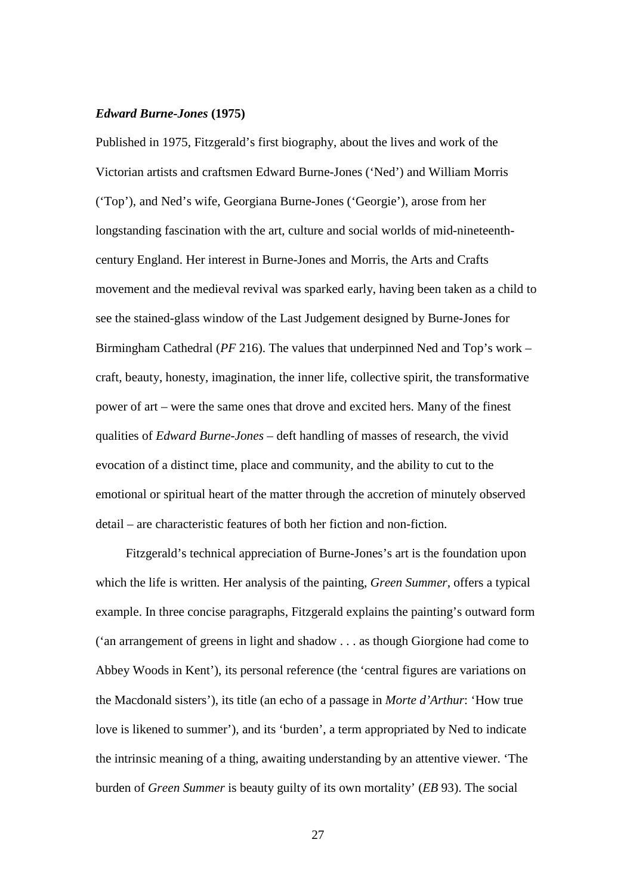### *Edward Burne-Jones* (1975)

Published in 1975, Fitzgerald's first biography, about the lives and work of the Victorian artists and craftsmen Edward Burne-Jones ('Ned') and William Morris ('Top'), and Ned's wife, Georgiana Burne-Jones ('Georgie'), arose from her longstanding fascination with the art, culture and social worlds of mid-nineteenth-century England. Her interest in Burne-Jones and Morris, the Arts and Crafts movement and the medieval revival was sparked early, having been taken as a child to see the stained-glass window of the Last Judgement designed by Burne-Jones for Birmingham Cathedral (*PF* 216). The values that underpinned Ned and Top's work – craft, beauty, honesty, imagination, the inner life, collective spirit, the transformative power of art – were the same ones that drove and excited hers. Many of the finest qualities of *Edward Burne-Jones* – deft handling of masses of research, the vivid evocation of a distinct time, place and community, and the ability to cut to the emotional or spiritual heart of the matter through the accretion of minutely observed detail – are characteristic features of both her fiction and non-fiction.

Fitzgerald's technical appreciation of Burne-Jones's art is the foundation upon which the life is written. Her analysis of the painting, *Green Summer*, offers a typical example. In three concise paragraphs, Fitzgerald explains the painting's outward form ('an arrangement of greens in light and shadow . . . as though Giorgione had come to Abbey Woods in Kent'), its personal reference (the 'central figures are variations on the Macdonald sisters'), its title (an echo of a passage in *Morte d'Arthur*: 'How true love is likened to summer'), and its 'burden', a term appropriated by Ned to indicate the intrinsic meaning of a thing, awaiting understanding by an attentive viewer. 'The burden of *Green Summer* is beauty guilty of its own mortality' (*EB* 93). The social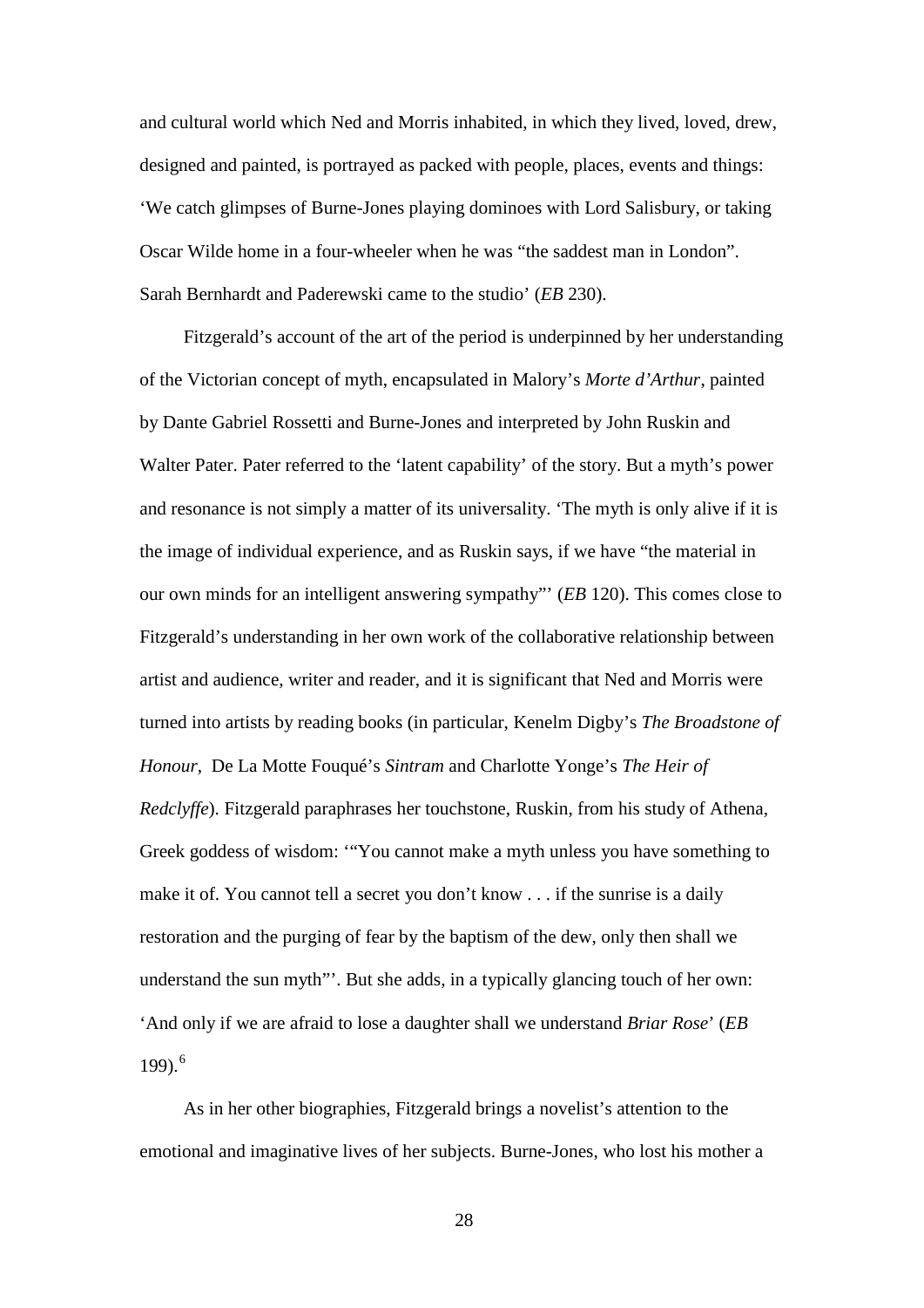and cultural world which Ned and Morris inhabited, in which they lived, loved, drew, designed and painted, is portrayed as packed with people, places, events and things: 'We catch glimpses of Burne-Jones playing dominoes with Lord Salisbury, or taking Oscar Wilde home in a four-wheeler when he was "the saddest man in London". Sarah Bernhardt and Paderewski came to the studio' (*EB* 230).

Fitzgerald's account of the art of the period is underpinned by her understanding of the Victorian concept of myth, encapsulated in Malory's *Morte d'Arthur*, painted by Dante Gabriel Rossetti and Burne-Jones and interpreted by John Ruskin and Walter Pater. Pater referred to the 'latent capability' of the story. But a myth's power and resonance is not simply a matter of its universality. 'The myth is only alive if it is the image of individual experience, and as Ruskin says, if we have "the material in our own minds for an intelligent answering sympathy"' (*EB* 120). This comes close to Fitzgerald's understanding in her own work of the collaborative relationship between artist and audience, writer and reader, and it is significant that Ned and Morris were turned into artists by reading books (in particular, Kenelm Digby's *The Broadstone of Honour*, De La Motte Fouqué's *Sintram* and Charlotte Yonge's *The Heir of Redclyffe*). Fitzgerald paraphrases her touchstone, Ruskin, from his study of Athena, Greek goddess of wisdom: '"You cannot make a myth unless you have something to make it of. You cannot tell a secret you don't know . . . if the sunrise is a daily restoration and the purging of fear by the baptism of the dew, only then shall we understand the sun myth"'. But she adds, in a typically glancing touch of her own: 'And only if we are afraid to lose a daughter shall we understand *Briar Rose*' (*EB* 199).[6]

As in her other biographies, Fitzgerald brings a novelist's attention to the emotional and imaginative lives of her subjects. Burne-Jones, who lost his mother a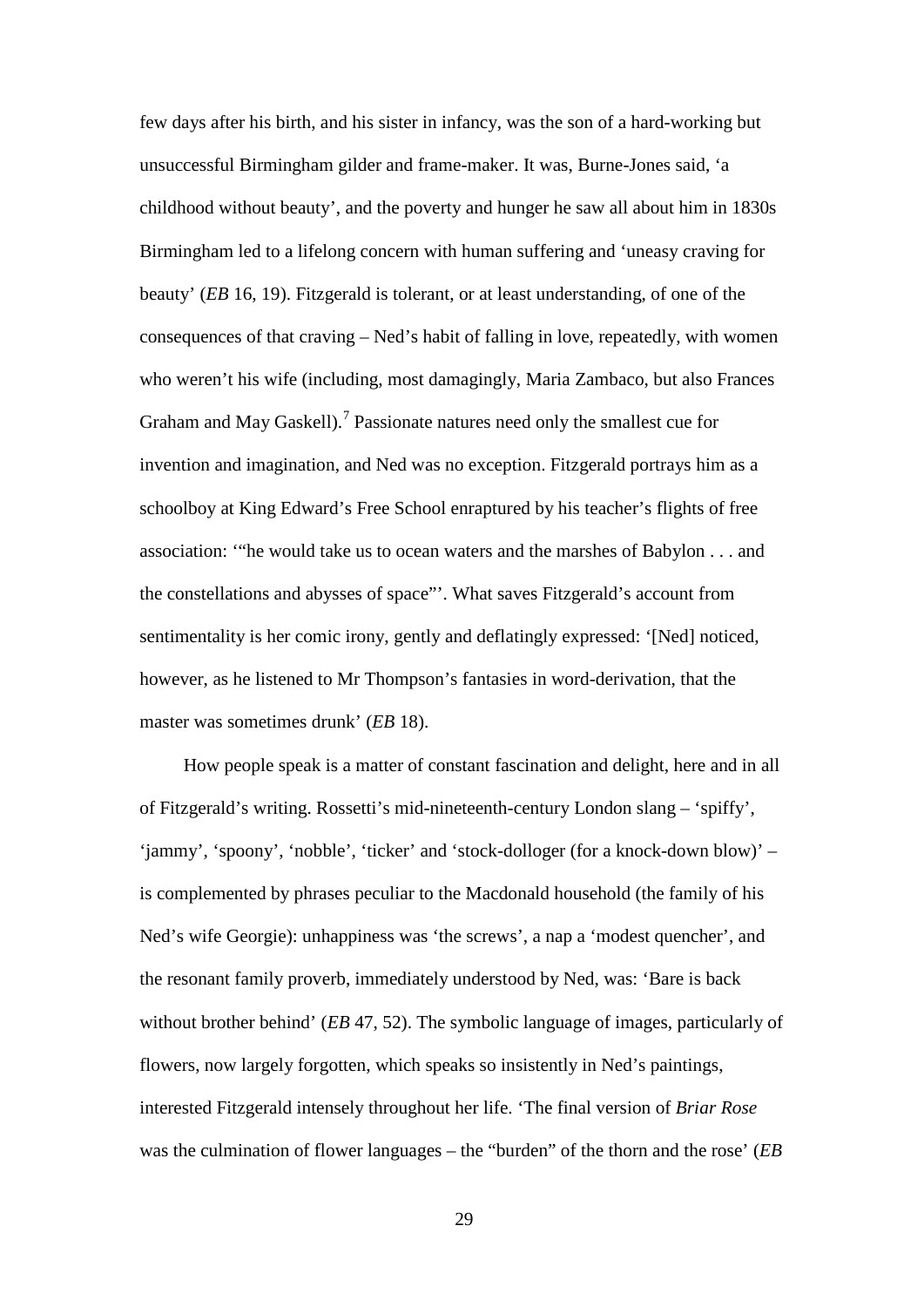few days after his birth, and his sister in infancy, was the son of a hard-working but unsuccessful Birmingham gilder and frame-maker. It was, Burne-Jones said, 'a childhood without beauty', and the poverty and hunger he saw all about him in 1830s Birmingham led to a lifelong concern with human suffering and 'uneasy craving for beauty' (*EB* 16, 19). Fitzgerald is tolerant, or at least understanding, of one of the consequences of that craving – Ned's habit of falling in love, repeatedly, with women who weren't his wife (including, most damagingly, Maria Zambaco, but also Frances Graham and May Gaskell).[7] Passionate natures need only the smallest cue for invention and imagination, and Ned was no exception. Fitzgerald portrays him as a schoolboy at King Edward's Free School enraptured by his teacher's flights of free association: '"he would take us to ocean waters and the marshes of Babylon . . . and the constellations and abysses of space"'. What saves Fitzgerald's account from sentimentality is her comic irony, gently and deflatingly expressed: '[Ned] noticed, however, as he listened to Mr Thompson's fantasies in word-derivation, that the master was sometimes drunk' (*EB* 18).

How people speak is a matter of constant fascination and delight, here and in all of Fitzgerald's writing. Rossetti's mid-nineteenth-century London slang – 'spiffy', 'jammy', 'spoony', 'nobble', 'ticker' and 'stock-dolloger (for a knock-down blow)' – is complemented by phrases peculiar to the Macdonald household (the family of his Ned's wife Georgie): unhappiness was 'the screws', a nap a 'modest quencher', and the resonant family proverb, immediately understood by Ned, was: 'Bare is back without brother behind' (*EB* 47, 52). The symbolic language of images, particularly of flowers, now largely forgotten, which speaks so insistently in Ned's paintings, interested Fitzgerald intensely throughout her life. 'The final version of *Briar Rose* was the culmination of flower languages – the "burden" of the thorn and the rose' (*EB*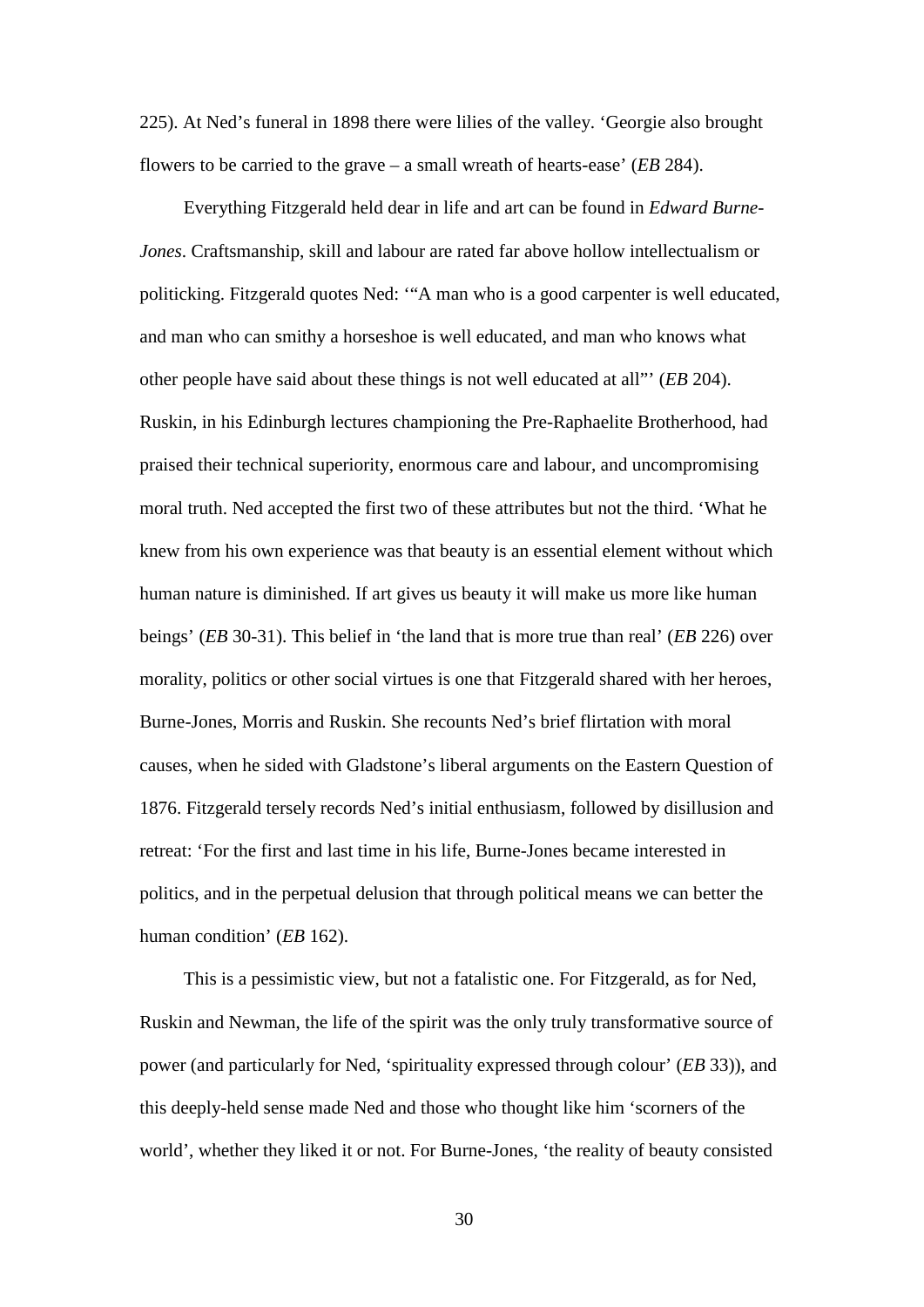225). At Ned's funeral in 1898 there were lilies of the valley. 'Georgie also brought flowers to be carried to the grave – a small wreath of hearts-ease' (*EB* 284).

Everything Fitzgerald held dear in life and art can be found in *Edward Burne-Jones*. Craftsmanship, skill and labour are rated far above hollow intellectualism or politicking. Fitzgerald quotes Ned: '"A man who is a good carpenter is well educated, and man who can smithy a horseshoe is well educated, and man who knows what other people have said about these things is not well educated at all"' (*EB* 204). Ruskin, in his Edinburgh lectures championing the Pre-Raphaelite Brotherhood, had praised their technical superiority, enormous care and labour, and uncompromising moral truth. Ned accepted the first two of these attributes but not the third. 'What he knew from his own experience was that beauty is an essential element without which human nature is diminished. If art gives us beauty it will make us more like human beings' (*EB* 30-31). This belief in 'the land that is more true than real' (*EB* 226) over morality, politics or other social virtues is one that Fitzgerald shared with her heroes, Burne-Jones, Morris and Ruskin. She recounts Ned's brief flirtation with moral causes, when he sided with Gladstone's liberal arguments on the Eastern Question of 1876. Fitzgerald tersely records Ned's initial enthusiasm, followed by disillusion and retreat: 'For the first and last time in his life, Burne-Jones became interested in politics, and in the perpetual delusion that through political means we can better the human condition' (*EB* 162).

This is a pessimistic view, but not a fatalistic one. For Fitzgerald, as for Ned, Ruskin and Newman, the life of the spirit was the only truly transformative source of power (and particularly for Ned, 'spirituality expressed through colour' (*EB* 33)), and this deeply-held sense made Ned and those who thought like him 'scorners of the world', whether they liked it or not. For Burne-Jones, 'the reality of beauty consisted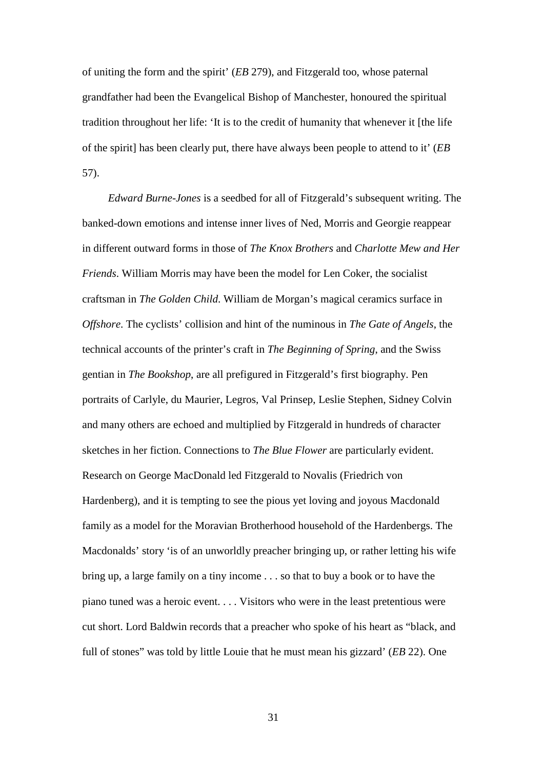of uniting the form and the spirit' (*EB* 279), and Fitzgerald too, whose paternal grandfather had been the Evangelical Bishop of Manchester, honoured the spiritual tradition throughout her life: 'It is to the credit of humanity that whenever it [the life of the spirit] has been clearly put, there have always been people to attend to it' (*EB* 57).

*Edward Burne-Jones* is a seedbed for all of Fitzgerald's subsequent writing. The banked-down emotions and intense inner lives of Ned, Morris and Georgie reappear in different outward forms in those of *The Knox Brothers* and *Charlotte Mew and Her Friends*. William Morris may have been the model for Len Coker, the socialist craftsman in *The Golden Child*. William de Morgan's magical ceramics surface in *Offshore*. The cyclists' collision and hint of the numinous in *The Gate of Angels*, the technical accounts of the printer's craft in *The Beginning of Spring*, and the Swiss gentian in *The Bookshop*, are all prefigured in Fitzgerald's first biography. Pen portraits of Carlyle, du Maurier, Legros, Val Prinsep, Leslie Stephen, Sidney Colvin and many others are echoed and multiplied by Fitzgerald in hundreds of character sketches in her fiction. Connections to *The Blue Flower* are particularly evident. Research on George MacDonald led Fitzgerald to Novalis (Friedrich von Hardenberg), and it is tempting to see the pious yet loving and joyous Macdonald family as a model for the Moravian Brotherhood household of the Hardenbergs. The Macdonalds' story 'is of an unworldly preacher bringing up, or rather letting his wife bring up, a large family on a tiny income . . . so that to buy a book or to have the piano tuned was a heroic event. . . . Visitors who were in the least pretentious were cut short. Lord Baldwin records that a preacher who spoke of his heart as "black, and full of stones" was told by little Louie that he must mean his gizzard' (*EB* 22). One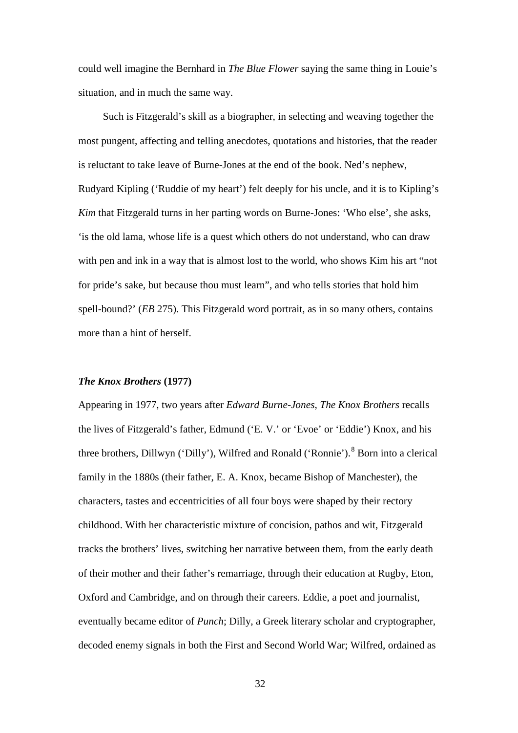could well imagine the Bernhard in *The Blue Flower* saying the same thing in Louie's situation, and in much the same way.

Such is Fitzgerald's skill as a biographer, in selecting and weaving together the most pungent, affecting and telling anecdotes, quotations and histories, that the reader is reluctant to take leave of Burne-Jones at the end of the book. Ned's nephew, Rudyard Kipling ('Ruddie of my heart') felt deeply for his uncle, and it is to Kipling's *Kim* that Fitzgerald turns in her parting words on Burne-Jones: 'Who else', she asks, 'is the old lama, whose life is a quest which others do not understand, who can draw with pen and ink in a way that is almost lost to the world, who shows Kim his art "not for pride's sake, but because thou must learn", and who tells stories that hold him spell-bound?' (*EB* 275). This Fitzgerald word portrait, as in so many others, contains more than a hint of herself.

### *The Knox Brothers* (1977)

Appearing in 1977, two years after *Edward Burne-Jones*, *The Knox Brothers* recalls the lives of Fitzgerald's father, Edmund ('E. V.' or 'Evoe' or 'Eddie') Knox, and his three brothers, Dillwyn ('Dilly'), Wilfred and Ronald ('Ronnie').[8] Born into a clerical family in the 1880s (their father, E. A. Knox, became Bishop of Manchester), the characters, tastes and eccentricities of all four boys were shaped by their rectory childhood. With her characteristic mixture of concision, pathos and wit, Fitzgerald tracks the brothers' lives, switching her narrative between them, from the early death of their mother and their father's remarriage, through their education at Rugby, Eton, Oxford and Cambridge, and on through their careers. Eddie, a poet and journalist, eventually became editor of *Punch*; Dilly, a Greek literary scholar and cryptographer, decoded enemy signals in both the First and Second World War; Wilfred, ordained as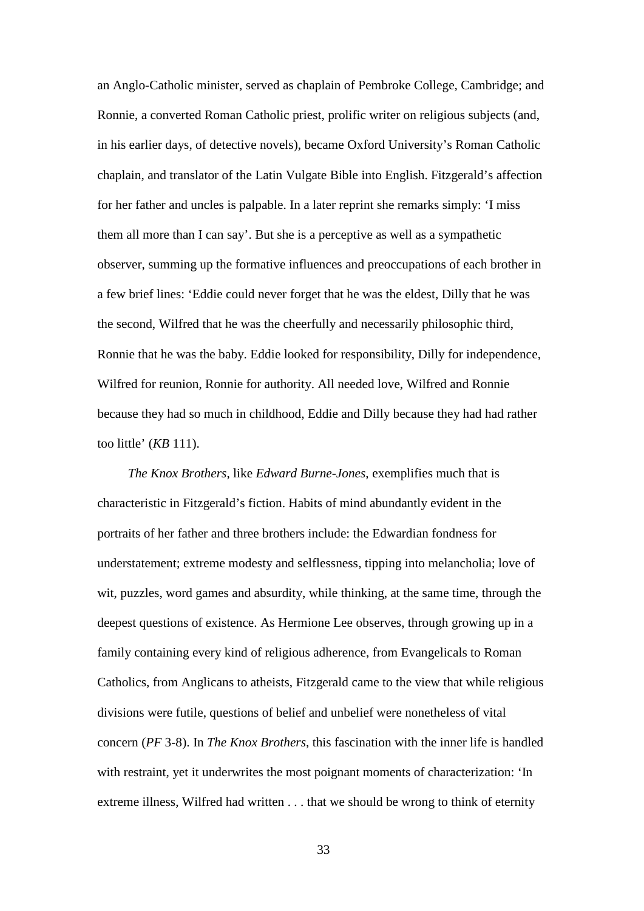an Anglo-Catholic minister, served as chaplain of Pembroke College, Cambridge; and Ronnie, a converted Roman Catholic priest, prolific writer on religious subjects (and, in his earlier days, of detective novels), became Oxford University's Roman Catholic chaplain, and translator of the Latin Vulgate Bible into English. Fitzgerald's affection for her father and uncles is palpable. In a later reprint she remarks simply: 'I miss them all more than I can say'. But she is a perceptive as well as a sympathetic observer, summing up the formative influences and preoccupations of each brother in a few brief lines: 'Eddie could never forget that he was the eldest, Dilly that he was the second, Wilfred that he was the cheerfully and necessarily philosophic third, Ronnie that he was the baby. Eddie looked for responsibility, Dilly for independence, Wilfred for reunion, Ronnie for authority. All needed love, Wilfred and Ronnie because they had so much in childhood, Eddie and Dilly because they had had rather too little' (*KB* 111).

*The Knox Brothers*, like *Edward Burne-Jones*, exemplifies much that is characteristic in Fitzgerald's fiction. Habits of mind abundantly evident in the portraits of her father and three brothers include: the Edwardian fondness for understatement; extreme modesty and selflessness, tipping into melancholia; love of wit, puzzles, word games and absurdity, while thinking, at the same time, through the deepest questions of existence. As Hermione Lee observes, through growing up in a family containing every kind of religious adherence, from Evangelicals to Roman Catholics, from Anglicans to atheists, Fitzgerald came to the view that while religious divisions were futile, questions of belief and unbelief were nonetheless of vital concern (*PF* 3-8). In *The Knox Brothers*, this fascination with the inner life is handled with restraint, yet it underwrites the most poignant moments of characterization: 'In extreme illness, Wilfred had written . . . that we should be wrong to think of eternity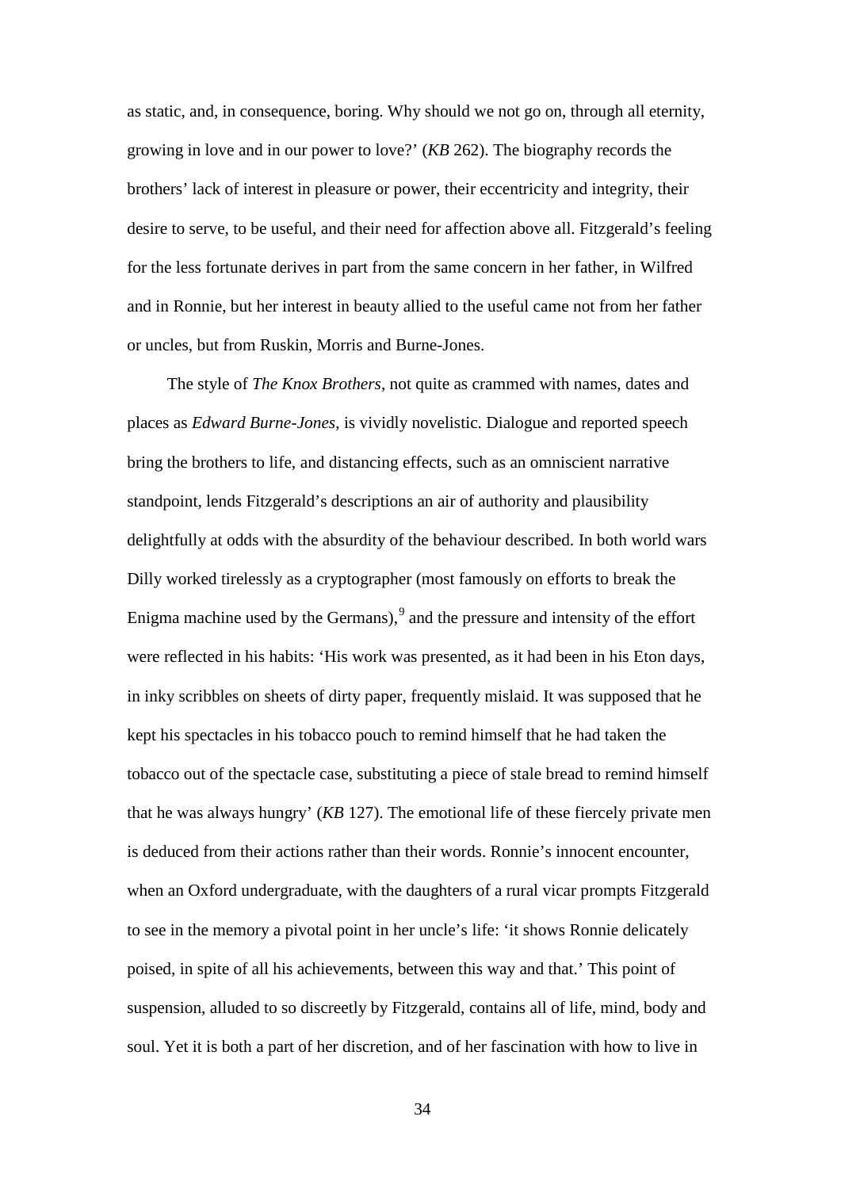as static, and, in consequence, boring. Why should we not go on, through all eternity, growing in love and in our power to love?' (*KB* 262). The biography records the brothers' lack of interest in pleasure or power, their eccentricity and integrity, their desire to serve, to be useful, and their need for affection above all. Fitzgerald's feeling for the less fortunate derives in part from the same concern in her father, in Wilfred and in Ronnie, but her interest in beauty allied to the useful came not from her father or uncles, but from Ruskin, Morris and Burne-Jones.

The style of *The Knox Brothers*, not quite as crammed with names, dates and places as *Edward Burne-Jones*, is vividly novelistic. Dialogue and reported speech bring the brothers to life, and distancing effects, such as an omniscient narrative standpoint, lends Fitzgerald's descriptions an air of authority and plausibility delightfully at odds with the absurdity of the behaviour described. In both world wars Dilly worked tirelessly as a cryptographer (most famously on efforts to break the Enigma machine used by the Germans),[9] and the pressure and intensity of the effort were reflected in his habits: 'His work was presented, as it had been in his Eton days, in inky scribbles on sheets of dirty paper, frequently mislaid. It was supposed that he kept his spectacles in his tobacco pouch to remind himself that he had taken the tobacco out of the spectacle case, substituting a piece of stale bread to remind himself that he was always hungry' (*KB* 127). The emotional life of these fiercely private men is deduced from their actions rather than their words. Ronnie's innocent encounter, when an Oxford undergraduate, with the daughters of a rural vicar prompts Fitzgerald to see in the memory a pivotal point in her uncle's life: 'it shows Ronnie delicately poised, in spite of all his achievements, between this way and that.' This point of suspension, alluded to so discreetly by Fitzgerald, contains all of life, mind, body and soul. Yet it is both a part of her discretion, and of her fascination with how to live in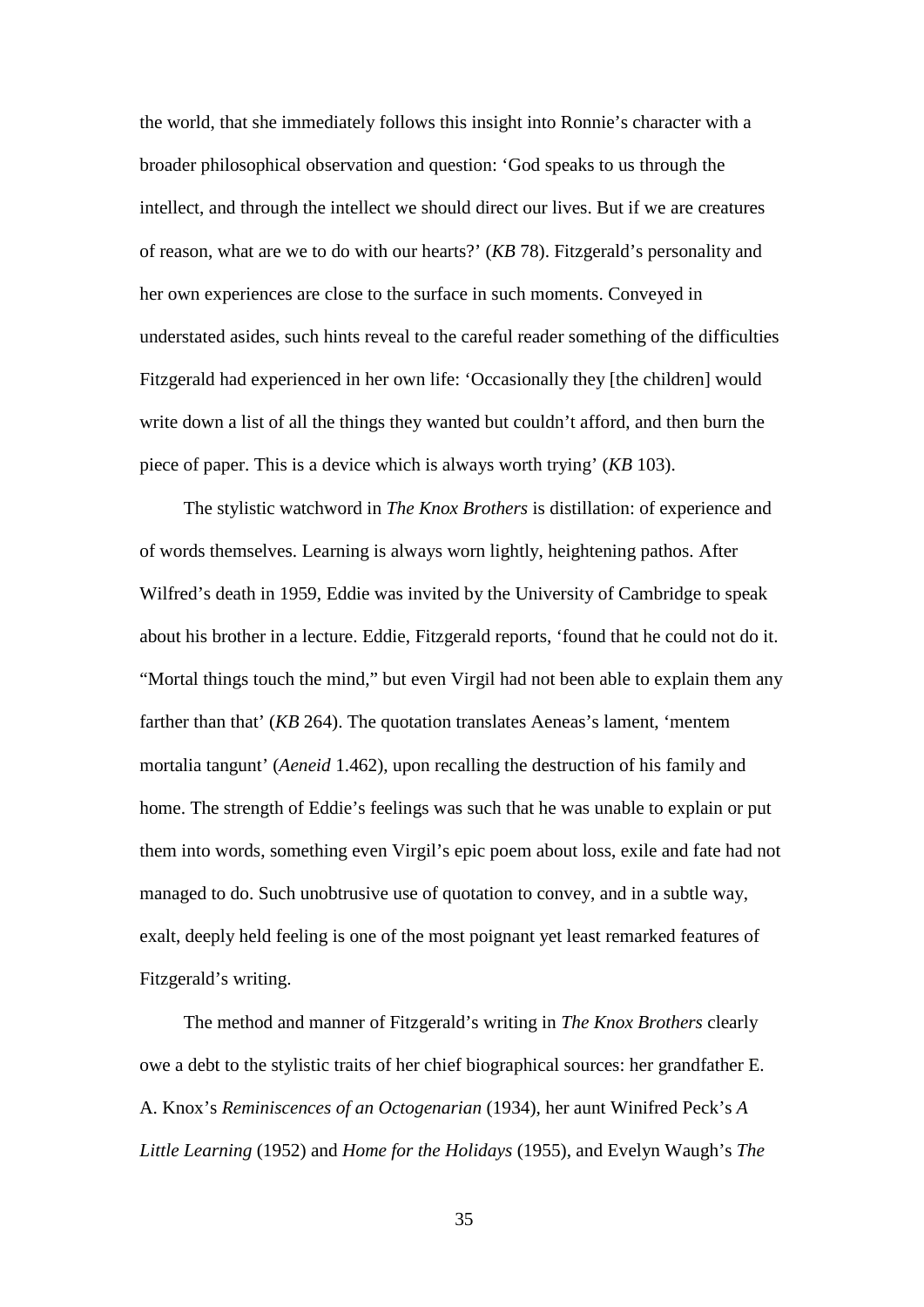the world, that she immediately follows this insight into Ronnie's character with a broader philosophical observation and question: 'God speaks to us through the intellect, and through the intellect we should direct our lives. But if we are creatures of reason, what are we to do with our hearts?' (*KB* 78). Fitzgerald's personality and her own experiences are close to the surface in such moments. Conveyed in understated asides, such hints reveal to the careful reader something of the difficulties Fitzgerald had experienced in her own life: 'Occasionally they [the children] would write down a list of all the things they wanted but couldn't afford, and then burn the piece of paper. This is a device which is always worth trying' (*KB* 103).

The stylistic watchword in *The Knox Brothers* is distillation: of experience and of words themselves. Learning is always worn lightly, heightening pathos. After Wilfred's death in 1959, Eddie was invited by the University of Cambridge to speak about his brother in a lecture. Eddie, Fitzgerald reports, 'found that he could not do it. "Mortal things touch the mind," but even Virgil had not been able to explain them any farther than that' (*KB* 264). The quotation translates Aeneas's lament, 'mentem mortalia tangunt' (*Aeneid* 1.462), upon recalling the destruction of his family and home. The strength of Eddie's feelings was such that he was unable to explain or put them into words, something even Virgil's epic poem about loss, exile and fate had not managed to do. Such unobtrusive use of quotation to convey, and in a subtle way, exalt, deeply held feeling is one of the most poignant yet least remarked features of Fitzgerald's writing.

The method and manner of Fitzgerald's writing in *The Knox Brothers* clearly owe a debt to the stylistic traits of her chief biographical sources: her grandfather E. A. Knox's *Reminiscences of an Octogenarian* (1934), her aunt Winifred Peck's *A Little Learning* (1952) and *Home for the Holidays* (1955), and Evelyn Waugh's *The*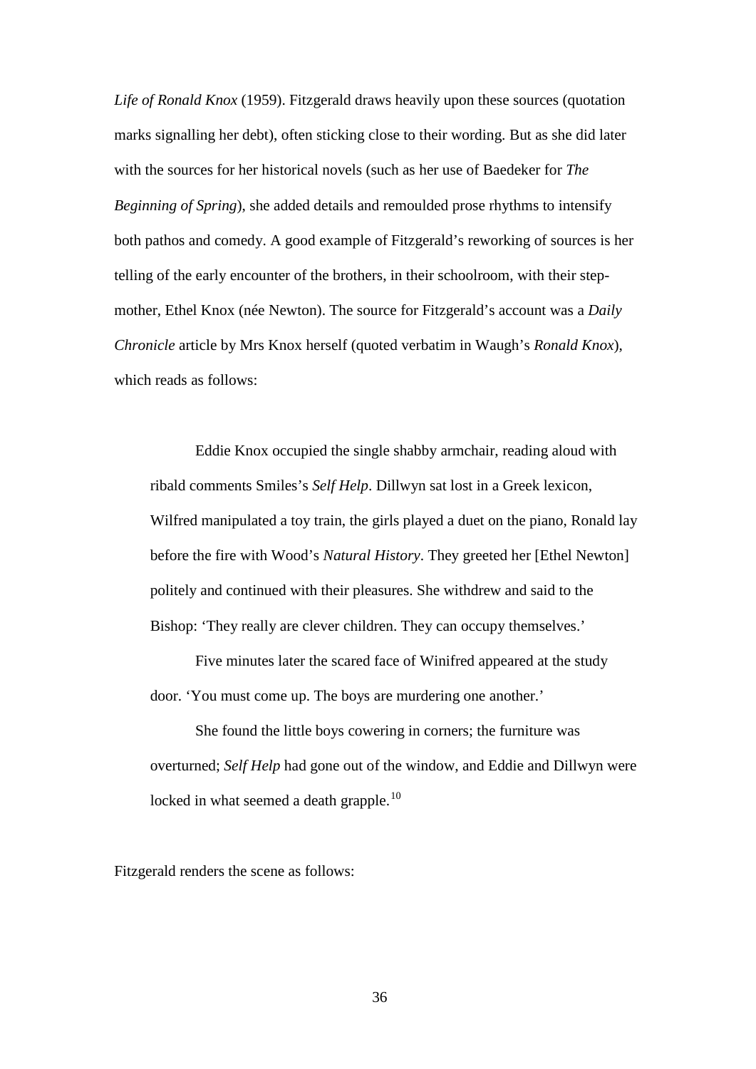*Life of Ronald Knox* (1959). Fitzgerald draws heavily upon these sources (quotation marks signalling her debt), often sticking close to their wording. But as she did later with the sources for her historical novels (such as her use of Baedeker for *The Beginning of Spring*), she added details and remoulded prose rhythms to intensify both pathos and comedy. A good example of Fitzgerald's reworking of sources is her telling of the early encounter of the brothers, in their schoolroom, with their step-mother, Ethel Knox (née Newton). The source for Fitzgerald's account was a *Daily Chronicle* article by Mrs Knox herself (quoted verbatim in Waugh's *Ronald Knox*), which reads as follows:

> Eddie Knox occupied the single shabby armchair, reading aloud with ribald comments Smiles's *Self Help*. Dillwyn sat lost in a Greek lexicon, Wilfred manipulated a toy train, the girls played a duet on the piano, Ronald lay before the fire with Wood's *Natural History*. They greeted her [Ethel Newton] politely and continued with their pleasures. She withdrew and said to the Bishop: 'They really are clever children. They can occupy themselves.'
>
> Five minutes later the scared face of Winifred appeared at the study door. 'You must come up. The boys are murdering one another.'
>
> She found the little boys cowering in corners; the furniture was overturned; *Self Help* had gone out of the window, and Eddie and Dillwyn were locked in what seemed a death grapple.[10]

Fitzgerald renders the scene as follows: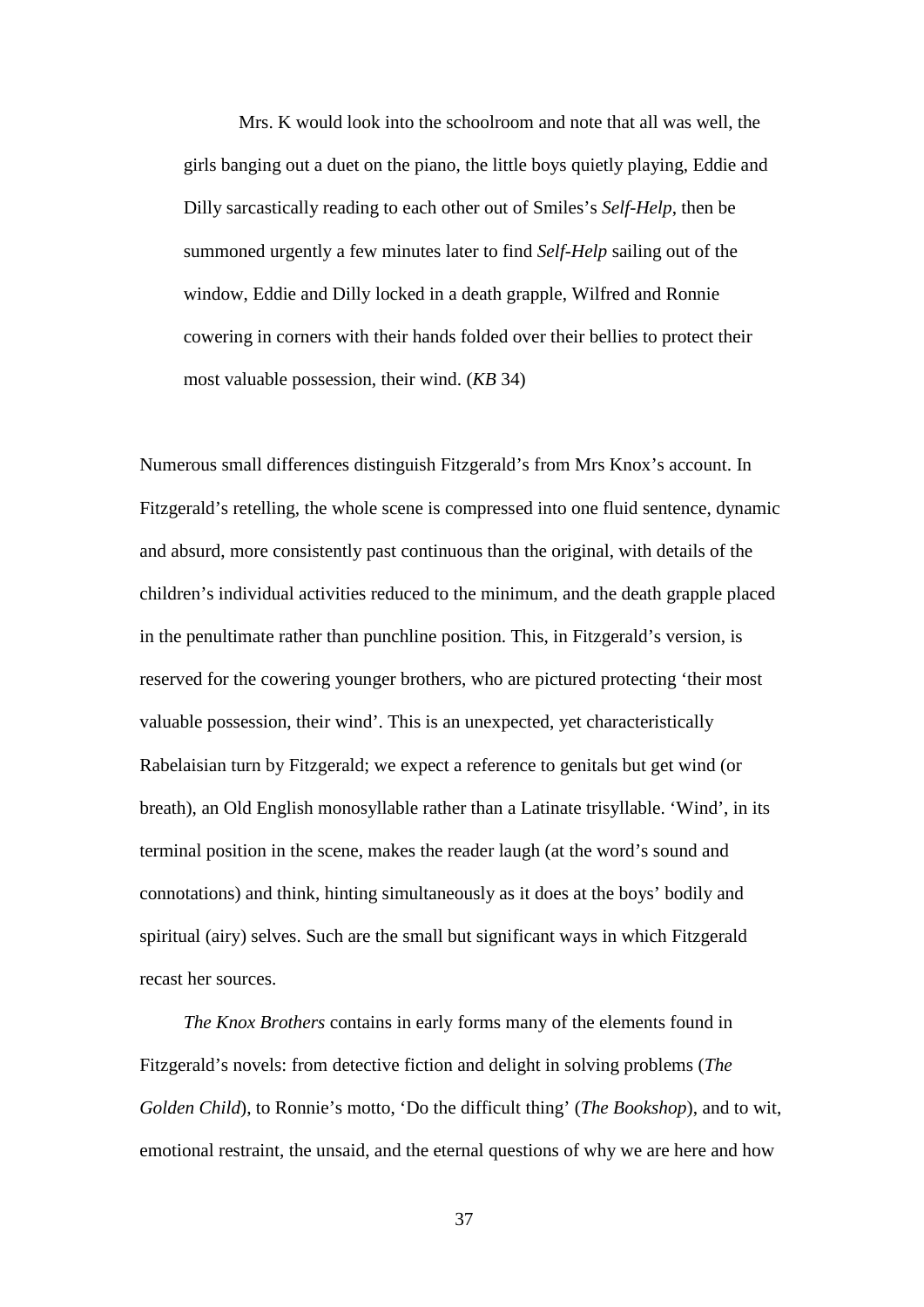> Mrs. K would look into the schoolroom and note that all was well, the girls banging out a duet on the piano, the little boys quietly playing, Eddie and Dilly sarcastically reading to each other out of Smiles's *Self-Help*, then be summoned urgently a few minutes later to find *Self-Help* sailing out of the window, Eddie and Dilly locked in a death grapple, Wilfred and Ronnie cowering in corners with their hands folded over their bellies to protect their most valuable possession, their wind. (*KB* 34)

Numerous small differences distinguish Fitzgerald's from Mrs Knox's account. In Fitzgerald's retelling, the whole scene is compressed into one fluid sentence, dynamic and absurd, more consistently past continuous than the original, with details of the children's individual activities reduced to the minimum, and the death grapple placed in the penultimate rather than punchline position. This, in Fitzgerald's version, is reserved for the cowering younger brothers, who are pictured protecting 'their most valuable possession, their wind'. This is an unexpected, yet characteristically Rabelaisian turn by Fitzgerald; we expect a reference to genitals but get wind (or breath), an Old English monosyllable rather than a Latinate trisyllable. 'Wind', in its terminal position in the scene, makes the reader laugh (at the word's sound and connotations) and think, hinting simultaneously as it does at the boys' bodily and spiritual (airy) selves. Such are the small but significant ways in which Fitzgerald recast her sources.

*The Knox Brothers* contains in early forms many of the elements found in Fitzgerald's novels: from detective fiction and delight in solving problems (*The Golden Child*), to Ronnie's motto, 'Do the difficult thing' (*The Bookshop*), and to wit, emotional restraint, the unsaid, and the eternal questions of why we are here and how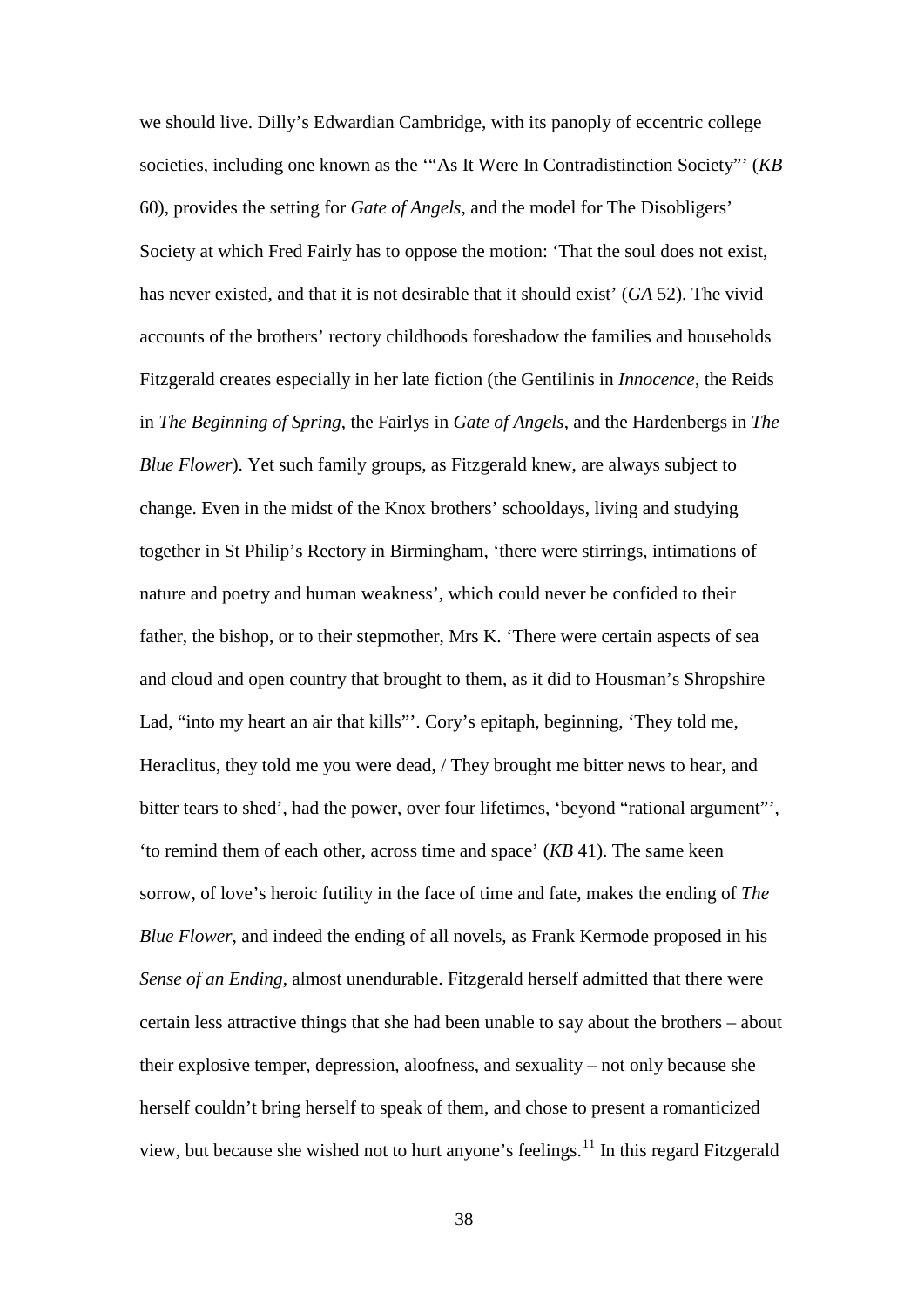we should live. Dilly's Edwardian Cambridge, with its panoply of eccentric college societies, including one known as the '"As It Were In Contradistinction Society"' (*KB* 60), provides the setting for *Gate of Angels*, and the model for The Disobligers' Society at which Fred Fairly has to oppose the motion: 'That the soul does not exist, has never existed, and that it is not desirable that it should exist' (*GA* 52). The vivid accounts of the brothers' rectory childhoods foreshadow the families and households Fitzgerald creates especially in her late fiction (the Gentilinis in *Innocence*, the Reids in *The Beginning of Spring*, the Fairlys in *Gate of Angels*, and the Hardenbergs in *The Blue Flower*). Yet such family groups, as Fitzgerald knew, are always subject to change. Even in the midst of the Knox brothers' schooldays, living and studying together in St Philip's Rectory in Birmingham, 'there were stirrings, intimations of nature and poetry and human weakness', which could never be confided to their father, the bishop, or to their stepmother, Mrs K. 'There were certain aspects of sea and cloud and open country that brought to them, as it did to Housman's Shropshire Lad, "into my heart an air that kills"'. Cory's epitaph, beginning, 'They told me, Heraclitus, they told me you were dead, / They brought me bitter news to hear, and bitter tears to shed', had the power, over four lifetimes, 'beyond "rational argument"', 'to remind them of each other, across time and space' (*KB* 41). The same keen sorrow, of love's heroic futility in the face of time and fate, makes the ending of *The Blue Flower*, and indeed the ending of all novels, as Frank Kermode proposed in his *Sense of an Ending*, almost unendurable. Fitzgerald herself admitted that there were certain less attractive things that she had been unable to say about the brothers – about their explosive temper, depression, aloofness, and sexuality – not only because she herself couldn't bring herself to speak of them, and chose to present a romanticized view, but because she wished not to hurt anyone's feelings.[11] In this regard Fitzgerald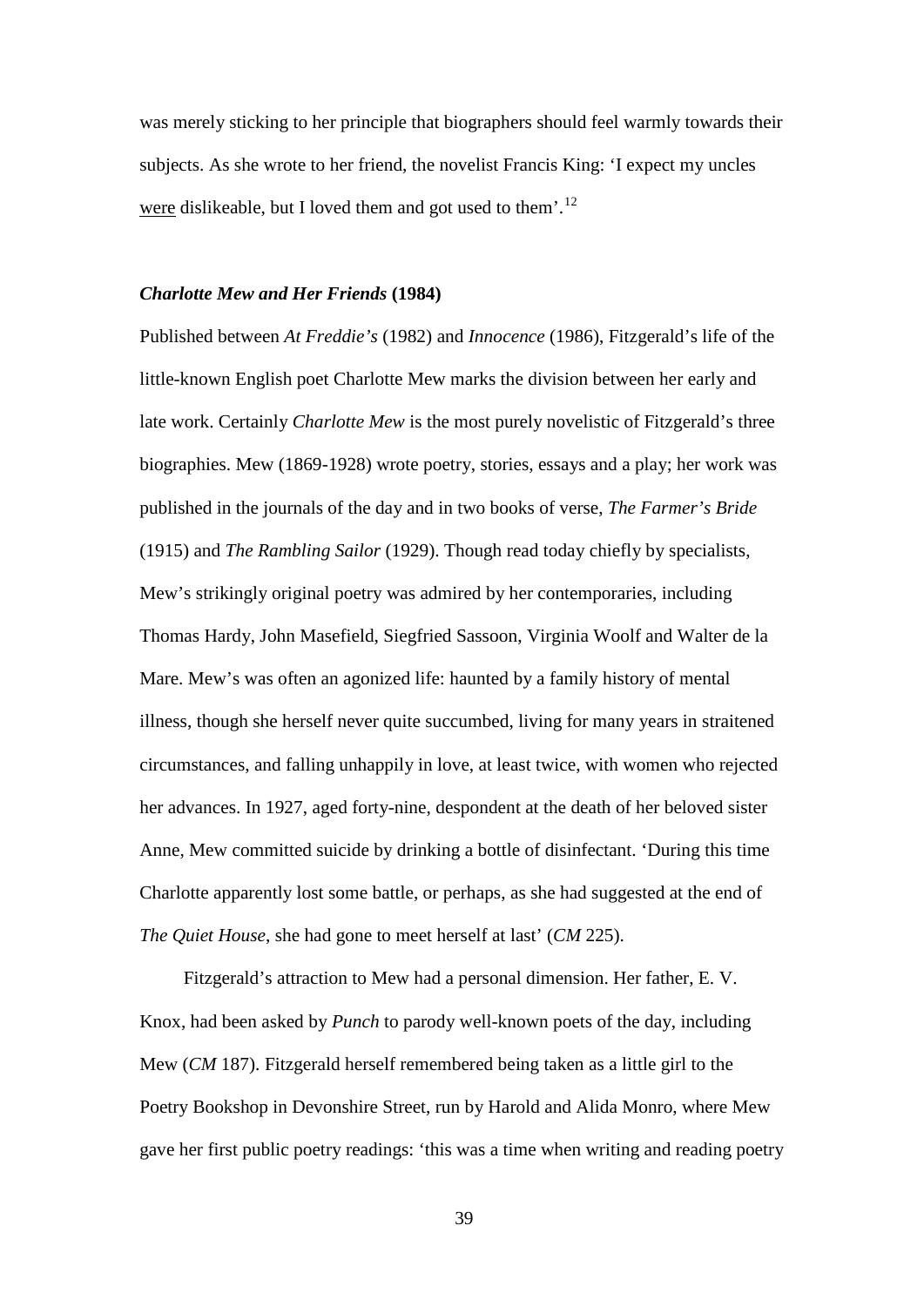was merely sticking to her principle that biographers should feel warmly towards their subjects. As she wrote to her friend, the novelist Francis King: 'I expect my uncles were dislikeable, but I loved them and got used to them'.[12]

### *Charlotte Mew and Her Friends* (1984)

Published between *At Freddie's* (1982) and *Innocence* (1986), Fitzgerald's life of the little-known English poet Charlotte Mew marks the division between her early and late work. Certainly *Charlotte Mew* is the most purely novelistic of Fitzgerald's three biographies. Mew (1869-1928) wrote poetry, stories, essays and a play; her work was published in the journals of the day and in two books of verse, *The Farmer's Bride* (1915) and *The Rambling Sailor* (1929). Though read today chiefly by specialists, Mew's strikingly original poetry was admired by her contemporaries, including Thomas Hardy, John Masefield, Siegfried Sassoon, Virginia Woolf and Walter de la Mare. Mew's was often an agonized life: haunted by a family history of mental illness, though she herself never quite succumbed, living for many years in straitened circumstances, and falling unhappily in love, at least twice, with women who rejected her advances. In 1927, aged forty-nine, despondent at the death of her beloved sister Anne, Mew committed suicide by drinking a bottle of disinfectant. 'During this time Charlotte apparently lost some battle, or perhaps, as she had suggested at the end of *The Quiet House*, she had gone to meet herself at last' (*CM* 225).

Fitzgerald's attraction to Mew had a personal dimension. Her father, E. V. Knox, had been asked by *Punch* to parody well-known poets of the day, including Mew (*CM* 187). Fitzgerald herself remembered being taken as a little girl to the Poetry Bookshop in Devonshire Street, run by Harold and Alida Monro, where Mew gave her first public poetry readings: 'this was a time when writing and reading poetry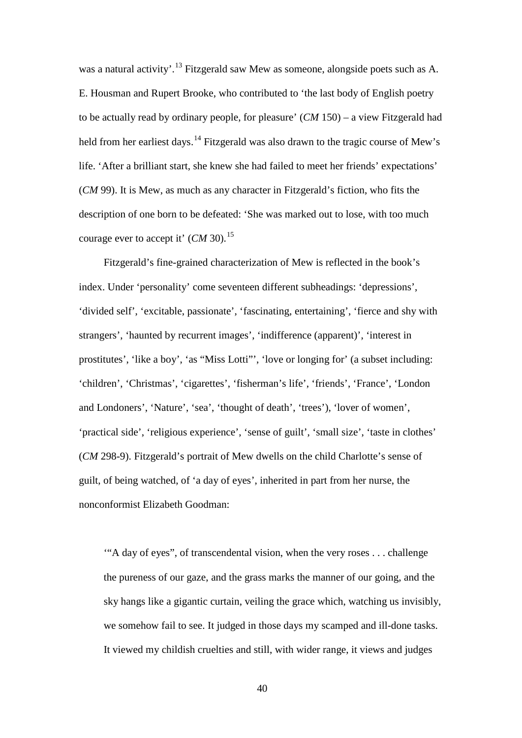was a natural activity'.[13] Fitzgerald saw Mew as someone, alongside poets such as A. E. Housman and Rupert Brooke, who contributed to 'the last body of English poetry to be actually read by ordinary people, for pleasure' (*CM* 150) – a view Fitzgerald had held from her earliest days.[14] Fitzgerald was also drawn to the tragic course of Mew's life. 'After a brilliant start, she knew she had failed to meet her friends' expectations' (*CM* 99). It is Mew, as much as any character in Fitzgerald's fiction, who fits the description of one born to be defeated: 'She was marked out to lose, with too much courage ever to accept it' (*CM* 30).[15]

Fitzgerald's fine-grained characterization of Mew is reflected in the book's index. Under 'personality' come seventeen different subheadings: 'depressions', 'divided self', 'excitable, passionate', 'fascinating, entertaining', 'fierce and shy with strangers', 'haunted by recurrent images', 'indifference (apparent)', 'interest in prostitutes', 'like a boy', 'as "Miss Lotti"', 'love or longing for' (a subset including: 'children', 'Christmas', 'cigarettes', 'fisherman's life', 'friends', 'France', 'London and Londoners', 'Nature', 'sea', 'thought of death', 'trees'), 'lover of women', 'practical side', 'religious experience', 'sense of guilt', 'small size', 'taste in clothes' (*CM* 298-9). Fitzgerald's portrait of Mew dwells on the child Charlotte's sense of guilt, of being watched, of 'a day of eyes', inherited in part from her nurse, the nonconformist Elizabeth Goodman:

> '"A day of eyes", of transcendental vision, when the very roses . . . challenge the pureness of our gaze, and the grass marks the manner of our going, and the sky hangs like a gigantic curtain, veiling the grace which, watching us invisibly, we somehow fail to see. It judged in those days my scamped and ill-done tasks. It viewed my childish cruelties and still, with wider range, it views and judges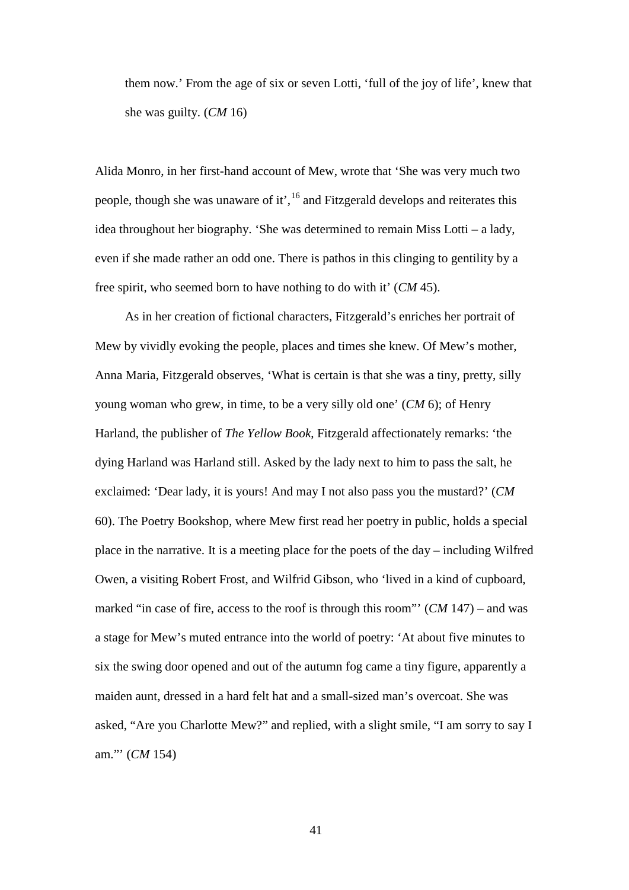them now.' From the age of six or seven Lotti, 'full of the joy of life', knew that she was guilty. (*CM* 16)

Alida Monro, in her first-hand account of Mew, wrote that 'She was very much two people, though she was unaware of it',[16] and Fitzgerald develops and reiterates this idea throughout her biography. 'She was determined to remain Miss Lotti – a lady, even if she made rather an odd one. There is pathos in this clinging to gentility by a free spirit, who seemed born to have nothing to do with it' (*CM* 45).

As in her creation of fictional characters, Fitzgerald's enriches her portrait of Mew by vividly evoking the people, places and times she knew. Of Mew's mother, Anna Maria, Fitzgerald observes, 'What is certain is that she was a tiny, pretty, silly young woman who grew, in time, to be a very silly old one' (*CM* 6); of Henry Harland, the publisher of *The Yellow Book*, Fitzgerald affectionately remarks: 'the dying Harland was Harland still. Asked by the lady next to him to pass the salt, he exclaimed: 'Dear lady, it is yours! And may I not also pass you the mustard?' (*CM* 60). The Poetry Bookshop, where Mew first read her poetry in public, holds a special place in the narrative. It is a meeting place for the poets of the day – including Wilfred Owen, a visiting Robert Frost, and Wilfrid Gibson, who 'lived in a kind of cupboard, marked "in case of fire, access to the roof is through this room"' (*CM* 147) – and was a stage for Mew's muted entrance into the world of poetry: 'At about five minutes to six the swing door opened and out of the autumn fog came a tiny figure, apparently a maiden aunt, dressed in a hard felt hat and a small-sized man's overcoat. She was asked, "Are you Charlotte Mew?" and replied, with a slight smile, "I am sorry to say I am."' (*CM* 154)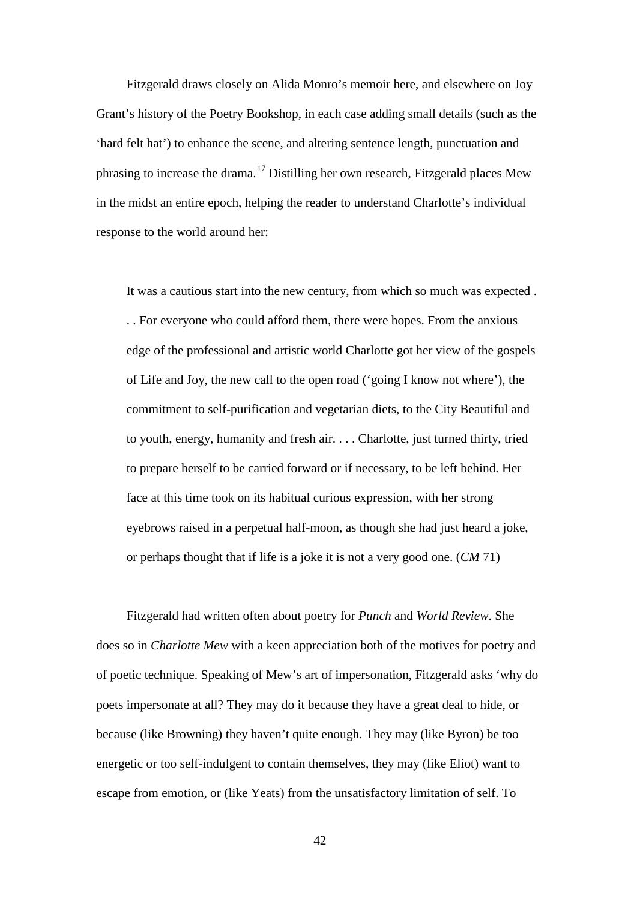Fitzgerald draws closely on Alida Monro's memoir here, and elsewhere on Joy Grant's history of the Poetry Bookshop, in each case adding small details (such as the 'hard felt hat') to enhance the scene, and altering sentence length, punctuation and phrasing to increase the drama.[17] Distilling her own research, Fitzgerald places Mew in the midst an entire epoch, helping the reader to understand Charlotte's individual response to the world around her:

> It was a cautious start into the new century, from which so much was expected . . . For everyone who could afford them, there were hopes. From the anxious edge of the professional and artistic world Charlotte got her view of the gospels of Life and Joy, the new call to the open road ('going I know not where'), the commitment to self-purification and vegetarian diets, to the City Beautiful and to youth, energy, humanity and fresh air. . . . Charlotte, just turned thirty, tried to prepare herself to be carried forward or if necessary, to be left behind. Her face at this time took on its habitual curious expression, with her strong eyebrows raised in a perpetual half-moon, as though she had just heard a joke, or perhaps thought that if life is a joke it is not a very good one. (*CM* 71)

Fitzgerald had written often about poetry for *Punch* and *World Review*. She does so in *Charlotte Mew* with a keen appreciation both of the motives for poetry and of poetic technique. Speaking of Mew's art of impersonation, Fitzgerald asks 'why do poets impersonate at all? They may do it because they have a great deal to hide, or because (like Browning) they haven't quite enough. They may (like Byron) be too energetic or too self-indulgent to contain themselves, they may (like Eliot) want to escape from emotion, or (like Yeats) from the unsatisfactory limitation of self. To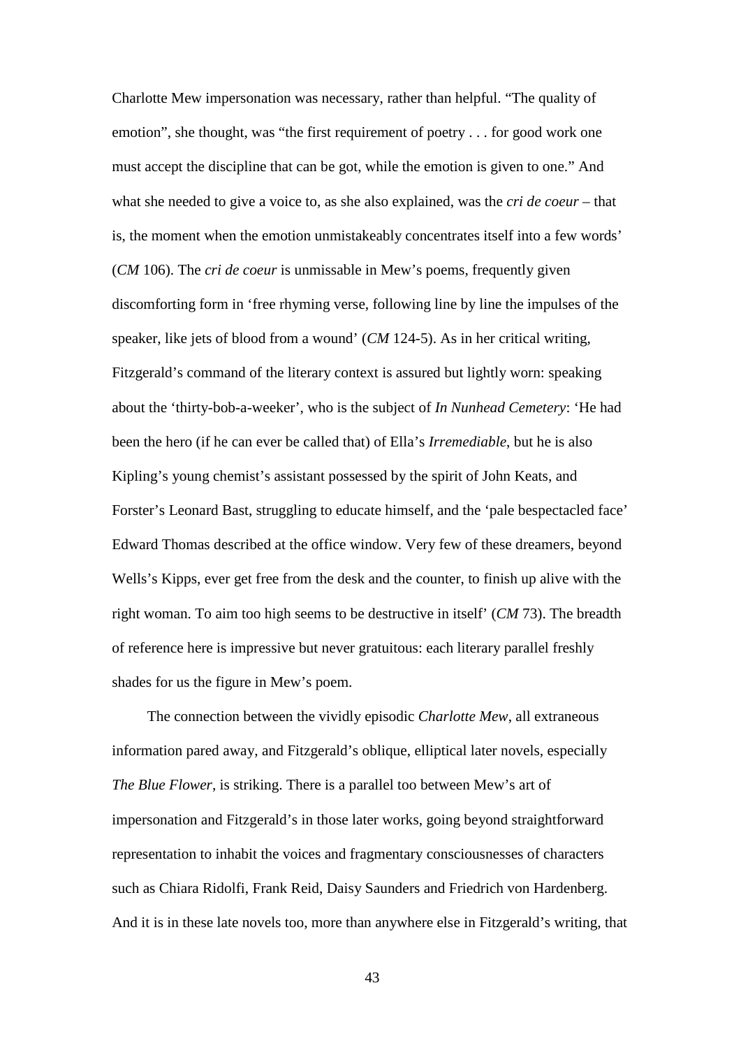Charlotte Mew impersonation was necessary, rather than helpful. "The quality of emotion", she thought, was "the first requirement of poetry . . . for good work one must accept the discipline that can be got, while the emotion is given to one." And what she needed to give a voice to, as she also explained, was the *cri de coeur* – that is, the moment when the emotion unmistakeably concentrates itself into a few words' (*CM* 106). The *cri de coeur* is unmissable in Mew's poems, frequently given discomforting form in 'free rhyming verse, following line by line the impulses of the speaker, like jets of blood from a wound' (*CM* 124-5). As in her critical writing, Fitzgerald's command of the literary context is assured but lightly worn: speaking about the 'thirty-bob-a-weeker', who is the subject of *In Nunhead Cemetery*: 'He had been the hero (if he can ever be called that) of Ella's *Irremediable*, but he is also Kipling's young chemist's assistant possessed by the spirit of John Keats, and Forster's Leonard Bast, struggling to educate himself, and the 'pale bespectacled face' Edward Thomas described at the office window. Very few of these dreamers, beyond Wells's Kipps, ever get free from the desk and the counter, to finish up alive with the right woman. To aim too high seems to be destructive in itself' (*CM* 73). The breadth of reference here is impressive but never gratuitous: each literary parallel freshly shades for us the figure in Mew's poem.

The connection between the vividly episodic *Charlotte Mew*, all extraneous information pared away, and Fitzgerald's oblique, elliptical later novels, especially *The Blue Flower*, is striking. There is a parallel too between Mew's art of impersonation and Fitzgerald's in those later works, going beyond straightforward representation to inhabit the voices and fragmentary consciousnesses of characters such as Chiara Ridolfi, Frank Reid, Daisy Saunders and Friedrich von Hardenberg. And it is in these late novels too, more than anywhere else in Fitzgerald's writing, that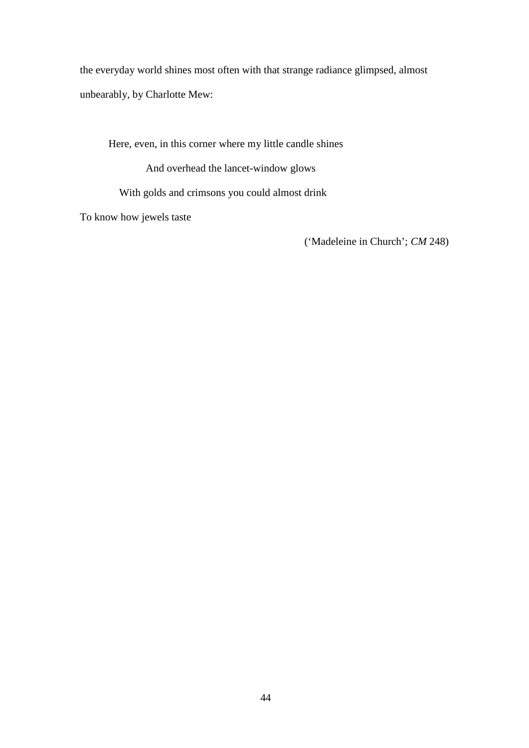the everyday world shines most often with that strange radiance glimpsed, almost unbearably, by Charlotte Mew:

> Here, even, in this corner where my little candle shines
>
> And overhead the lancet-window glows
>
> With golds and crimsons you could almost drink
>
> To know how jewels taste
>
> ('Madeleine in Church'; *CM* 248)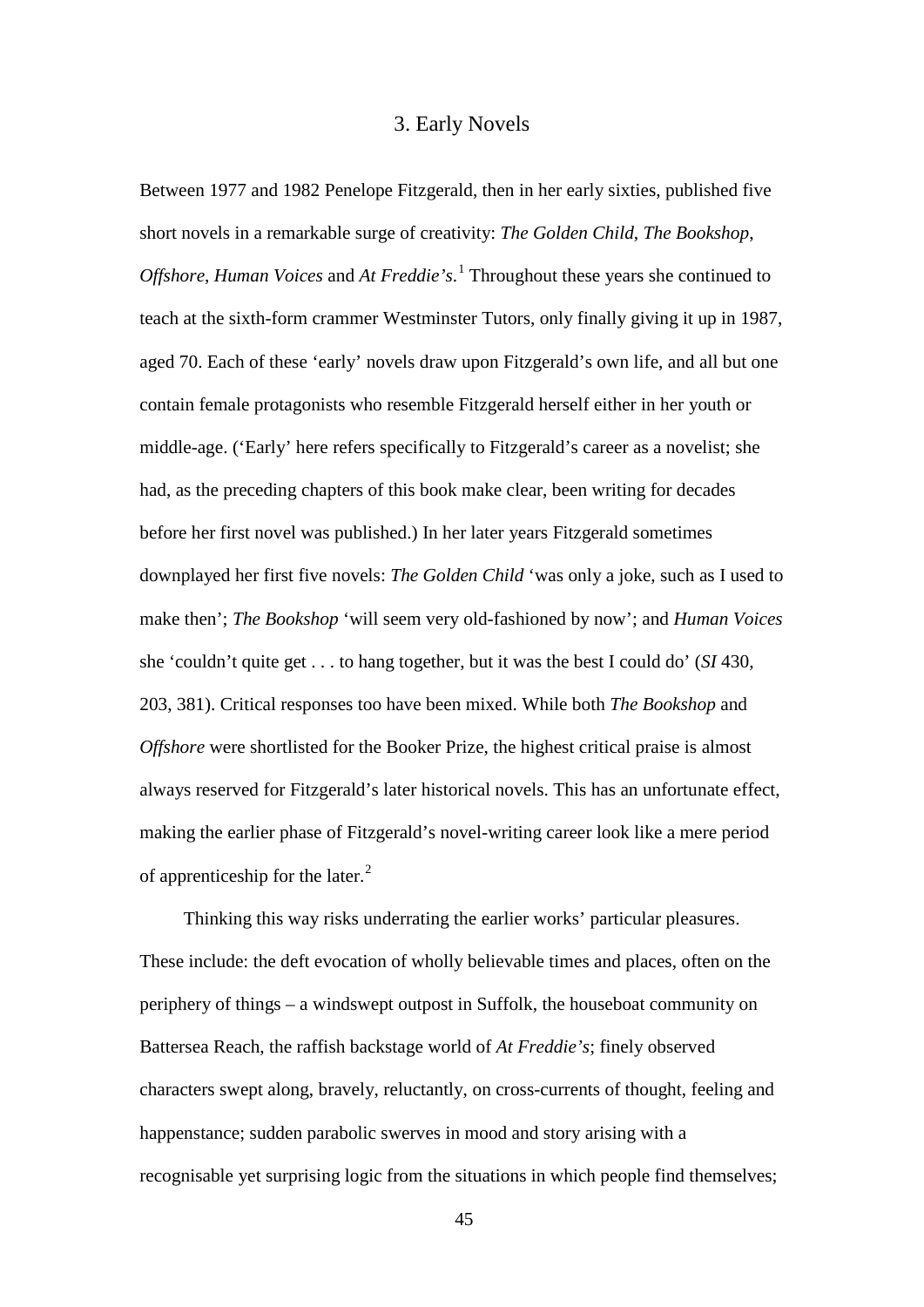# 3. Early Novels

Between 1977 and 1982 Penelope Fitzgerald, then in her early sixties, published five short novels in a remarkable surge of creativity: *The Golden Child*, *The Bookshop*, *Offshore*, *Human Voices* and *At Freddie's*.[1] Throughout these years she continued to teach at the sixth-form crammer Westminster Tutors, only finally giving it up in 1987, aged 70. Each of these 'early' novels draw upon Fitzgerald's own life, and all but one contain female protagonists who resemble Fitzgerald herself either in her youth or middle-age. ('Early' here refers specifically to Fitzgerald's career as a novelist; she had, as the preceding chapters of this book make clear, been writing for decades before her first novel was published.) In her later years Fitzgerald sometimes downplayed her first five novels: *The Golden Child* 'was only a joke, such as I used to make then'; *The Bookshop* 'will seem very old-fashioned by now'; and *Human Voices* she 'couldn't quite get . . . to hang together, but it was the best I could do' (*SI* 430, 203, 381). Critical responses too have been mixed. While both *The Bookshop* and *Offshore* were shortlisted for the Booker Prize, the highest critical praise is almost always reserved for Fitzgerald's later historical novels. This has an unfortunate effect, making the earlier phase of Fitzgerald's novel-writing career look like a mere period of apprenticeship for the later.[2]

Thinking this way risks underrating the earlier works' particular pleasures. These include: the deft evocation of wholly believable times and places, often on the periphery of things – a windswept outpost in Suffolk, the houseboat community on Battersea Reach, the raffish backstage world of *At Freddie's*; finely observed characters swept along, bravely, reluctantly, on cross-currents of thought, feeling and happenstance; sudden parabolic swerves in mood and story arising with a recognisable yet surprising logic from the situations in which people find themselves;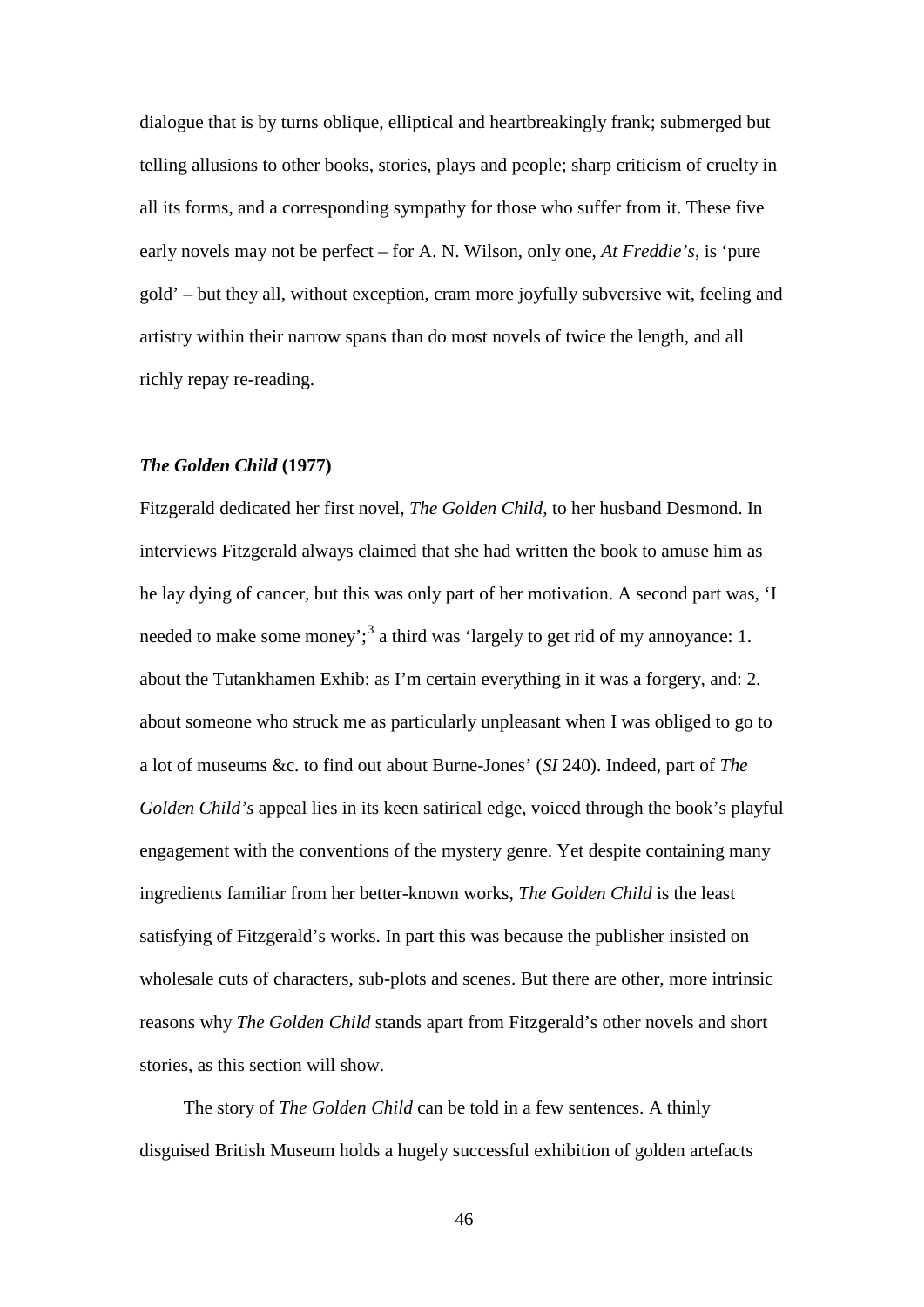dialogue that is by turns oblique, elliptical and heartbreakingly frank; submerged but telling allusions to other books, stories, plays and people; sharp criticism of cruelty in all its forms, and a corresponding sympathy for those who suffer from it. These five early novels may not be perfect – for A. N. Wilson, only one, *At Freddie's*, is 'pure gold' – but they all, without exception, cram more joyfully subversive wit, feeling and artistry within their narrow spans than do most novels of twice the length, and all richly repay re-reading.

### *The Golden Child* (1977)

Fitzgerald dedicated her first novel, *The Golden Child*, to her husband Desmond. In interviews Fitzgerald always claimed that she had written the book to amuse him as he lay dying of cancer, but this was only part of her motivation. A second part was, 'I needed to make some money';[3] a third was 'largely to get rid of my annoyance: 1. about the Tutankhamen Exhib: as I'm certain everything in it was a forgery, and: 2. about someone who struck me as particularly unpleasant when I was obliged to go to a lot of museums &c. to find out about Burne-Jones' (*SI* 240). Indeed, part of *The Golden Child's* appeal lies in its keen satirical edge, voiced through the book's playful engagement with the conventions of the mystery genre. Yet despite containing many ingredients familiar from her better-known works, *The Golden Child* is the least satisfying of Fitzgerald's works. In part this was because the publisher insisted on wholesale cuts of characters, sub-plots and scenes. But there are other, more intrinsic reasons why *The Golden Child* stands apart from Fitzgerald's other novels and short stories, as this section will show.

The story of *The Golden Child* can be told in a few sentences. A thinly disguised British Museum holds a hugely successful exhibition of golden artefacts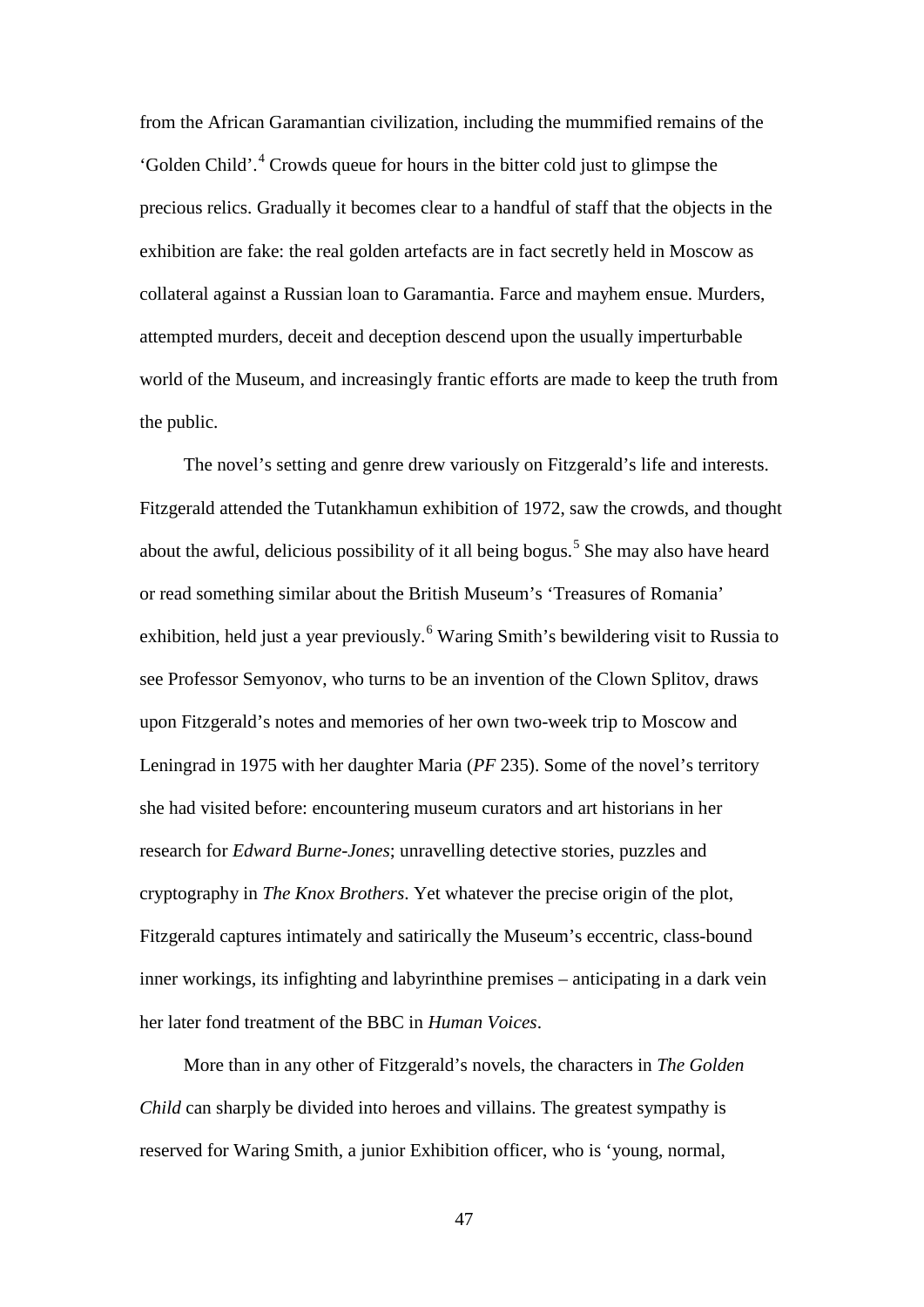from the African Garamantian civilization, including the mummified remains of the 'Golden Child'.[4] Crowds queue for hours in the bitter cold just to glimpse the precious relics. Gradually it becomes clear to a handful of staff that the objects in the exhibition are fake: the real golden artefacts are in fact secretly held in Moscow as collateral against a Russian loan to Garamantia. Farce and mayhem ensue. Murders, attempted murders, deceit and deception descend upon the usually imperturbable world of the Museum, and increasingly frantic efforts are made to keep the truth from the public.

The novel's setting and genre drew variously on Fitzgerald's life and interests. Fitzgerald attended the Tutankhamun exhibition of 1972, saw the crowds, and thought about the awful, delicious possibility of it all being bogus.[5] She may also have heard or read something similar about the British Museum's 'Treasures of Romania' exhibition, held just a year previously.[6] Waring Smith's bewildering visit to Russia to see Professor Semyonov, who turns to be an invention of the Clown Splitov, draws upon Fitzgerald's notes and memories of her own two-week trip to Moscow and Leningrad in 1975 with her daughter Maria (*PF* 235). Some of the novel's territory she had visited before: encountering museum curators and art historians in her research for *Edward Burne-Jones*; unravelling detective stories, puzzles and cryptography in *The Knox Brothers*. Yet whatever the precise origin of the plot, Fitzgerald captures intimately and satirically the Museum's eccentric, class-bound inner workings, its infighting and labyrinthine premises – anticipating in a dark vein her later fond treatment of the BBC in *Human Voices*.

More than in any other of Fitzgerald's novels, the characters in *The Golden Child* can sharply be divided into heroes and villains. The greatest sympathy is reserved for Waring Smith, a junior Exhibition officer, who is 'young, normal,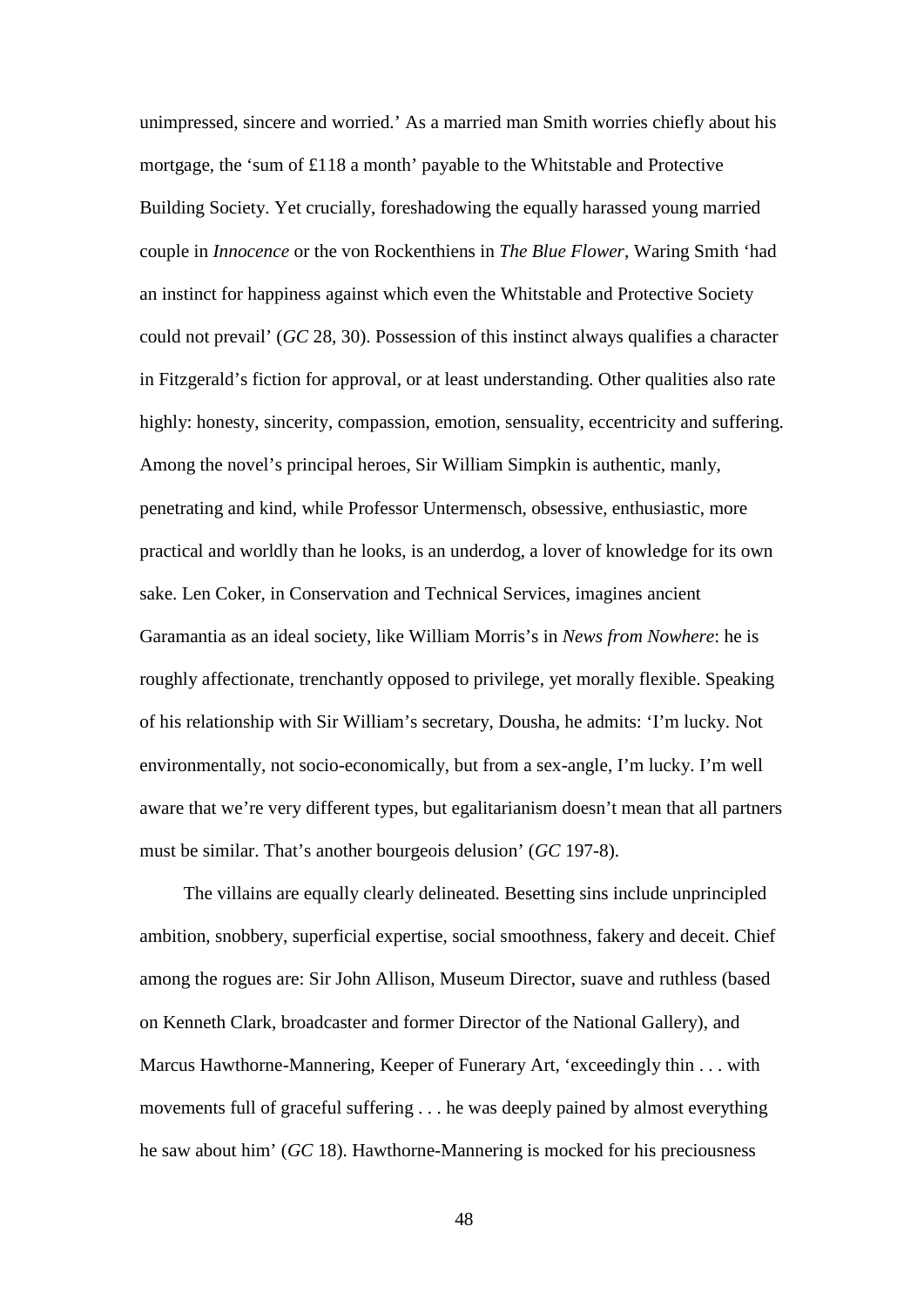unimpressed, sincere and worried.' As a married man Smith worries chiefly about his mortgage, the 'sum of £118 a month' payable to the Whitstable and Protective Building Society. Yet crucially, foreshadowing the equally harassed young married couple in *Innocence* or the von Rockenthiens in *The Blue Flower*, Waring Smith 'had an instinct for happiness against which even the Whitstable and Protective Society could not prevail' (*GC* 28, 30). Possession of this instinct always qualifies a character in Fitzgerald's fiction for approval, or at least understanding. Other qualities also rate highly: honesty, sincerity, compassion, emotion, sensuality, eccentricity and suffering. Among the novel's principal heroes, Sir William Simpkin is authentic, manly, penetrating and kind, while Professor Untermensch, obsessive, enthusiastic, more practical and worldly than he looks, is an underdog, a lover of knowledge for its own sake. Len Coker, in Conservation and Technical Services, imagines ancient Garamantia as an ideal society, like William Morris's in *News from Nowhere*: he is roughly affectionate, trenchantly opposed to privilege, yet morally flexible. Speaking of his relationship with Sir William's secretary, Dousha, he admits: 'I'm lucky. Not environmentally, not socio-economically, but from a sex-angle, I'm lucky. I'm well aware that we're very different types, but egalitarianism doesn't mean that all partners must be similar. That's another bourgeois delusion' (*GC* 197-8).

The villains are equally clearly delineated. Besetting sins include unprincipled ambition, snobbery, superficial expertise, social smoothness, fakery and deceit. Chief among the rogues are: Sir John Allison, Museum Director, suave and ruthless (based on Kenneth Clark, broadcaster and former Director of the National Gallery), and Marcus Hawthorne-Mannering, Keeper of Funerary Art, 'exceedingly thin . . . with movements full of graceful suffering . . . he was deeply pained by almost everything he saw about him' (*GC* 18). Hawthorne-Mannering is mocked for his preciousness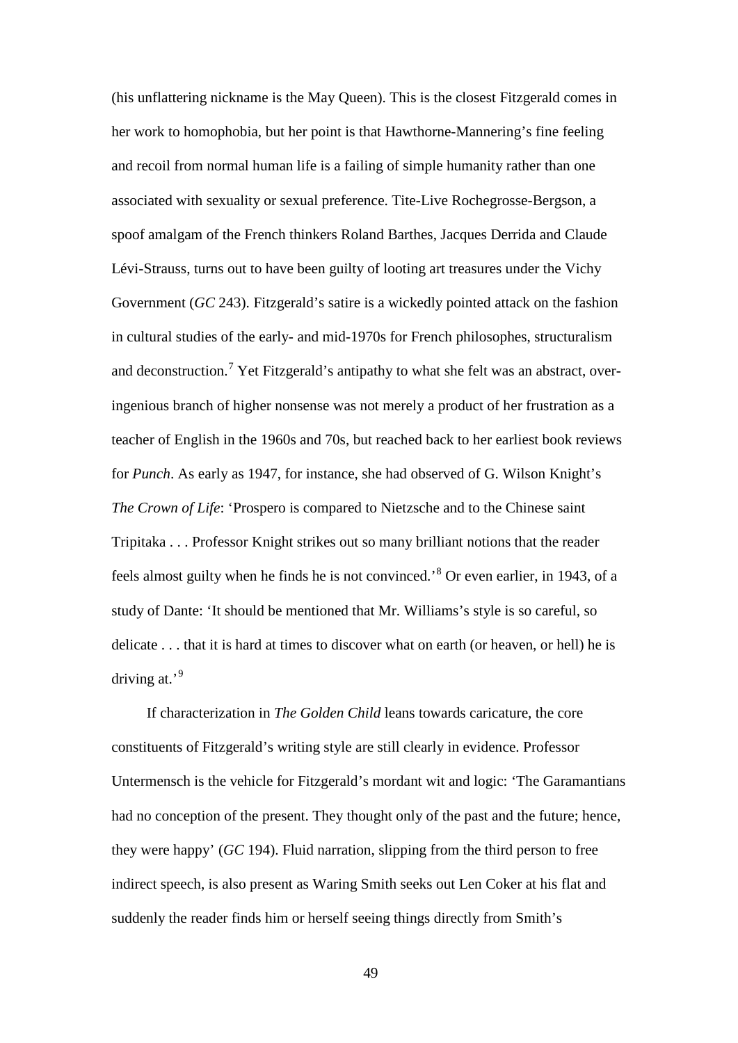(his unflattering nickname is the May Queen). This is the closest Fitzgerald comes in her work to homophobia, but her point is that Hawthorne-Mannering's fine feeling and recoil from normal human life is a failing of simple humanity rather than one associated with sexuality or sexual preference. Tite-Live Rochegrosse-Bergson, a spoof amalgam of the French thinkers Roland Barthes, Jacques Derrida and Claude Lévi-Strauss, turns out to have been guilty of looting art treasures under the Vichy Government (*GC* 243). Fitzgerald's satire is a wickedly pointed attack on the fashion in cultural studies of the early- and mid-1970s for French philosophes, structuralism and deconstruction.[7] Yet Fitzgerald's antipathy to what she felt was an abstract, over-ingenious branch of higher nonsense was not merely a product of her frustration as a teacher of English in the 1960s and 70s, but reached back to her earliest book reviews for *Punch*. As early as 1947, for instance, she had observed of G. Wilson Knight's *The Crown of Life*: 'Prospero is compared to Nietzsche and to the Chinese saint Tripitaka . . . Professor Knight strikes out so many brilliant notions that the reader feels almost guilty when he finds he is not convinced.'[8] Or even earlier, in 1943, of a study of Dante: 'It should be mentioned that Mr. Williams's style is so careful, so delicate . . . that it is hard at times to discover what on earth (or heaven, or hell) he is driving at.'[9]

If characterization in *The Golden Child* leans towards caricature, the core constituents of Fitzgerald's writing style are still clearly in evidence. Professor Untermensch is the vehicle for Fitzgerald's mordant wit and logic: 'The Garamantians had no conception of the present. They thought only of the past and the future; hence, they were happy' (*GC* 194). Fluid narration, slipping from the third person to free indirect speech, is also present as Waring Smith seeks out Len Coker at his flat and suddenly the reader finds him or herself seeing things directly from Smith's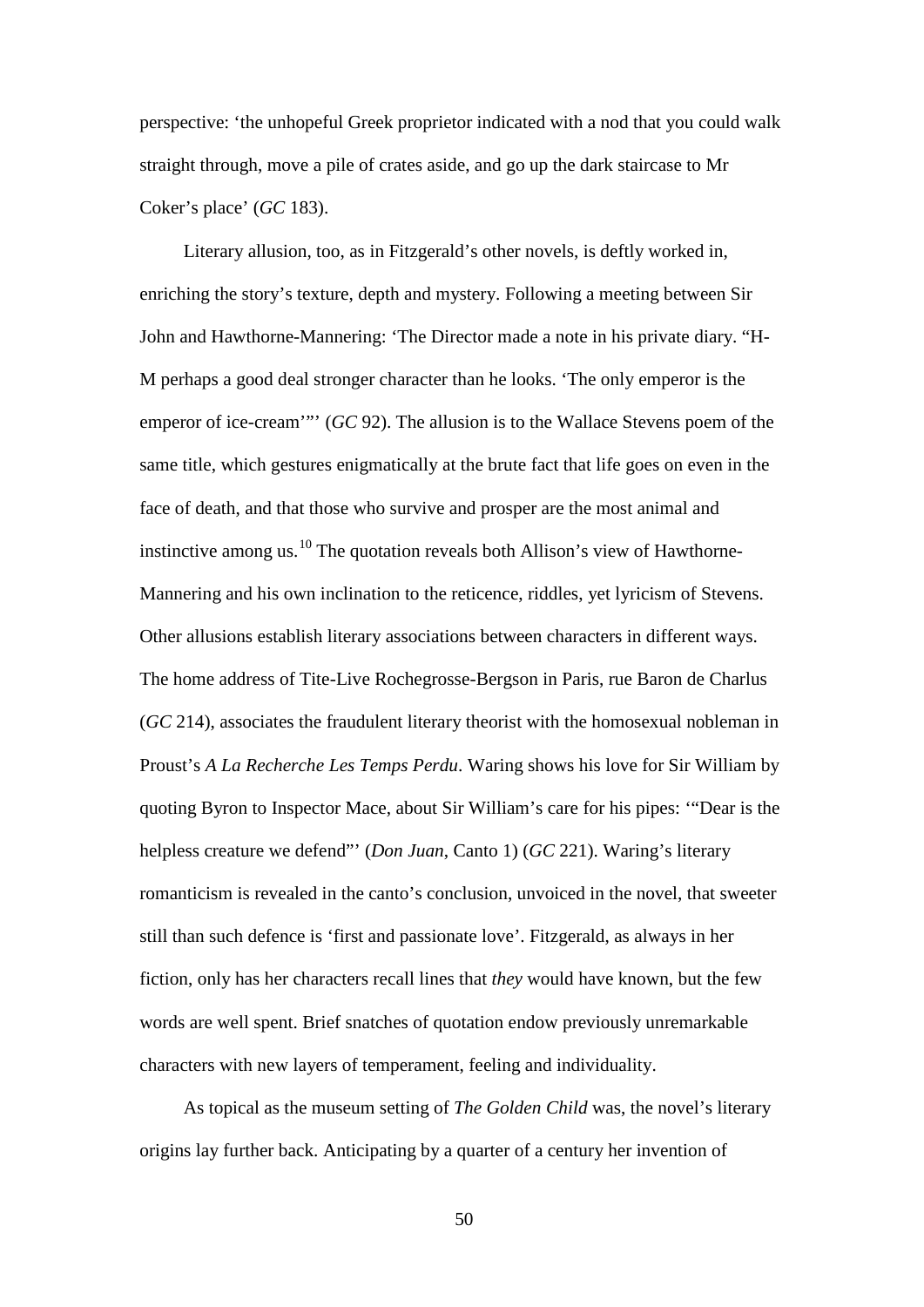perspective: 'the unhopeful Greek proprietor indicated with a nod that you could walk straight through, move a pile of crates aside, and go up the dark staircase to Mr Coker's place' (*GC* 183).

Literary allusion, too, as in Fitzgerald's other novels, is deftly worked in, enriching the story's texture, depth and mystery. Following a meeting between Sir John and Hawthorne-Mannering: 'The Director made a note in his private diary. "H-M perhaps a good deal stronger character than he looks. 'The only emperor is the emperor of ice-cream'"' (*GC* 92). The allusion is to the Wallace Stevens poem of the same title, which gestures enigmatically at the brute fact that life goes on even in the face of death, and that those who survive and prosper are the most animal and instinctive among us.[10] The quotation reveals both Allison's view of Hawthorne-Mannering and his own inclination to the reticence, riddles, yet lyricism of Stevens. Other allusions establish literary associations between characters in different ways. The home address of Tite-Live Rochegrosse-Bergson in Paris, rue Baron de Charlus (*GC* 214), associates the fraudulent literary theorist with the homosexual nobleman in Proust's *A La Recherche Les Temps Perdu*. Waring shows his love for Sir William by quoting Byron to Inspector Mace, about Sir William's care for his pipes: '"Dear is the helpless creature we defend"' (*Don Juan*, Canto 1) (*GC* 221). Waring's literary romanticism is revealed in the canto's conclusion, unvoiced in the novel, that sweeter still than such defence is 'first and passionate love'. Fitzgerald, as always in her fiction, only has her characters recall lines that *they* would have known, but the few words are well spent. Brief snatches of quotation endow previously unremarkable characters with new layers of temperament, feeling and individuality.

As topical as the museum setting of *The Golden Child* was, the novel's literary origins lay further back. Anticipating by a quarter of a century her invention of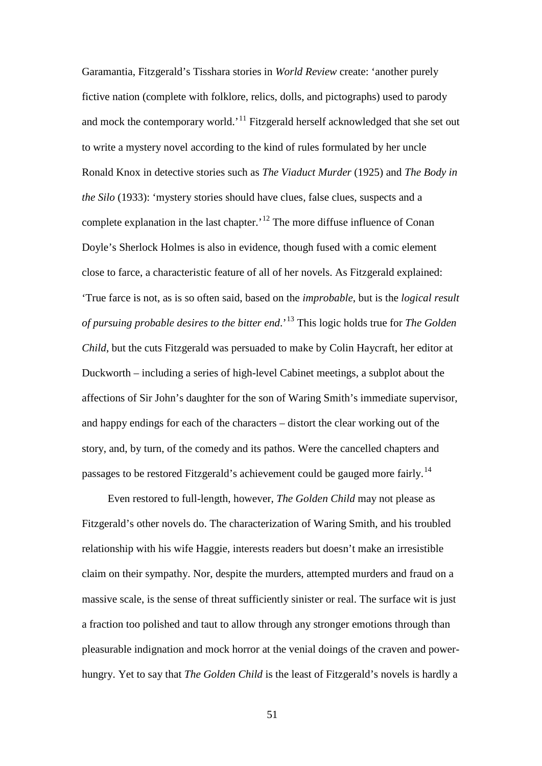Garamantia, Fitzgerald's Tisshara stories in *World Review* create: 'another purely fictive nation (complete with folklore, relics, dolls, and pictographs) used to parody and mock the contemporary world.'[11] Fitzgerald herself acknowledged that she set out to write a mystery novel according to the kind of rules formulated by her uncle Ronald Knox in detective stories such as *The Viaduct Murder* (1925) and *The Body in the Silo* (1933): 'mystery stories should have clues, false clues, suspects and a complete explanation in the last chapter.'[12] The more diffuse influence of Conan Doyle's Sherlock Holmes is also in evidence, though fused with a comic element close to farce, a characteristic feature of all of her novels. As Fitzgerald explained: 'True farce is not, as is so often said, based on the *improbable*, but is the *logical result of pursuing probable desires to the bitter end*.'[13] This logic holds true for *The Golden Child*, but the cuts Fitzgerald was persuaded to make by Colin Haycraft, her editor at Duckworth – including a series of high-level Cabinet meetings, a subplot about the affections of Sir John's daughter for the son of Waring Smith's immediate supervisor, and happy endings for each of the characters – distort the clear working out of the story, and, by turn, of the comedy and its pathos. Were the cancelled chapters and passages to be restored Fitzgerald's achievement could be gauged more fairly.[14]

Even restored to full-length, however, *The Golden Child* may not please as Fitzgerald's other novels do. The characterization of Waring Smith, and his troubled relationship with his wife Haggie, interests readers but doesn't make an irresistible claim on their sympathy. Nor, despite the murders, attempted murders and fraud on a massive scale, is the sense of threat sufficiently sinister or real. The surface wit is just a fraction too polished and taut to allow through any stronger emotions through than pleasurable indignation and mock horror at the venial doings of the craven and power-hungry. Yet to say that *The Golden Child* is the least of Fitzgerald's novels is hardly a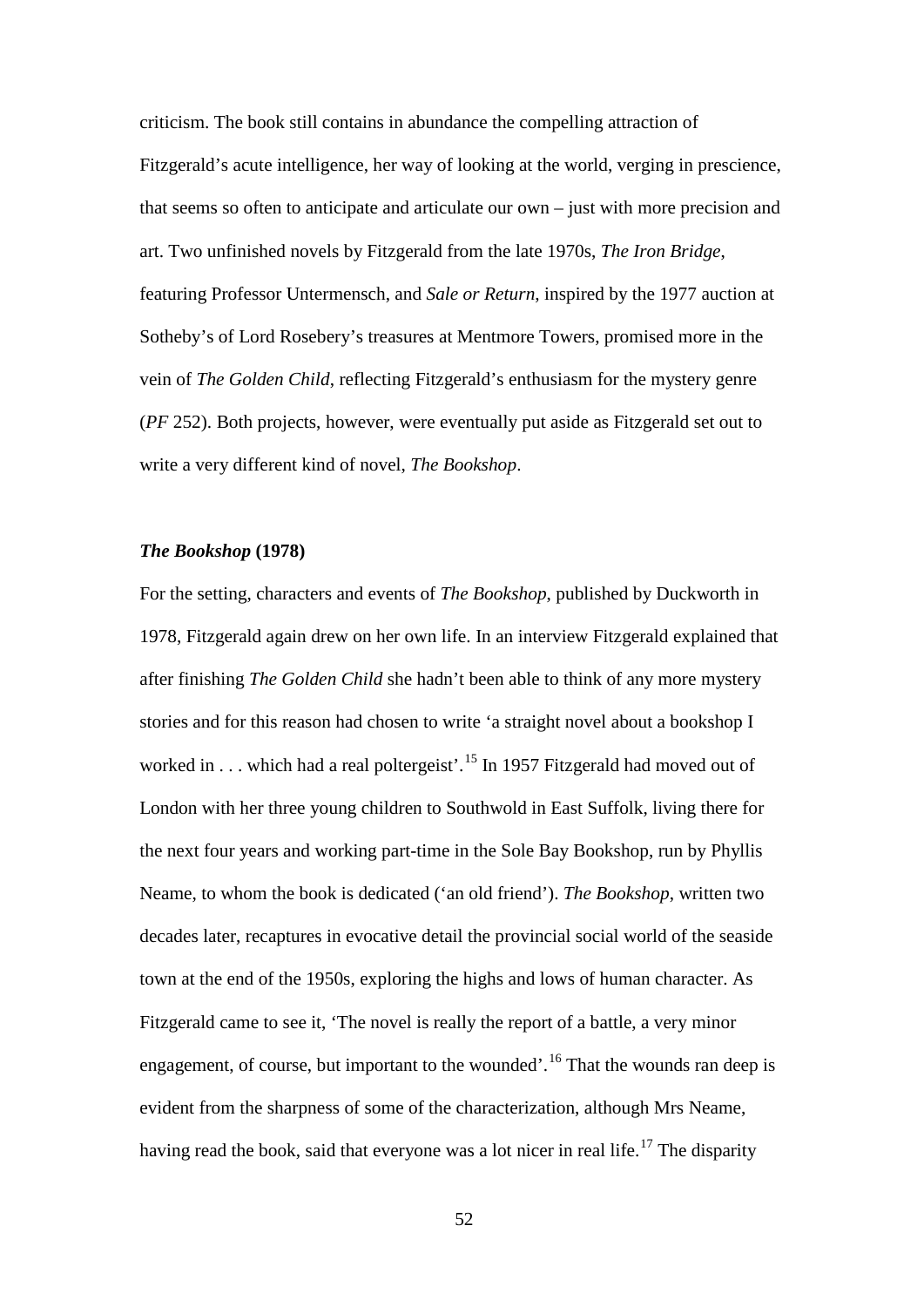criticism. The book still contains in abundance the compelling attraction of Fitzgerald's acute intelligence, her way of looking at the world, verging in prescience, that seems so often to anticipate and articulate our own – just with more precision and art. Two unfinished novels by Fitzgerald from the late 1970s, *The Iron Bridge*, featuring Professor Untermensch, and *Sale or Return*, inspired by the 1977 auction at Sotheby's of Lord Rosebery's treasures at Mentmore Towers, promised more in the vein of *The Golden Child*, reflecting Fitzgerald's enthusiasm for the mystery genre (*PF* 252). Both projects, however, were eventually put aside as Fitzgerald set out to write a very different kind of novel, *The Bookshop*.

### *The Bookshop* (1978)

For the setting, characters and events of *The Bookshop*, published by Duckworth in 1978, Fitzgerald again drew on her own life. In an interview Fitzgerald explained that after finishing *The Golden Child* she hadn't been able to think of any more mystery stories and for this reason had chosen to write 'a straight novel about a bookshop I worked in . . . which had a real poltergeist'.[15] In 1957 Fitzgerald had moved out of London with her three young children to Southwold in East Suffolk, living there for the next four years and working part-time in the Sole Bay Bookshop, run by Phyllis Neame, to whom the book is dedicated ('an old friend'). *The Bookshop*, written two decades later, recaptures in evocative detail the provincial social world of the seaside town at the end of the 1950s, exploring the highs and lows of human character. As Fitzgerald came to see it, 'The novel is really the report of a battle, a very minor engagement, of course, but important to the wounded'.[16] That the wounds ran deep is evident from the sharpness of some of the characterization, although Mrs Neame, having read the book, said that everyone was a lot nicer in real life.[17] The disparity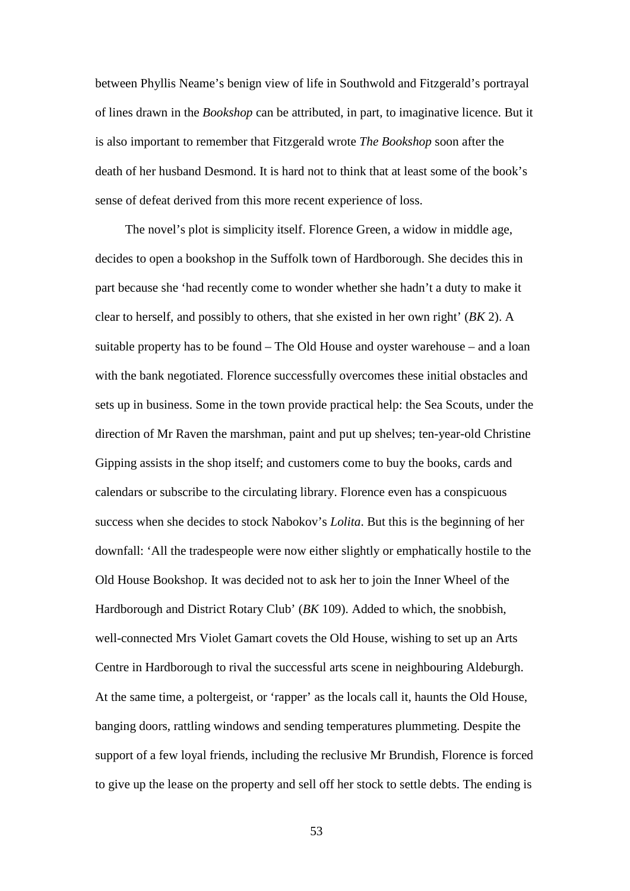between Phyllis Neame's benign view of life in Southwold and Fitzgerald's portrayal of lines drawn in the *Bookshop* can be attributed, in part, to imaginative licence. But it is also important to remember that Fitzgerald wrote *The Bookshop* soon after the death of her husband Desmond. It is hard not to think that at least some of the book's sense of defeat derived from this more recent experience of loss.

The novel's plot is simplicity itself. Florence Green, a widow in middle age, decides to open a bookshop in the Suffolk town of Hardborough. She decides this in part because she 'had recently come to wonder whether she hadn't a duty to make it clear to herself, and possibly to others, that she existed in her own right' (*BK* 2). A suitable property has to be found – The Old House and oyster warehouse – and a loan with the bank negotiated. Florence successfully overcomes these initial obstacles and sets up in business. Some in the town provide practical help: the Sea Scouts, under the direction of Mr Raven the marshman, paint and put up shelves; ten-year-old Christine Gipping assists in the shop itself; and customers come to buy the books, cards and calendars or subscribe to the circulating library. Florence even has a conspicuous success when she decides to stock Nabokov's *Lolita*. But this is the beginning of her downfall: 'All the tradespeople were now either slightly or emphatically hostile to the Old House Bookshop. It was decided not to ask her to join the Inner Wheel of the Hardborough and District Rotary Club' (*BK* 109). Added to which, the snobbish, well-connected Mrs Violet Gamart covets the Old House, wishing to set up an Arts Centre in Hardborough to rival the successful arts scene in neighbouring Aldeburgh. At the same time, a poltergeist, or 'rapper' as the locals call it, haunts the Old House, banging doors, rattling windows and sending temperatures plummeting. Despite the support of a few loyal friends, including the reclusive Mr Brundish, Florence is forced to give up the lease on the property and sell off her stock to settle debts. The ending is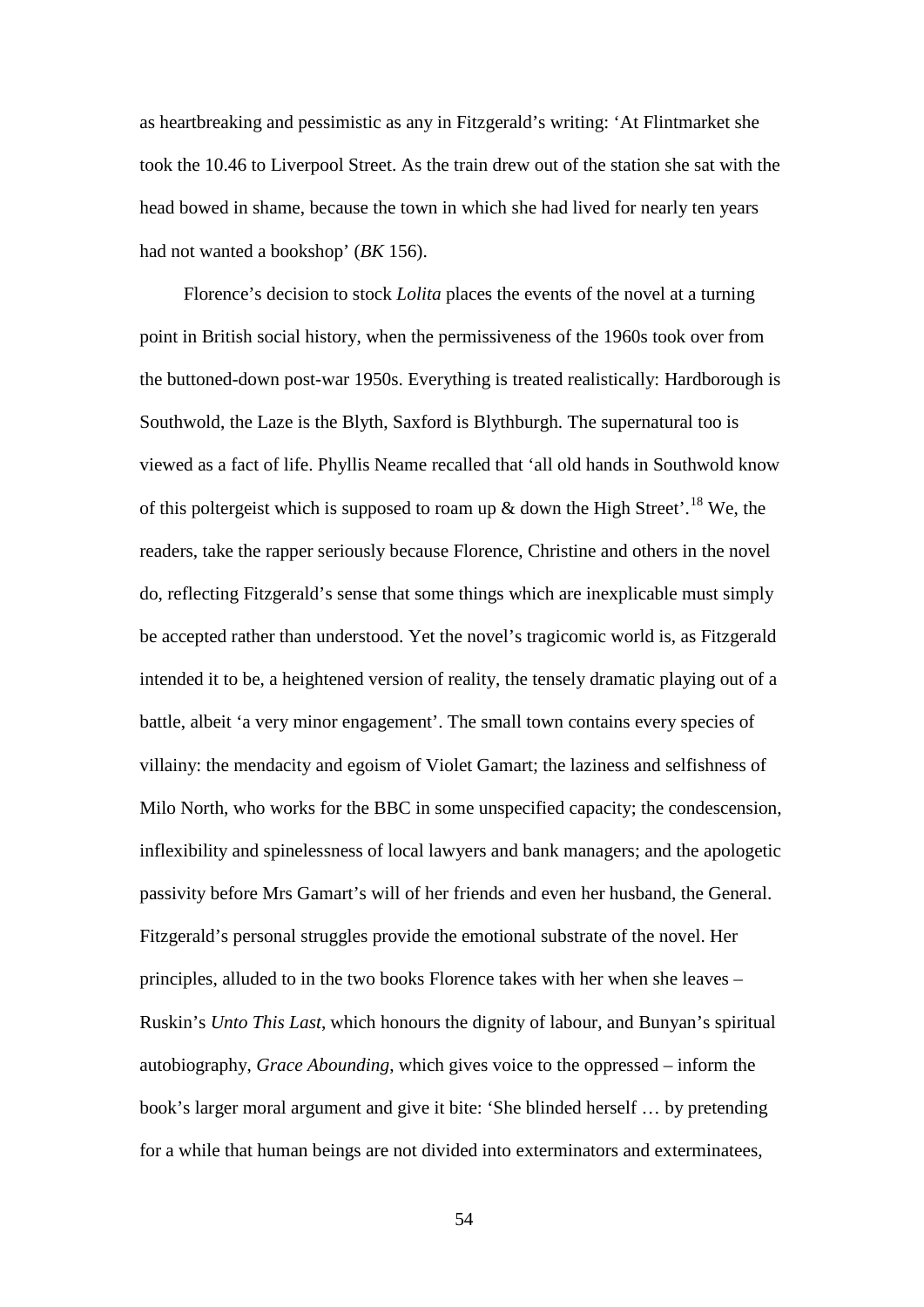as heartbreaking and pessimistic as any in Fitzgerald's writing: 'At Flintmarket she took the 10.46 to Liverpool Street. As the train drew out of the station she sat with the head bowed in shame, because the town in which she had lived for nearly ten years had not wanted a bookshop' (*BK* 156).

Florence's decision to stock *Lolita* places the events of the novel at a turning point in British social history, when the permissiveness of the 1960s took over from the buttoned-down post-war 1950s. Everything is treated realistically: Hardborough is Southwold, the Laze is the Blyth, Saxford is Blythburgh. The supernatural too is viewed as a fact of life. Phyllis Neame recalled that 'all old hands in Southwold know of this poltergeist which is supposed to roam up & down the High Street'.[18] We, the readers, take the rapper seriously because Florence, Christine and others in the novel do, reflecting Fitzgerald's sense that some things which are inexplicable must simply be accepted rather than understood. Yet the novel's tragicomic world is, as Fitzgerald intended it to be, a heightened version of reality, the tensely dramatic playing out of a battle, albeit 'a very minor engagement'. The small town contains every species of villainy: the mendacity and egoism of Violet Gamart; the laziness and selfishness of Milo North, who works for the BBC in some unspecified capacity; the condescension, inflexibility and spinelessness of local lawyers and bank managers; and the apologetic passivity before Mrs Gamart's will of her friends and even her husband, the General. Fitzgerald's personal struggles provide the emotional substrate of the novel. Her principles, alluded to in the two books Florence takes with her when she leaves – Ruskin's *Unto This Last*, which honours the dignity of labour, and Bunyan's spiritual autobiography, *Grace Abounding*, which gives voice to the oppressed – inform the book's larger moral argument and give it bite: 'She blinded herself … by pretending for a while that human beings are not divided into exterminators and exterminatees,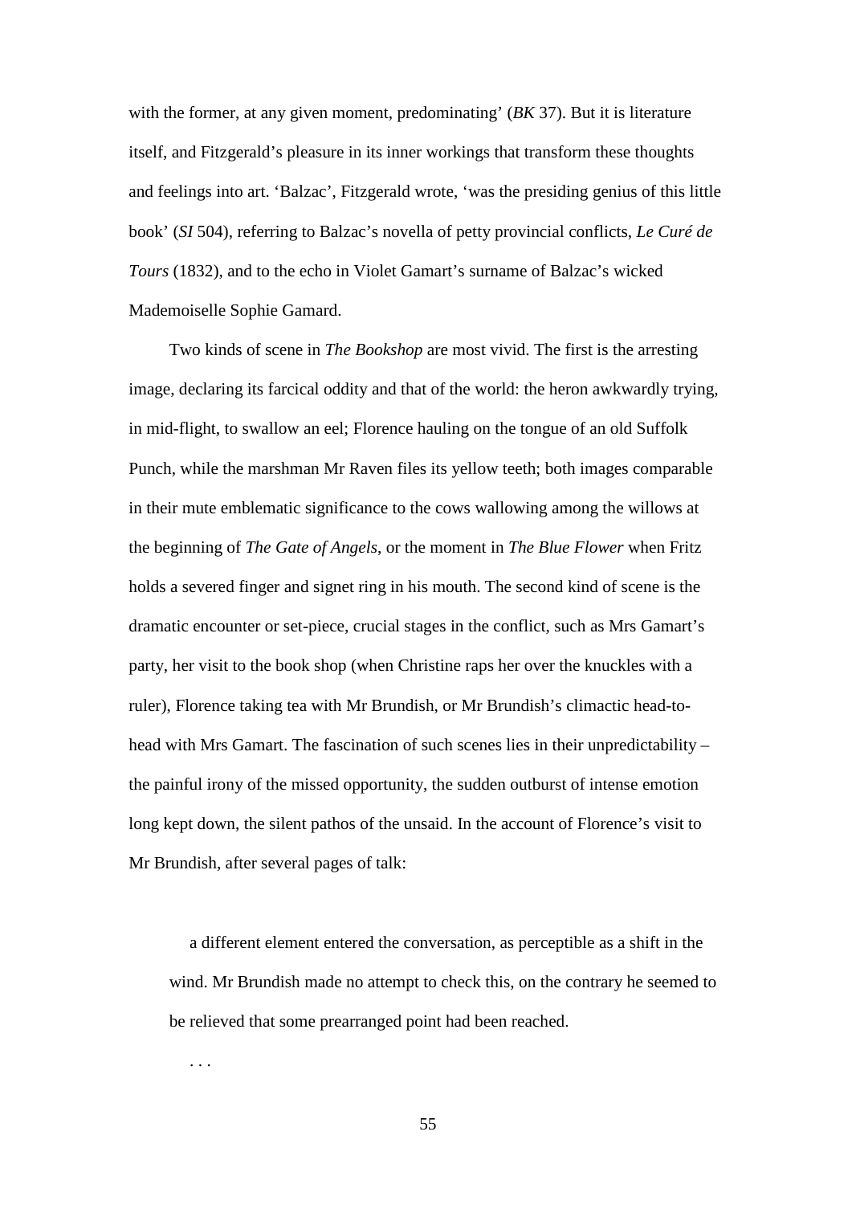with the former, at any given moment, predominating' (*BK* 37). But it is literature itself, and Fitzgerald's pleasure in its inner workings that transform these thoughts and feelings into art. 'Balzac', Fitzgerald wrote, 'was the presiding genius of this little book' (*SI* 504), referring to Balzac's novella of petty provincial conflicts, *Le Curé de Tours* (1832), and to the echo in Violet Gamart's surname of Balzac's wicked Mademoiselle Sophie Gamard.

Two kinds of scene in *The Bookshop* are most vivid. The first is the arresting image, declaring its farcical oddity and that of the world: the heron awkwardly trying, in mid-flight, to swallow an eel; Florence hauling on the tongue of an old Suffolk Punch, while the marshman Mr Raven files its yellow teeth; both images comparable in their mute emblematic significance to the cows wallowing among the willows at the beginning of *The Gate of Angels*, or the moment in *The Blue Flower* when Fritz holds a severed finger and signet ring in his mouth. The second kind of scene is the dramatic encounter or set-piece, crucial stages in the conflict, such as Mrs Gamart's party, her visit to the book shop (when Christine raps her over the knuckles with a ruler), Florence taking tea with Mr Brundish, or Mr Brundish's climactic head-to-head with Mrs Gamart. The fascination of such scenes lies in their unpredictability – the painful irony of the missed opportunity, the sudden outburst of intense emotion long kept down, the silent pathos of the unsaid. In the account of Florence's visit to Mr Brundish, after several pages of talk:

> a different element entered the conversation, as perceptible as a shift in the wind. Mr Brundish made no attempt to check this, on the contrary he seemed to be relieved that some prearranged point had been reached.
>
> . . .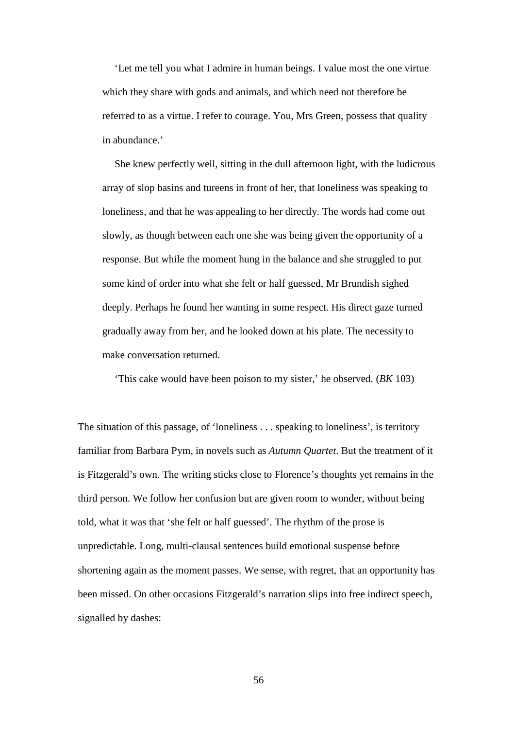> 'Let me tell you what I admire in human beings. I value most the one virtue which they share with gods and animals, and which need not therefore be referred to as a virtue. I refer to courage. You, Mrs Green, possess that quality in abundance.'
>
> She knew perfectly well, sitting in the dull afternoon light, with the ludicrous array of slop basins and tureens in front of her, that loneliness was speaking to loneliness, and that he was appealing to her directly. The words had come out slowly, as though between each one she was being given the opportunity of a response. But while the moment hung in the balance and she struggled to put some kind of order into what she felt or half guessed, Mr Brundish sighed deeply. Perhaps he found her wanting in some respect. His direct gaze turned gradually away from her, and he looked down at his plate. The necessity to make conversation returned.
>
> 'This cake would have been poison to my sister,' he observed. (*BK* 103)

The situation of this passage, of 'loneliness . . . speaking to loneliness', is territory familiar from Barbara Pym, in novels such as *Autumn Quartet*. But the treatment of it is Fitzgerald's own. The writing sticks close to Florence's thoughts yet remains in the third person. We follow her confusion but are given room to wonder, without being told, what it was that 'she felt or half guessed'. The rhythm of the prose is unpredictable. Long, multi-clausal sentences build emotional suspense before shortening again as the moment passes. We sense, with regret, that an opportunity has been missed. On other occasions Fitzgerald's narration slips into free indirect speech, signalled by dashes: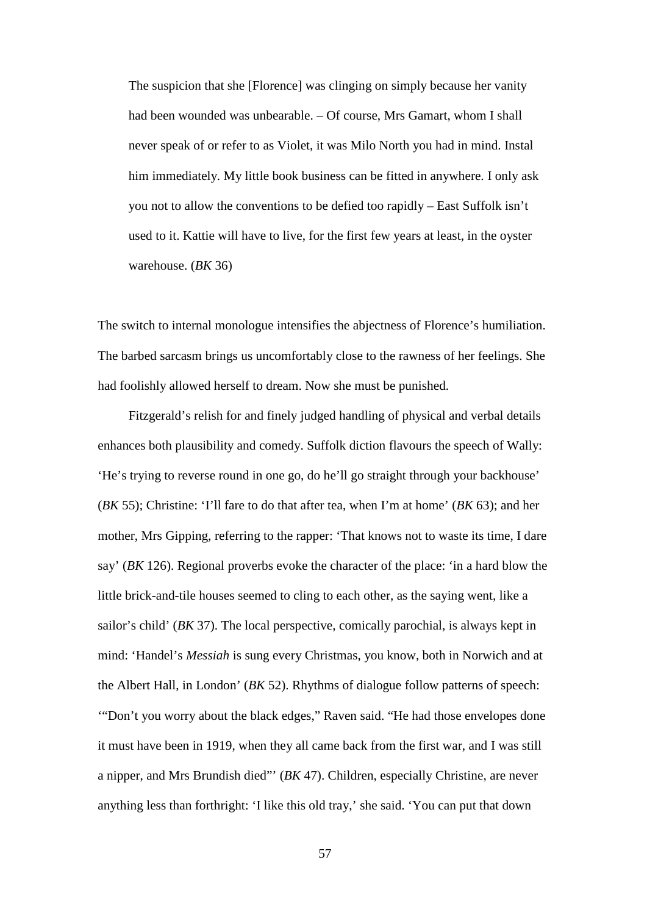> The suspicion that she [Florence] was clinging on simply because her vanity had been wounded was unbearable. – Of course, Mrs Gamart, whom I shall never speak of or refer to as Violet, it was Milo North you had in mind. Instal him immediately. My little book business can be fitted in anywhere. I only ask you not to allow the conventions to be defied too rapidly – East Suffolk isn't used to it. Kattie will have to live, for the first few years at least, in the oyster warehouse. (*BK* 36)

The switch to internal monologue intensifies the abjectness of Florence's humiliation. The barbed sarcasm brings us uncomfortably close to the rawness of her feelings. She had foolishly allowed herself to dream. Now she must be punished.

Fitzgerald's relish for and finely judged handling of physical and verbal details enhances both plausibility and comedy. Suffolk diction flavours the speech of Wally: 'He's trying to reverse round in one go, do he'll go straight through your backhouse' (*BK* 55); Christine: 'I'll fare to do that after tea, when I'm at home' (*BK* 63); and her mother, Mrs Gipping, referring to the rapper: 'That knows not to waste its time, I dare say' (*BK* 126). Regional proverbs evoke the character of the place: 'in a hard blow the little brick-and-tile houses seemed to cling to each other, as the saying went, like a sailor's child' (*BK* 37). The local perspective, comically parochial, is always kept in mind: 'Handel's *Messiah* is sung every Christmas, you know, both in Norwich and at the Albert Hall, in London' (*BK* 52). Rhythms of dialogue follow patterns of speech: '"Don't you worry about the black edges," Raven said. "He had those envelopes done it must have been in 1919, when they all came back from the first war, and I was still a nipper, and Mrs Brundish died"' (*BK* 47). Children, especially Christine, are never anything less than forthright: 'I like this old tray,' she said. 'You can put that down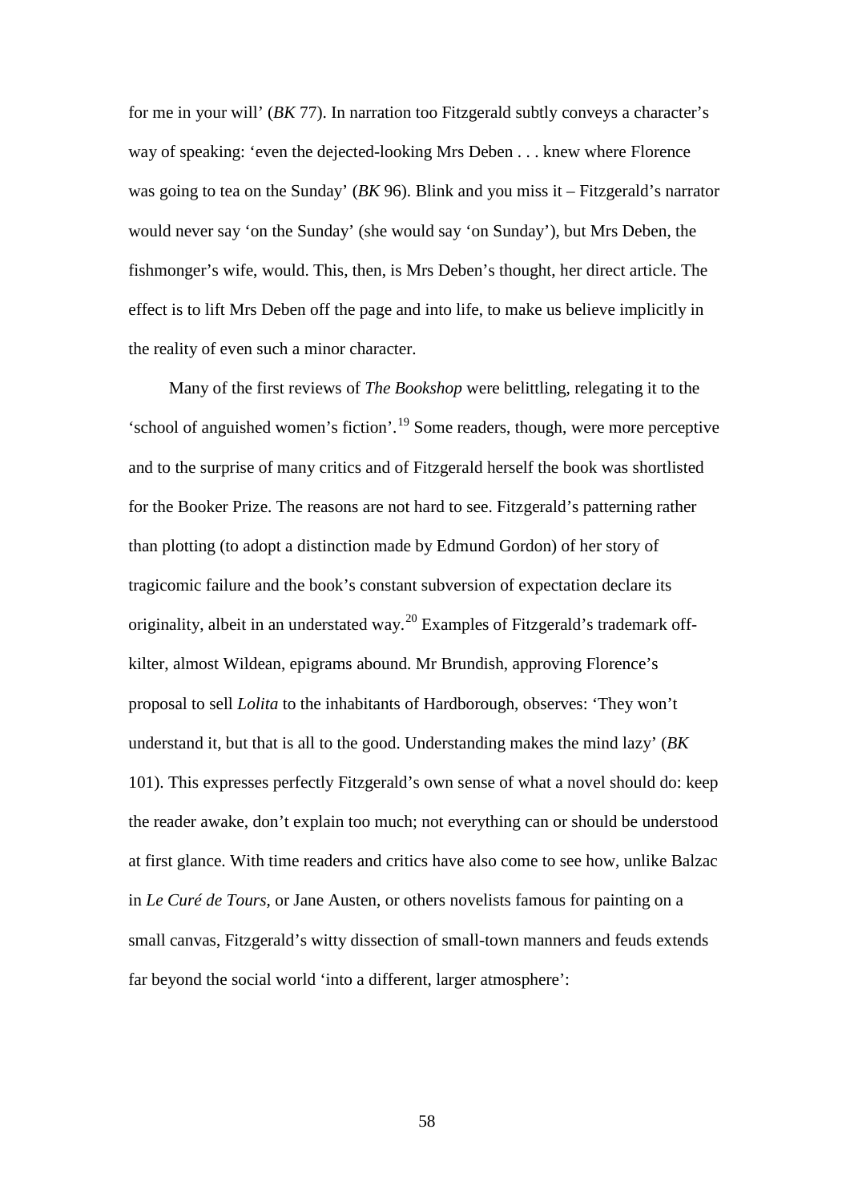for me in your will' (*BK* 77). In narration too Fitzgerald subtly conveys a character's way of speaking: 'even the dejected-looking Mrs Deben . . . knew where Florence was going to tea on the Sunday' (*BK* 96). Blink and you miss it – Fitzgerald's narrator would never say 'on the Sunday' (she would say 'on Sunday'), but Mrs Deben, the fishmonger's wife, would. This, then, is Mrs Deben's thought, her direct article. The effect is to lift Mrs Deben off the page and into life, to make us believe implicitly in the reality of even such a minor character.

Many of the first reviews of *The Bookshop* were belittling, relegating it to the 'school of anguished women's fiction'.[19] Some readers, though, were more perceptive and to the surprise of many critics and of Fitzgerald herself the book was shortlisted for the Booker Prize. The reasons are not hard to see. Fitzgerald's patterning rather than plotting (to adopt a distinction made by Edmund Gordon) of her story of tragicomic failure and the book's constant subversion of expectation declare its originality, albeit in an understated way.[20] Examples of Fitzgerald's trademark off-kilter, almost Wildean, epigrams abound. Mr Brundish, approving Florence's proposal to sell *Lolita* to the inhabitants of Hardborough, observes: 'They won't understand it, but that is all to the good. Understanding makes the mind lazy' (*BK* 101). This expresses perfectly Fitzgerald's own sense of what a novel should do: keep the reader awake, don't explain too much; not everything can or should be understood at first glance. With time readers and critics have also come to see how, unlike Balzac in *Le Curé de Tours*, or Jane Austen, or others novelists famous for painting on a small canvas, Fitzgerald's witty dissection of small-town manners and feuds extends far beyond the social world 'into a different, larger atmosphere':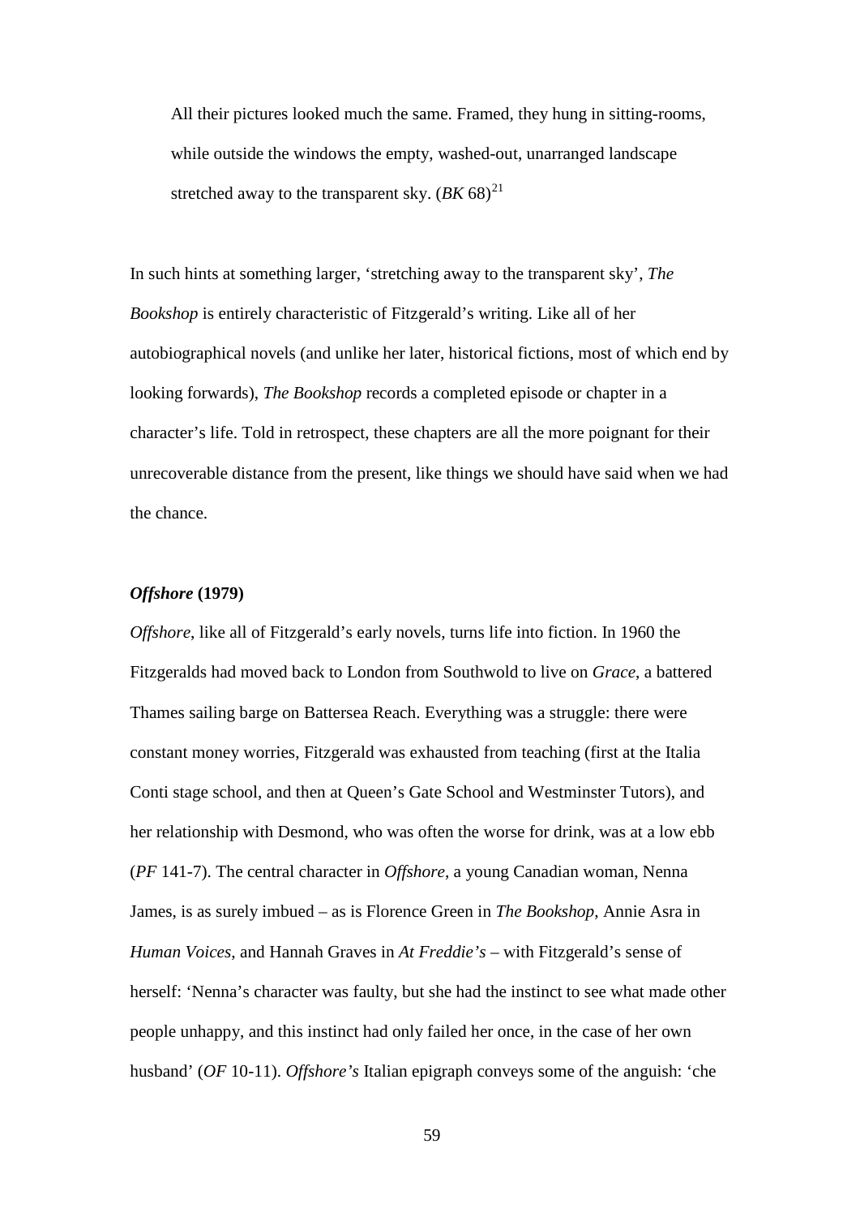> All their pictures looked much the same. Framed, they hung in sitting-rooms, while outside the windows the empty, washed-out, unarranged landscape stretched away to the transparent sky. (*BK* 68)[21]

In such hints at something larger, 'stretching away to the transparent sky', *The Bookshop* is entirely characteristic of Fitzgerald's writing. Like all of her autobiographical novels (and unlike her later, historical fictions, most of which end by looking forwards), *The Bookshop* records a completed episode or chapter in a character's life. Told in retrospect, these chapters are all the more poignant for their unrecoverable distance from the present, like things we should have said when we had the chance.

### *Offshore* (1979)

*Offshore*, like all of Fitzgerald's early novels, turns life into fiction. In 1960 the Fitzgeralds had moved back to London from Southwold to live on *Grace*, a battered Thames sailing barge on Battersea Reach. Everything was a struggle: there were constant money worries, Fitzgerald was exhausted from teaching (first at the Italia Conti stage school, and then at Queen's Gate School and Westminster Tutors), and her relationship with Desmond, who was often the worse for drink, was at a low ebb (*PF* 141-7). The central character in *Offshore*, a young Canadian woman, Nenna James, is as surely imbued – as is Florence Green in *The Bookshop*, Annie Asra in *Human Voices*, and Hannah Graves in *At Freddie's* – with Fitzgerald's sense of herself: 'Nenna's character was faulty, but she had the instinct to see what made other people unhappy, and this instinct had only failed her once, in the case of her own husband' (*OF* 10-11). *Offshore's* Italian epigraph conveys some of the anguish: 'che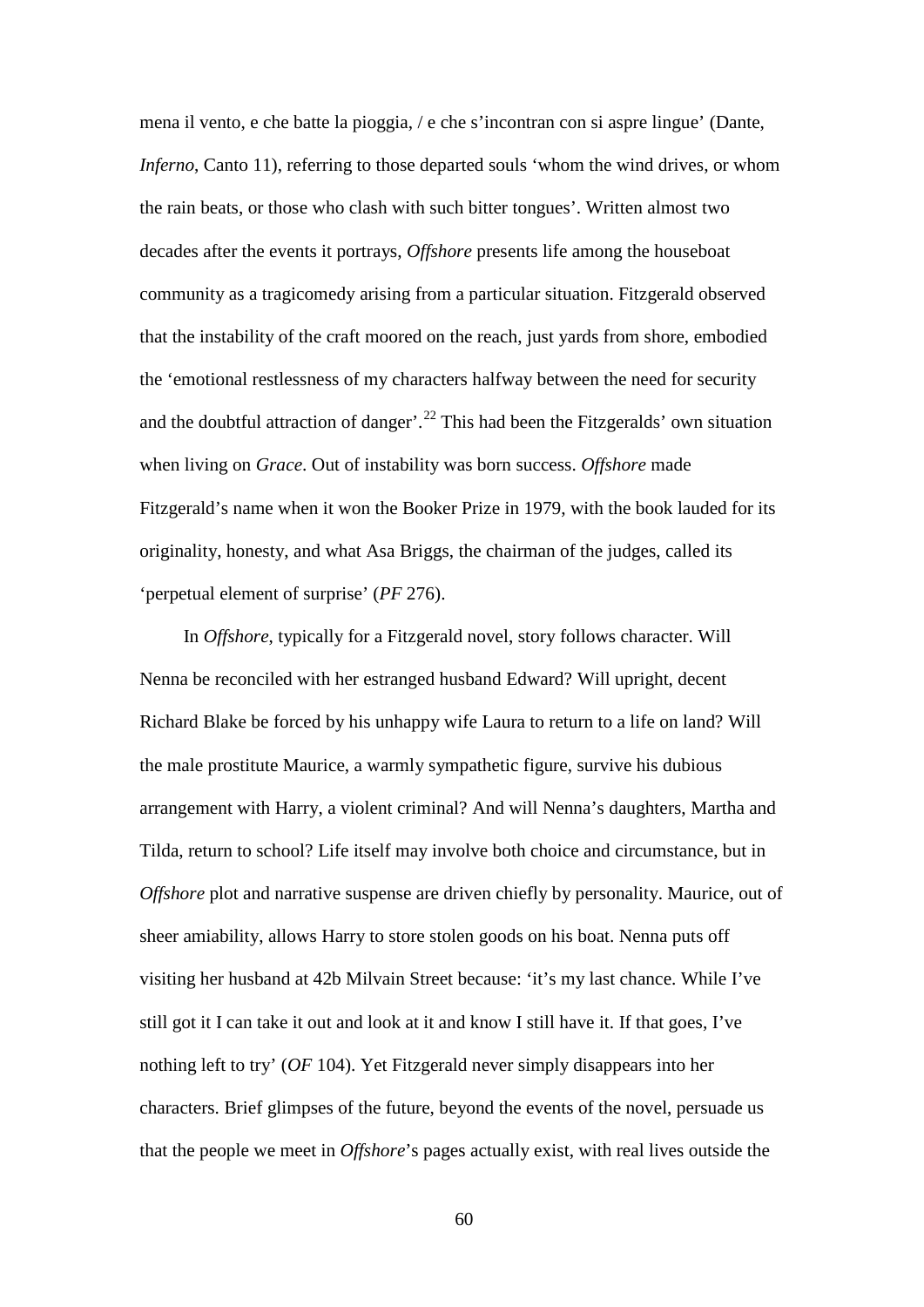mena il vento, e che batte la pioggia, / e che s'incontran con si aspre lingue' (Dante, *Inferno*, Canto 11), referring to those departed souls 'whom the wind drives, or whom the rain beats, or those who clash with such bitter tongues'. Written almost two decades after the events it portrays, *Offshore* presents life among the houseboat community as a tragicomedy arising from a particular situation. Fitzgerald observed that the instability of the craft moored on the reach, just yards from shore, embodied the 'emotional restlessness of my characters halfway between the need for security and the doubtful attraction of danger'.[22] This had been the Fitzgeralds' own situation when living on *Grace*. Out of instability was born success. *Offshore* made Fitzgerald's name when it won the Booker Prize in 1979, with the book lauded for its originality, honesty, and what Asa Briggs, the chairman of the judges, called its 'perpetual element of surprise' (*PF* 276).

In *Offshore*, typically for a Fitzgerald novel, story follows character. Will Nenna be reconciled with her estranged husband Edward? Will upright, decent Richard Blake be forced by his unhappy wife Laura to return to a life on land? Will the male prostitute Maurice, a warmly sympathetic figure, survive his dubious arrangement with Harry, a violent criminal? And will Nenna's daughters, Martha and Tilda, return to school? Life itself may involve both choice and circumstance, but in *Offshore* plot and narrative suspense are driven chiefly by personality. Maurice, out of sheer amiability, allows Harry to store stolen goods on his boat. Nenna puts off visiting her husband at 42b Milvain Street because: 'it's my last chance. While I've still got it I can take it out and look at it and know I still have it. If that goes, I've nothing left to try' (*OF* 104). Yet Fitzgerald never simply disappears into her characters. Brief glimpses of the future, beyond the events of the novel, persuade us that the people we meet in *Offshore*'s pages actually exist, with real lives outside the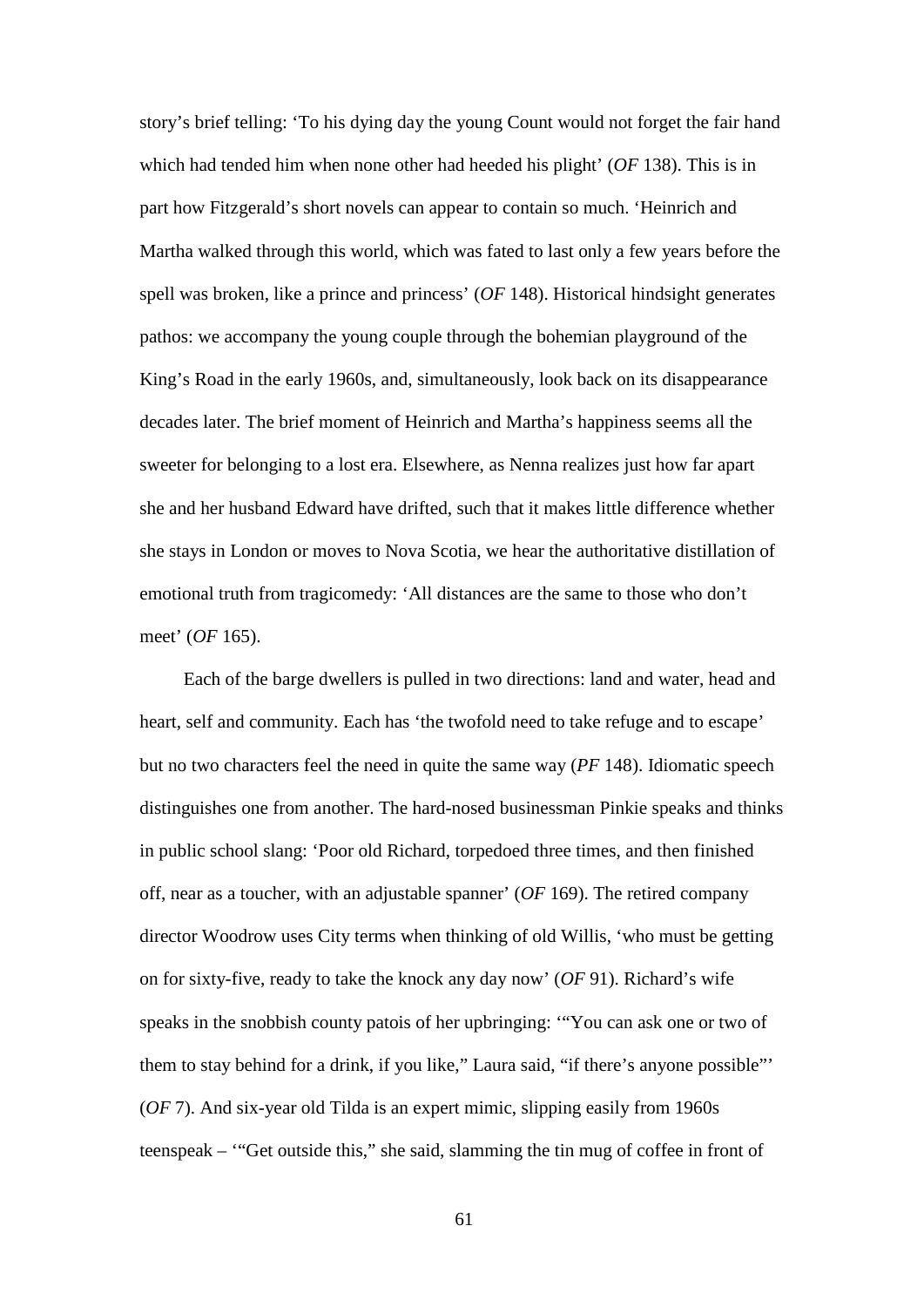story's brief telling: 'To his dying day the young Count would not forget the fair hand which had tended him when none other had heeded his plight' (*OF* 138). This is in part how Fitzgerald's short novels can appear to contain so much. 'Heinrich and Martha walked through this world, which was fated to last only a few years before the spell was broken, like a prince and princess' (*OF* 148). Historical hindsight generates pathos: we accompany the young couple through the bohemian playground of the King's Road in the early 1960s, and, simultaneously, look back on its disappearance decades later. The brief moment of Heinrich and Martha's happiness seems all the sweeter for belonging to a lost era. Elsewhere, as Nenna realizes just how far apart she and her husband Edward have drifted, such that it makes little difference whether she stays in London or moves to Nova Scotia, we hear the authoritative distillation of emotional truth from tragicomedy: 'All distances are the same to those who don't meet' (*OF* 165).

Each of the barge dwellers is pulled in two directions: land and water, head and heart, self and community. Each has 'the twofold need to take refuge and to escape' but no two characters feel the need in quite the same way (*PF* 148). Idiomatic speech distinguishes one from another. The hard-nosed businessman Pinkie speaks and thinks in public school slang: 'Poor old Richard, torpedoed three times, and then finished off, near as a toucher, with an adjustable spanner' (*OF* 169). The retired company director Woodrow uses City terms when thinking of old Willis, 'who must be getting on for sixty-five, ready to take the knock any day now' (*OF* 91). Richard's wife speaks in the snobbish county patois of her upbringing: '"You can ask one or two of them to stay behind for a drink, if you like," Laura said, "if there's anyone possible"' (*OF* 7). And six-year old Tilda is an expert mimic, slipping easily from 1960s teenspeak – '"Get outside this," she said, slamming the tin mug of coffee in front of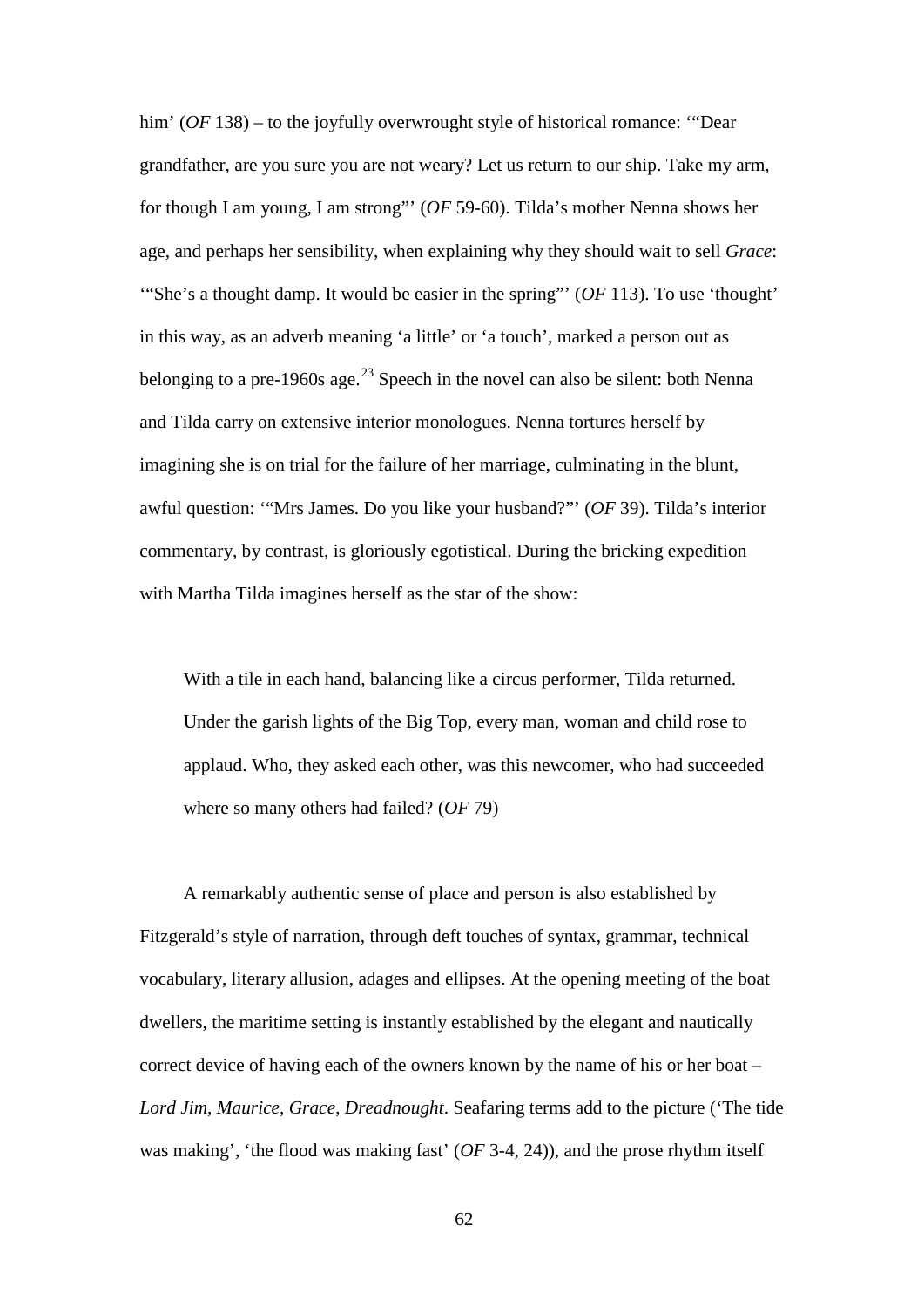him' (*OF* 138) – to the joyfully overwrought style of historical romance: '"Dear grandfather, are you sure you are not weary? Let us return to our ship. Take my arm, for though I am young, I am strong"' (*OF* 59-60). Tilda's mother Nenna shows her age, and perhaps her sensibility, when explaining why they should wait to sell *Grace*: '"She's a thought damp. It would be easier in the spring"' (*OF* 113). To use 'thought' in this way, as an adverb meaning 'a little' or 'a touch', marked a person out as belonging to a pre-1960s age.[23] Speech in the novel can also be silent: both Nenna and Tilda carry on extensive interior monologues. Nenna tortures herself by imagining she is on trial for the failure of her marriage, culminating in the blunt, awful question: '"Mrs James. Do you like your husband?"' (*OF* 39). Tilda's interior commentary, by contrast, is gloriously egotistical. During the bricking expedition with Martha Tilda imagines herself as the star of the show:

> With a tile in each hand, balancing like a circus performer, Tilda returned. Under the garish lights of the Big Top, every man, woman and child rose to applaud. Who, they asked each other, was this newcomer, who had succeeded where so many others had failed? (*OF* 79)

A remarkably authentic sense of place and person is also established by Fitzgerald's style of narration, through deft touches of syntax, grammar, technical vocabulary, literary allusion, adages and ellipses. At the opening meeting of the boat dwellers, the maritime setting is instantly established by the elegant and nautically correct device of having each of the owners known by the name of his or her boat – *Lord Jim*, *Maurice*, *Grace*, *Dreadnought*. Seafaring terms add to the picture ('The tide was making', 'the flood was making fast' (*OF* 3-4, 24)), and the prose rhythm itself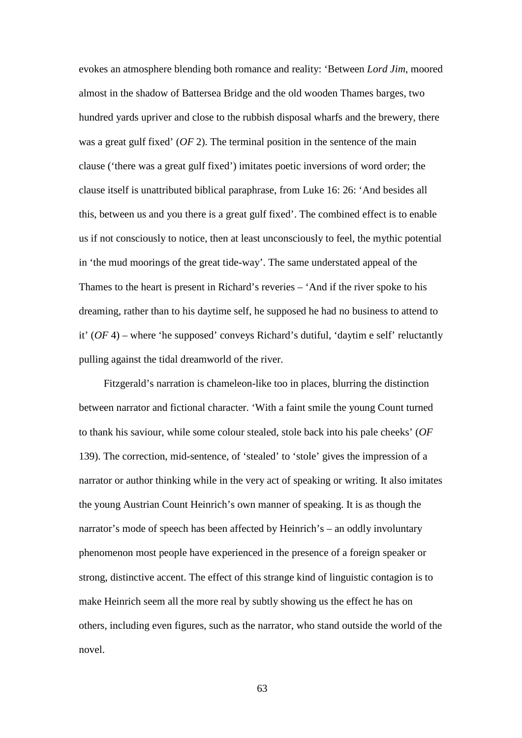evokes an atmosphere blending both romance and reality: 'Between *Lord Jim*, moored almost in the shadow of Battersea Bridge and the old wooden Thames barges, two hundred yards upriver and close to the rubbish disposal wharfs and the brewery, there was a great gulf fixed' (*OF* 2). The terminal position in the sentence of the main clause ('there was a great gulf fixed') imitates poetic inversions of word order; the clause itself is unattributed biblical paraphrase, from Luke 16: 26: 'And besides all this, between us and you there is a great gulf fixed'. The combined effect is to enable us if not consciously to notice, then at least unconsciously to feel, the mythic potential in 'the mud moorings of the great tide-way'. The same understated appeal of the Thames to the heart is present in Richard's reveries – 'And if the river spoke to his dreaming, rather than to his daytime self, he supposed he had no business to attend to it' (*OF* 4) – where 'he supposed' conveys Richard's dutiful, 'daytim e self' reluctantly pulling against the tidal dreamworld of the river.

Fitzgerald's narration is chameleon-like too in places, blurring the distinction between narrator and fictional character. 'With a faint smile the young Count turned to thank his saviour, while some colour stealed, stole back into his pale cheeks' (*OF* 139). The correction, mid-sentence, of 'stealed' to 'stole' gives the impression of a narrator or author thinking while in the very act of speaking or writing. It also imitates the young Austrian Count Heinrich's own manner of speaking. It is as though the narrator's mode of speech has been affected by Heinrich's – an oddly involuntary phenomenon most people have experienced in the presence of a foreign speaker or strong, distinctive accent. The effect of this strange kind of linguistic contagion is to make Heinrich seem all the more real by subtly showing us the effect he has on others, including even figures, such as the narrator, who stand outside the world of the novel.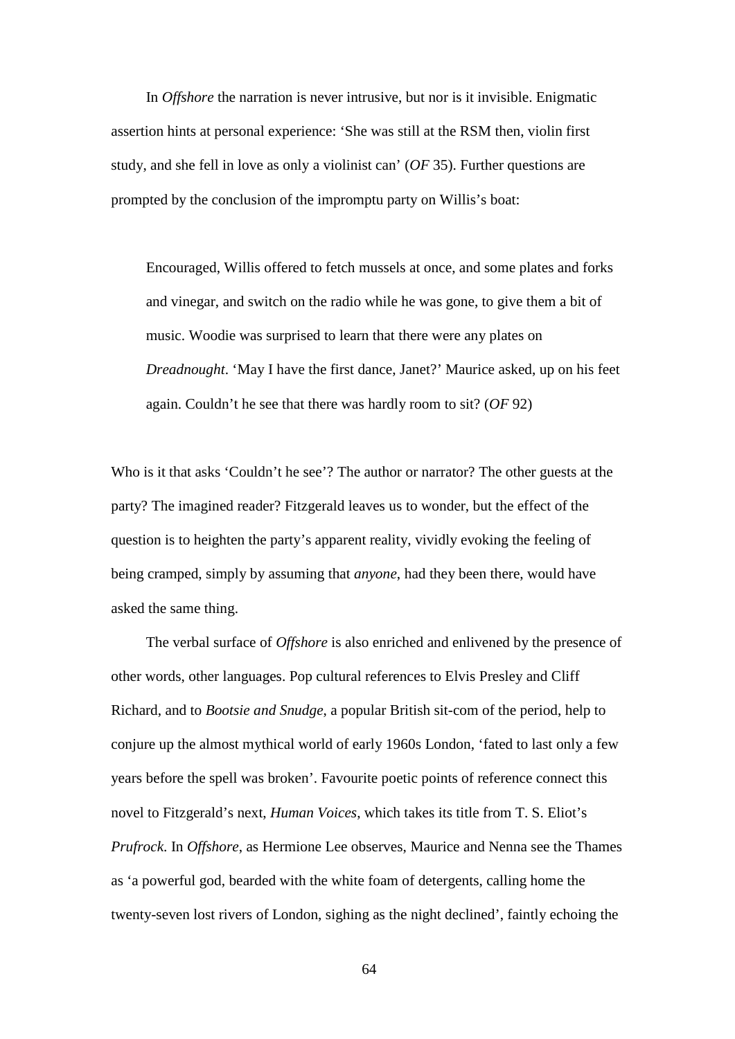In *Offshore* the narration is never intrusive, but nor is it invisible. Enigmatic assertion hints at personal experience: 'She was still at the RSM then, violin first study, and she fell in love as only a violinist can' (*OF* 35). Further questions are prompted by the conclusion of the impromptu party on Willis's boat:

> Encouraged, Willis offered to fetch mussels at once, and some plates and forks and vinegar, and switch on the radio while he was gone, to give them a bit of music. Woodie was surprised to learn that there were any plates on *Dreadnought*. 'May I have the first dance, Janet?' Maurice asked, up on his feet again. Couldn't he see that there was hardly room to sit? (*OF* 92)

Who is it that asks 'Couldn't he see'? The author or narrator? The other guests at the party? The imagined reader? Fitzgerald leaves us to wonder, but the effect of the question is to heighten the party's apparent reality, vividly evoking the feeling of being cramped, simply by assuming that *anyone*, had they been there, would have asked the same thing.

The verbal surface of *Offshore* is also enriched and enlivened by the presence of other words, other languages. Pop cultural references to Elvis Presley and Cliff Richard, and to *Bootsie and Snudge*, a popular British sit-com of the period, help to conjure up the almost mythical world of early 1960s London, 'fated to last only a few years before the spell was broken'. Favourite poetic points of reference connect this novel to Fitzgerald's next, *Human Voices*, which takes its title from T. S. Eliot's *Prufrock*. In *Offshore*, as Hermione Lee observes, Maurice and Nenna see the Thames as 'a powerful god, bearded with the white foam of detergents, calling home the twenty-seven lost rivers of London, sighing as the night declined', faintly echoing the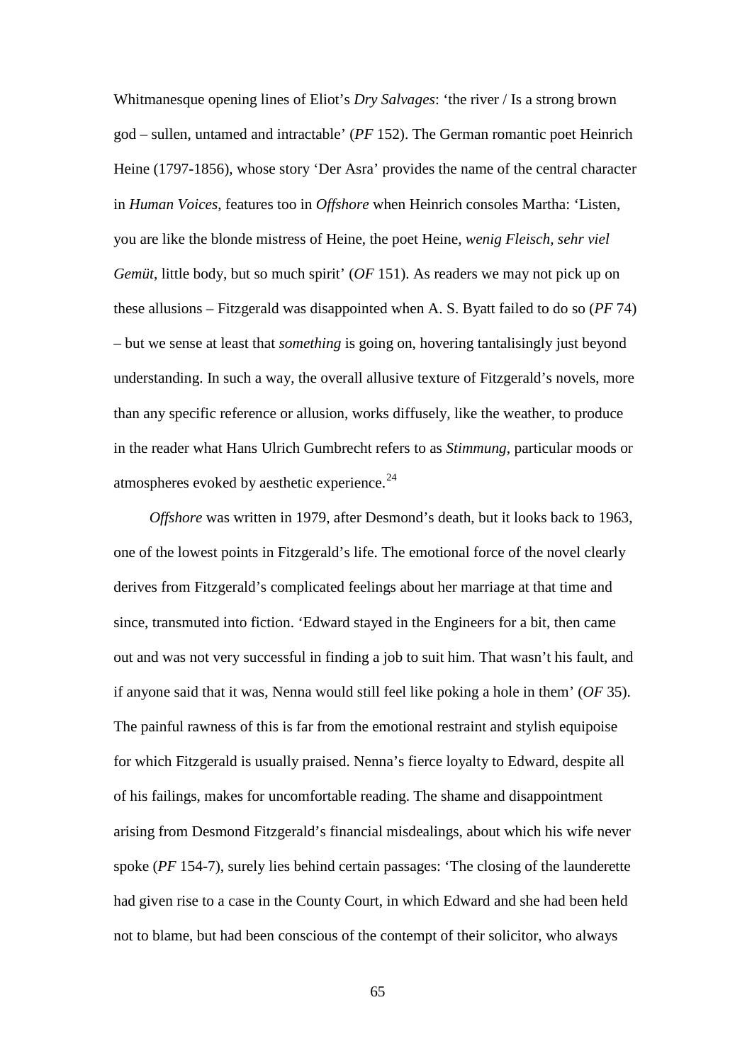Whitmanesque opening lines of Eliot's *Dry Salvages*: 'the river / Is a strong brown god – sullen, untamed and intractable' (*PF* 152). The German romantic poet Heinrich Heine (1797-1856), whose story 'Der Asra' provides the name of the central character in *Human Voices*, features too in *Offshore* when Heinrich consoles Martha: 'Listen, you are like the blonde mistress of Heine, the poet Heine, *wenig Fleisch, sehr viel Gemüt*, little body, but so much spirit' (*OF* 151). As readers we may not pick up on these allusions – Fitzgerald was disappointed when A. S. Byatt failed to do so (*PF* 74) – but we sense at least that *something* is going on, hovering tantalisingly just beyond understanding. In such a way, the overall allusive texture of Fitzgerald's novels, more than any specific reference or allusion, works diffusely, like the weather, to produce in the reader what Hans Ulrich Gumbrecht refers to as *Stimmung*, particular moods or atmospheres evoked by aesthetic experience.[24]

*Offshore* was written in 1979, after Desmond's death, but it looks back to 1963, one of the lowest points in Fitzgerald's life. The emotional force of the novel clearly derives from Fitzgerald's complicated feelings about her marriage at that time and since, transmuted into fiction. 'Edward stayed in the Engineers for a bit, then came out and was not very successful in finding a job to suit him. That wasn't his fault, and if anyone said that it was, Nenna would still feel like poking a hole in them' (*OF* 35). The painful rawness of this is far from the emotional restraint and stylish equipoise for which Fitzgerald is usually praised. Nenna's fierce loyalty to Edward, despite all of his failings, makes for uncomfortable reading. The shame and disappointment arising from Desmond Fitzgerald's financial misdealings, about which his wife never spoke (*PF* 154-7), surely lies behind certain passages: 'The closing of the launderette had given rise to a case in the County Court, in which Edward and she had been held not to blame, but had been conscious of the contempt of their solicitor, who always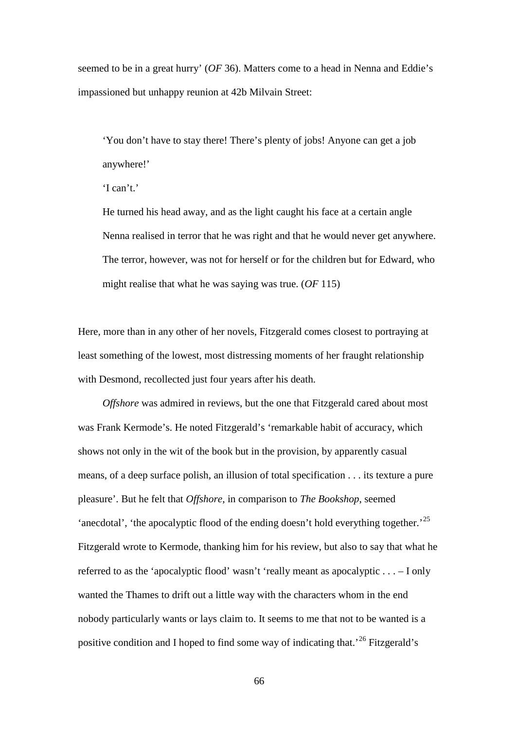seemed to be in a great hurry' (*OF* 36). Matters come to a head in Nenna and Eddie's impassioned but unhappy reunion at 42b Milvain Street:

> 'You don't have to stay there! There's plenty of jobs! Anyone can get a job anywhere!'
>
> 'I can't.'
>
> He turned his head away, and as the light caught his face at a certain angle Nenna realised in terror that he was right and that he would never get anywhere. The terror, however, was not for herself or for the children but for Edward, who might realise that what he was saying was true. (*OF* 115)

Here, more than in any other of her novels, Fitzgerald comes closest to portraying at least something of the lowest, most distressing moments of her fraught relationship with Desmond, recollected just four years after his death.

*Offshore* was admired in reviews, but the one that Fitzgerald cared about most was Frank Kermode's. He noted Fitzgerald's 'remarkable habit of accuracy, which shows not only in the wit of the book but in the provision, by apparently casual means, of a deep surface polish, an illusion of total specification . . . its texture a pure pleasure'. But he felt that *Offshore*, in comparison to *The Bookshop*, seemed 'anecdotal', 'the apocalyptic flood of the ending doesn't hold everything together.'[25] Fitzgerald wrote to Kermode, thanking him for his review, but also to say that what he referred to as the 'apocalyptic flood' wasn't 'really meant as apocalyptic . . . – I only wanted the Thames to drift out a little way with the characters whom in the end nobody particularly wants or lays claim to. It seems to me that not to be wanted is a positive condition and I hoped to find some way of indicating that.'[26] Fitzgerald's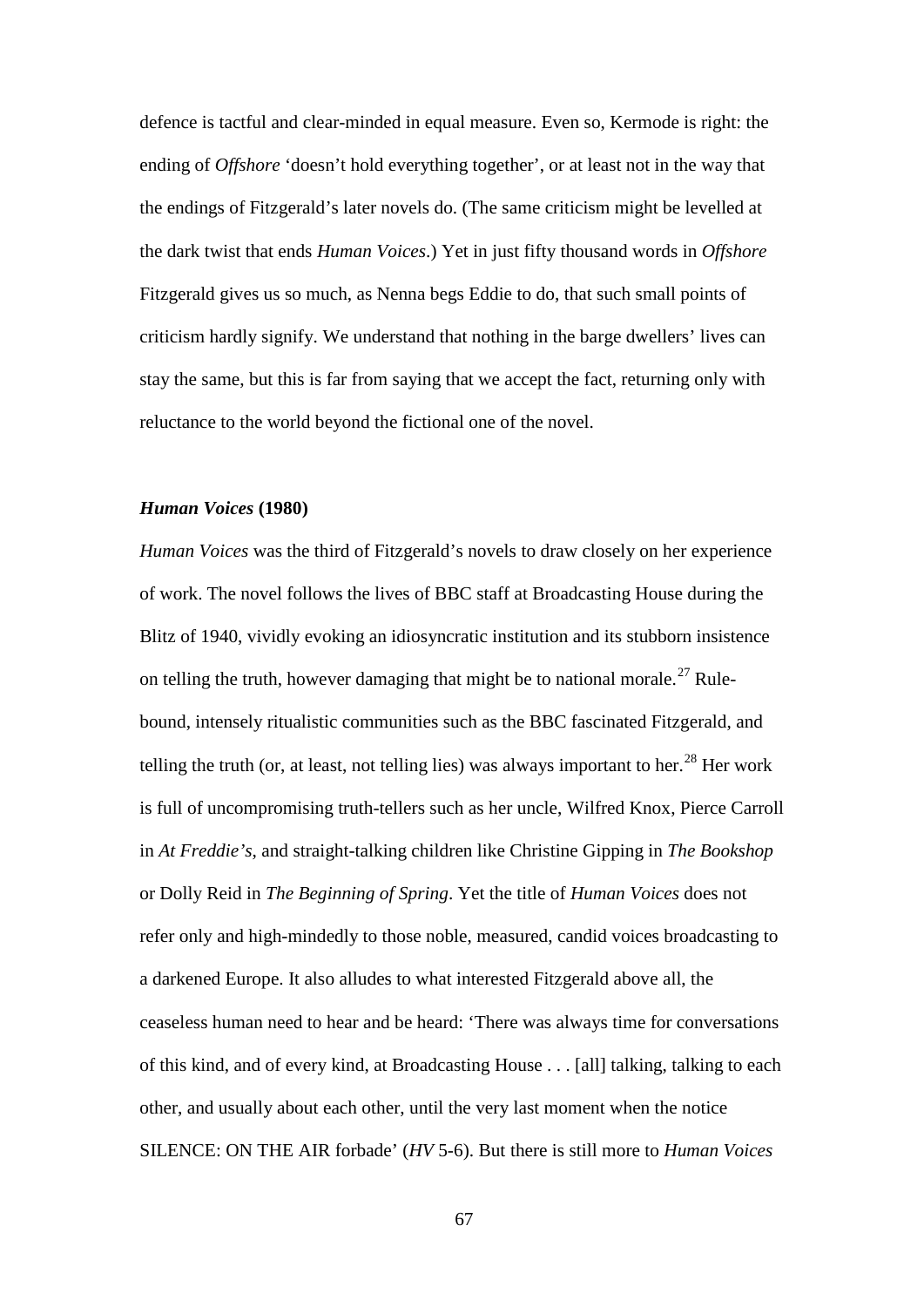defence is tactful and clear-minded in equal measure. Even so, Kermode is right: the ending of *Offshore* 'doesn't hold everything together', or at least not in the way that the endings of Fitzgerald's later novels do. (The same criticism might be levelled at the dark twist that ends *Human Voices*.) Yet in just fifty thousand words in *Offshore* Fitzgerald gives us so much, as Nenna begs Eddie to do, that such small points of criticism hardly signify. We understand that nothing in the barge dwellers' lives can stay the same, but this is far from saying that we accept the fact, returning only with reluctance to the world beyond the fictional one of the novel.

### ***Human Voices* (1980)**

*Human Voices* was the third of Fitzgerald's novels to draw closely on her experience of work. The novel follows the lives of BBC staff at Broadcasting House during the Blitz of 1940, vividly evoking an idiosyncratic institution and its stubborn insistence on telling the truth, however damaging that might be to national morale.[27] Rule-bound, intensely ritualistic communities such as the BBC fascinated Fitzgerald, and telling the truth (or, at least, not telling lies) was always important to her.[28] Her work is full of uncompromising truth-tellers such as her uncle, Wilfred Knox, Pierce Carroll in *At Freddie's*, and straight-talking children like Christine Gipping in *The Bookshop* or Dolly Reid in *The Beginning of Spring*. Yet the title of *Human Voices* does not refer only and high-mindedly to those noble, measured, candid voices broadcasting to a darkened Europe. It also alludes to what interested Fitzgerald above all, the ceaseless human need to hear and be heard: 'There was always time for conversations of this kind, and of every kind, at Broadcasting House . . . [all] talking, talking to each other, and usually about each other, until the very last moment when the notice SILENCE: ON THE AIR forbade' (*HV* 5-6). But there is still more to *Human Voices*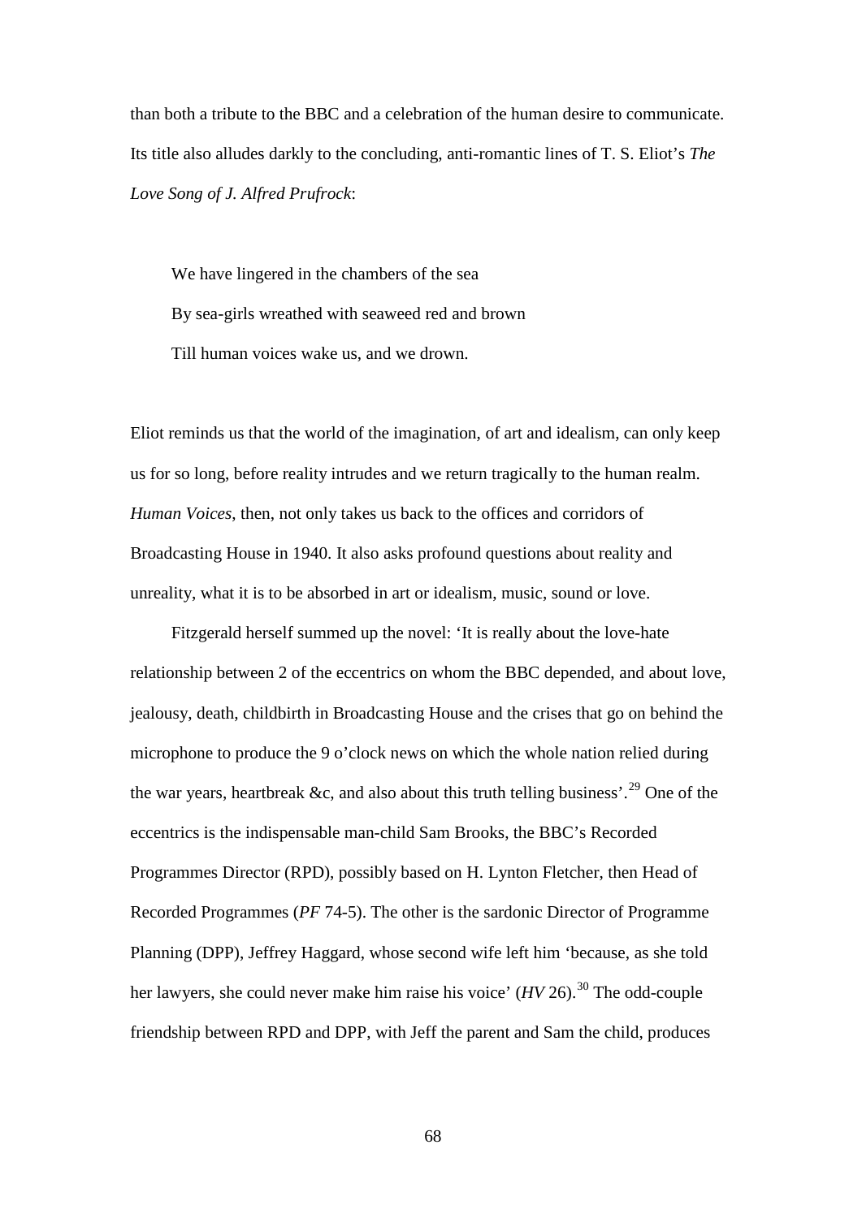than both a tribute to the BBC and a celebration of the human desire to communicate. Its title also alludes darkly to the concluding, anti-romantic lines of T. S. Eliot's *The Love Song of J. Alfred Prufrock*:

> We have lingered in the chambers of the sea
> By sea-girls wreathed with seaweed red and brown
> Till human voices wake us, and we drown.

Eliot reminds us that the world of the imagination, of art and idealism, can only keep us for so long, before reality intrudes and we return tragically to the human realm. *Human Voices*, then, not only takes us back to the offices and corridors of Broadcasting House in 1940. It also asks profound questions about reality and unreality, what it is to be absorbed in art or idealism, music, sound or love.

Fitzgerald herself summed up the novel: 'It is really about the love-hate relationship between 2 of the eccentrics on whom the BBC depended, and about love, jealousy, death, childbirth in Broadcasting House and the crises that go on behind the microphone to produce the 9 o'clock news on which the whole nation relied during the war years, heartbreak &c, and also about this truth telling business'.[29] One of the eccentrics is the indispensable man-child Sam Brooks, the BBC's Recorded Programmes Director (RPD), possibly based on H. Lynton Fletcher, then Head of Recorded Programmes (*PF* 74-5). The other is the sardonic Director of Programme Planning (DPP), Jeffrey Haggard, whose second wife left him 'because, as she told her lawyers, she could never make him raise his voice' (*HV* 26).[30] The odd-couple friendship between RPD and DPP, with Jeff the parent and Sam the child, produces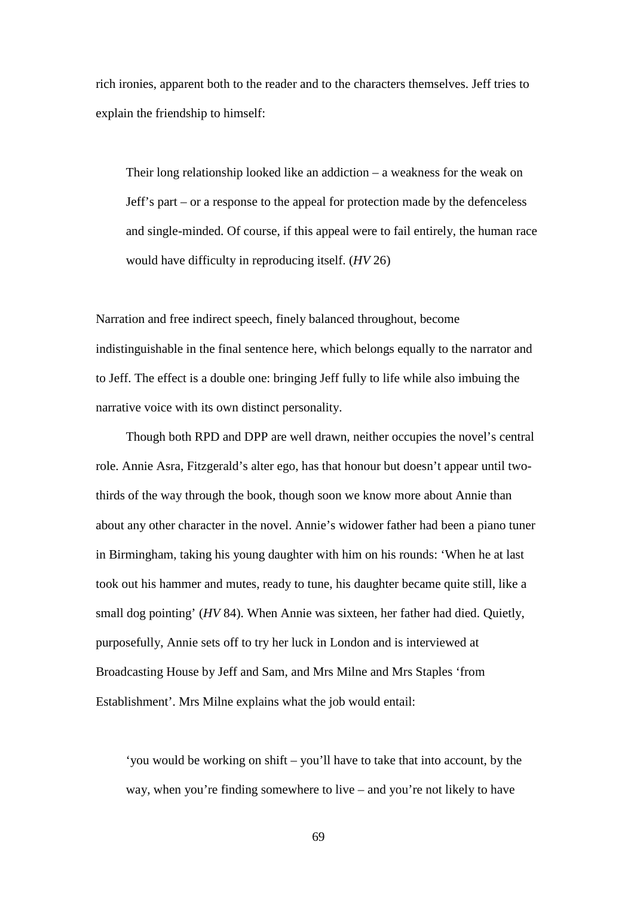rich ironies, apparent both to the reader and to the characters themselves. Jeff tries to explain the friendship to himself:

> Their long relationship looked like an addiction – a weakness for the weak on Jeff's part – or a response to the appeal for protection made by the defenceless and single-minded. Of course, if this appeal were to fail entirely, the human race would have difficulty in reproducing itself. (*HV* 26)

Narration and free indirect speech, finely balanced throughout, become indistinguishable in the final sentence here, which belongs equally to the narrator and to Jeff. The effect is a double one: bringing Jeff fully to life while also imbuing the narrative voice with its own distinct personality.

Though both RPD and DPP are well drawn, neither occupies the novel's central role. Annie Asra, Fitzgerald's alter ego, has that honour but doesn't appear until two-thirds of the way through the book, though soon we know more about Annie than about any other character in the novel. Annie's widower father had been a piano tuner in Birmingham, taking his young daughter with him on his rounds: 'When he at last took out his hammer and mutes, ready to tune, his daughter became quite still, like a small dog pointing' (*HV* 84). When Annie was sixteen, her father had died. Quietly, purposefully, Annie sets off to try her luck in London and is interviewed at Broadcasting House by Jeff and Sam, and Mrs Milne and Mrs Staples 'from Establishment'. Mrs Milne explains what the job would entail:

> 'you would be working on shift – you'll have to take that into account, by the way, when you're finding somewhere to live – and you're not likely to have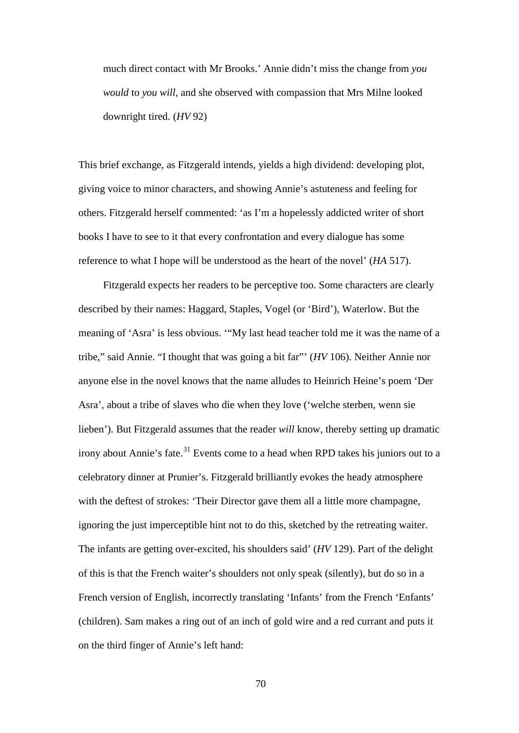> much direct contact with Mr Brooks.' Annie didn't miss the change from *you would* to *you will*, and she observed with compassion that Mrs Milne looked downright tired. (*HV* 92)

This brief exchange, as Fitzgerald intends, yields a high dividend: developing plot, giving voice to minor characters, and showing Annie's astuteness and feeling for others. Fitzgerald herself commented: 'as I'm a hopelessly addicted writer of short books I have to see to it that every confrontation and every dialogue has some reference to what I hope will be understood as the heart of the novel' (*HA* 517).

Fitzgerald expects her readers to be perceptive too. Some characters are clearly described by their names: Haggard, Staples, Vogel (or 'Bird'), Waterlow. But the meaning of 'Asra' is less obvious. '"My last head teacher told me it was the name of a tribe," said Annie. "I thought that was going a bit far"' (*HV* 106). Neither Annie nor anyone else in the novel knows that the name alludes to Heinrich Heine's poem 'Der Asra', about a tribe of slaves who die when they love ('welche sterben, wenn sie lieben'). But Fitzgerald assumes that the reader *will* know, thereby setting up dramatic irony about Annie's fate.[31] Events come to a head when RPD takes his juniors out to a celebratory dinner at Prunier's. Fitzgerald brilliantly evokes the heady atmosphere with the deftest of strokes: 'Their Director gave them all a little more champagne, ignoring the just imperceptible hint not to do this, sketched by the retreating waiter. The infants are getting over-excited, his shoulders said' (*HV* 129). Part of the delight of this is that the French waiter's shoulders not only speak (silently), but do so in a French version of English, incorrectly translating 'Infants' from the French 'Enfants' (children). Sam makes a ring out of an inch of gold wire and a red currant and puts it on the third finger of Annie's left hand: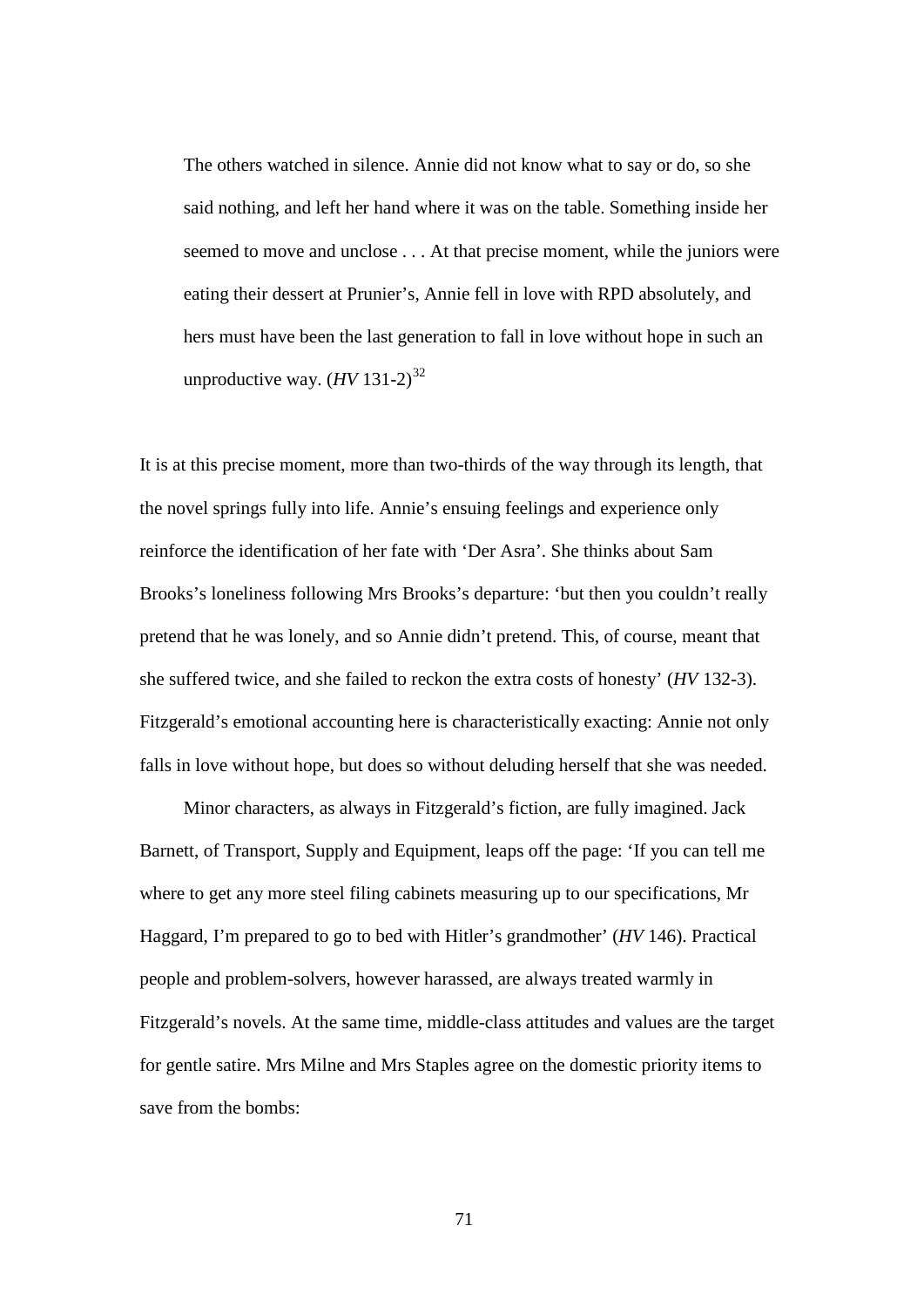> The others watched in silence. Annie did not know what to say or do, so she said nothing, and left her hand where it was on the table. Something inside her seemed to move and unclose . . . At that precise moment, while the juniors were eating their dessert at Prunier's, Annie fell in love with RPD absolutely, and hers must have been the last generation to fall in love without hope in such an unproductive way. (*HV* 131-2)[32]

It is at this precise moment, more than two-thirds of the way through its length, that the novel springs fully into life. Annie's ensuing feelings and experience only reinforce the identification of her fate with 'Der Asra'. She thinks about Sam Brooks's loneliness following Mrs Brooks's departure: 'but then you couldn't really pretend that he was lonely, and so Annie didn't pretend. This, of course, meant that she suffered twice, and she failed to reckon the extra costs of honesty' (*HV* 132-3). Fitzgerald's emotional accounting here is characteristically exacting: Annie not only falls in love without hope, but does so without deluding herself that she was needed.

Minor characters, as always in Fitzgerald's fiction, are fully imagined. Jack Barnett, of Transport, Supply and Equipment, leaps off the page: 'If you can tell me where to get any more steel filing cabinets measuring up to our specifications, Mr Haggard, I'm prepared to go to bed with Hitler's grandmother' (*HV* 146). Practical people and problem-solvers, however harassed, are always treated warmly in Fitzgerald's novels. At the same time, middle-class attitudes and values are the target for gentle satire. Mrs Milne and Mrs Staples agree on the domestic priority items to save from the bombs: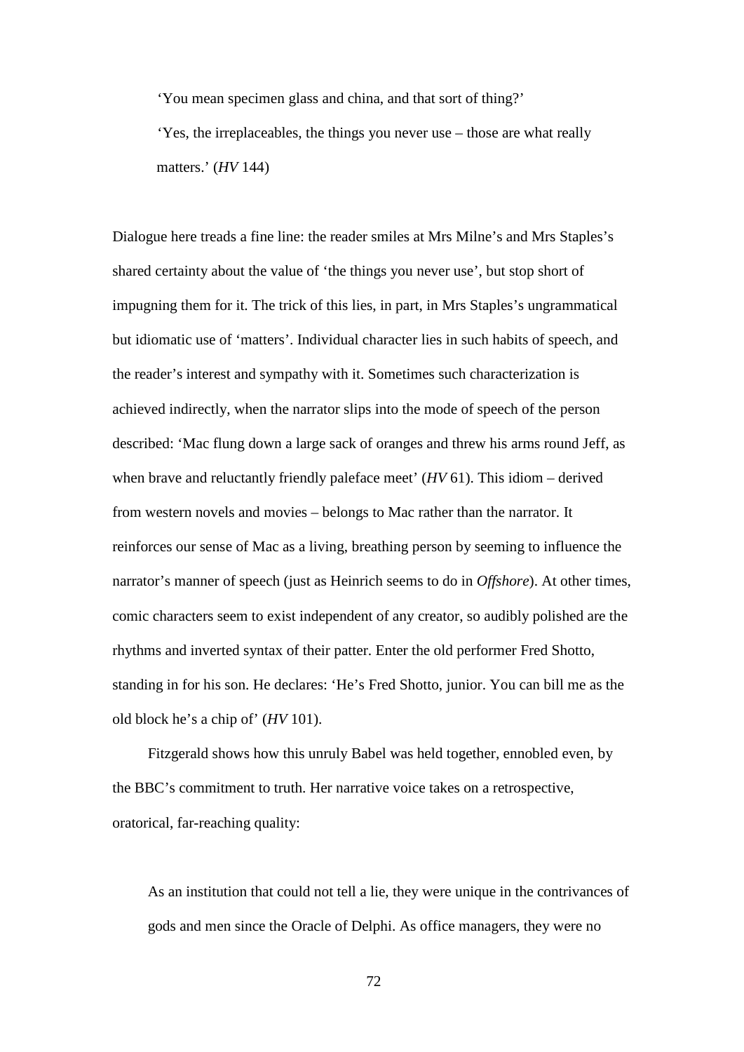> 'You mean specimen glass and china, and that sort of thing?'
>
> 'Yes, the irreplaceables, the things you never use – those are what really matters.' (*HV* 144)

Dialogue here treads a fine line: the reader smiles at Mrs Milne's and Mrs Staples's shared certainty about the value of 'the things you never use', but stop short of impugning them for it. The trick of this lies, in part, in Mrs Staples's ungrammatical but idiomatic use of 'matters'. Individual character lies in such habits of speech, and the reader's interest and sympathy with it. Sometimes such characterization is achieved indirectly, when the narrator slips into the mode of speech of the person described: 'Mac flung down a large sack of oranges and threw his arms round Jeff, as when brave and reluctantly friendly paleface meet' (*HV* 61). This idiom – derived from western novels and movies – belongs to Mac rather than the narrator. It reinforces our sense of Mac as a living, breathing person by seeming to influence the narrator's manner of speech (just as Heinrich seems to do in *Offshore*). At other times, comic characters seem to exist independent of any creator, so audibly polished are the rhythms and inverted syntax of their patter. Enter the old performer Fred Shotto, standing in for his son. He declares: 'He's Fred Shotto, junior. You can bill me as the old block he's a chip of' (*HV* 101).

Fitzgerald shows how this unruly Babel was held together, ennobled even, by the BBC's commitment to truth. Her narrative voice takes on a retrospective, oratorical, far-reaching quality:

> As an institution that could not tell a lie, they were unique in the contrivances of gods and men since the Oracle of Delphi. As office managers, they were no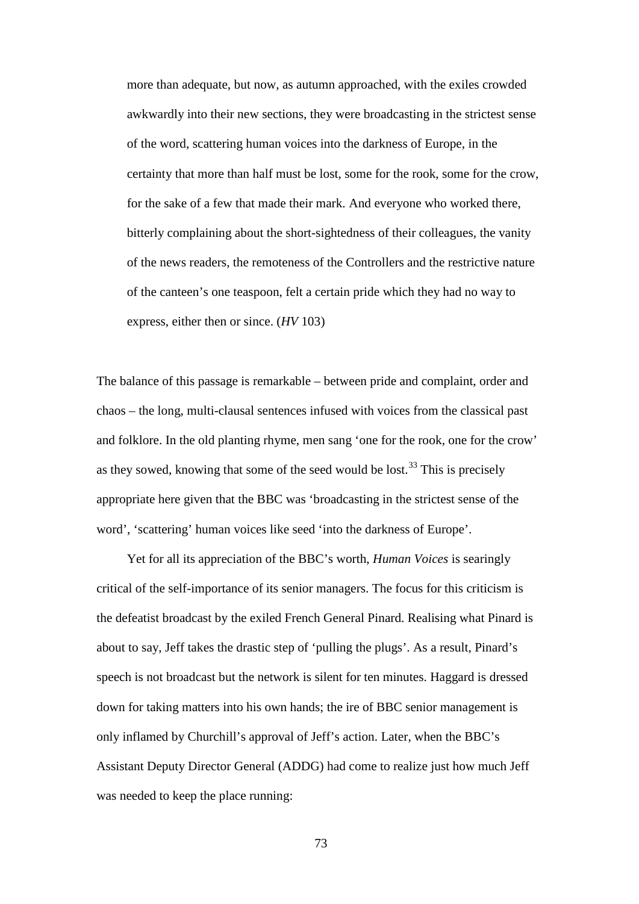> more than adequate, but now, as autumn approached, with the exiles crowded awkwardly into their new sections, they were broadcasting in the strictest sense of the word, scattering human voices into the darkness of Europe, in the certainty that more than half must be lost, some for the rook, some for the crow, for the sake of a few that made their mark. And everyone who worked there, bitterly complaining about the short-sightedness of their colleagues, the vanity of the news readers, the remoteness of the Controllers and the restrictive nature of the canteen's one teaspoon, felt a certain pride which they had no way to express, either then or since. (*HV* 103)

The balance of this passage is remarkable – between pride and complaint, order and chaos – the long, multi-clausal sentences infused with voices from the classical past and folklore. In the old planting rhyme, men sang 'one for the rook, one for the crow' as they sowed, knowing that some of the seed would be lost.[33] This is precisely appropriate here given that the BBC was 'broadcasting in the strictest sense of the word', 'scattering' human voices like seed 'into the darkness of Europe'.

Yet for all its appreciation of the BBC's worth, *Human Voices* is searingly critical of the self-importance of its senior managers. The focus for this criticism is the defeatist broadcast by the exiled French General Pinard. Realising what Pinard is about to say, Jeff takes the drastic step of 'pulling the plugs'. As a result, Pinard's speech is not broadcast but the network is silent for ten minutes. Haggard is dressed down for taking matters into his own hands; the ire of BBC senior management is only inflamed by Churchill's approval of Jeff's action. Later, when the BBC's Assistant Deputy Director General (ADDG) had come to realize just how much Jeff was needed to keep the place running: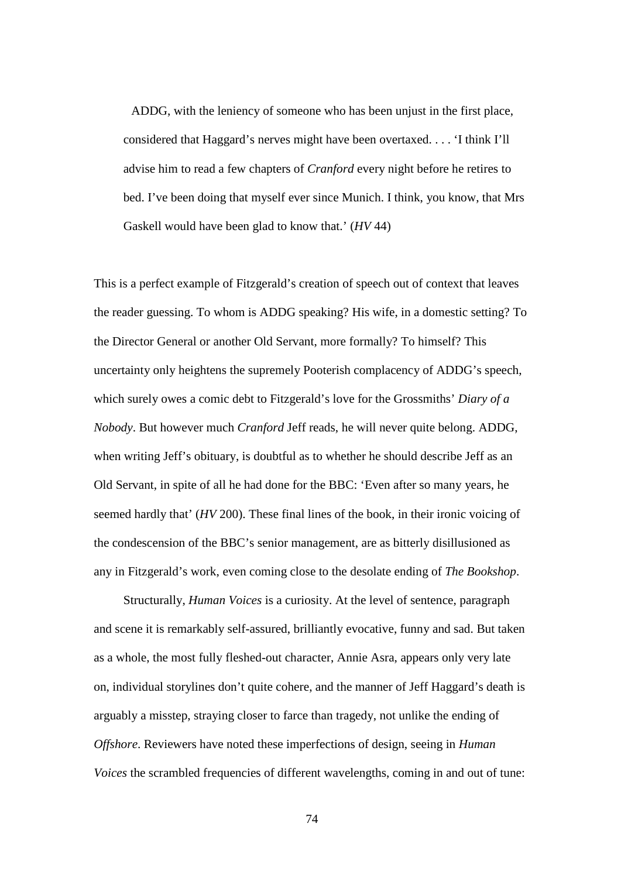> ADDG, with the leniency of someone who has been unjust in the first place, considered that Haggard's nerves might have been overtaxed. . . . 'I think I'll advise him to read a few chapters of *Cranford* every night before he retires to bed. I've been doing that myself ever since Munich. I think, you know, that Mrs Gaskell would have been glad to know that.' (*HV* 44)

This is a perfect example of Fitzgerald's creation of speech out of context that leaves the reader guessing. To whom is ADDG speaking? His wife, in a domestic setting? To the Director General or another Old Servant, more formally? To himself? This uncertainty only heightens the supremely Pooterish complacency of ADDG's speech, which surely owes a comic debt to Fitzgerald's love for the Grossmiths' *Diary of a Nobody*. But however much *Cranford* Jeff reads, he will never quite belong. ADDG, when writing Jeff's obituary, is doubtful as to whether he should describe Jeff as an Old Servant, in spite of all he had done for the BBC: 'Even after so many years, he seemed hardly that' (*HV* 200). These final lines of the book, in their ironic voicing of the condescension of the BBC's senior management, are as bitterly disillusioned as any in Fitzgerald's work, even coming close to the desolate ending of *The Bookshop*.

Structurally, *Human Voices* is a curiosity. At the level of sentence, paragraph and scene it is remarkably self-assured, brilliantly evocative, funny and sad. But taken as a whole, the most fully fleshed-out character, Annie Asra, appears only very late on, individual storylines don't quite cohere, and the manner of Jeff Haggard's death is arguably a misstep, straying closer to farce than tragedy, not unlike the ending of *Offshore*. Reviewers have noted these imperfections of design, seeing in *Human Voices* the scrambled frequencies of different wavelengths, coming in and out of tune: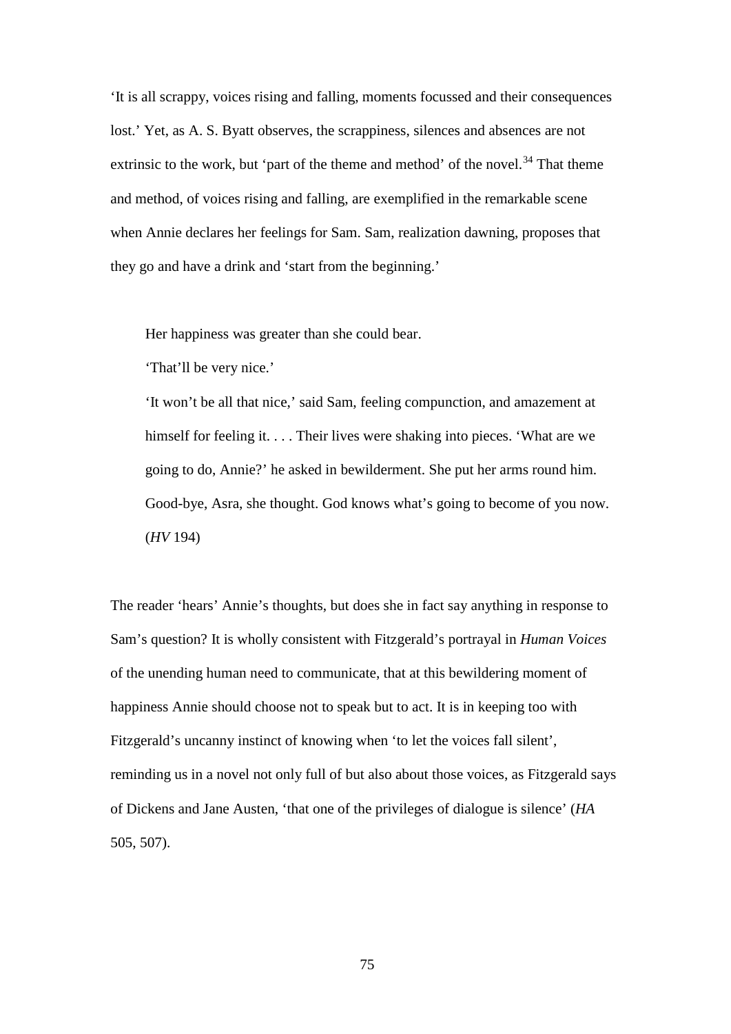'It is all scrappy, voices rising and falling, moments focussed and their consequences lost.' Yet, as A. S. Byatt observes, the scrappiness, silences and absences are not extrinsic to the work, but 'part of the theme and method' of the novel.[34] That theme and method, of voices rising and falling, are exemplified in the remarkable scene when Annie declares her feelings for Sam. Sam, realization dawning, proposes that they go and have a drink and 'start from the beginning.'

> Her happiness was greater than she could bear.
>
> 'That'll be very nice.'
>
> 'It won't be all that nice,' said Sam, feeling compunction, and amazement at himself for feeling it. . . . Their lives were shaking into pieces. 'What are we going to do, Annie?' he asked in bewilderment. She put her arms round him. Good-bye, Asra, she thought. God knows what's going to become of you now. (*HV* 194)

The reader 'hears' Annie's thoughts, but does she in fact say anything in response to Sam's question? It is wholly consistent with Fitzgerald's portrayal in *Human Voices* of the unending human need to communicate, that at this bewildering moment of happiness Annie should choose not to speak but to act. It is in keeping too with Fitzgerald's uncanny instinct of knowing when 'to let the voices fall silent', reminding us in a novel not only full of but also about those voices, as Fitzgerald says of Dickens and Jane Austen, 'that one of the privileges of dialogue is silence' (*HA* 505, 507).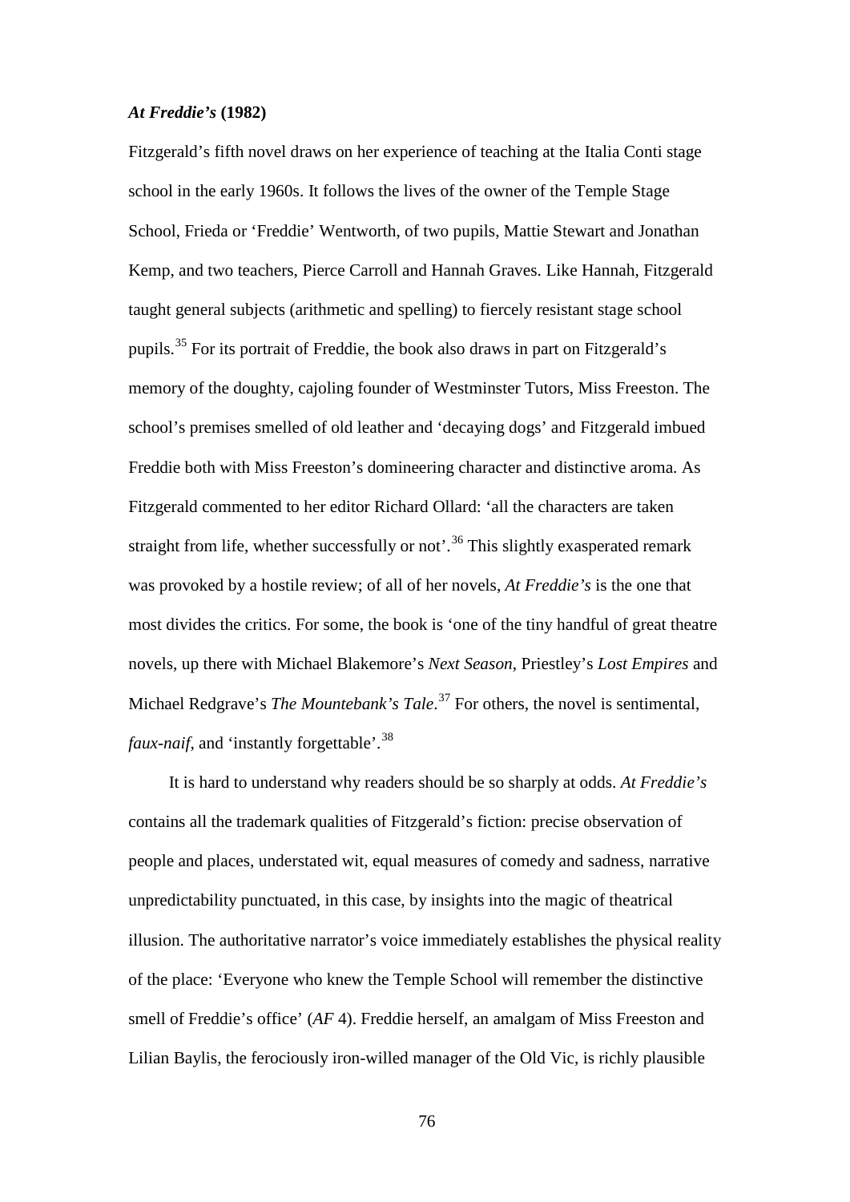### *At Freddie's* (1982)

Fitzgerald's fifth novel draws on her experience of teaching at the Italia Conti stage school in the early 1960s. It follows the lives of the owner of the Temple Stage School, Frieda or 'Freddie' Wentworth, of two pupils, Mattie Stewart and Jonathan Kemp, and two teachers, Pierce Carroll and Hannah Graves. Like Hannah, Fitzgerald taught general subjects (arithmetic and spelling) to fiercely resistant stage school pupils.[35] For its portrait of Freddie, the book also draws in part on Fitzgerald's memory of the doughty, cajoling founder of Westminster Tutors, Miss Freeston. The school's premises smelled of old leather and 'decaying dogs' and Fitzgerald imbued Freddie both with Miss Freeston's domineering character and distinctive aroma. As Fitzgerald commented to her editor Richard Ollard: 'all the characters are taken straight from life, whether successfully or not'.[36] This slightly exasperated remark was provoked by a hostile review; of all of her novels, *At Freddie's* is the one that most divides the critics. For some, the book is 'one of the tiny handful of great theatre novels, up there with Michael Blakemore's *Next Season*, Priestley's *Lost Empires* and Michael Redgrave's *The Mountebank's Tale*.[37] For others, the novel is sentimental, *faux-naif*, and 'instantly forgettable'.[38]

It is hard to understand why readers should be so sharply at odds. *At Freddie's* contains all the trademark qualities of Fitzgerald's fiction: precise observation of people and places, understated wit, equal measures of comedy and sadness, narrative unpredictability punctuated, in this case, by insights into the magic of theatrical illusion. The authoritative narrator's voice immediately establishes the physical reality of the place: 'Everyone who knew the Temple School will remember the distinctive smell of Freddie's office' (*AF* 4). Freddie herself, an amalgam of Miss Freeston and Lilian Baylis, the ferociously iron-willed manager of the Old Vic, is richly plausible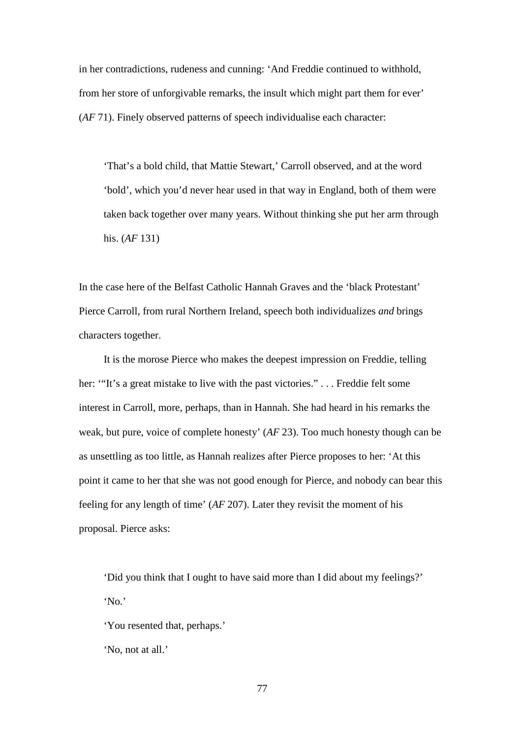in her contradictions, rudeness and cunning: 'And Freddie continued to withhold, from her store of unforgivable remarks, the insult which might part them for ever' (*AF* 71). Finely observed patterns of speech individualise each character:

> 'That's a bold child, that Mattie Stewart,' Carroll observed, and at the word 'bold', which you'd never hear used in that way in England, both of them were taken back together over many years. Without thinking she put her arm through his. (*AF* 131)

In the case here of the Belfast Catholic Hannah Graves and the 'black Protestant' Pierce Carroll, from rural Northern Ireland, speech both individualizes *and* brings characters together.

It is the morose Pierce who makes the deepest impression on Freddie, telling her: '"It's a great mistake to live with the past victories." . . . Freddie felt some interest in Carroll, more, perhaps, than in Hannah. She had heard in his remarks the weak, but pure, voice of complete honesty' (*AF* 23). Too much honesty though can be as unsettling as too little, as Hannah realizes after Pierce proposes to her: 'At this point it came to her that she was not good enough for Pierce, and nobody can bear this feeling for any length of time' (*AF* 207). Later they revisit the moment of his proposal. Pierce asks:

> 'Did you think that I ought to have said more than I did about my feelings?'
>
> 'No.'
>
> 'You resented that, perhaps.'
>
> 'No, not at all.'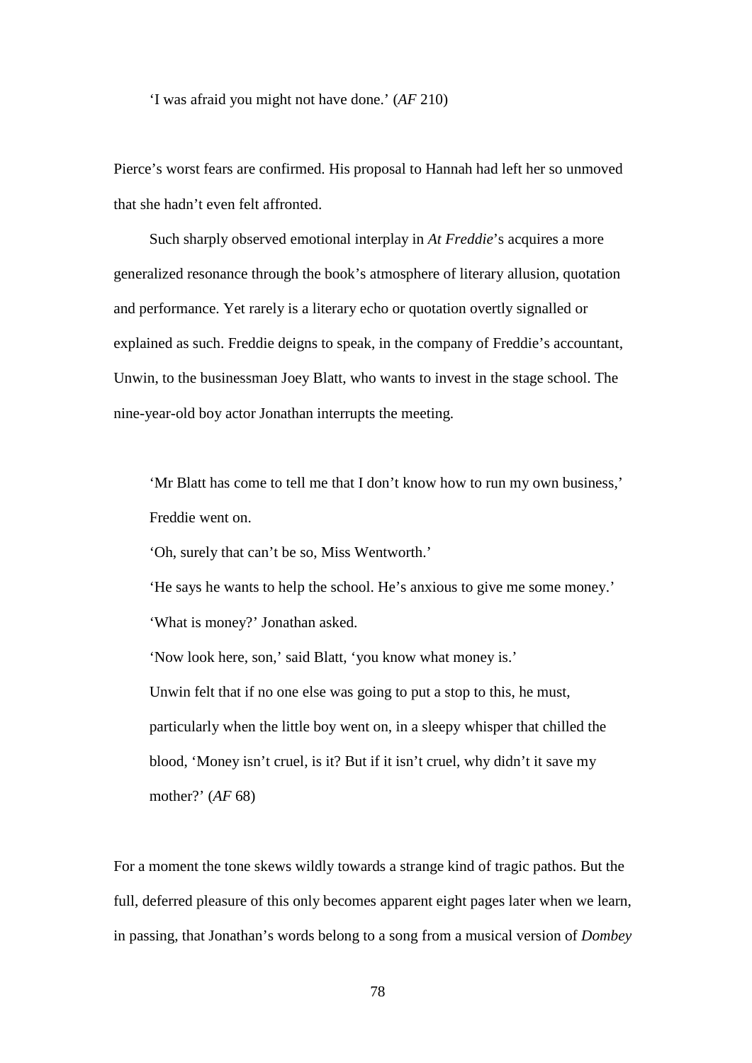> 'I was afraid you might not have done.' (*AF* 210)

Pierce's worst fears are confirmed. His proposal to Hannah had left her so unmoved that she hadn't even felt affronted.

Such sharply observed emotional interplay in *At Freddie*'s acquires a more generalized resonance through the book's atmosphere of literary allusion, quotation and performance. Yet rarely is a literary echo or quotation overtly signalled or explained as such. Freddie deigns to speak, in the company of Freddie's accountant, Unwin, to the businessman Joey Blatt, who wants to invest in the stage school. The nine-year-old boy actor Jonathan interrupts the meeting.

> 'Mr Blatt has come to tell me that I don't know how to run my own business,' Freddie went on.
>
> 'Oh, surely that can't be so, Miss Wentworth.'
>
> 'He says he wants to help the school. He's anxious to give me some money.'
>
> 'What is money?' Jonathan asked.
>
> 'Now look here, son,' said Blatt, 'you know what money is.'
>
> Unwin felt that if no one else was going to put a stop to this, he must, particularly when the little boy went on, in a sleepy whisper that chilled the blood, 'Money isn't cruel, is it? But if it isn't cruel, why didn't it save my mother?' (*AF* 68)

For a moment the tone skews wildly towards a strange kind of tragic pathos. But the full, deferred pleasure of this only becomes apparent eight pages later when we learn, in passing, that Jonathan's words belong to a song from a musical version of *Dombey*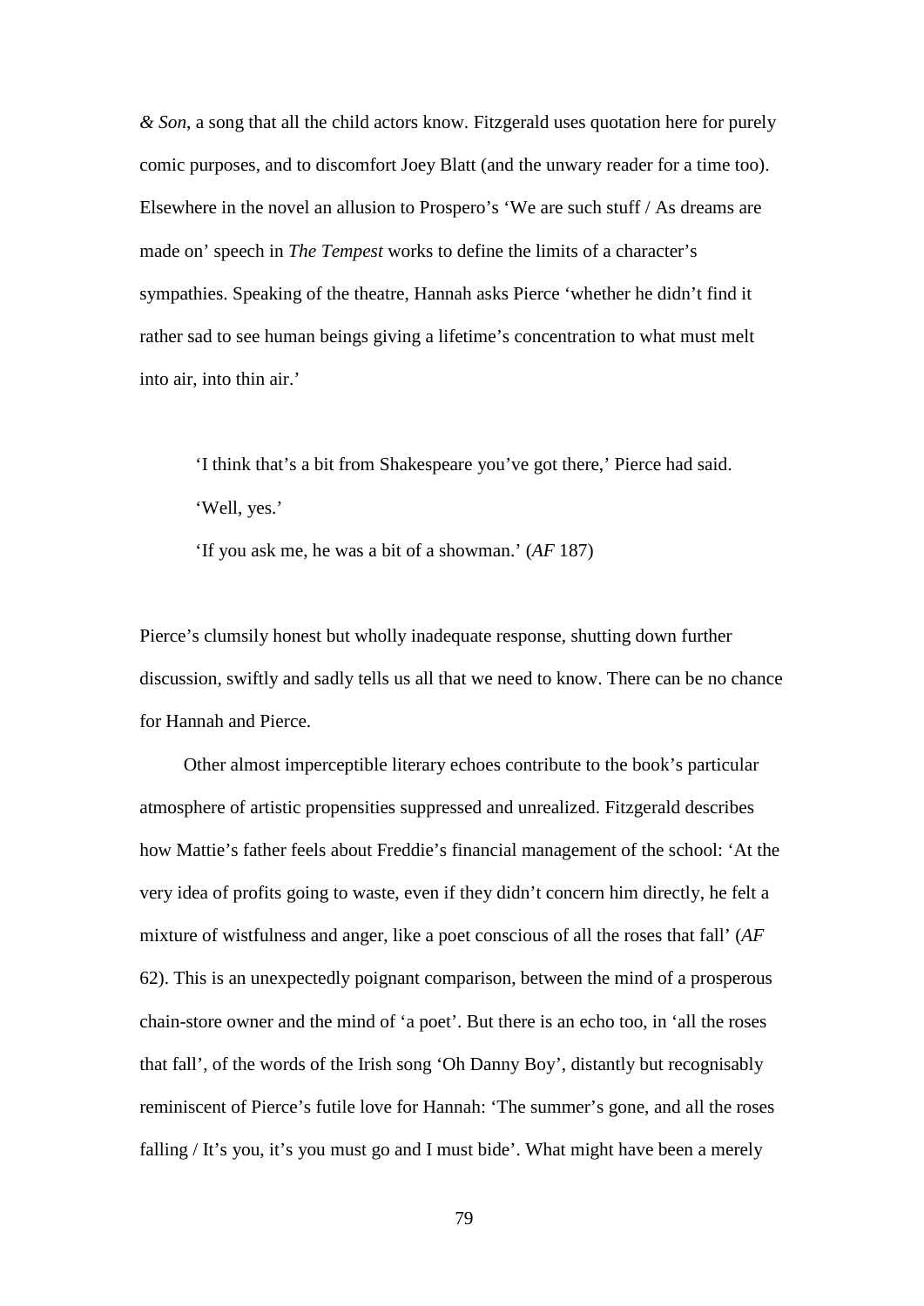*& Son*, a song that all the child actors know. Fitzgerald uses quotation here for purely comic purposes, and to discomfort Joey Blatt (and the unwary reader for a time too). Elsewhere in the novel an allusion to Prospero's 'We are such stuff / As dreams are made on' speech in *The Tempest* works to define the limits of a character's sympathies. Speaking of the theatre, Hannah asks Pierce 'whether he didn't find it rather sad to see human beings giving a lifetime's concentration to what must melt into air, into thin air.'

> 'I think that's a bit from Shakespeare you've got there,' Pierce had said.
>
> 'Well, yes.'
>
> 'If you ask me, he was a bit of a showman.' (*AF* 187)

Pierce's clumsily honest but wholly inadequate response, shutting down further discussion, swiftly and sadly tells us all that we need to know. There can be no chance for Hannah and Pierce.

Other almost imperceptible literary echoes contribute to the book's particular atmosphere of artistic propensities suppressed and unrealized. Fitzgerald describes how Mattie's father feels about Freddie's financial management of the school: 'At the very idea of profits going to waste, even if they didn't concern him directly, he felt a mixture of wistfulness and anger, like a poet conscious of all the roses that fall' (*AF* 62). This is an unexpectedly poignant comparison, between the mind of a prosperous chain-store owner and the mind of 'a poet'. But there is an echo too, in 'all the roses that fall', of the words of the Irish song 'Oh Danny Boy', distantly but recognisably reminiscent of Pierce's futile love for Hannah: 'The summer's gone, and all the roses falling / It's you, it's you must go and I must bide'. What might have been a merely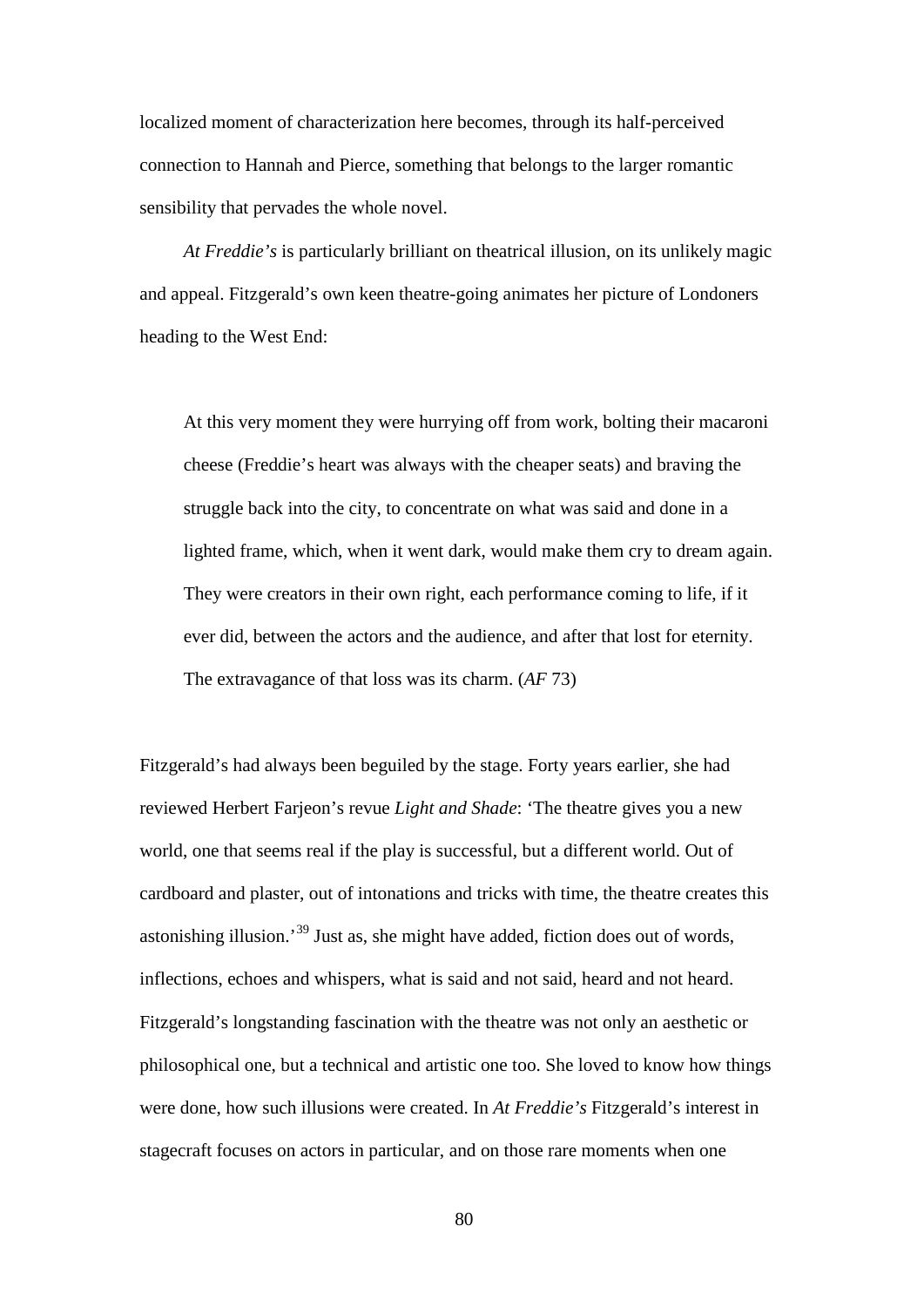localized moment of characterization here becomes, through its half-perceived connection to Hannah and Pierce, something that belongs to the larger romantic sensibility that pervades the whole novel.

*At Freddie's* is particularly brilliant on theatrical illusion, on its unlikely magic and appeal. Fitzgerald's own keen theatre-going animates her picture of Londoners heading to the West End:

> At this very moment they were hurrying off from work, bolting their macaroni cheese (Freddie's heart was always with the cheaper seats) and braving the struggle back into the city, to concentrate on what was said and done in a lighted frame, which, when it went dark, would make them cry to dream again. They were creators in their own right, each performance coming to life, if it ever did, between the actors and the audience, and after that lost for eternity. The extravagance of that loss was its charm. (*AF* 73)

Fitzgerald's had always been beguiled by the stage. Forty years earlier, she had reviewed Herbert Farjeon's revue *Light and Shade*: 'The theatre gives you a new world, one that seems real if the play is successful, but a different world. Out of cardboard and plaster, out of intonations and tricks with time, the theatre creates this astonishing illusion.'[39] Just as, she might have added, fiction does out of words, inflections, echoes and whispers, what is said and not said, heard and not heard. Fitzgerald's longstanding fascination with the theatre was not only an aesthetic or philosophical one, but a technical and artistic one too. She loved to know how things were done, how such illusions were created. In *At Freddie's* Fitzgerald's interest in stagecraft focuses on actors in particular, and on those rare moments when one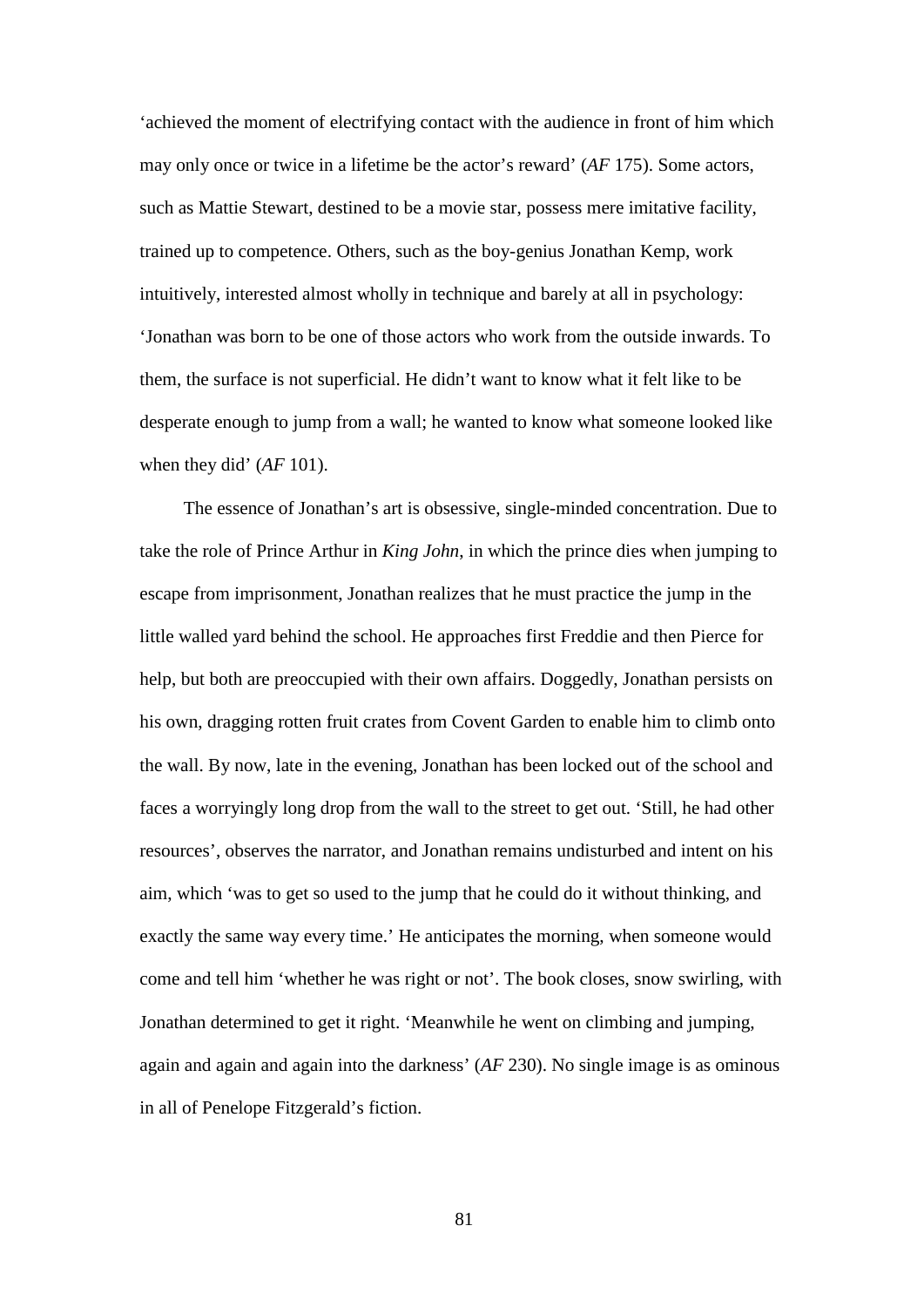'achieved the moment of electrifying contact with the audience in front of him which may only once or twice in a lifetime be the actor's reward' (*AF* 175). Some actors, such as Mattie Stewart, destined to be a movie star, possess mere imitative facility, trained up to competence. Others, such as the boy-genius Jonathan Kemp, work intuitively, interested almost wholly in technique and barely at all in psychology: 'Jonathan was born to be one of those actors who work from the outside inwards. To them, the surface is not superficial. He didn't want to know what it felt like to be desperate enough to jump from a wall; he wanted to know what someone looked like when they did' (*AF* 101).

The essence of Jonathan's art is obsessive, single-minded concentration. Due to take the role of Prince Arthur in *King John*, in which the prince dies when jumping to escape from imprisonment, Jonathan realizes that he must practice the jump in the little walled yard behind the school. He approaches first Freddie and then Pierce for help, but both are preoccupied with their own affairs. Doggedly, Jonathan persists on his own, dragging rotten fruit crates from Covent Garden to enable him to climb onto the wall. By now, late in the evening, Jonathan has been locked out of the school and faces a worryingly long drop from the wall to the street to get out. 'Still, he had other resources', observes the narrator, and Jonathan remains undisturbed and intent on his aim, which 'was to get so used to the jump that he could do it without thinking, and exactly the same way every time.' He anticipates the morning, when someone would come and tell him 'whether he was right or not'. The book closes, snow swirling, with Jonathan determined to get it right. 'Meanwhile he went on climbing and jumping, again and again and again into the darkness' (*AF* 230). No single image is as ominous in all of Penelope Fitzgerald's fiction.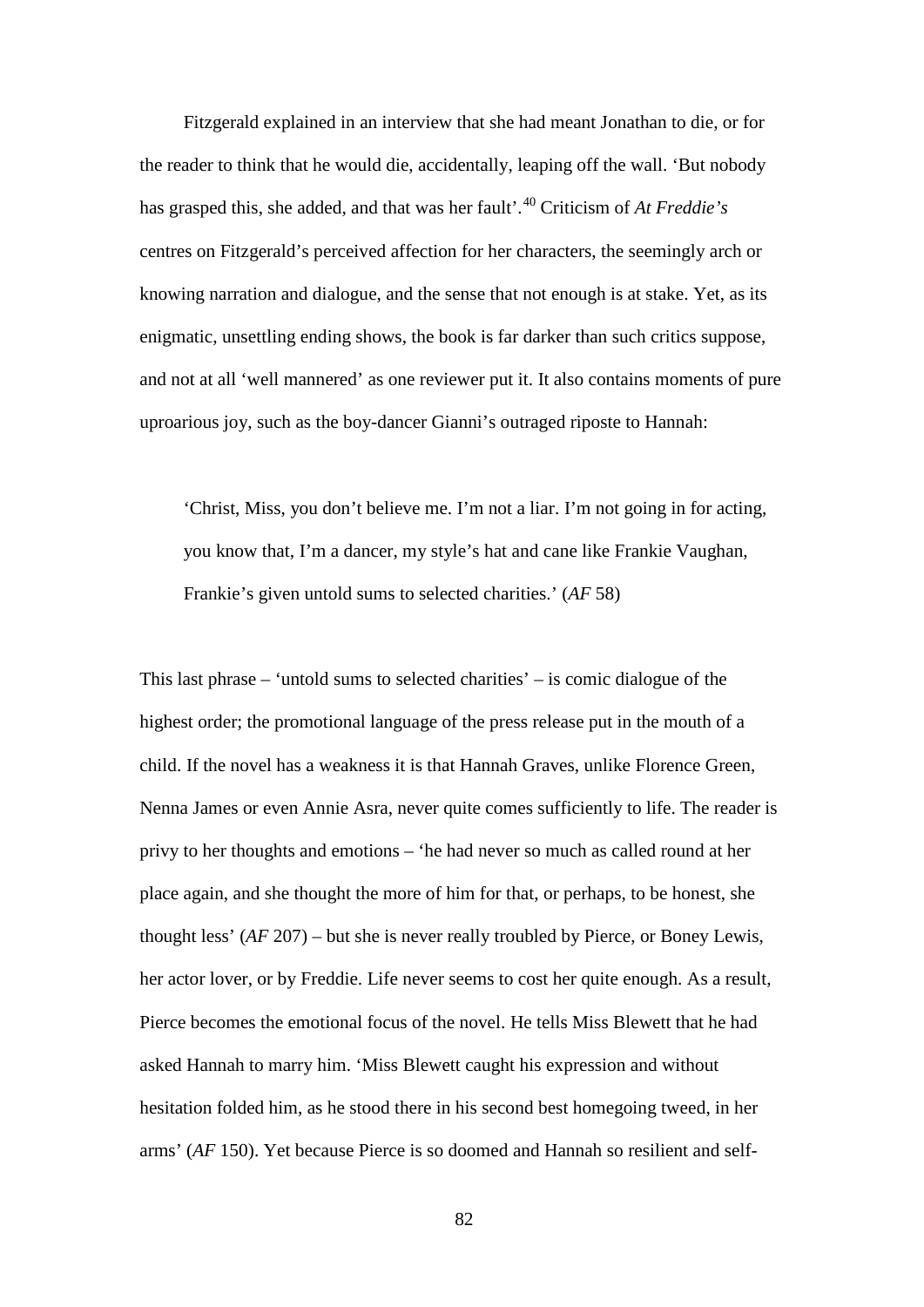Fitzgerald explained in an interview that she had meant Jonathan to die, or for the reader to think that he would die, accidentally, leaping off the wall. 'But nobody has grasped this, she added, and that was her fault'.[40] Criticism of *At Freddie's* centres on Fitzgerald's perceived affection for her characters, the seemingly arch or knowing narration and dialogue, and the sense that not enough is at stake. Yet, as its enigmatic, unsettling ending shows, the book is far darker than such critics suppose, and not at all 'well mannered' as one reviewer put it. It also contains moments of pure uproarious joy, such as the boy-dancer Gianni's outraged riposte to Hannah:

> 'Christ, Miss, you don't believe me. I'm not a liar. I'm not going in for acting, you know that, I'm a dancer, my style's hat and cane like Frankie Vaughan, Frankie's given untold sums to selected charities.' (*AF* 58)

This last phrase – 'untold sums to selected charities' – is comic dialogue of the highest order; the promotional language of the press release put in the mouth of a child. If the novel has a weakness it is that Hannah Graves, unlike Florence Green, Nenna James or even Annie Asra, never quite comes sufficiently to life. The reader is privy to her thoughts and emotions – 'he had never so much as called round at her place again, and she thought the more of him for that, or perhaps, to be honest, she thought less' (*AF* 207) – but she is never really troubled by Pierce, or Boney Lewis, her actor lover, or by Freddie. Life never seems to cost her quite enough. As a result, Pierce becomes the emotional focus of the novel. He tells Miss Blewett that he had asked Hannah to marry him. 'Miss Blewett caught his expression and without hesitation folded him, as he stood there in his second best homegoing tweed, in her arms' (*AF* 150). Yet because Pierce is so doomed and Hannah so resilient and self-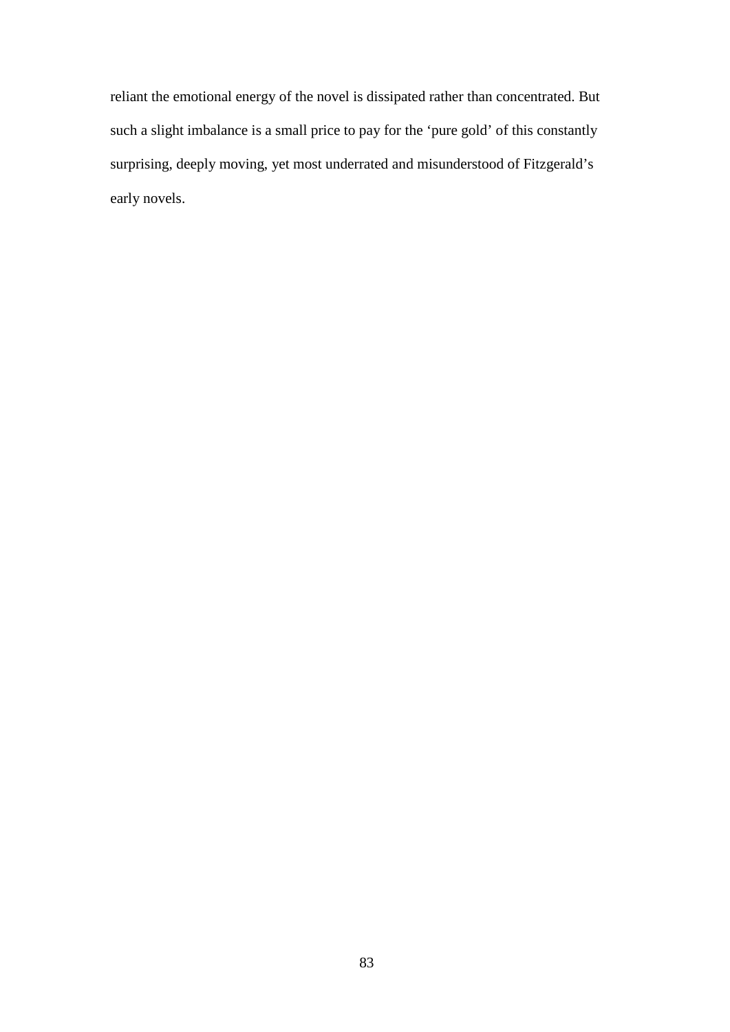reliant the emotional energy of the novel is dissipated rather than concentrated. But such a slight imbalance is a small price to pay for the 'pure gold' of this constantly surprising, deeply moving, yet most underrated and misunderstood of Fitzgerald's early novels.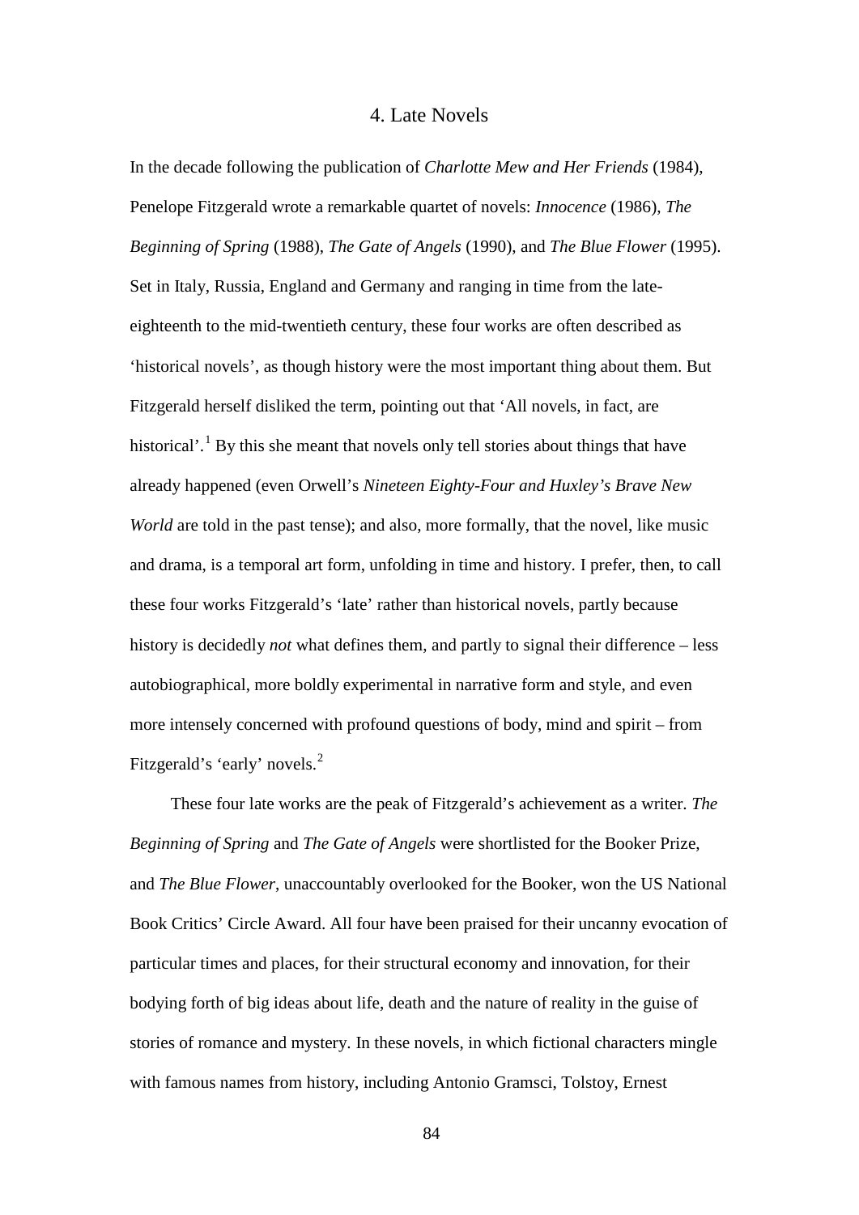# 4. Late Novels

In the decade following the publication of *Charlotte Mew and Her Friends* (1984), Penelope Fitzgerald wrote a remarkable quartet of novels: *Innocence* (1986), *The Beginning of Spring* (1988), *The Gate of Angels* (1990), and *The Blue Flower* (1995). Set in Italy, Russia, England and Germany and ranging in time from the late-eighteenth to the mid-twentieth century, these four works are often described as 'historical novels', as though history were the most important thing about them. But Fitzgerald herself disliked the term, pointing out that 'All novels, in fact, are historical'.[1] By this she meant that novels only tell stories about things that have already happened (even Orwell's *Nineteen Eighty-Four and Huxley's Brave New World* are told in the past tense); and also, more formally, that the novel, like music and drama, is a temporal art form, unfolding in time and history. I prefer, then, to call these four works Fitzgerald's 'late' rather than historical novels, partly because history is decidedly *not* what defines them, and partly to signal their difference – less autobiographical, more boldly experimental in narrative form and style, and even more intensely concerned with profound questions of body, mind and spirit – from Fitzgerald's 'early' novels.[2]

These four late works are the peak of Fitzgerald's achievement as a writer. *The Beginning of Spring* and *The Gate of Angels* were shortlisted for the Booker Prize, and *The Blue Flower*, unaccountably overlooked for the Booker, won the US National Book Critics' Circle Award. All four have been praised for their uncanny evocation of particular times and places, for their structural economy and innovation, for their bodying forth of big ideas about life, death and the nature of reality in the guise of stories of romance and mystery. In these novels, in which fictional characters mingle with famous names from history, including Antonio Gramsci, Tolstoy, Ernest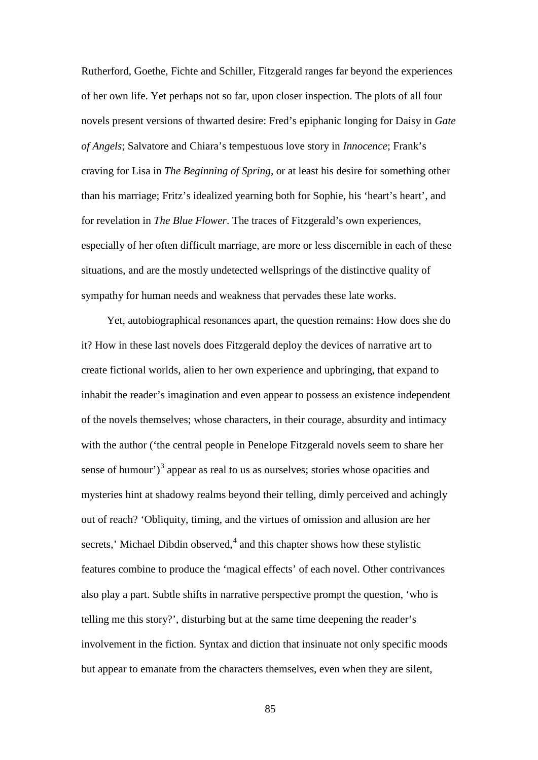Rutherford, Goethe, Fichte and Schiller, Fitzgerald ranges far beyond the experiences of her own life. Yet perhaps not so far, upon closer inspection. The plots of all four novels present versions of thwarted desire: Fred's epiphanic longing for Daisy in *Gate of Angels*; Salvatore and Chiara's tempestuous love story in *Innocence*; Frank's craving for Lisa in *The Beginning of Spring*, or at least his desire for something other than his marriage; Fritz's idealized yearning both for Sophie, his 'heart's heart', and for revelation in *The Blue Flower*. The traces of Fitzgerald's own experiences, especially of her often difficult marriage, are more or less discernible in each of these situations, and are the mostly undetected wellsprings of the distinctive quality of sympathy for human needs and weakness that pervades these late works.

Yet, autobiographical resonances apart, the question remains: How does she do it? How in these last novels does Fitzgerald deploy the devices of narrative art to create fictional worlds, alien to her own experience and upbringing, that expand to inhabit the reader's imagination and even appear to possess an existence independent of the novels themselves; whose characters, in their courage, absurdity and intimacy with the author ('the central people in Penelope Fitzgerald novels seem to share her sense of humour')[3] appear as real to us as ourselves; stories whose opacities and mysteries hint at shadowy realms beyond their telling, dimly perceived and achingly out of reach? 'Obliquity, timing, and the virtues of omission and allusion are her secrets,' Michael Dibdin observed,[4] and this chapter shows how these stylistic features combine to produce the 'magical effects' of each novel. Other contrivances also play a part. Subtle shifts in narrative perspective prompt the question, 'who is telling me this story?', disturbing but at the same time deepening the reader's involvement in the fiction. Syntax and diction that insinuate not only specific moods but appear to emanate from the characters themselves, even when they are silent,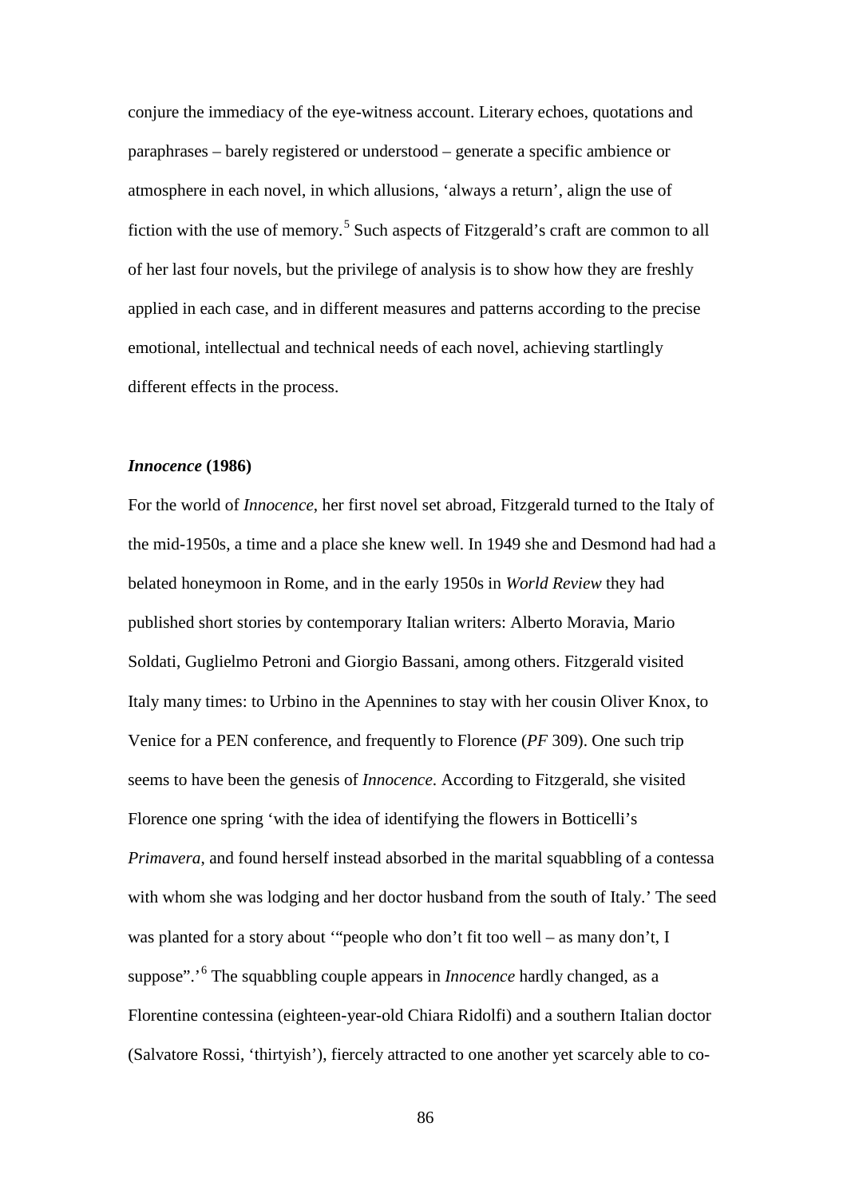conjure the immediacy of the eye-witness account. Literary echoes, quotations and paraphrases – barely registered or understood – generate a specific ambience or atmosphere in each novel, in which allusions, 'always a return', align the use of fiction with the use of memory.[5] Such aspects of Fitzgerald's craft are common to all of her last four novels, but the privilege of analysis is to show how they are freshly applied in each case, and in different measures and patterns according to the precise emotional, intellectual and technical needs of each novel, achieving startlingly different effects in the process.

### *Innocence* (1986)

For the world of *Innocence*, her first novel set abroad, Fitzgerald turned to the Italy of the mid-1950s, a time and a place she knew well. In 1949 she and Desmond had had a belated honeymoon in Rome, and in the early 1950s in *World Review* they had published short stories by contemporary Italian writers: Alberto Moravia, Mario Soldati, Guglielmo Petroni and Giorgio Bassani, among others. Fitzgerald visited Italy many times: to Urbino in the Apennines to stay with her cousin Oliver Knox, to Venice for a PEN conference, and frequently to Florence (*PF* 309). One such trip seems to have been the genesis of *Innocence*. According to Fitzgerald, she visited Florence one spring 'with the idea of identifying the flowers in Botticelli's *Primavera*, and found herself instead absorbed in the marital squabbling of a contessa with whom she was lodging and her doctor husband from the south of Italy.' The seed was planted for a story about '"people who don't fit too well – as many don't, I suppose".'[6] The squabbling couple appears in *Innocence* hardly changed, as a Florentine contessina (eighteen-year-old Chiara Ridolfi) and a southern Italian doctor (Salvatore Rossi, 'thirtyish'), fiercely attracted to one another yet scarcely able to co-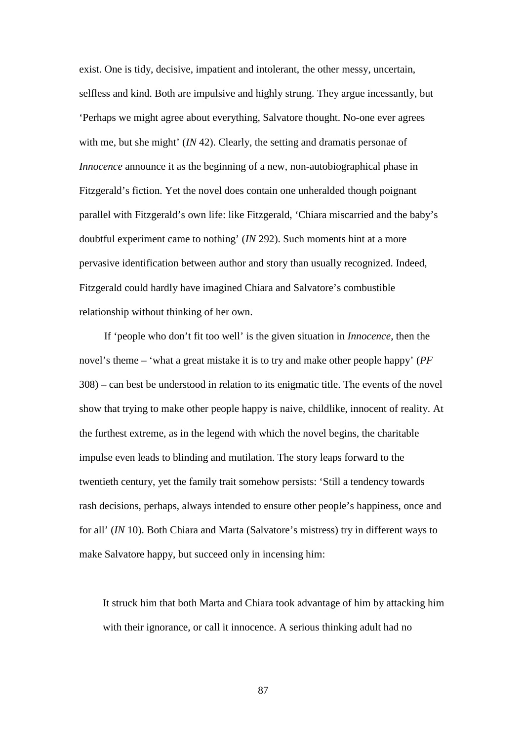exist. One is tidy, decisive, impatient and intolerant, the other messy, uncertain, selfless and kind. Both are impulsive and highly strung. They argue incessantly, but 'Perhaps we might agree about everything, Salvatore thought. No-one ever agrees with me, but she might' (*IN* 42). Clearly, the setting and dramatis personae of *Innocence* announce it as the beginning of a new, non-autobiographical phase in Fitzgerald's fiction. Yet the novel does contain one unheralded though poignant parallel with Fitzgerald's own life: like Fitzgerald, 'Chiara miscarried and the baby's doubtful experiment came to nothing' (*IN* 292). Such moments hint at a more pervasive identification between author and story than usually recognized. Indeed, Fitzgerald could hardly have imagined Chiara and Salvatore's combustible relationship without thinking of her own.

If 'people who don't fit too well' is the given situation in *Innocence*, then the novel's theme – 'what a great mistake it is to try and make other people happy' (*PF* 308) – can best be understood in relation to its enigmatic title. The events of the novel show that trying to make other people happy is naive, childlike, innocent of reality. At the furthest extreme, as in the legend with which the novel begins, the charitable impulse even leads to blinding and mutilation. The story leaps forward to the twentieth century, yet the family trait somehow persists: 'Still a tendency towards rash decisions, perhaps, always intended to ensure other people's happiness, once and for all' (*IN* 10). Both Chiara and Marta (Salvatore's mistress) try in different ways to make Salvatore happy, but succeed only in incensing him:

> It struck him that both Marta and Chiara took advantage of him by attacking him with their ignorance, or call it innocence. A serious thinking adult had no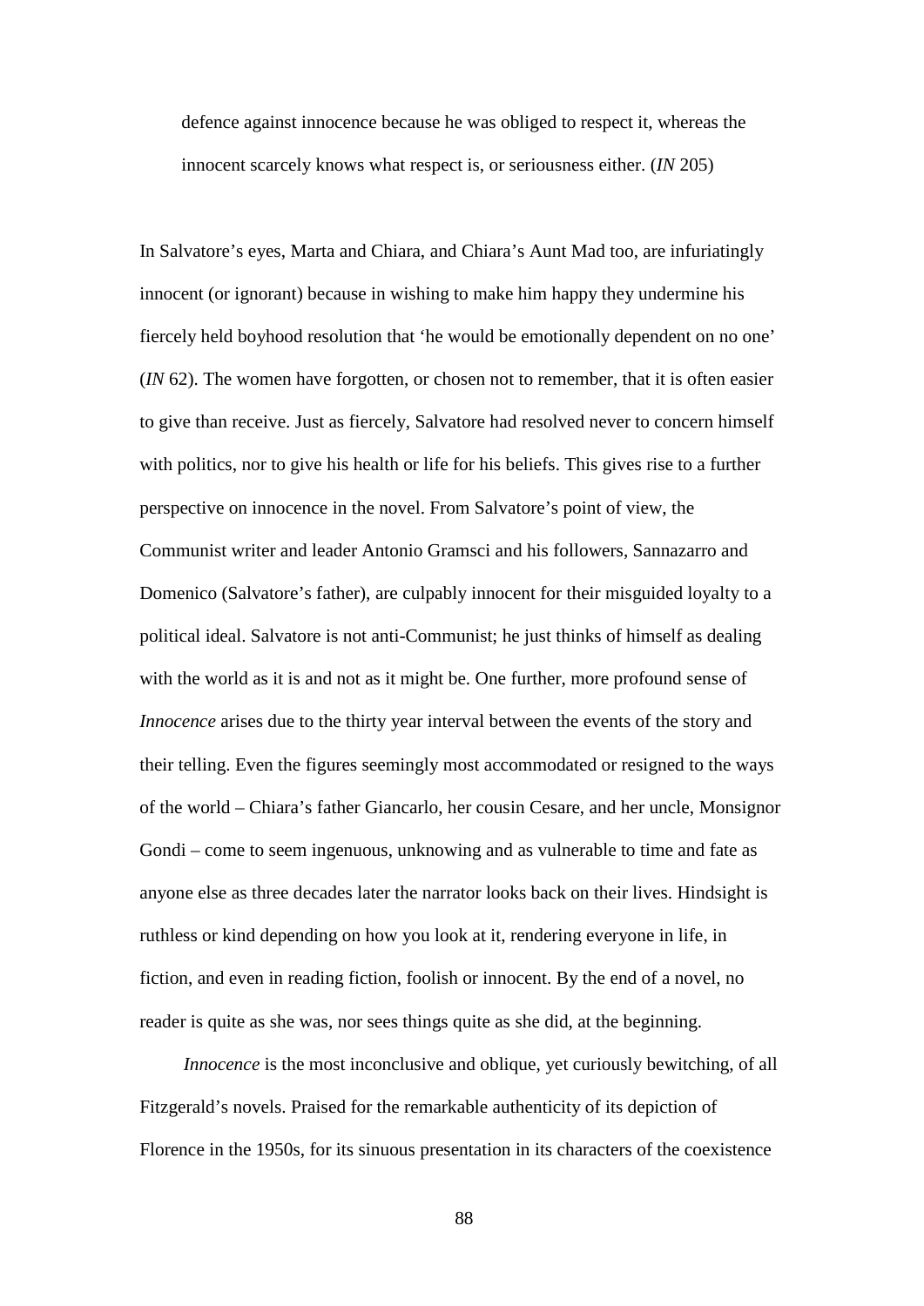> defence against innocence because he was obliged to respect it, whereas the innocent scarcely knows what respect is, or seriousness either. (*IN* 205)

In Salvatore's eyes, Marta and Chiara, and Chiara's Aunt Mad too, are infuriatingly innocent (or ignorant) because in wishing to make him happy they undermine his fiercely held boyhood resolution that 'he would be emotionally dependent on no one' (*IN* 62). The women have forgotten, or chosen not to remember, that it is often easier to give than receive. Just as fiercely, Salvatore had resolved never to concern himself with politics, nor to give his health or life for his beliefs. This gives rise to a further perspective on innocence in the novel. From Salvatore's point of view, the Communist writer and leader Antonio Gramsci and his followers, Sannazarro and Domenico (Salvatore's father), are culpably innocent for their misguided loyalty to a political ideal. Salvatore is not anti-Communist; he just thinks of himself as dealing with the world as it is and not as it might be. One further, more profound sense of *Innocence* arises due to the thirty year interval between the events of the story and their telling. Even the figures seemingly most accommodated or resigned to the ways of the world – Chiara's father Giancarlo, her cousin Cesare, and her uncle, Monsignor Gondi – come to seem ingenuous, unknowing and as vulnerable to time and fate as anyone else as three decades later the narrator looks back on their lives. Hindsight is ruthless or kind depending on how you look at it, rendering everyone in life, in fiction, and even in reading fiction, foolish or innocent. By the end of a novel, no reader is quite as she was, nor sees things quite as she did, at the beginning.

*Innocence* is the most inconclusive and oblique, yet curiously bewitching, of all Fitzgerald's novels. Praised for the remarkable authenticity of its depiction of Florence in the 1950s, for its sinuous presentation in its characters of the coexistence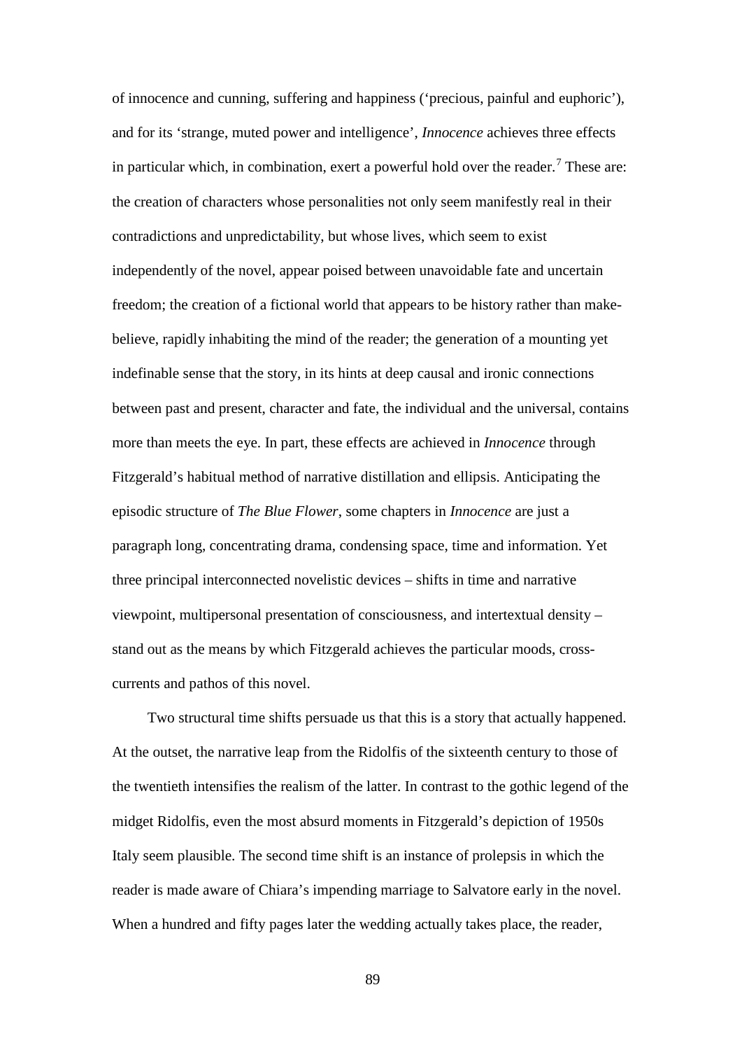of innocence and cunning, suffering and happiness ('precious, painful and euphoric'), and for its 'strange, muted power and intelligence', *Innocence* achieves three effects in particular which, in combination, exert a powerful hold over the reader.[7] These are: the creation of characters whose personalities not only seem manifestly real in their contradictions and unpredictability, but whose lives, which seem to exist independently of the novel, appear poised between unavoidable fate and uncertain freedom; the creation of a fictional world that appears to be history rather than make-believe, rapidly inhabiting the mind of the reader; the generation of a mounting yet indefinable sense that the story, in its hints at deep causal and ironic connections between past and present, character and fate, the individual and the universal, contains more than meets the eye. In part, these effects are achieved in *Innocence* through Fitzgerald's habitual method of narrative distillation and ellipsis. Anticipating the episodic structure of *The Blue Flower*, some chapters in *Innocence* are just a paragraph long, concentrating drama, condensing space, time and information. Yet three principal interconnected novelistic devices – shifts in time and narrative viewpoint, multipersonal presentation of consciousness, and intertextual density – stand out as the means by which Fitzgerald achieves the particular moods, cross-currents and pathos of this novel.

Two structural time shifts persuade us that this is a story that actually happened. At the outset, the narrative leap from the Ridolfis of the sixteenth century to those of the twentieth intensifies the realism of the latter. In contrast to the gothic legend of the midget Ridolfis, even the most absurd moments in Fitzgerald's depiction of 1950s Italy seem plausible. The second time shift is an instance of prolepsis in which the reader is made aware of Chiara's impending marriage to Salvatore early in the novel. When a hundred and fifty pages later the wedding actually takes place, the reader,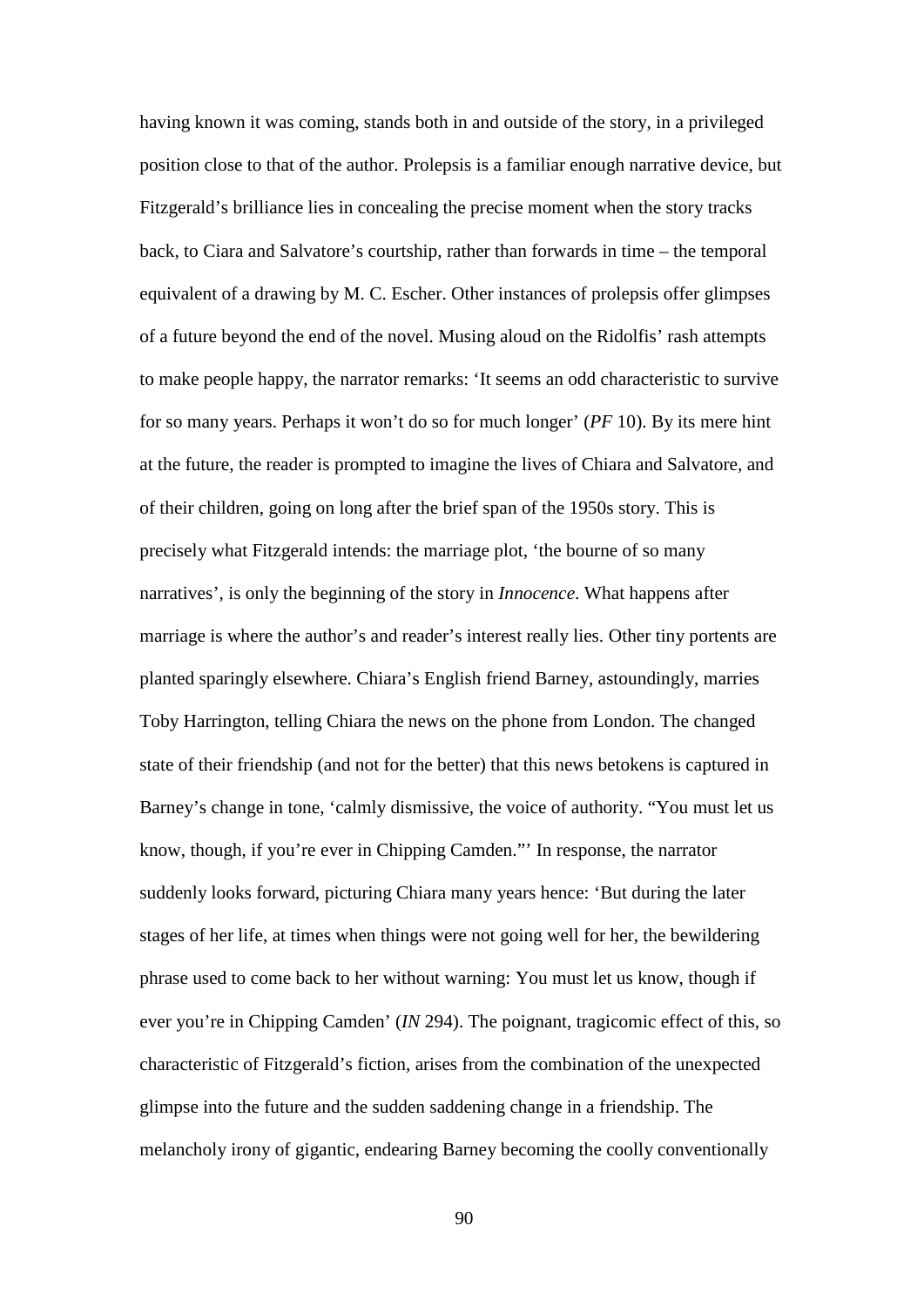having known it was coming, stands both in and outside of the story, in a privileged position close to that of the author. Prolepsis is a familiar enough narrative device, but Fitzgerald's brilliance lies in concealing the precise moment when the story tracks back, to Ciara and Salvatore's courtship, rather than forwards in time – the temporal equivalent of a drawing by M. C. Escher. Other instances of prolepsis offer glimpses of a future beyond the end of the novel. Musing aloud on the Ridolfis' rash attempts to make people happy, the narrator remarks: 'It seems an odd characteristic to survive for so many years. Perhaps it won't do so for much longer' (*PF* 10). By its mere hint at the future, the reader is prompted to imagine the lives of Chiara and Salvatore, and of their children, going on long after the brief span of the 1950s story. This is precisely what Fitzgerald intends: the marriage plot, 'the bourne of so many narratives', is only the beginning of the story in *Innocence*. What happens after marriage is where the author's and reader's interest really lies. Other tiny portents are planted sparingly elsewhere. Chiara's English friend Barney, astoundingly, marries Toby Harrington, telling Chiara the news on the phone from London. The changed state of their friendship (and not for the better) that this news betokens is captured in Barney's change in tone, 'calmly dismissive, the voice of authority. "You must let us know, though, if you're ever in Chipping Camden."' In response, the narrator suddenly looks forward, picturing Chiara many years hence: 'But during the later stages of her life, at times when things were not going well for her, the bewildering phrase used to come back to her without warning: You must let us know, though if ever you're in Chipping Camden' (*IN* 294). The poignant, tragicomic effect of this, so characteristic of Fitzgerald's fiction, arises from the combination of the unexpected glimpse into the future and the sudden saddening change in a friendship. The melancholy irony of gigantic, endearing Barney becoming the coolly conventionally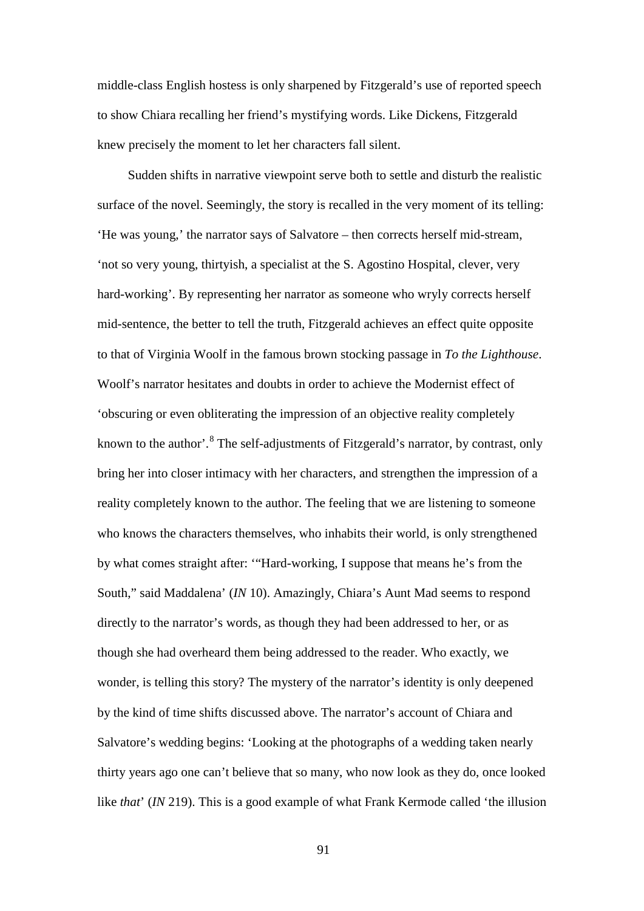middle-class English hostess is only sharpened by Fitzgerald's use of reported speech to show Chiara recalling her friend's mystifying words. Like Dickens, Fitzgerald knew precisely the moment to let her characters fall silent.

Sudden shifts in narrative viewpoint serve both to settle and disturb the realistic surface of the novel. Seemingly, the story is recalled in the very moment of its telling: 'He was young,' the narrator says of Salvatore – then corrects herself mid-stream, 'not so very young, thirtyish, a specialist at the S. Agostino Hospital, clever, very hard-working'. By representing her narrator as someone who wryly corrects herself mid-sentence, the better to tell the truth, Fitzgerald achieves an effect quite opposite to that of Virginia Woolf in the famous brown stocking passage in *To the Lighthouse*. Woolf's narrator hesitates and doubts in order to achieve the Modernist effect of 'obscuring or even obliterating the impression of an objective reality completely known to the author'.[8] The self-adjustments of Fitzgerald's narrator, by contrast, only bring her into closer intimacy with her characters, and strengthen the impression of a reality completely known to the author. The feeling that we are listening to someone who knows the characters themselves, who inhabits their world, is only strengthened by what comes straight after: '"Hard-working, I suppose that means he's from the South," said Maddalena' (*IN* 10). Amazingly, Chiara's Aunt Mad seems to respond directly to the narrator's words, as though they had been addressed to her, or as though she had overheard them being addressed to the reader. Who exactly, we wonder, is telling this story? The mystery of the narrator's identity is only deepened by the kind of time shifts discussed above. The narrator's account of Chiara and Salvatore's wedding begins: 'Looking at the photographs of a wedding taken nearly thirty years ago one can't believe that so many, who now look as they do, once looked like *that*' (*IN* 219). This is a good example of what Frank Kermode called 'the illusion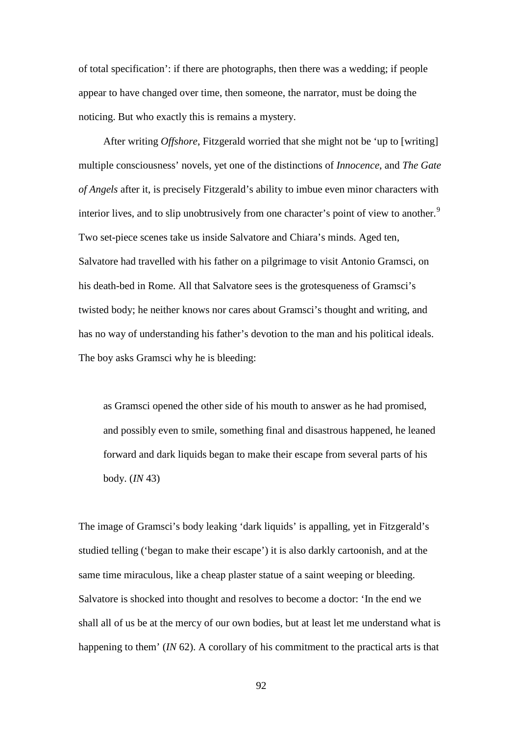of total specification': if there are photographs, then there was a wedding; if people appear to have changed over time, then someone, the narrator, must be doing the noticing. But who exactly this is remains a mystery.

After writing *Offshore*, Fitzgerald worried that she might not be 'up to [writing] multiple consciousness' novels, yet one of the distinctions of *Innocence*, and *The Gate of Angels* after it, is precisely Fitzgerald's ability to imbue even minor characters with interior lives, and to slip unobtrusively from one character's point of view to another.[9] Two set-piece scenes take us inside Salvatore and Chiara's minds. Aged ten, Salvatore had travelled with his father on a pilgrimage to visit Antonio Gramsci, on his death-bed in Rome. All that Salvatore sees is the grotesqueness of Gramsci's twisted body; he neither knows nor cares about Gramsci's thought and writing, and has no way of understanding his father's devotion to the man and his political ideals. The boy asks Gramsci why he is bleeding:

> as Gramsci opened the other side of his mouth to answer as he had promised, and possibly even to smile, something final and disastrous happened, he leaned forward and dark liquids began to make their escape from several parts of his body. (*IN* 43)

The image of Gramsci's body leaking 'dark liquids' is appalling, yet in Fitzgerald's studied telling ('began to make their escape') it is also darkly cartoonish, and at the same time miraculous, like a cheap plaster statue of a saint weeping or bleeding. Salvatore is shocked into thought and resolves to become a doctor: 'In the end we shall all of us be at the mercy of our own bodies, but at least let me understand what is happening to them' (*IN* 62). A corollary of his commitment to the practical arts is that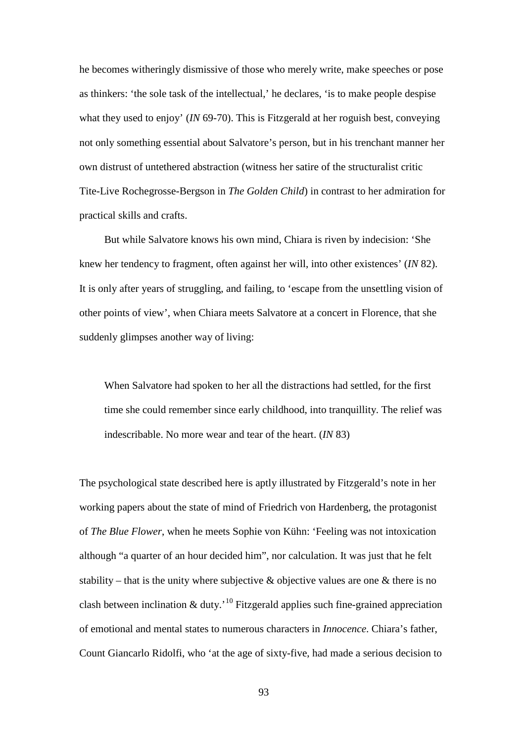he becomes witheringly dismissive of those who merely write, make speeches or pose as thinkers: 'the sole task of the intellectual,' he declares, 'is to make people despise what they used to enjoy' (*IN* 69-70). This is Fitzgerald at her roguish best, conveying not only something essential about Salvatore's person, but in his trenchant manner her own distrust of untethered abstraction (witness her satire of the structuralist critic Tite-Live Rochegrosse-Bergson in *The Golden Child*) in contrast to her admiration for practical skills and crafts.

But while Salvatore knows his own mind, Chiara is riven by indecision: 'She knew her tendency to fragment, often against her will, into other existences' (*IN* 82). It is only after years of struggling, and failing, to 'escape from the unsettling vision of other points of view', when Chiara meets Salvatore at a concert in Florence, that she suddenly glimpses another way of living:

> When Salvatore had spoken to her all the distractions had settled, for the first time she could remember since early childhood, into tranquillity. The relief was indescribable. No more wear and tear of the heart. (*IN* 83)

The psychological state described here is aptly illustrated by Fitzgerald's note in her working papers about the state of mind of Friedrich von Hardenberg, the protagonist of *The Blue Flower*, when he meets Sophie von Kühn: 'Feeling was not intoxication although "a quarter of an hour decided him", nor calculation. It was just that he felt stability – that is the unity where subjective & objective values are one & there is no clash between inclination & duty.'[10] Fitzgerald applies such fine-grained appreciation of emotional and mental states to numerous characters in *Innocence*. Chiara's father, Count Giancarlo Ridolfi, who 'at the age of sixty-five, had made a serious decision to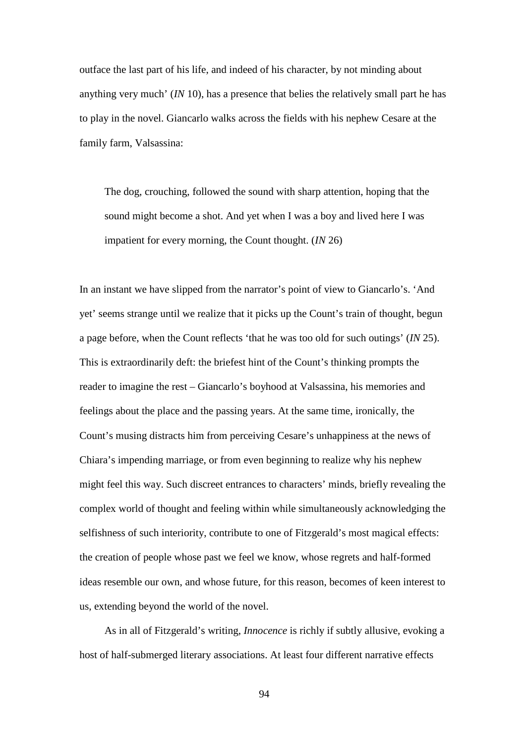outface the last part of his life, and indeed of his character, by not minding about anything very much' (*IN* 10), has a presence that belies the relatively small part he has to play in the novel. Giancarlo walks across the fields with his nephew Cesare at the family farm, Valsassina:

> The dog, crouching, followed the sound with sharp attention, hoping that the sound might become a shot. And yet when I was a boy and lived here I was impatient for every morning, the Count thought. (*IN* 26)

In an instant we have slipped from the narrator's point of view to Giancarlo's. 'And yet' seems strange until we realize that it picks up the Count's train of thought, begun a page before, when the Count reflects 'that he was too old for such outings' (*IN* 25). This is extraordinarily deft: the briefest hint of the Count's thinking prompts the reader to imagine the rest – Giancarlo's boyhood at Valsassina, his memories and feelings about the place and the passing years. At the same time, ironically, the Count's musing distracts him from perceiving Cesare's unhappiness at the news of Chiara's impending marriage, or from even beginning to realize why his nephew might feel this way. Such discreet entrances to characters' minds, briefly revealing the complex world of thought and feeling within while simultaneously acknowledging the selfishness of such interiority, contribute to one of Fitzgerald's most magical effects: the creation of people whose past we feel we know, whose regrets and half-formed ideas resemble our own, and whose future, for this reason, becomes of keen interest to us, extending beyond the world of the novel.

As in all of Fitzgerald's writing, *Innocence* is richly if subtly allusive, evoking a host of half-submerged literary associations. At least four different narrative effects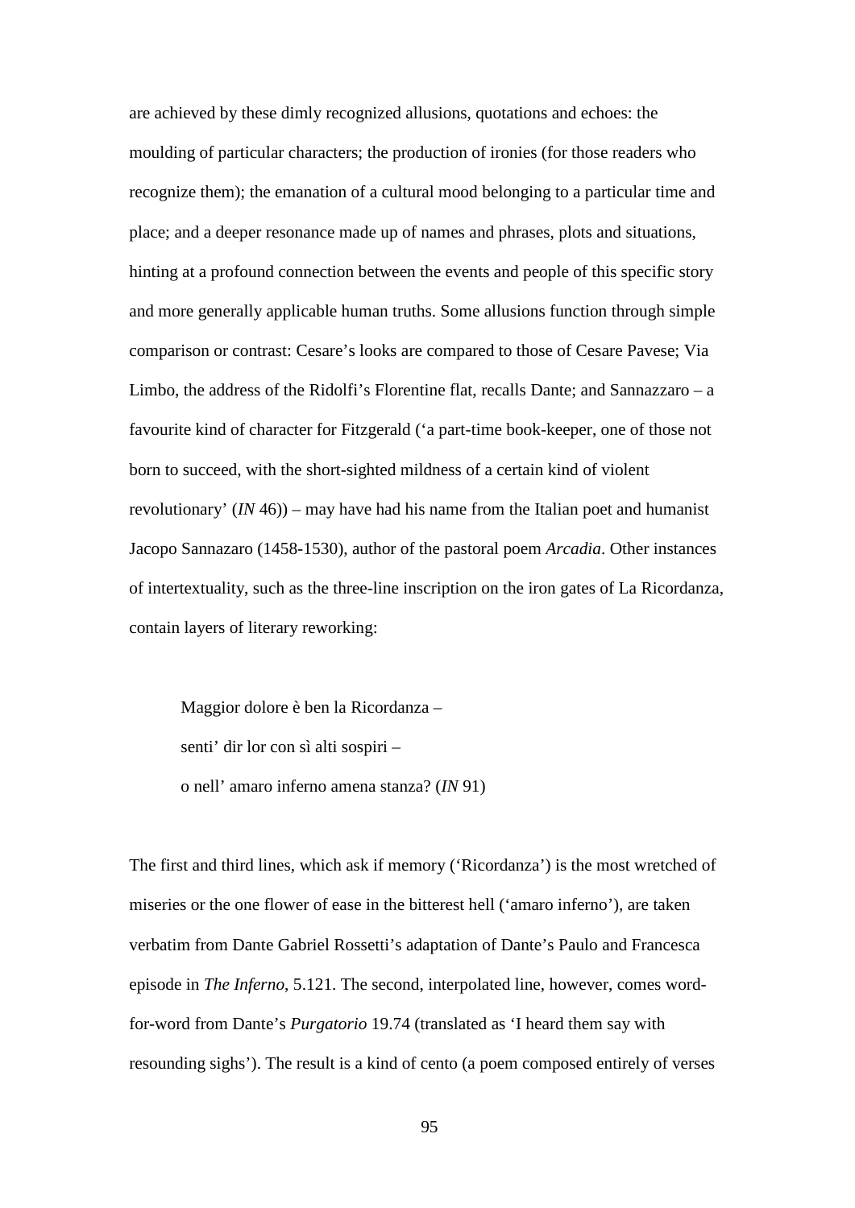are achieved by these dimly recognized allusions, quotations and echoes: the moulding of particular characters; the production of ironies (for those readers who recognize them); the emanation of a cultural mood belonging to a particular time and place; and a deeper resonance made up of names and phrases, plots and situations, hinting at a profound connection between the events and people of this specific story and more generally applicable human truths. Some allusions function through simple comparison or contrast: Cesare's looks are compared to those of Cesare Pavese; Via Limbo, the address of the Ridolfi's Florentine flat, recalls Dante; and Sannazzaro – a favourite kind of character for Fitzgerald ('a part-time book-keeper, one of those not born to succeed, with the short-sighted mildness of a certain kind of violent revolutionary' (*IN* 46)) – may have had his name from the Italian poet and humanist Jacopo Sannazaro (1458-1530), author of the pastoral poem *Arcadia*. Other instances of intertextuality, such as the three-line inscription on the iron gates of La Ricordanza, contain layers of literary reworking:

> Maggior dolore è ben la Ricordanza –
> senti' dir lor con sì alti sospiri –
> o nell' amaro inferno amena stanza? (*IN* 91)

The first and third lines, which ask if memory ('Ricordanza') is the most wretched of miseries or the one flower of ease in the bitterest hell ('amaro inferno'), are taken verbatim from Dante Gabriel Rossetti's adaptation of Dante's Paulo and Francesca episode in *The Inferno*, 5.121. The second, interpolated line, however, comes word-for-word from Dante's *Purgatorio* 19.74 (translated as 'I heard them say with resounding sighs'). The result is a kind of cento (a poem composed entirely of verses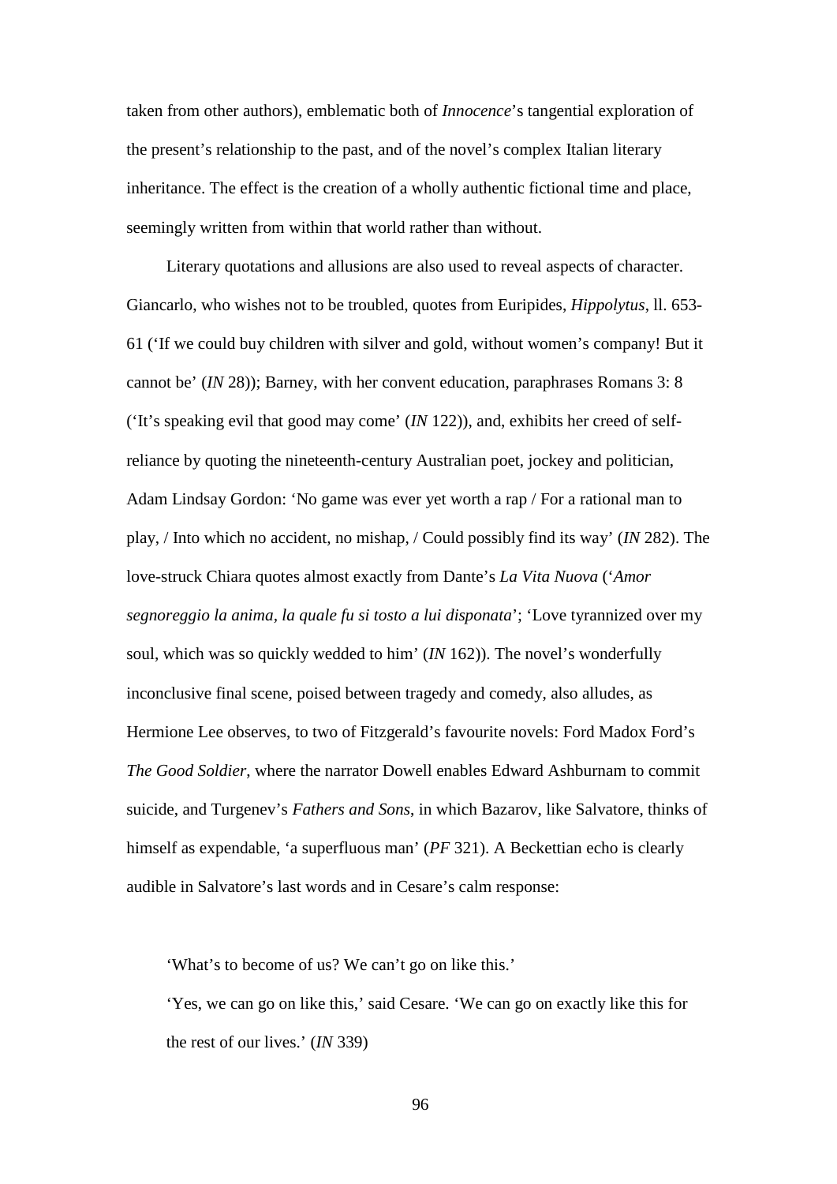taken from other authors), emblematic both of *Innocence*'s tangential exploration of the present's relationship to the past, and of the novel's complex Italian literary inheritance. The effect is the creation of a wholly authentic fictional time and place, seemingly written from within that world rather than without.

Literary quotations and allusions are also used to reveal aspects of character. Giancarlo, who wishes not to be troubled, quotes from Euripides, *Hippolytus*, ll. 653-61 ('If we could buy children with silver and gold, without women's company! But it cannot be' (*IN* 28)); Barney, with her convent education, paraphrases Romans 3: 8 ('It's speaking evil that good may come' (*IN* 122)), and, exhibits her creed of self-reliance by quoting the nineteenth-century Australian poet, jockey and politician, Adam Lindsay Gordon: 'No game was ever yet worth a rap / For a rational man to play, / Into which no accident, no mishap, / Could possibly find its way' (*IN* 282). The love-struck Chiara quotes almost exactly from Dante's *La Vita Nuova* ('*Amor segnoreggio la anima, la quale fu si tosto a lui disponata*'; 'Love tyrannized over my soul, which was so quickly wedded to him' (*IN* 162)). The novel's wonderfully inconclusive final scene, poised between tragedy and comedy, also alludes, as Hermione Lee observes, to two of Fitzgerald's favourite novels: Ford Madox Ford's *The Good Soldier*, where the narrator Dowell enables Edward Ashburnam to commit suicide, and Turgenev's *Fathers and Sons*, in which Bazarov, like Salvatore, thinks of himself as expendable, 'a superfluous man' (*PF* 321). A Beckettian echo is clearly audible in Salvatore's last words and in Cesare's calm response:

> 'What's to become of us? We can't go on like this.'
>
> 'Yes, we can go on like this,' said Cesare. 'We can go on exactly like this for the rest of our lives.' (*IN* 339)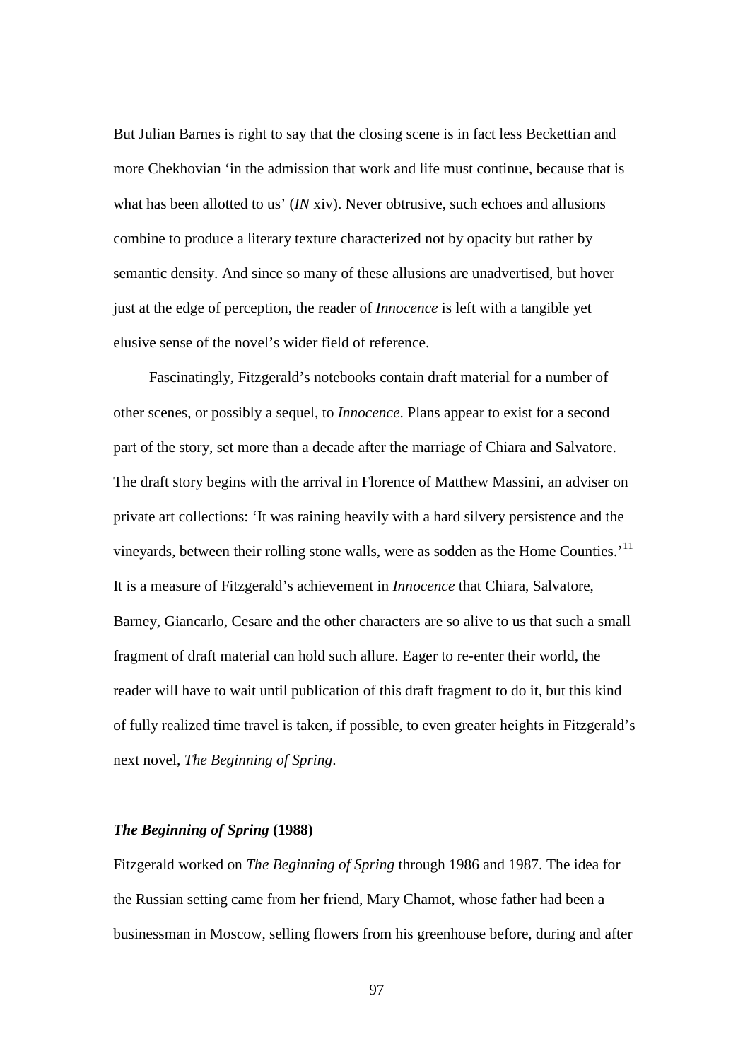But Julian Barnes is right to say that the closing scene is in fact less Beckettian and more Chekhovian 'in the admission that work and life must continue, because that is what has been allotted to us' (*IN* xiv). Never obtrusive, such echoes and allusions combine to produce a literary texture characterized not by opacity but rather by semantic density. And since so many of these allusions are unadvertised, but hover just at the edge of perception, the reader of *Innocence* is left with a tangible yet elusive sense of the novel's wider field of reference.

Fascinatingly, Fitzgerald's notebooks contain draft material for a number of other scenes, or possibly a sequel, to *Innocence*. Plans appear to exist for a second part of the story, set more than a decade after the marriage of Chiara and Salvatore. The draft story begins with the arrival in Florence of Matthew Massini, an adviser on private art collections: 'It was raining heavily with a hard silvery persistence and the vineyards, between their rolling stone walls, were as sodden as the Home Counties.'[11] It is a measure of Fitzgerald's achievement in *Innocence* that Chiara, Salvatore, Barney, Giancarlo, Cesare and the other characters are so alive to us that such a small fragment of draft material can hold such allure. Eager to re-enter their world, the reader will have to wait until publication of this draft fragment to do it, but this kind of fully realized time travel is taken, if possible, to even greater heights in Fitzgerald's next novel, *The Beginning of Spring*.

### ***The Beginning of Spring* (1988)**

Fitzgerald worked on *The Beginning of Spring* through 1986 and 1987. The idea for the Russian setting came from her friend, Mary Chamot, whose father had been a businessman in Moscow, selling flowers from his greenhouse before, during and after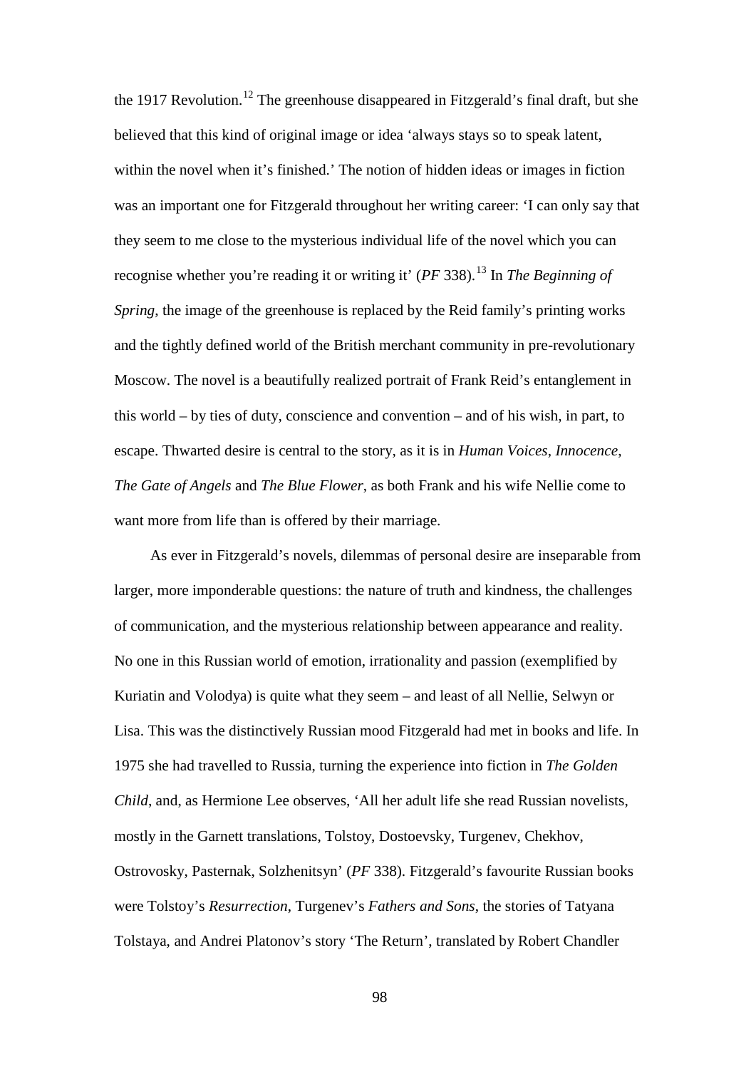the 1917 Revolution.[12] The greenhouse disappeared in Fitzgerald's final draft, but she believed that this kind of original image or idea 'always stays so to speak latent, within the novel when it's finished.' The notion of hidden ideas or images in fiction was an important one for Fitzgerald throughout her writing career: 'I can only say that they seem to me close to the mysterious individual life of the novel which you can recognise whether you're reading it or writing it' (*PF* 338).[13] In *The Beginning of Spring*, the image of the greenhouse is replaced by the Reid family's printing works and the tightly defined world of the British merchant community in pre-revolutionary Moscow. The novel is a beautifully realized portrait of Frank Reid's entanglement in this world – by ties of duty, conscience and convention – and of his wish, in part, to escape. Thwarted desire is central to the story, as it is in *Human Voices*, *Innocence*, *The Gate of Angels* and *The Blue Flower*, as both Frank and his wife Nellie come to want more from life than is offered by their marriage.

As ever in Fitzgerald's novels, dilemmas of personal desire are inseparable from larger, more imponderable questions: the nature of truth and kindness, the challenges of communication, and the mysterious relationship between appearance and reality. No one in this Russian world of emotion, irrationality and passion (exemplified by Kuriatin and Volodya) is quite what they seem – and least of all Nellie, Selwyn or Lisa. This was the distinctively Russian mood Fitzgerald had met in books and life. In 1975 she had travelled to Russia, turning the experience into fiction in *The Golden Child*, and, as Hermione Lee observes, 'All her adult life she read Russian novelists, mostly in the Garnett translations, Tolstoy, Dostoevsky, Turgenev, Chekhov, Ostrovosky, Pasternak, Solzhenitsyn' (*PF* 338). Fitzgerald's favourite Russian books were Tolstoy's *Resurrection*, Turgenev's *Fathers and Sons*, the stories of Tatyana Tolstaya, and Andrei Platonov's story 'The Return', translated by Robert Chandler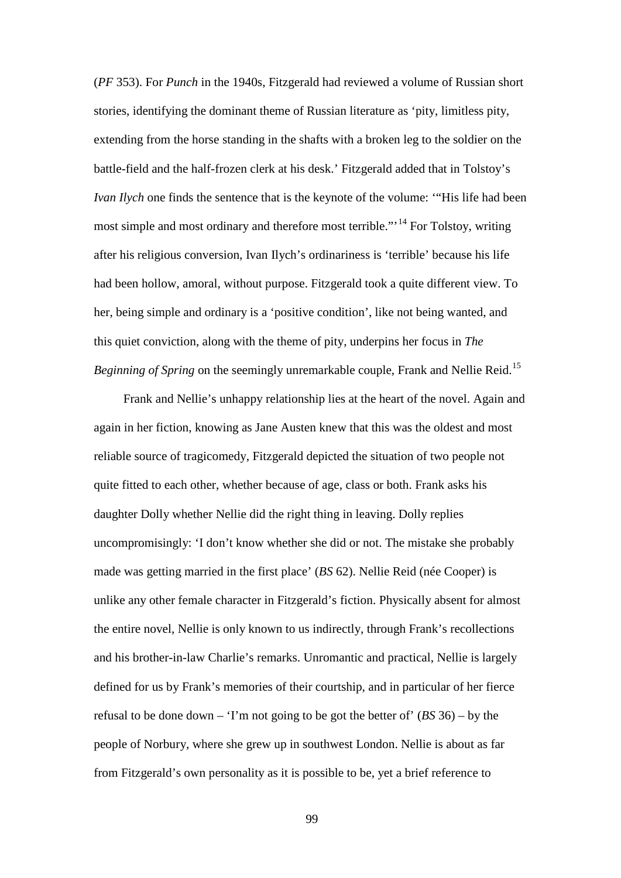(*PF* 353). For *Punch* in the 1940s, Fitzgerald had reviewed a volume of Russian short stories, identifying the dominant theme of Russian literature as 'pity, limitless pity, extending from the horse standing in the shafts with a broken leg to the soldier on the battle-field and the half-frozen clerk at his desk.' Fitzgerald added that in Tolstoy's *Ivan Ilych* one finds the sentence that is the keynote of the volume: '"His life had been most simple and most ordinary and therefore most terrible."'[14] For Tolstoy, writing after his religious conversion, Ivan Ilych's ordinariness is 'terrible' because his life had been hollow, amoral, without purpose. Fitzgerald took a quite different view. To her, being simple and ordinary is a 'positive condition', like not being wanted, and this quiet conviction, along with the theme of pity, underpins her focus in *The Beginning of Spring* on the seemingly unremarkable couple, Frank and Nellie Reid.[15]

Frank and Nellie's unhappy relationship lies at the heart of the novel. Again and again in her fiction, knowing as Jane Austen knew that this was the oldest and most reliable source of tragicomedy, Fitzgerald depicted the situation of two people not quite fitted to each other, whether because of age, class or both. Frank asks his daughter Dolly whether Nellie did the right thing in leaving. Dolly replies uncompromisingly: 'I don't know whether she did or not. The mistake she probably made was getting married in the first place' (*BS* 62). Nellie Reid (née Cooper) is unlike any other female character in Fitzgerald's fiction. Physically absent for almost the entire novel, Nellie is only known to us indirectly, through Frank's recollections and his brother-in-law Charlie's remarks. Unromantic and practical, Nellie is largely defined for us by Frank's memories of their courtship, and in particular of her fierce refusal to be done down – 'I'm not going to be got the better of' (*BS* 36) – by the people of Norbury, where she grew up in southwest London. Nellie is about as far from Fitzgerald's own personality as it is possible to be, yet a brief reference to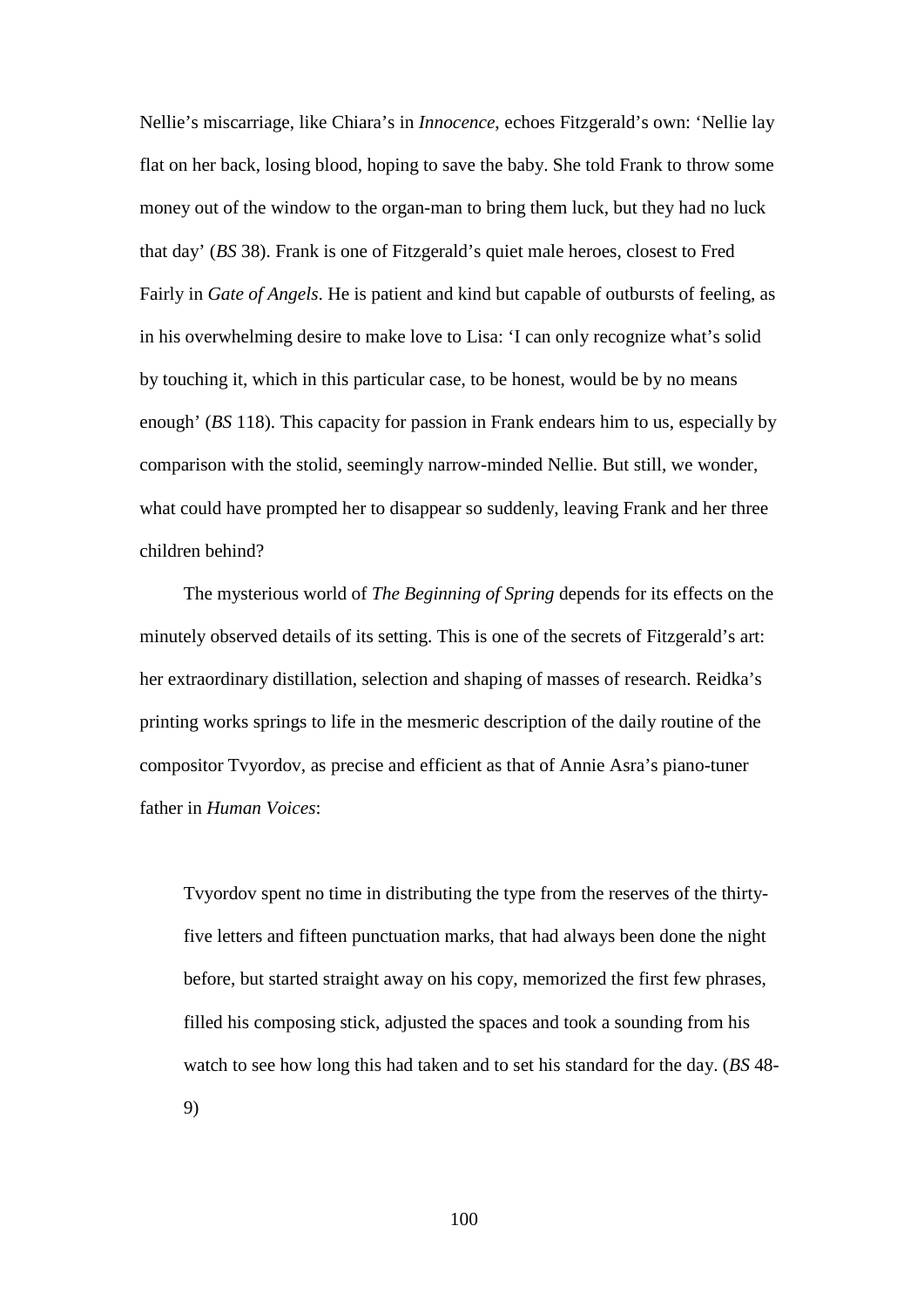Nellie's miscarriage, like Chiara's in *Innocence*, echoes Fitzgerald's own: 'Nellie lay flat on her back, losing blood, hoping to save the baby. She told Frank to throw some money out of the window to the organ-man to bring them luck, but they had no luck that day' (*BS* 38). Frank is one of Fitzgerald's quiet male heroes, closest to Fred Fairly in *Gate of Angels*. He is patient and kind but capable of outbursts of feeling, as in his overwhelming desire to make love to Lisa: 'I can only recognize what's solid by touching it, which in this particular case, to be honest, would be by no means enough' (*BS* 118). This capacity for passion in Frank endears him to us, especially by comparison with the stolid, seemingly narrow-minded Nellie. But still, we wonder, what could have prompted her to disappear so suddenly, leaving Frank and her three children behind?

The mysterious world of *The Beginning of Spring* depends for its effects on the minutely observed details of its setting. This is one of the secrets of Fitzgerald's art: her extraordinary distillation, selection and shaping of masses of research. Reidka's printing works springs to life in the mesmeric description of the daily routine of the compositor Tvyordov, as precise and efficient as that of Annie Asra's piano-tuner father in *Human Voices*:

> Tvyordov spent no time in distributing the type from the reserves of the thirty-five letters and fifteen punctuation marks, that had always been done the night before, but started straight away on his copy, memorized the first few phrases, filled his composing stick, adjusted the spaces and took a sounding from his watch to see how long this had taken and to set his standard for the day. (*BS* 48-9)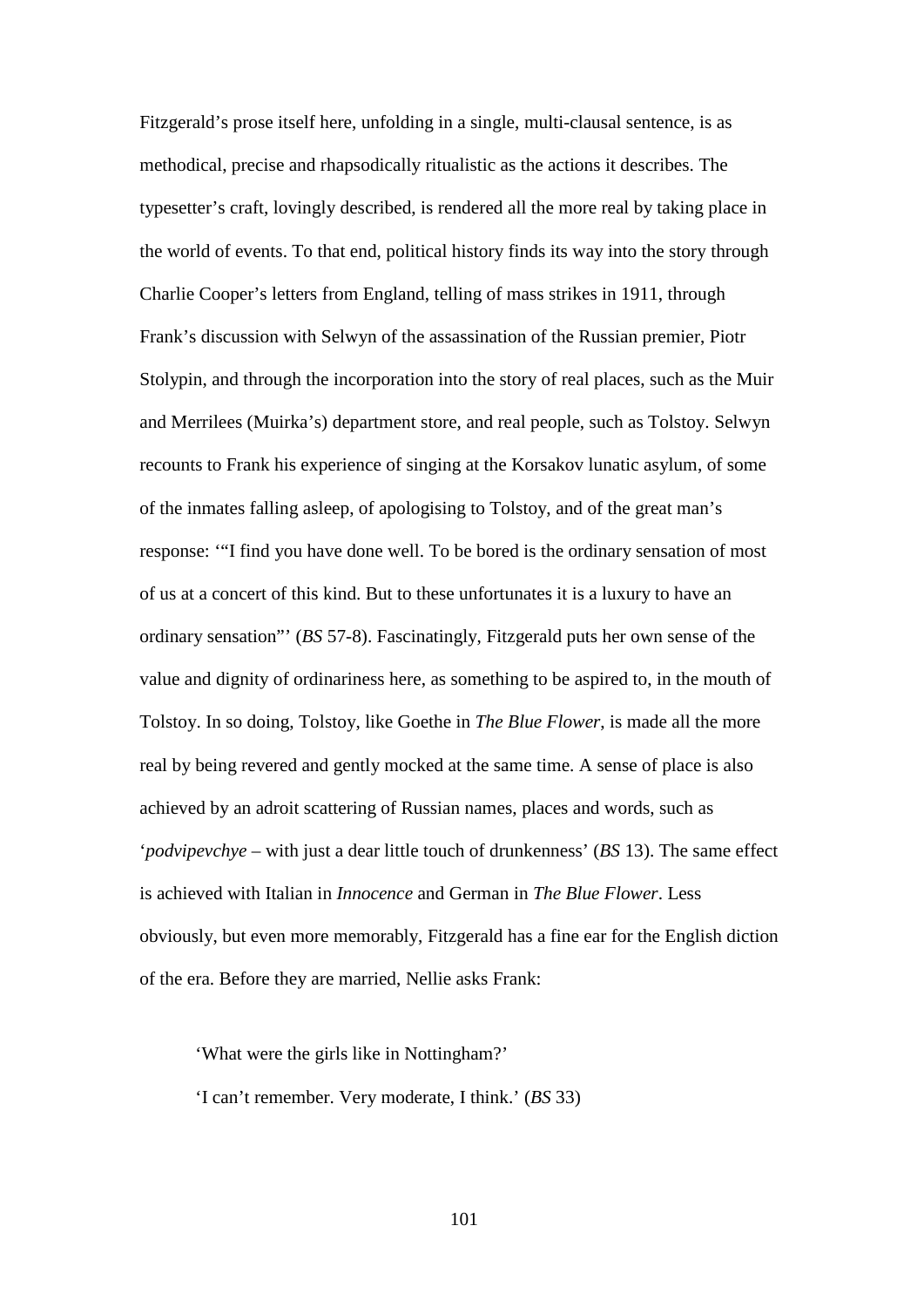Fitzgerald's prose itself here, unfolding in a single, multi-clausal sentence, is as methodical, precise and rhapsodically ritualistic as the actions it describes. The typesetter's craft, lovingly described, is rendered all the more real by taking place in the world of events. To that end, political history finds its way into the story through Charlie Cooper's letters from England, telling of mass strikes in 1911, through Frank's discussion with Selwyn of the assassination of the Russian premier, Piotr Stolypin, and through the incorporation into the story of real places, such as the Muir and Merrilees (Muirka's) department store, and real people, such as Tolstoy. Selwyn recounts to Frank his experience of singing at the Korsakov lunatic asylum, of some of the inmates falling asleep, of apologising to Tolstoy, and of the great man's response: '"I find you have done well. To be bored is the ordinary sensation of most of us at a concert of this kind. But to these unfortunates it is a luxury to have an ordinary sensation"' (*BS* 57-8). Fascinatingly, Fitzgerald puts her own sense of the value and dignity of ordinariness here, as something to be aspired to, in the mouth of Tolstoy. In so doing, Tolstoy, like Goethe in *The Blue Flower*, is made all the more real by being revered and gently mocked at the same time. A sense of place is also achieved by an adroit scattering of Russian names, places and words, such as '*podvipevchye* – with just a dear little touch of drunkenness' (*BS* 13). The same effect is achieved with Italian in *Innocence* and German in *The Blue Flower*. Less obviously, but even more memorably, Fitzgerald has a fine ear for the English diction of the era. Before they are married, Nellie asks Frank:

> 'What were the girls like in Nottingham?'
>
> 'I can't remember. Very moderate, I think.' (*BS* 33)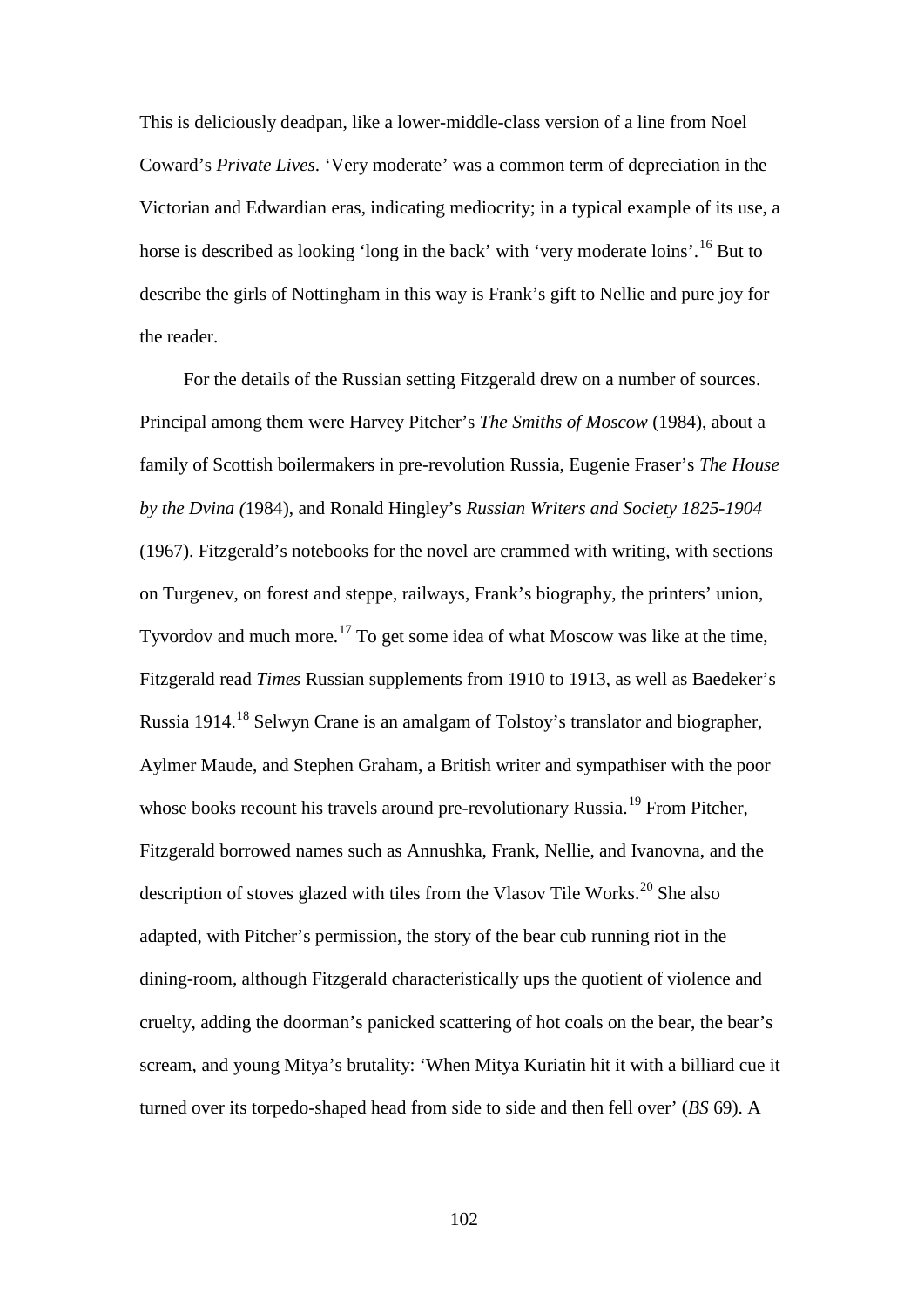This is deliciously deadpan, like a lower-middle-class version of a line from Noel Coward's *Private Lives*. 'Very moderate' was a common term of depreciation in the Victorian and Edwardian eras, indicating mediocrity; in a typical example of its use, a horse is described as looking 'long in the back' with 'very moderate loins'.[16] But to describe the girls of Nottingham in this way is Frank's gift to Nellie and pure joy for the reader.

For the details of the Russian setting Fitzgerald drew on a number of sources. Principal among them were Harvey Pitcher's *The Smiths of Moscow* (1984), about a family of Scottish boilermakers in pre-revolution Russia, Eugenie Fraser's *The House by the Dvina (*1984), and Ronald Hingley's *Russian Writers and Society 1825-1904* (1967). Fitzgerald's notebooks for the novel are crammed with writing, with sections on Turgenev, on forest and steppe, railways, Frank's biography, the printers' union, Tyvordov and much more.[17] To get some idea of what Moscow was like at the time, Fitzgerald read *Times* Russian supplements from 1910 to 1913, as well as Baedeker's Russia 1914.[18] Selwyn Crane is an amalgam of Tolstoy's translator and biographer, Aylmer Maude, and Stephen Graham, a British writer and sympathiser with the poor whose books recount his travels around pre-revolutionary Russia.[19] From Pitcher, Fitzgerald borrowed names such as Annushka, Frank, Nellie, and Ivanovna, and the description of stoves glazed with tiles from the Vlasov Tile Works.[20] She also adapted, with Pitcher's permission, the story of the bear cub running riot in the dining-room, although Fitzgerald characteristically ups the quotient of violence and cruelty, adding the doorman's panicked scattering of hot coals on the bear, the bear's scream, and young Mitya's brutality: 'When Mitya Kuriatin hit it with a billiard cue it turned over its torpedo-shaped head from side to side and then fell over' (*BS* 69). A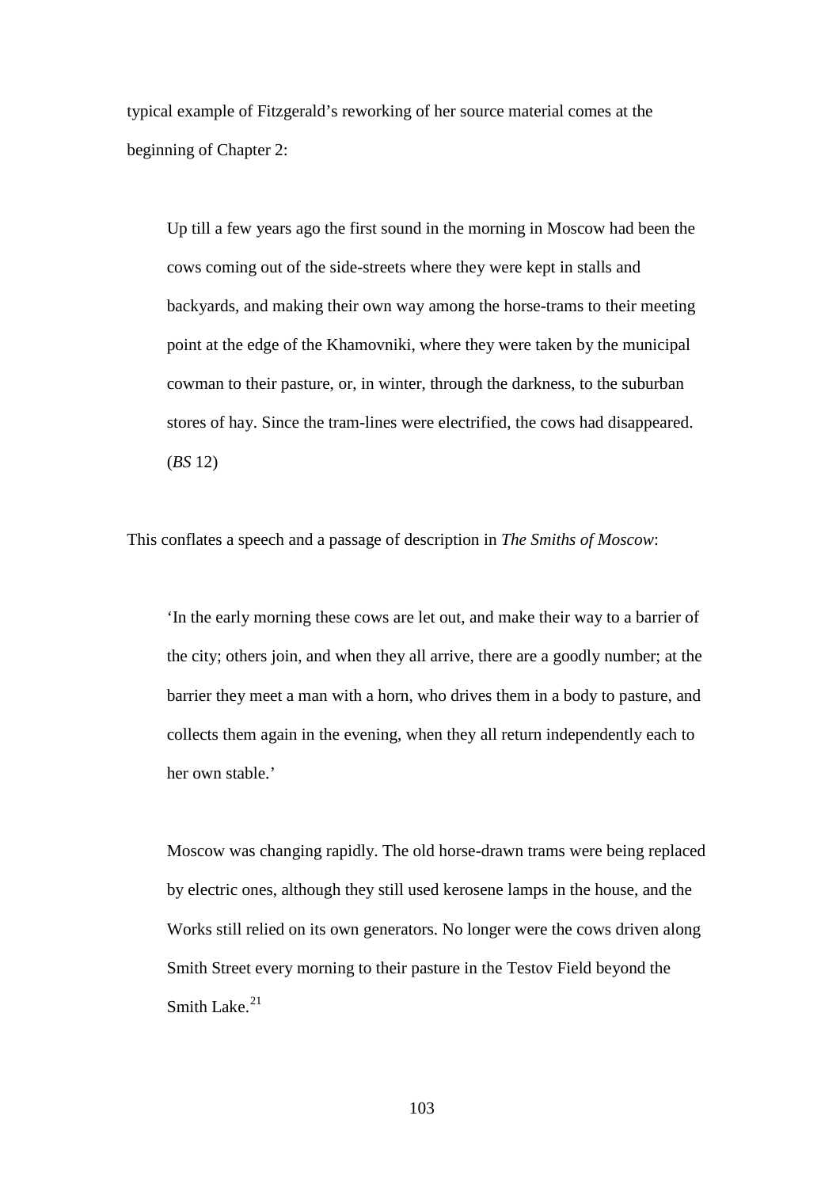typical example of Fitzgerald's reworking of her source material comes at the beginning of Chapter 2:

> Up till a few years ago the first sound in the morning in Moscow had been the cows coming out of the side-streets where they were kept in stalls and backyards, and making their own way among the horse-trams to their meeting point at the edge of the Khamovniki, where they were taken by the municipal cowman to their pasture, or, in winter, through the darkness, to the suburban stores of hay. Since the tram-lines were electrified, the cows had disappeared. (*BS* 12)

This conflates a speech and a passage of description in *The Smiths of Moscow*:

> 'In the early morning these cows are let out, and make their way to a barrier of the city; others join, and when they all arrive, there are a goodly number; at the barrier they meet a man with a horn, who drives them in a body to pasture, and collects them again in the evening, when they all return independently each to her own stable.'
>
> Moscow was changing rapidly. The old horse-drawn trams were being replaced by electric ones, although they still used kerosene lamps in the house, and the Works still relied on its own generators. No longer were the cows driven along Smith Street every morning to their pasture in the Testov Field beyond the Smith Lake.[21]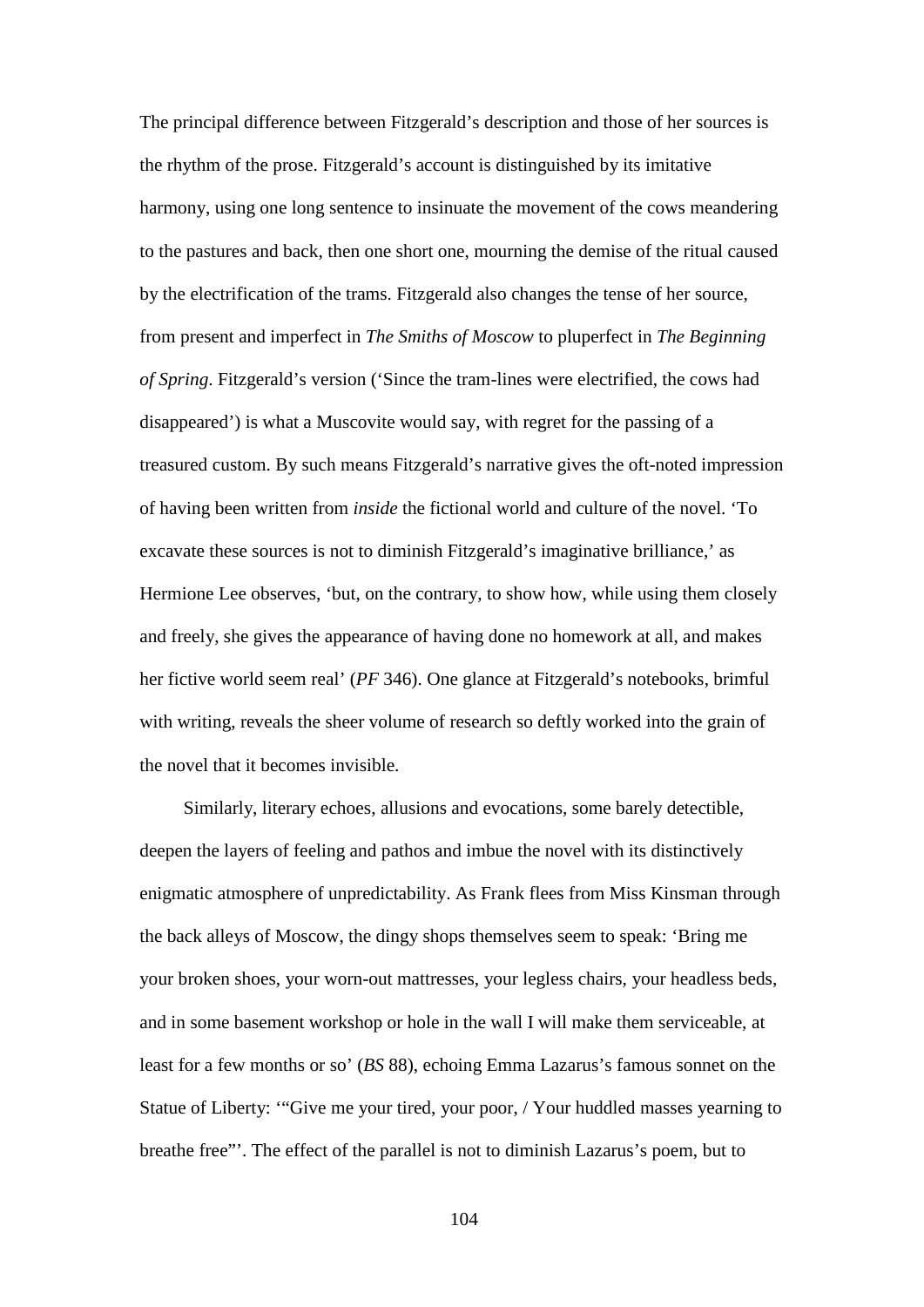The principal difference between Fitzgerald's description and those of her sources is the rhythm of the prose. Fitzgerald's account is distinguished by its imitative harmony, using one long sentence to insinuate the movement of the cows meandering to the pastures and back, then one short one, mourning the demise of the ritual caused by the electrification of the trams. Fitzgerald also changes the tense of her source, from present and imperfect in *The Smiths of Moscow* to pluperfect in *The Beginning of Spring*. Fitzgerald's version ('Since the tram-lines were electrified, the cows had disappeared') is what a Muscovite would say, with regret for the passing of a treasured custom. By such means Fitzgerald's narrative gives the oft-noted impression of having been written from *inside* the fictional world and culture of the novel. 'To excavate these sources is not to diminish Fitzgerald's imaginative brilliance,' as Hermione Lee observes, 'but, on the contrary, to show how, while using them closely and freely, she gives the appearance of having done no homework at all, and makes her fictive world seem real' (*PF* 346). One glance at Fitzgerald's notebooks, brimful with writing, reveals the sheer volume of research so deftly worked into the grain of the novel that it becomes invisible.

Similarly, literary echoes, allusions and evocations, some barely detectible, deepen the layers of feeling and pathos and imbue the novel with its distinctively enigmatic atmosphere of unpredictability. As Frank flees from Miss Kinsman through the back alleys of Moscow, the dingy shops themselves seem to speak: 'Bring me your broken shoes, your worn-out mattresses, your legless chairs, your headless beds, and in some basement workshop or hole in the wall I will make them serviceable, at least for a few months or so' (*BS* 88), echoing Emma Lazarus's famous sonnet on the Statue of Liberty: '"Give me your tired, your poor, / Your huddled masses yearning to breathe free"'. The effect of the parallel is not to diminish Lazarus's poem, but to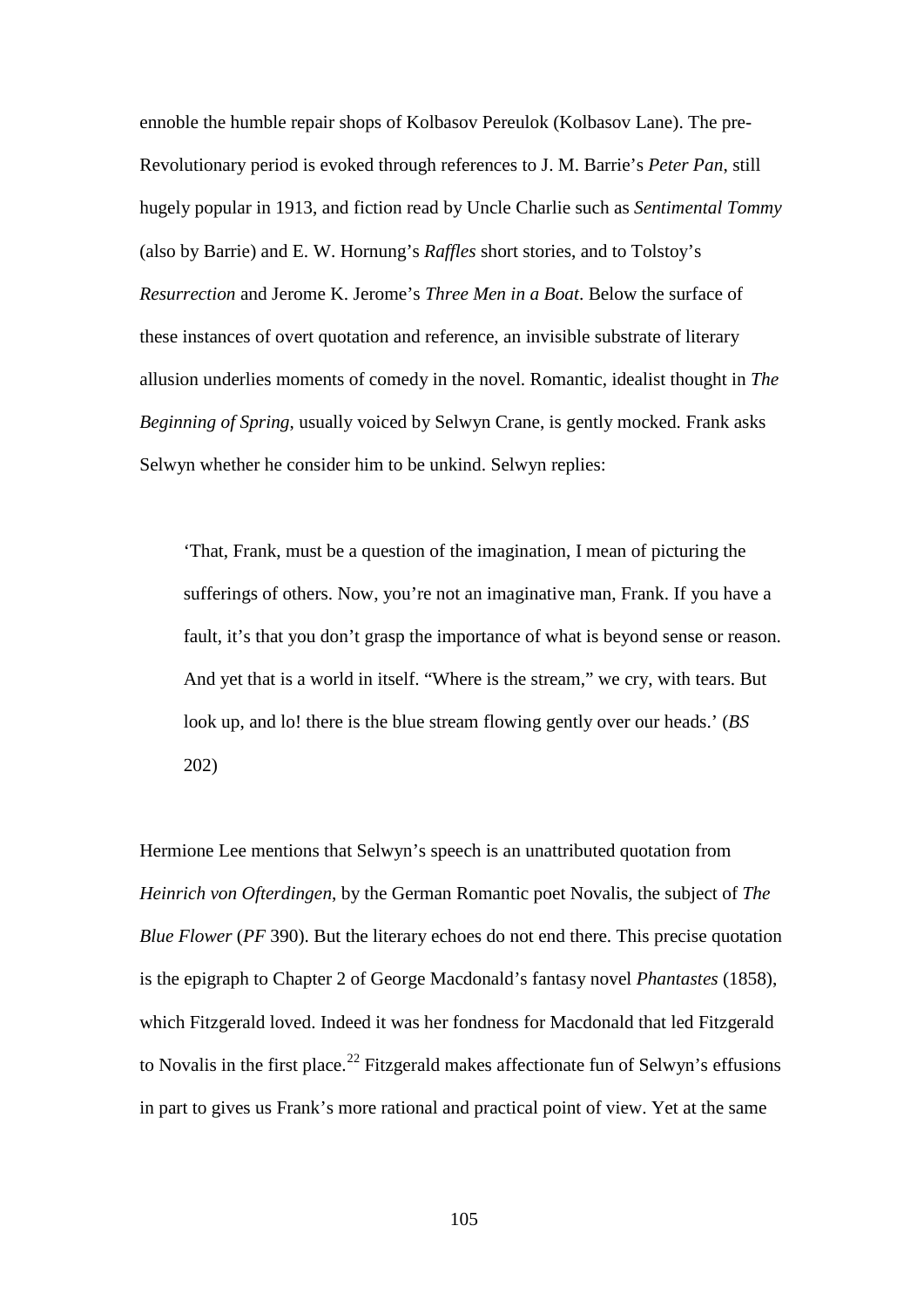ennoble the humble repair shops of Kolbasov Pereulok (Kolbasov Lane). The pre-Revolutionary period is evoked through references to J. M. Barrie's *Peter Pan*, still hugely popular in 1913, and fiction read by Uncle Charlie such as *Sentimental Tommy* (also by Barrie) and E. W. Hornung's *Raffles* short stories, and to Tolstoy's *Resurrection* and Jerome K. Jerome's *Three Men in a Boat*. Below the surface of these instances of overt quotation and reference, an invisible substrate of literary allusion underlies moments of comedy in the novel. Romantic, idealist thought in *The Beginning of Spring*, usually voiced by Selwyn Crane, is gently mocked. Frank asks Selwyn whether he consider him to be unkind. Selwyn replies:

> 'That, Frank, must be a question of the imagination, I mean of picturing the sufferings of others. Now, you're not an imaginative man, Frank. If you have a fault, it's that you don't grasp the importance of what is beyond sense or reason. And yet that is a world in itself. "Where is the stream," we cry, with tears. But look up, and lo! there is the blue stream flowing gently over our heads.' (*BS* 202)

Hermione Lee mentions that Selwyn's speech is an unattributed quotation from *Heinrich von Ofterdingen*, by the German Romantic poet Novalis, the subject of *The Blue Flower* (*PF* 390). But the literary echoes do not end there. This precise quotation is the epigraph to Chapter 2 of George Macdonald's fantasy novel *Phantastes* (1858), which Fitzgerald loved. Indeed it was her fondness for Macdonald that led Fitzgerald to Novalis in the first place.[22] Fitzgerald makes affectionate fun of Selwyn's effusions in part to gives us Frank's more rational and practical point of view. Yet at the same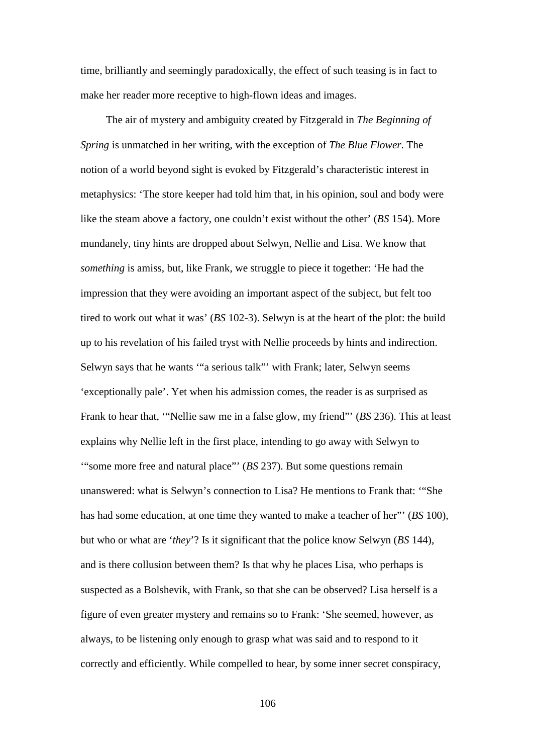time, brilliantly and seemingly paradoxically, the effect of such teasing is in fact to make her reader more receptive to high-flown ideas and images.

The air of mystery and ambiguity created by Fitzgerald in *The Beginning of Spring* is unmatched in her writing, with the exception of *The Blue Flower*. The notion of a world beyond sight is evoked by Fitzgerald's characteristic interest in metaphysics: 'The store keeper had told him that, in his opinion, soul and body were like the steam above a factory, one couldn't exist without the other' (*BS* 154). More mundanely, tiny hints are dropped about Selwyn, Nellie and Lisa. We know that *something* is amiss, but, like Frank, we struggle to piece it together: 'He had the impression that they were avoiding an important aspect of the subject, but felt too tired to work out what it was' (*BS* 102-3). Selwyn is at the heart of the plot: the build up to his revelation of his failed tryst with Nellie proceeds by hints and indirection. Selwyn says that he wants '"a serious talk"' with Frank; later, Selwyn seems 'exceptionally pale'. Yet when his admission comes, the reader is as surprised as Frank to hear that, '"Nellie saw me in a false glow, my friend"' (*BS* 236). This at least explains why Nellie left in the first place, intending to go away with Selwyn to '"some more free and natural place"' (*BS* 237). But some questions remain unanswered: what is Selwyn's connection to Lisa? He mentions to Frank that: '"She has had some education, at one time they wanted to make a teacher of her"' (*BS* 100), but who or what are '*they*'? Is it significant that the police know Selwyn (*BS* 144), and is there collusion between them? Is that why he places Lisa, who perhaps is suspected as a Bolshevik, with Frank, so that she can be observed? Lisa herself is a figure of even greater mystery and remains so to Frank: 'She seemed, however, as always, to be listening only enough to grasp what was said and to respond to it correctly and efficiently. While compelled to hear, by some inner secret conspiracy,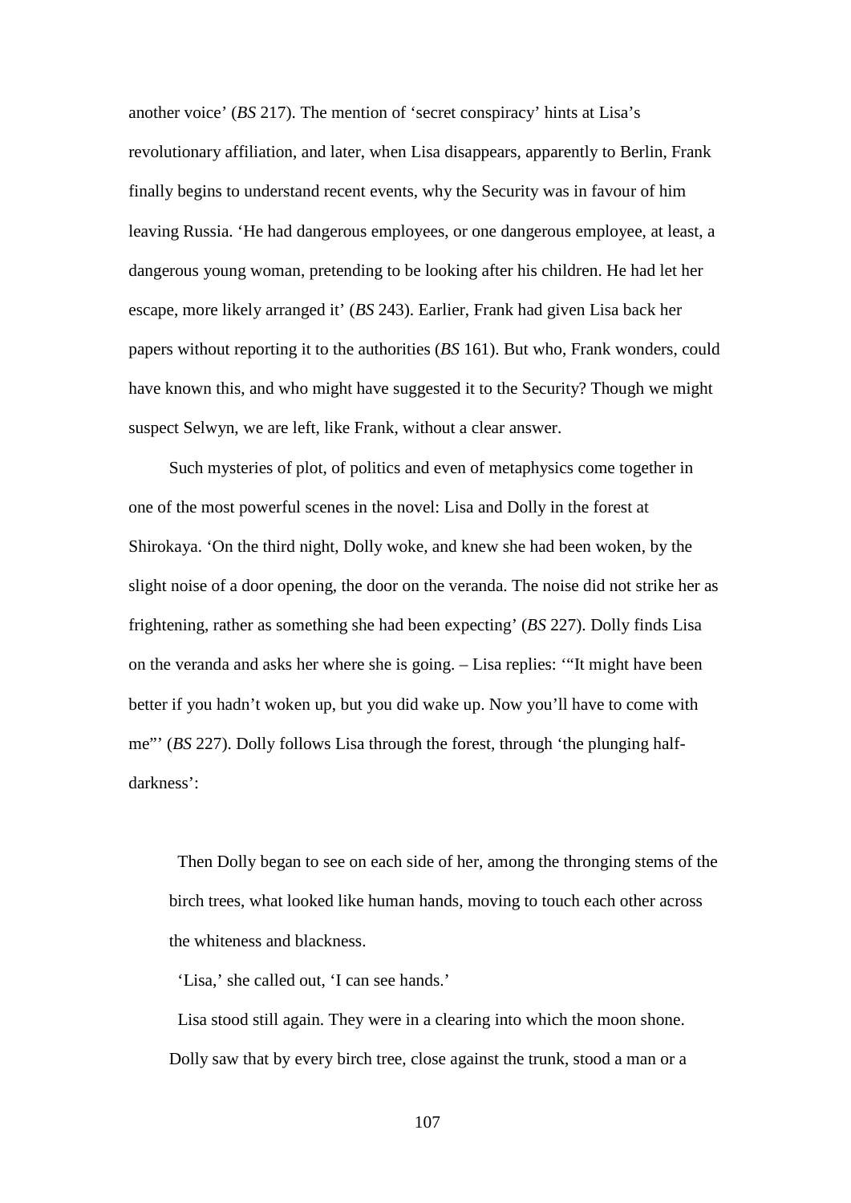another voice' (*BS* 217). The mention of 'secret conspiracy' hints at Lisa's revolutionary affiliation, and later, when Lisa disappears, apparently to Berlin, Frank finally begins to understand recent events, why the Security was in favour of him leaving Russia. 'He had dangerous employees, or one dangerous employee, at least, a dangerous young woman, pretending to be looking after his children. He had let her escape, more likely arranged it' (*BS* 243). Earlier, Frank had given Lisa back her papers without reporting it to the authorities (*BS* 161). But who, Frank wonders, could have known this, and who might have suggested it to the Security? Though we might suspect Selwyn, we are left, like Frank, without a clear answer.

Such mysteries of plot, of politics and even of metaphysics come together in one of the most powerful scenes in the novel: Lisa and Dolly in the forest at Shirokaya. 'On the third night, Dolly woke, and knew she had been woken, by the slight noise of a door opening, the door on the veranda. The noise did not strike her as frightening, rather as something she had been expecting' (*BS* 227). Dolly finds Lisa on the veranda and asks her where she is going. – Lisa replies: '"It might have been better if you hadn't woken up, but you did wake up. Now you'll have to come with me"' (*BS* 227). Dolly follows Lisa through the forest, through 'the plunging half-darkness':

> Then Dolly began to see on each side of her, among the thronging stems of the birch trees, what looked like human hands, moving to touch each other across the whiteness and blackness.
>
> 'Lisa,' she called out, 'I can see hands.'
>
> Lisa stood still again. They were in a clearing into which the moon shone. Dolly saw that by every birch tree, close against the trunk, stood a man or a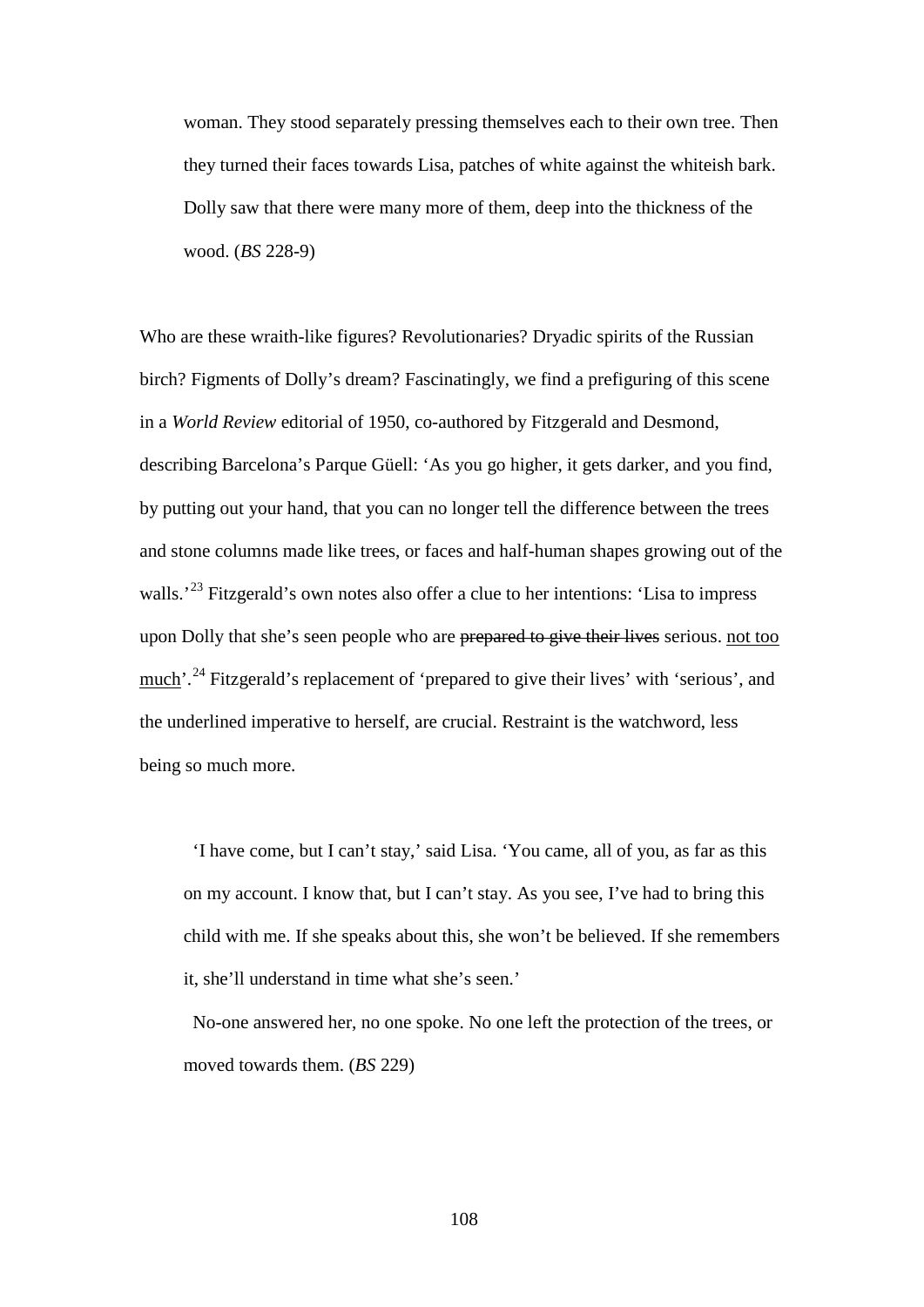> woman. They stood separately pressing themselves each to their own tree. Then they turned their faces towards Lisa, patches of white against the whiteish bark. Dolly saw that there were many more of them, deep into the thickness of the wood. (*BS* 228-9)

Who are these wraith-like figures? Revolutionaries? Dryadic spirits of the Russian birch? Figments of Dolly's dream? Fascinatingly, we find a prefiguring of this scene in a *World Review* editorial of 1950, co-authored by Fitzgerald and Desmond, describing Barcelona's Parque Güell: 'As you go higher, it gets darker, and you find, by putting out your hand, that you can no longer tell the difference between the trees and stone columns made like trees, or faces and half-human shapes growing out of the walls.'[23] Fitzgerald's own notes also offer a clue to her intentions: 'Lisa to impress upon Dolly that she's seen people who are ~~prepared to give their lives~~ serious. <u>not too much</u>'.[24] Fitzgerald's replacement of 'prepared to give their lives' with 'serious', and the underlined imperative to herself, are crucial. Restraint is the watchword, less being so much more.

> 'I have come, but I can't stay,' said Lisa. 'You came, all of you, as far as this on my account. I know that, but I can't stay. As you see, I've had to bring this child with me. If she speaks about this, she won't be believed. If she remembers it, she'll understand in time what she's seen.'
>
> No-one answered her, no one spoke. No one left the protection of the trees, or moved towards them. (*BS* 229)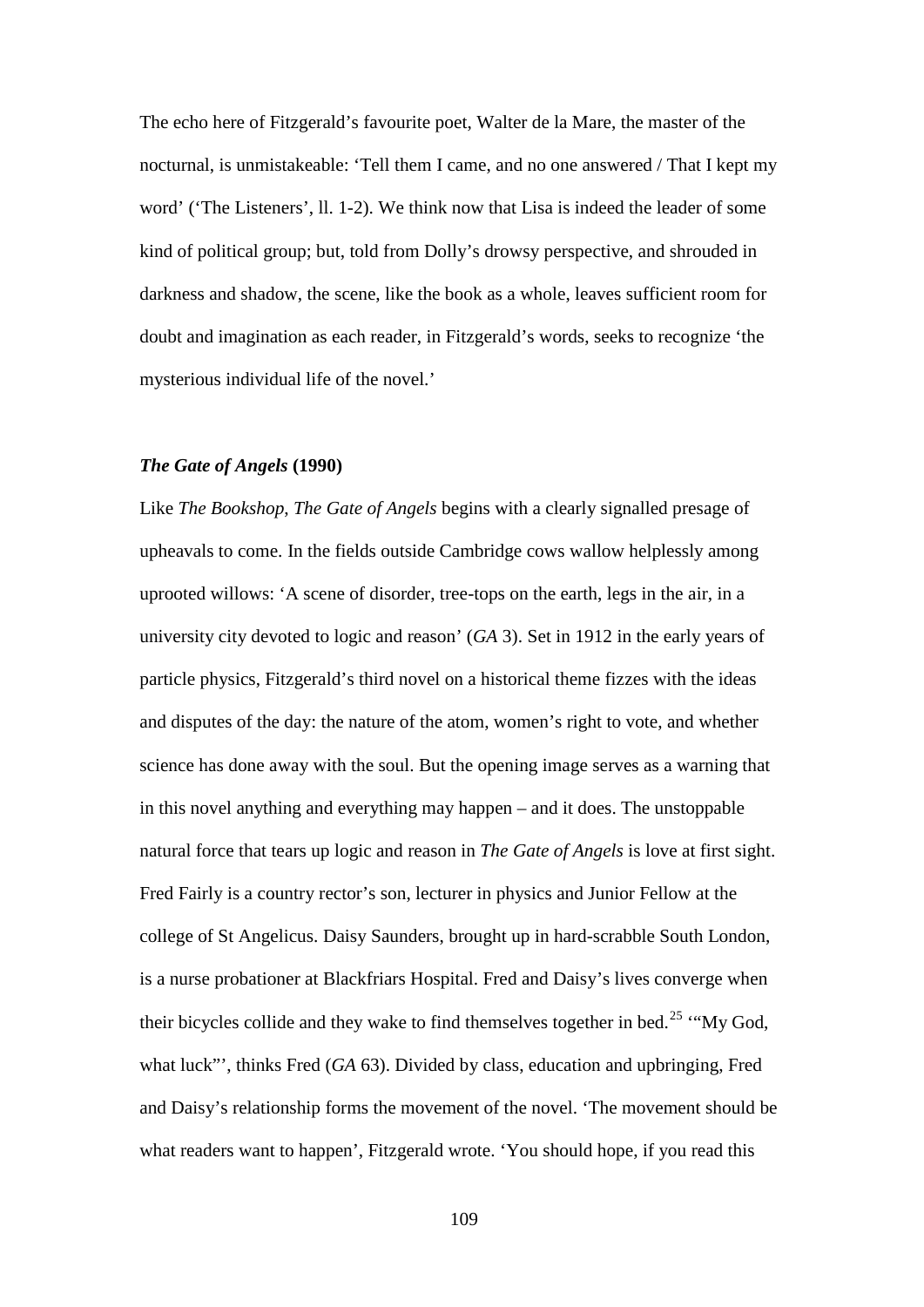The echo here of Fitzgerald's favourite poet, Walter de la Mare, the master of the nocturnal, is unmistakeable: 'Tell them I came, and no one answered / That I kept my word' ('The Listeners', ll. 1-2). We think now that Lisa is indeed the leader of some kind of political group; but, told from Dolly's drowsy perspective, and shrouded in darkness and shadow, the scene, like the book as a whole, leaves sufficient room for doubt and imagination as each reader, in Fitzgerald's words, seeks to recognize 'the mysterious individual life of the novel.'

### *The Gate of Angels* (1990)

Like *The Bookshop*, *The Gate of Angels* begins with a clearly signalled presage of upheavals to come. In the fields outside Cambridge cows wallow helplessly among uprooted willows: 'A scene of disorder, tree-tops on the earth, legs in the air, in a university city devoted to logic and reason' (*GA* 3). Set in 1912 in the early years of particle physics, Fitzgerald's third novel on a historical theme fizzes with the ideas and disputes of the day: the nature of the atom, women's right to vote, and whether science has done away with the soul. But the opening image serves as a warning that in this novel anything and everything may happen – and it does. The unstoppable natural force that tears up logic and reason in *The Gate of Angels* is love at first sight. Fred Fairly is a country rector's son, lecturer in physics and Junior Fellow at the college of St Angelicus. Daisy Saunders, brought up in hard-scrabble South London, is a nurse probationer at Blackfriars Hospital. Fred and Daisy's lives converge when their bicycles collide and they wake to find themselves together in bed.[25] '"My God, what luck"', thinks Fred (*GA* 63). Divided by class, education and upbringing, Fred and Daisy's relationship forms the movement of the novel. 'The movement should be what readers want to happen', Fitzgerald wrote. 'You should hope, if you read this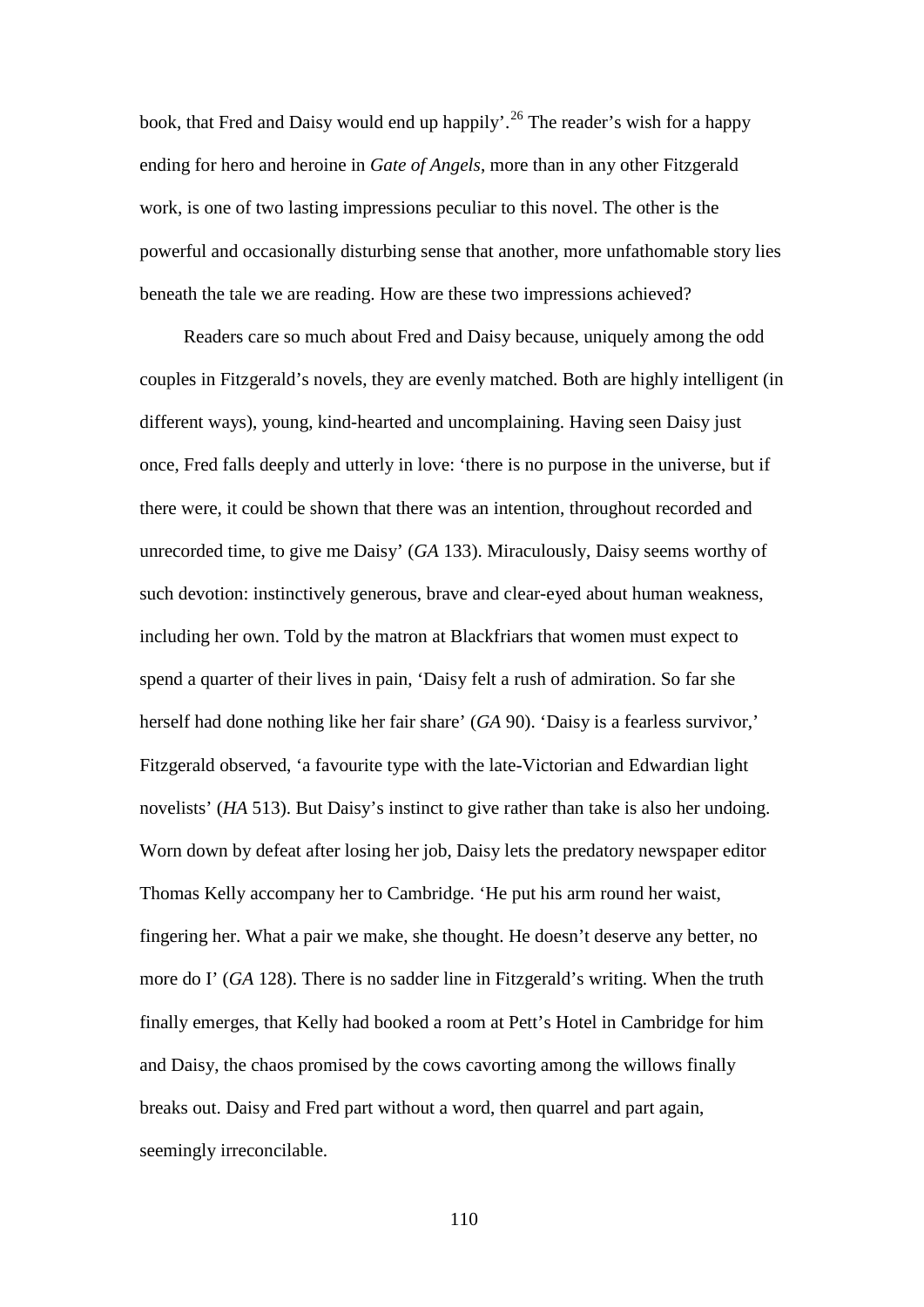book, that Fred and Daisy would end up happily'.[26] The reader's wish for a happy ending for hero and heroine in *Gate of Angels*, more than in any other Fitzgerald work, is one of two lasting impressions peculiar to this novel. The other is the powerful and occasionally disturbing sense that another, more unfathomable story lies beneath the tale we are reading. How are these two impressions achieved?

Readers care so much about Fred and Daisy because, uniquely among the odd couples in Fitzgerald's novels, they are evenly matched. Both are highly intelligent (in different ways), young, kind-hearted and uncomplaining. Having seen Daisy just once, Fred falls deeply and utterly in love: 'there is no purpose in the universe, but if there were, it could be shown that there was an intention, throughout recorded and unrecorded time, to give me Daisy' (*GA* 133). Miraculously, Daisy seems worthy of such devotion: instinctively generous, brave and clear-eyed about human weakness, including her own. Told by the matron at Blackfriars that women must expect to spend a quarter of their lives in pain, 'Daisy felt a rush of admiration. So far she herself had done nothing like her fair share' (*GA* 90). 'Daisy is a fearless survivor,' Fitzgerald observed, 'a favourite type with the late-Victorian and Edwardian light novelists' (*HA* 513). But Daisy's instinct to give rather than take is also her undoing. Worn down by defeat after losing her job, Daisy lets the predatory newspaper editor Thomas Kelly accompany her to Cambridge. 'He put his arm round her waist, fingering her. What a pair we make, she thought. He doesn't deserve any better, no more do I' (*GA* 128). There is no sadder line in Fitzgerald's writing. When the truth finally emerges, that Kelly had booked a room at Pett's Hotel in Cambridge for him and Daisy, the chaos promised by the cows cavorting among the willows finally breaks out. Daisy and Fred part without a word, then quarrel and part again, seemingly irreconcilable.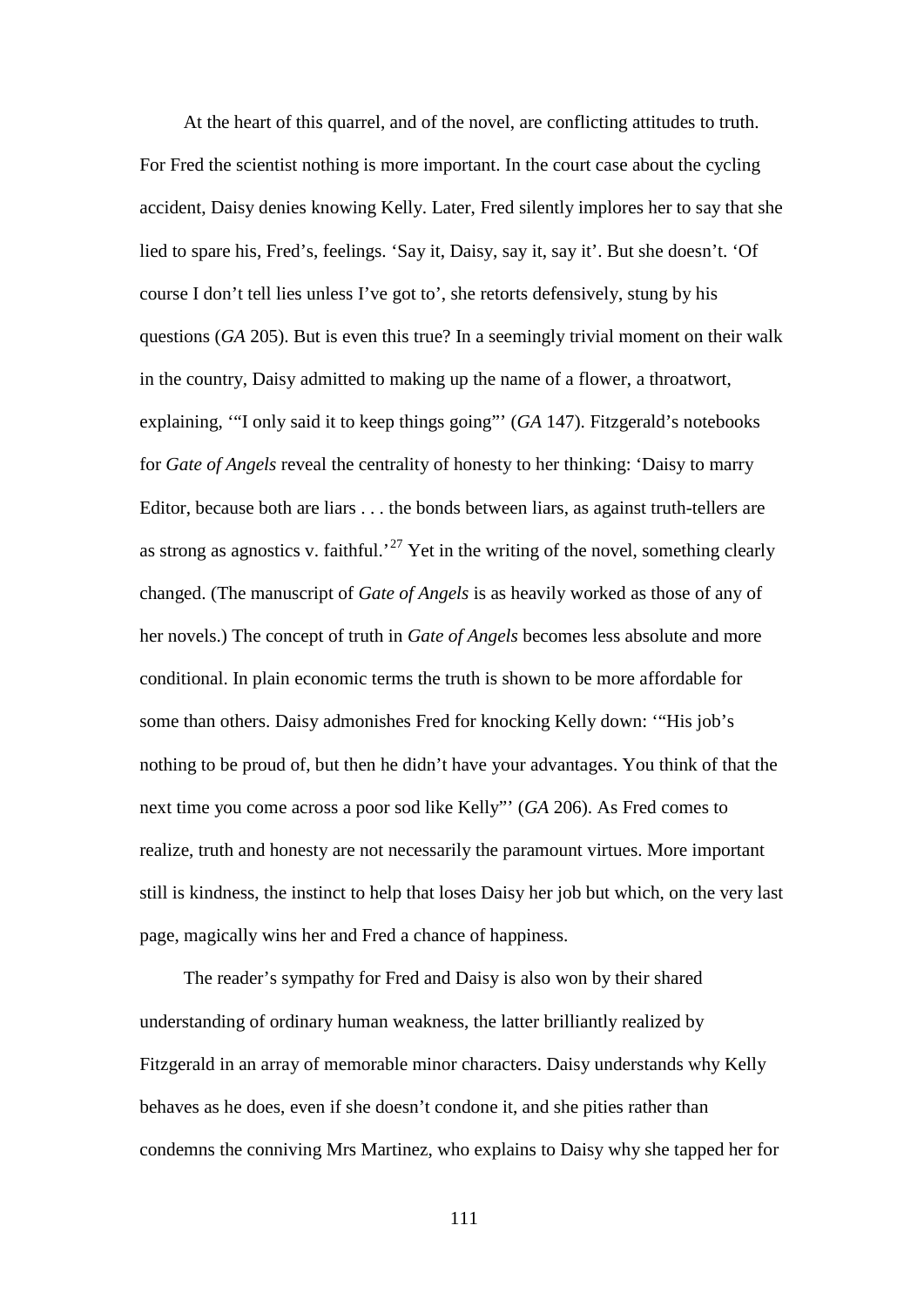At the heart of this quarrel, and of the novel, are conflicting attitudes to truth. For Fred the scientist nothing is more important. In the court case about the cycling accident, Daisy denies knowing Kelly. Later, Fred silently implores her to say that she lied to spare his, Fred's, feelings. 'Say it, Daisy, say it, say it'. But she doesn't. 'Of course I don't tell lies unless I've got to', she retorts defensively, stung by his questions (*GA* 205). But is even this true? In a seemingly trivial moment on their walk in the country, Daisy admitted to making up the name of a flower, a throatwort, explaining, '"I only said it to keep things going"' (*GA* 147). Fitzgerald's notebooks for *Gate of Angels* reveal the centrality of honesty to her thinking: 'Daisy to marry Editor, because both are liars . . . the bonds between liars, as against truth-tellers are as strong as agnostics v. faithful.'[27] Yet in the writing of the novel, something clearly changed. (The manuscript of *Gate of Angels* is as heavily worked as those of any of her novels.) The concept of truth in *Gate of Angels* becomes less absolute and more conditional. In plain economic terms the truth is shown to be more affordable for some than others. Daisy admonishes Fred for knocking Kelly down: '"His job's nothing to be proud of, but then he didn't have your advantages. You think of that the next time you come across a poor sod like Kelly"' (*GA* 206). As Fred comes to realize, truth and honesty are not necessarily the paramount virtues. More important still is kindness, the instinct to help that loses Daisy her job but which, on the very last page, magically wins her and Fred a chance of happiness.

The reader's sympathy for Fred and Daisy is also won by their shared understanding of ordinary human weakness, the latter brilliantly realized by Fitzgerald in an array of memorable minor characters. Daisy understands why Kelly behaves as he does, even if she doesn't condone it, and she pities rather than condemns the conniving Mrs Martinez, who explains to Daisy why she tapped her for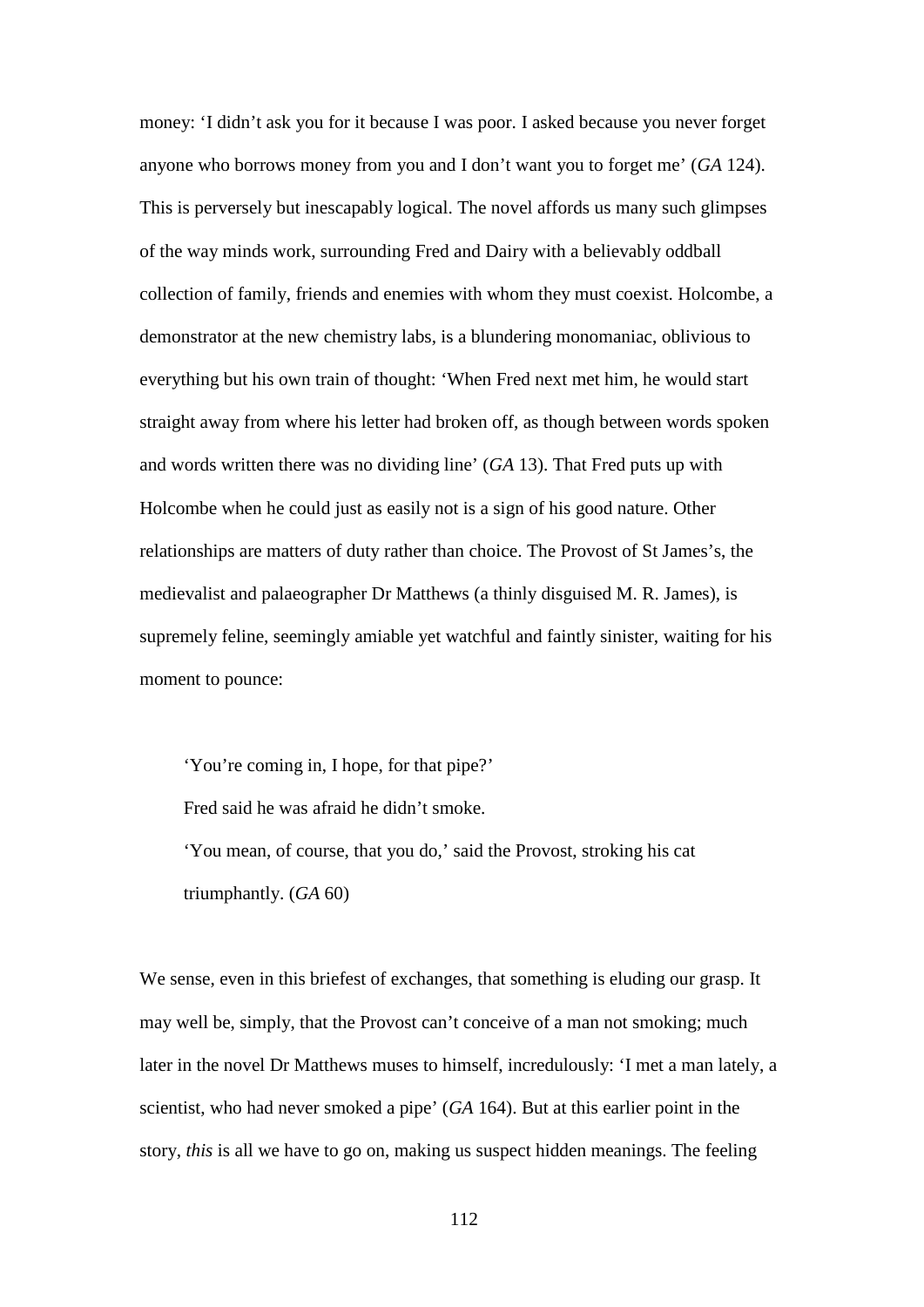money: 'I didn't ask you for it because I was poor. I asked because you never forget anyone who borrows money from you and I don't want you to forget me' (*GA* 124). This is perversely but inescapably logical. The novel affords us many such glimpses of the way minds work, surrounding Fred and Dairy with a believably oddball collection of family, friends and enemies with whom they must coexist. Holcombe, a demonstrator at the new chemistry labs, is a blundering monomaniac, oblivious to everything but his own train of thought: 'When Fred next met him, he would start straight away from where his letter had broken off, as though between words spoken and words written there was no dividing line' (*GA* 13). That Fred puts up with Holcombe when he could just as easily not is a sign of his good nature. Other relationships are matters of duty rather than choice. The Provost of St James's, the medievalist and palaeographer Dr Matthews (a thinly disguised M. R. James), is supremely feline, seemingly amiable yet watchful and faintly sinister, waiting for his moment to pounce:

> 'You're coming in, I hope, for that pipe?'
>
> Fred said he was afraid he didn't smoke.
>
> 'You mean, of course, that you do,' said the Provost, stroking his cat triumphantly. (*GA* 60)

We sense, even in this briefest of exchanges, that something is eluding our grasp. It may well be, simply, that the Provost can't conceive of a man not smoking; much later in the novel Dr Matthews muses to himself, incredulously: 'I met a man lately, a scientist, who had never smoked a pipe' (*GA* 164). But at this earlier point in the story, *this* is all we have to go on, making us suspect hidden meanings. The feeling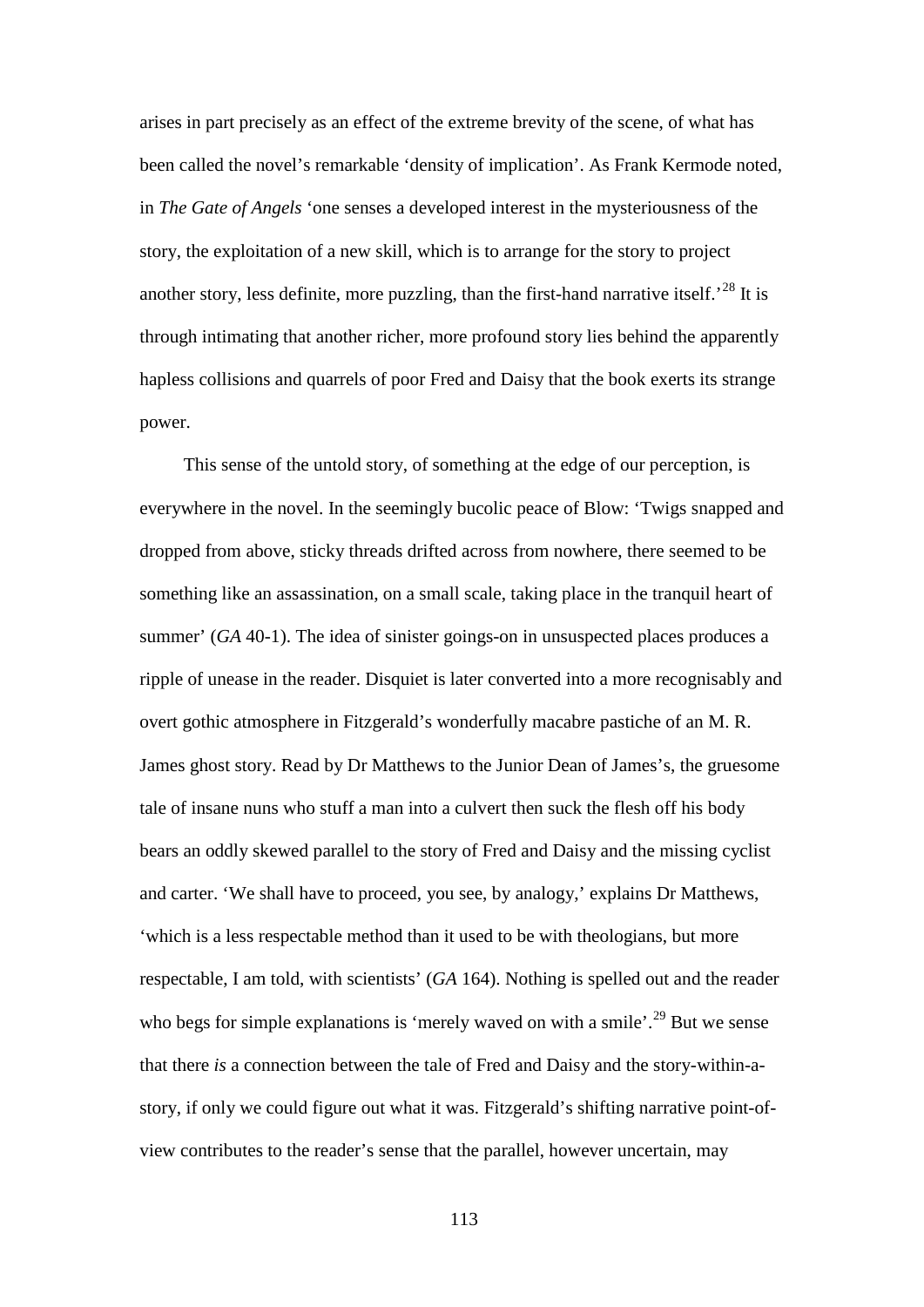arises in part precisely as an effect of the extreme brevity of the scene, of what has been called the novel's remarkable 'density of implication'. As Frank Kermode noted, in *The Gate of Angels* 'one senses a developed interest in the mysteriousness of the story, the exploitation of a new skill, which is to arrange for the story to project another story, less definite, more puzzling, than the first-hand narrative itself.'[28] It is through intimating that another richer, more profound story lies behind the apparently hapless collisions and quarrels of poor Fred and Daisy that the book exerts its strange power.

This sense of the untold story, of something at the edge of our perception, is everywhere in the novel. In the seemingly bucolic peace of Blow: 'Twigs snapped and dropped from above, sticky threads drifted across from nowhere, there seemed to be something like an assassination, on a small scale, taking place in the tranquil heart of summer' (*GA* 40-1). The idea of sinister goings-on in unsuspected places produces a ripple of unease in the reader. Disquiet is later converted into a more recognisably and overt gothic atmosphere in Fitzgerald's wonderfully macabre pastiche of an M. R. James ghost story. Read by Dr Matthews to the Junior Dean of James's, the gruesome tale of insane nuns who stuff a man into a culvert then suck the flesh off his body bears an oddly skewed parallel to the story of Fred and Daisy and the missing cyclist and carter. 'We shall have to proceed, you see, by analogy,' explains Dr Matthews, 'which is a less respectable method than it used to be with theologians, but more respectable, I am told, with scientists' (*GA* 164). Nothing is spelled out and the reader who begs for simple explanations is 'merely waved on with a smile'.[29] But we sense that there *is* a connection between the tale of Fred and Daisy and the story-within-a-story, if only we could figure out what it was. Fitzgerald's shifting narrative point-of-view contributes to the reader's sense that the parallel, however uncertain, may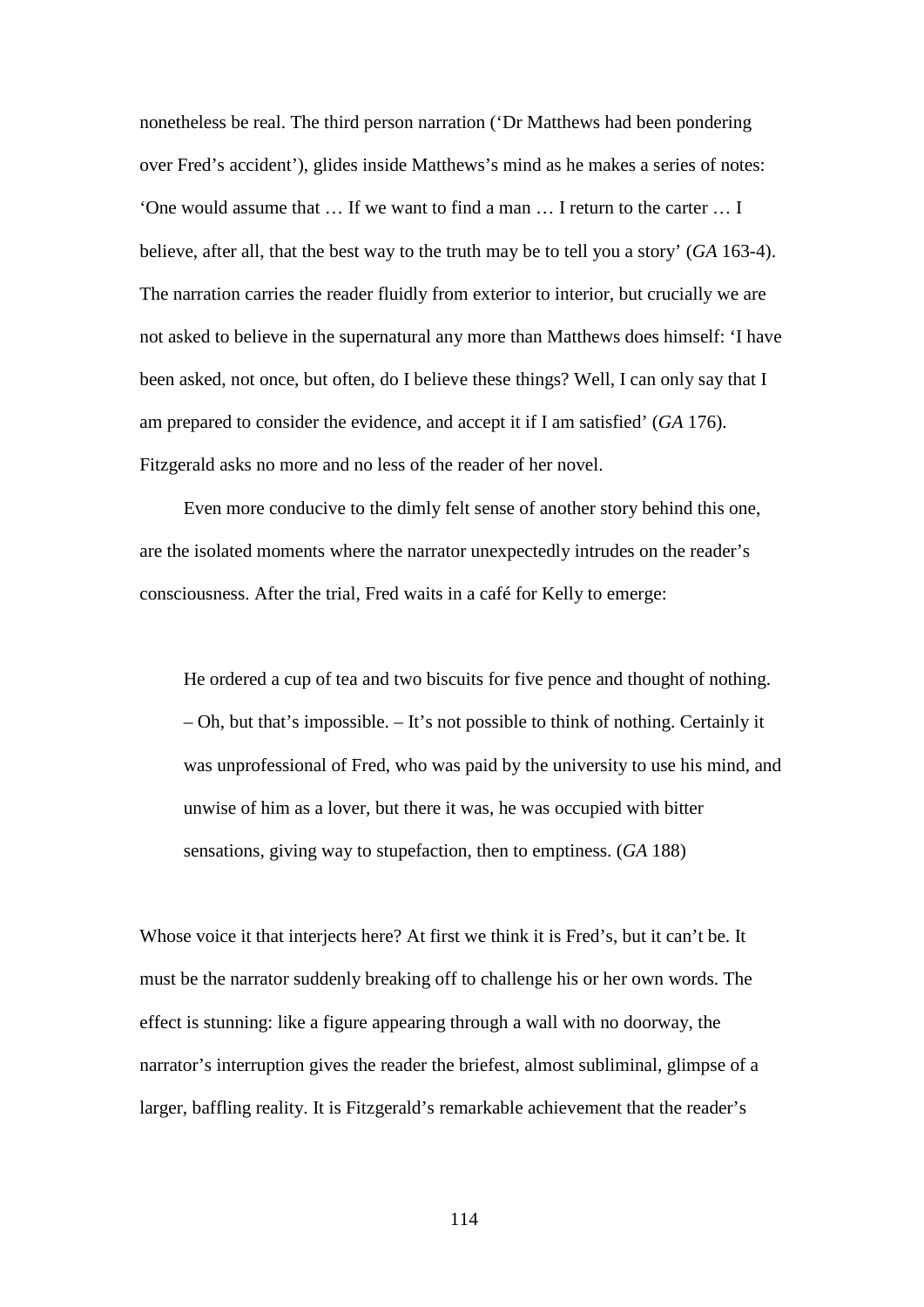nonetheless be real. The third person narration ('Dr Matthews had been pondering over Fred's accident'), glides inside Matthews's mind as he makes a series of notes: 'One would assume that … If we want to find a man … I return to the carter … I believe, after all, that the best way to the truth may be to tell you a story' (*GA* 163-4). The narration carries the reader fluidly from exterior to interior, but crucially we are not asked to believe in the supernatural any more than Matthews does himself: 'I have been asked, not once, but often, do I believe these things? Well, I can only say that I am prepared to consider the evidence, and accept it if I am satisfied' (*GA* 176). Fitzgerald asks no more and no less of the reader of her novel.

Even more conducive to the dimly felt sense of another story behind this one, are the isolated moments where the narrator unexpectedly intrudes on the reader's consciousness. After the trial, Fred waits in a café for Kelly to emerge:

> He ordered a cup of tea and two biscuits for five pence and thought of nothing. – Oh, but that's impossible. – It's not possible to think of nothing. Certainly it was unprofessional of Fred, who was paid by the university to use his mind, and unwise of him as a lover, but there it was, he was occupied with bitter sensations, giving way to stupefaction, then to emptiness. (*GA* 188)

Whose voice it that interjects here? At first we think it is Fred's, but it can't be. It must be the narrator suddenly breaking off to challenge his or her own words. The effect is stunning: like a figure appearing through a wall with no doorway, the narrator's interruption gives the reader the briefest, almost subliminal, glimpse of a larger, baffling reality. It is Fitzgerald's remarkable achievement that the reader's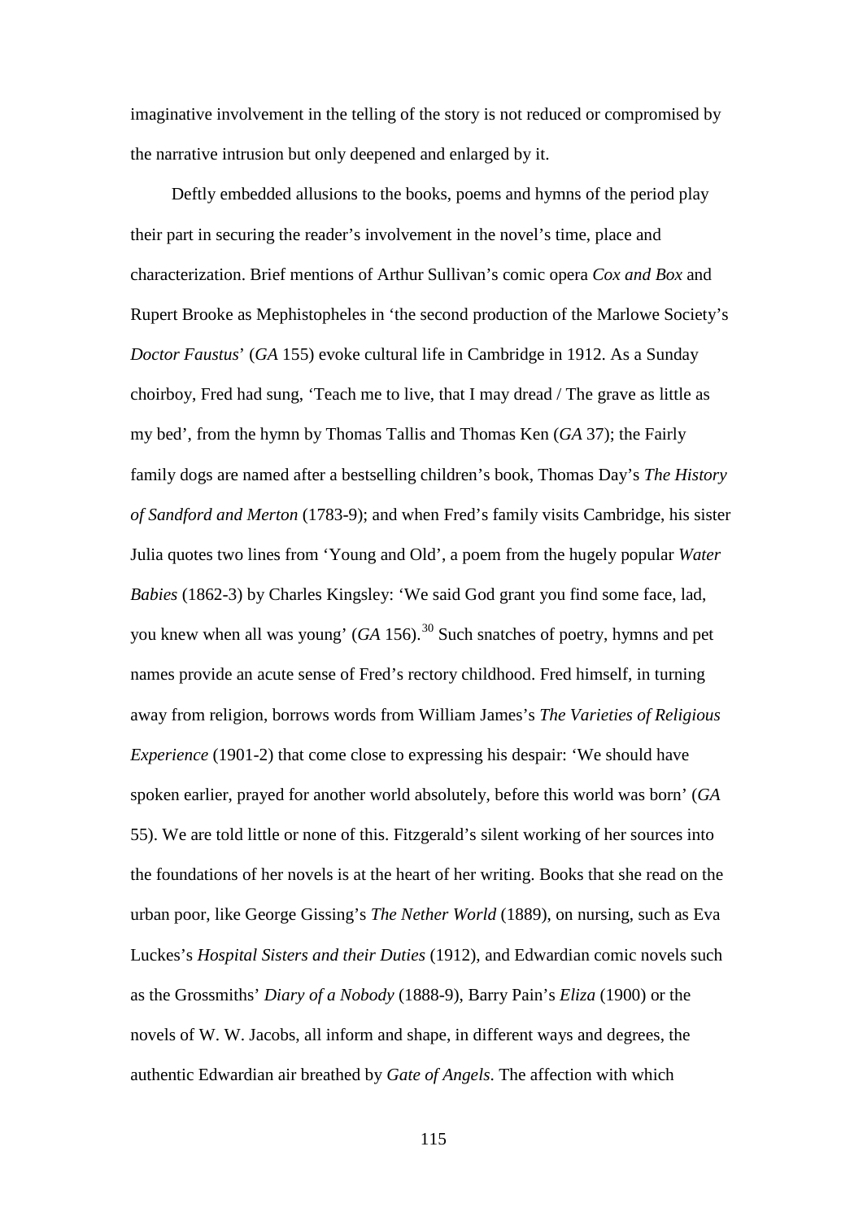imaginative involvement in the telling of the story is not reduced or compromised by the narrative intrusion but only deepened and enlarged by it.

Deftly embedded allusions to the books, poems and hymns of the period play their part in securing the reader's involvement in the novel's time, place and characterization. Brief mentions of Arthur Sullivan's comic opera *Cox and Box* and Rupert Brooke as Mephistopheles in 'the second production of the Marlowe Society's *Doctor Faustus*' (*GA* 155) evoke cultural life in Cambridge in 1912. As a Sunday choirboy, Fred had sung, 'Teach me to live, that I may dread / The grave as little as my bed', from the hymn by Thomas Tallis and Thomas Ken (*GA* 37); the Fairly family dogs are named after a bestselling children's book, Thomas Day's *The History of Sandford and Merton* (1783-9); and when Fred's family visits Cambridge, his sister Julia quotes two lines from 'Young and Old', a poem from the hugely popular *Water Babies* (1862-3) by Charles Kingsley: 'We said God grant you find some face, lad, you knew when all was young' (*GA* 156).[30] Such snatches of poetry, hymns and pet names provide an acute sense of Fred's rectory childhood. Fred himself, in turning away from religion, borrows words from William James's *The Varieties of Religious Experience* (1901-2) that come close to expressing his despair: 'We should have spoken earlier, prayed for another world absolutely, before this world was born' (*GA* 55). We are told little or none of this. Fitzgerald's silent working of her sources into the foundations of her novels is at the heart of her writing. Books that she read on the urban poor, like George Gissing's *The Nether World* (1889), on nursing, such as Eva Luckes's *Hospital Sisters and their Duties* (1912), and Edwardian comic novels such as the Grossmiths' *Diary of a Nobody* (1888-9), Barry Pain's *Eliza* (1900) or the novels of W. W. Jacobs, all inform and shape, in different ways and degrees, the authentic Edwardian air breathed by *Gate of Angels*. The affection with which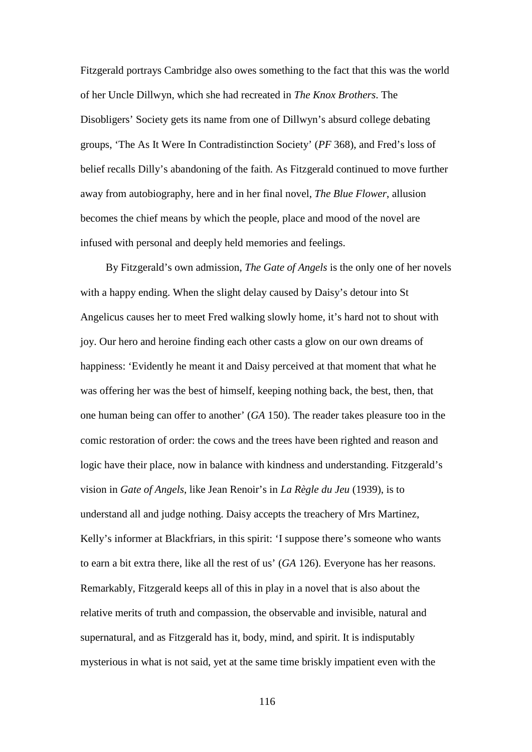Fitzgerald portrays Cambridge also owes something to the fact that this was the world of her Uncle Dillwyn, which she had recreated in *The Knox Brothers*. The Disobligers' Society gets its name from one of Dillwyn's absurd college debating groups, 'The As It Were In Contradistinction Society' (*PF* 368), and Fred's loss of belief recalls Dilly's abandoning of the faith. As Fitzgerald continued to move further away from autobiography, here and in her final novel, *The Blue Flower*, allusion becomes the chief means by which the people, place and mood of the novel are infused with personal and deeply held memories and feelings.

By Fitzgerald's own admission, *The Gate of Angels* is the only one of her novels with a happy ending. When the slight delay caused by Daisy's detour into St Angelicus causes her to meet Fred walking slowly home, it's hard not to shout with joy. Our hero and heroine finding each other casts a glow on our own dreams of happiness: 'Evidently he meant it and Daisy perceived at that moment that what he was offering her was the best of himself, keeping nothing back, the best, then, that one human being can offer to another' (*GA* 150). The reader takes pleasure too in the comic restoration of order: the cows and the trees have been righted and reason and logic have their place, now in balance with kindness and understanding. Fitzgerald's vision in *Gate of Angels*, like Jean Renoir's in *La Règle du Jeu* (1939), is to understand all and judge nothing. Daisy accepts the treachery of Mrs Martinez, Kelly's informer at Blackfriars, in this spirit: 'I suppose there's someone who wants to earn a bit extra there, like all the rest of us' (*GA* 126). Everyone has her reasons. Remarkably, Fitzgerald keeps all of this in play in a novel that is also about the relative merits of truth and compassion, the observable and invisible, natural and supernatural, and as Fitzgerald has it, body, mind, and spirit. It is indisputably mysterious in what is not said, yet at the same time briskly impatient even with the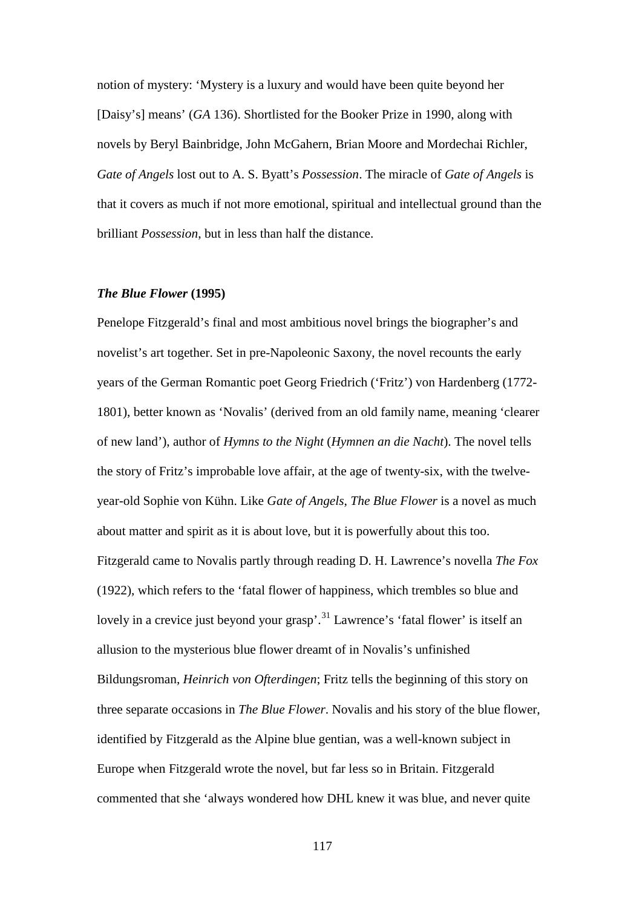notion of mystery: 'Mystery is a luxury and would have been quite beyond her [Daisy's] means' (*GA* 136). Shortlisted for the Booker Prize in 1990, along with novels by Beryl Bainbridge, John McGahern, Brian Moore and Mordechai Richler, *Gate of Angels* lost out to A. S. Byatt's *Possession*. The miracle of *Gate of Angels* is that it covers as much if not more emotional, spiritual and intellectual ground than the brilliant *Possession*, but in less than half the distance.

### ***The Blue Flower* (1995)**

Penelope Fitzgerald's final and most ambitious novel brings the biographer's and novelist's art together. Set in pre-Napoleonic Saxony, the novel recounts the early years of the German Romantic poet Georg Friedrich ('Fritz') von Hardenberg (1772-1801), better known as 'Novalis' (derived from an old family name, meaning 'clearer of new land'), author of *Hymns to the Night* (*Hymnen an die Nacht*). The novel tells the story of Fritz's improbable love affair, at the age of twenty-six, with the twelve-year-old Sophie von Kühn. Like *Gate of Angels*, *The Blue Flower* is a novel as much about matter and spirit as it is about love, but it is powerfully about this too. Fitzgerald came to Novalis partly through reading D. H. Lawrence's novella *The Fox* (1922), which refers to the 'fatal flower of happiness, which trembles so blue and lovely in a crevice just beyond your grasp'.[31] Lawrence's 'fatal flower' is itself an allusion to the mysterious blue flower dreamt of in Novalis's unfinished Bildungsroman, *Heinrich von Ofterdingen*; Fritz tells the beginning of this story on three separate occasions in *The Blue Flower*. Novalis and his story of the blue flower, identified by Fitzgerald as the Alpine blue gentian, was a well-known subject in Europe when Fitzgerald wrote the novel, but far less so in Britain. Fitzgerald commented that she 'always wondered how DHL knew it was blue, and never quite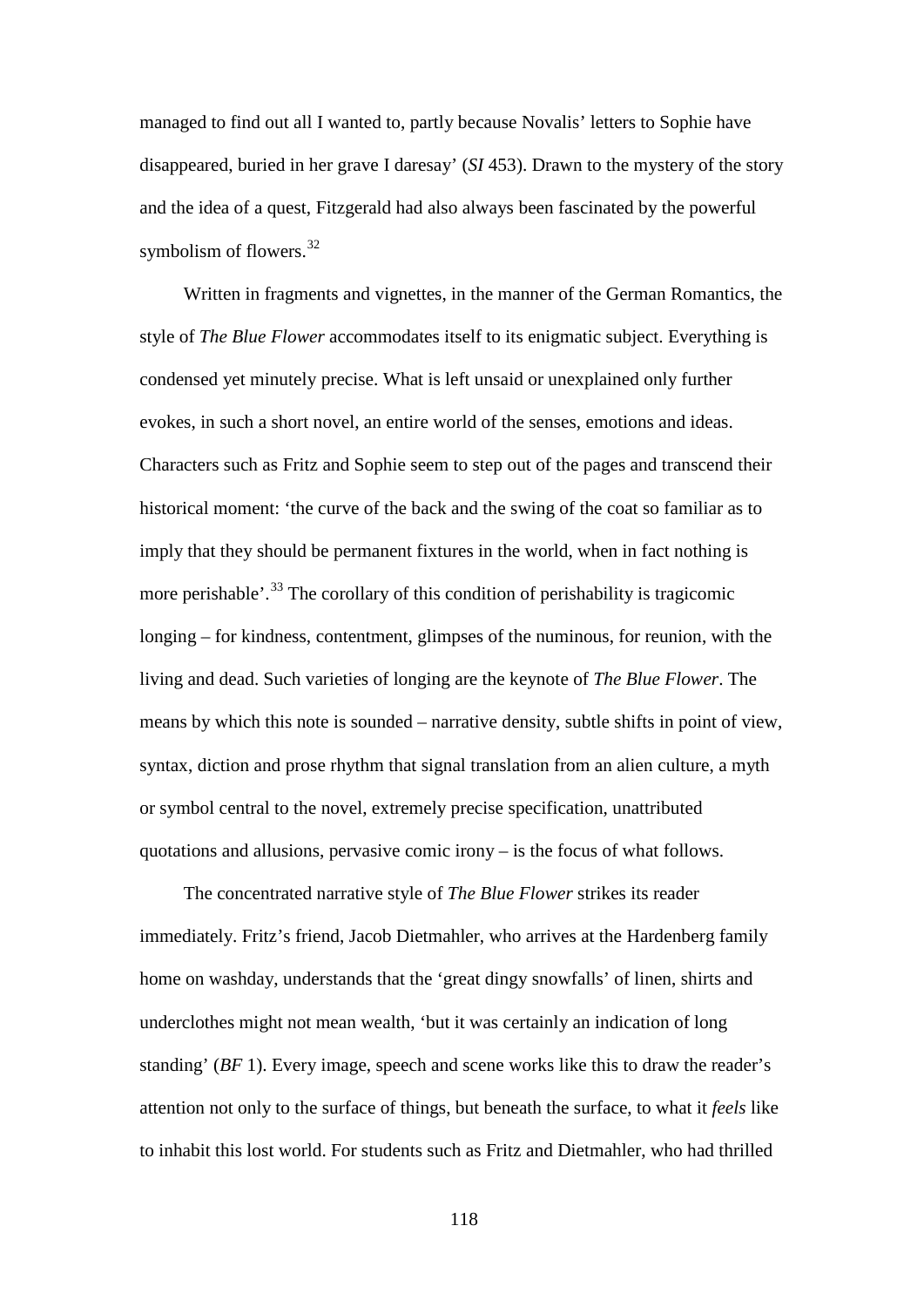managed to find out all I wanted to, partly because Novalis' letters to Sophie have disappeared, buried in her grave I daresay' (*SI* 453). Drawn to the mystery of the story and the idea of a quest, Fitzgerald had also always been fascinated by the powerful symbolism of flowers.[32]

Written in fragments and vignettes, in the manner of the German Romantics, the style of *The Blue Flower* accommodates itself to its enigmatic subject. Everything is condensed yet minutely precise. What is left unsaid or unexplained only further evokes, in such a short novel, an entire world of the senses, emotions and ideas. Characters such as Fritz and Sophie seem to step out of the pages and transcend their historical moment: 'the curve of the back and the swing of the coat so familiar as to imply that they should be permanent fixtures in the world, when in fact nothing is more perishable'.[33] The corollary of this condition of perishability is tragicomic longing – for kindness, contentment, glimpses of the numinous, for reunion, with the living and dead. Such varieties of longing are the keynote of *The Blue Flower*. The means by which this note is sounded – narrative density, subtle shifts in point of view, syntax, diction and prose rhythm that signal translation from an alien culture, a myth or symbol central to the novel, extremely precise specification, unattributed quotations and allusions, pervasive comic irony – is the focus of what follows.

The concentrated narrative style of *The Blue Flower* strikes its reader immediately. Fritz's friend, Jacob Dietmahler, who arrives at the Hardenberg family home on washday, understands that the 'great dingy snowfalls' of linen, shirts and underclothes might not mean wealth, 'but it was certainly an indication of long standing' (*BF* 1). Every image, speech and scene works like this to draw the reader's attention not only to the surface of things, but beneath the surface, to what it *feels* like to inhabit this lost world. For students such as Fritz and Dietmahler, who had thrilled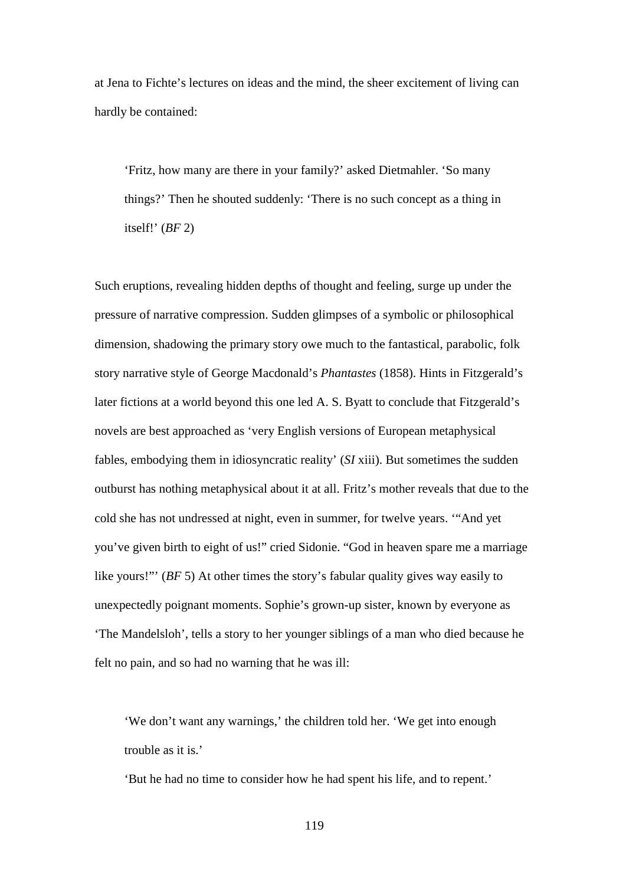at Jena to Fichte's lectures on ideas and the mind, the sheer excitement of living can hardly be contained:

> 'Fritz, how many are there in your family?' asked Dietmahler. 'So many things?' Then he shouted suddenly: 'There is no such concept as a thing in itself!' (*BF* 2)

Such eruptions, revealing hidden depths of thought and feeling, surge up under the pressure of narrative compression. Sudden glimpses of a symbolic or philosophical dimension, shadowing the primary story owe much to the fantastical, parabolic, folk story narrative style of George Macdonald's *Phantastes* (1858). Hints in Fitzgerald's later fictions at a world beyond this one led A. S. Byatt to conclude that Fitzgerald's novels are best approached as 'very English versions of European metaphysical fables, embodying them in idiosyncratic reality' (*SI* xiii). But sometimes the sudden outburst has nothing metaphysical about it at all. Fritz's mother reveals that due to the cold she has not undressed at night, even in summer, for twelve years. '"And yet you've given birth to eight of us!" cried Sidonie. "God in heaven spare me a marriage like yours!"' (*BF* 5) At other times the story's fabular quality gives way easily to unexpectedly poignant moments. Sophie's grown-up sister, known by everyone as 'The Mandelsloh', tells a story to her younger siblings of a man who died because he felt no pain, and so had no warning that he was ill:

> 'We don't want any warnings,' the children told her. 'We get into enough trouble as it is.'
>
> 'But he had no time to consider how he had spent his life, and to repent.'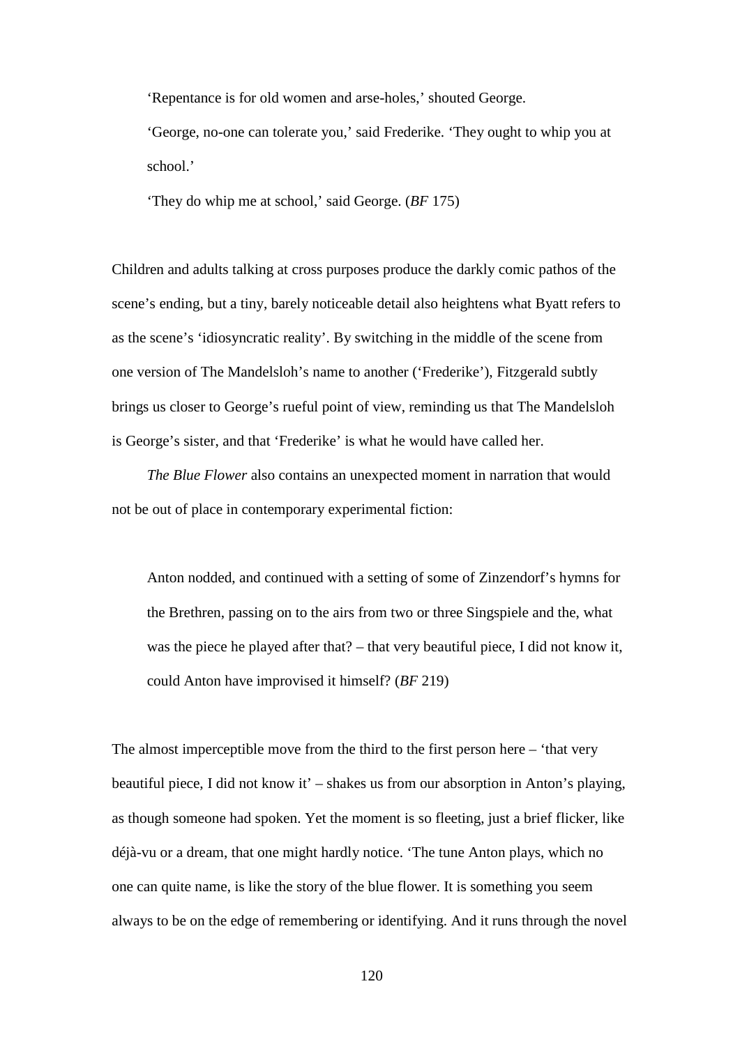> 'Repentance is for old women and arse-holes,' shouted George.
>
> 'George, no-one can tolerate you,' said Frederike. 'They ought to whip you at school.'
>
> 'They do whip me at school,' said George. (*BF* 175)

Children and adults talking at cross purposes produce the darkly comic pathos of the scene's ending, but a tiny, barely noticeable detail also heightens what Byatt refers to as the scene's 'idiosyncratic reality'. By switching in the middle of the scene from one version of The Mandelsloh's name to another ('Frederike'), Fitzgerald subtly brings us closer to George's rueful point of view, reminding us that The Mandelsloh is George's sister, and that 'Frederike' is what he would have called her.

*The Blue Flower* also contains an unexpected moment in narration that would not be out of place in contemporary experimental fiction:

> Anton nodded, and continued with a setting of some of Zinzendorf's hymns for the Brethren, passing on to the airs from two or three Singspiele and the, what was the piece he played after that? – that very beautiful piece, I did not know it, could Anton have improvised it himself? (*BF* 219)

The almost imperceptible move from the third to the first person here – 'that very beautiful piece, I did not know it' – shakes us from our absorption in Anton's playing, as though someone had spoken. Yet the moment is so fleeting, just a brief flicker, like déjà-vu or a dream, that one might hardly notice. 'The tune Anton plays, which no one can quite name, is like the story of the blue flower. It is something you seem always to be on the edge of remembering or identifying. And it runs through the novel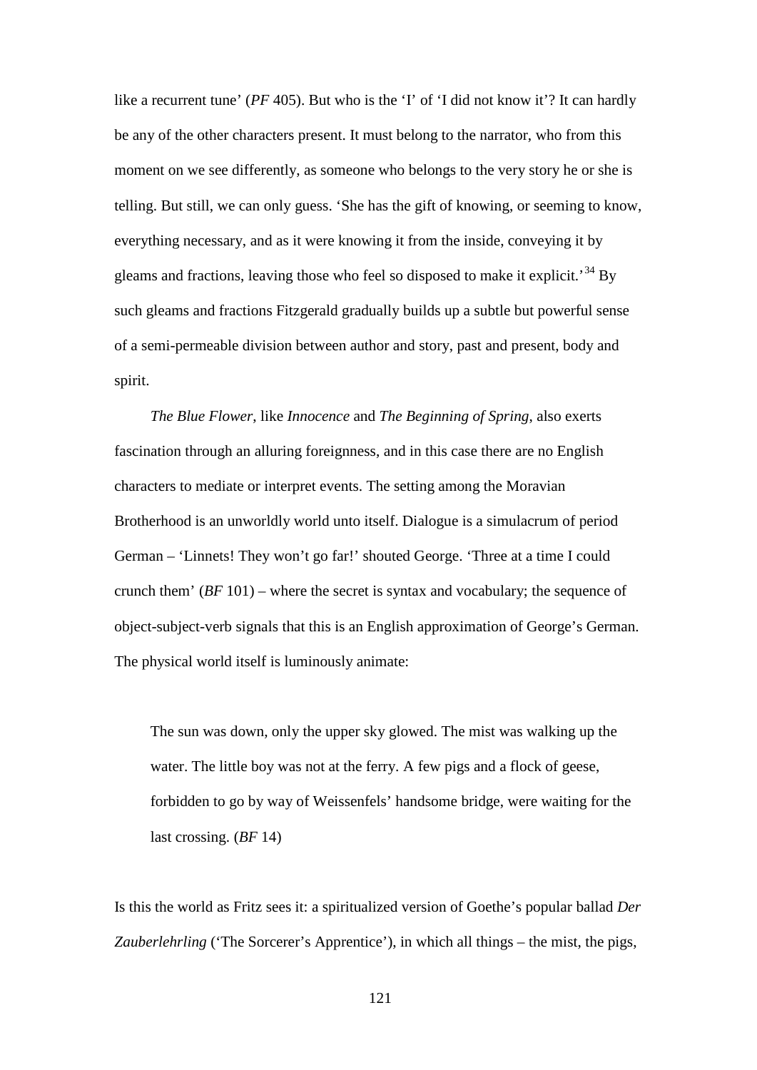like a recurrent tune' (*PF* 405). But who is the 'I' of 'I did not know it'? It can hardly be any of the other characters present. It must belong to the narrator, who from this moment on we see differently, as someone who belongs to the very story he or she is telling. But still, we can only guess. 'She has the gift of knowing, or seeming to know, everything necessary, and as it were knowing it from the inside, conveying it by gleams and fractions, leaving those who feel so disposed to make it explicit.'[34] By such gleams and fractions Fitzgerald gradually builds up a subtle but powerful sense of a semi-permeable division between author and story, past and present, body and spirit.

*The Blue Flower*, like *Innocence* and *The Beginning of Spring*, also exerts fascination through an alluring foreignness, and in this case there are no English characters to mediate or interpret events. The setting among the Moravian Brotherhood is an unworldly world unto itself. Dialogue is a simulacrum of period German – 'Linnets! They won't go far!' shouted George. 'Three at a time I could crunch them' (*BF* 101) – where the secret is syntax and vocabulary; the sequence of object-subject-verb signals that this is an English approximation of George's German. The physical world itself is luminously animate:

> The sun was down, only the upper sky glowed. The mist was walking up the water. The little boy was not at the ferry. A few pigs and a flock of geese, forbidden to go by way of Weissenfels' handsome bridge, were waiting for the last crossing. (*BF* 14)

Is this the world as Fritz sees it: a spiritualized version of Goethe's popular ballad *Der Zauberlehrling* ('The Sorcerer's Apprentice'), in which all things – the mist, the pigs,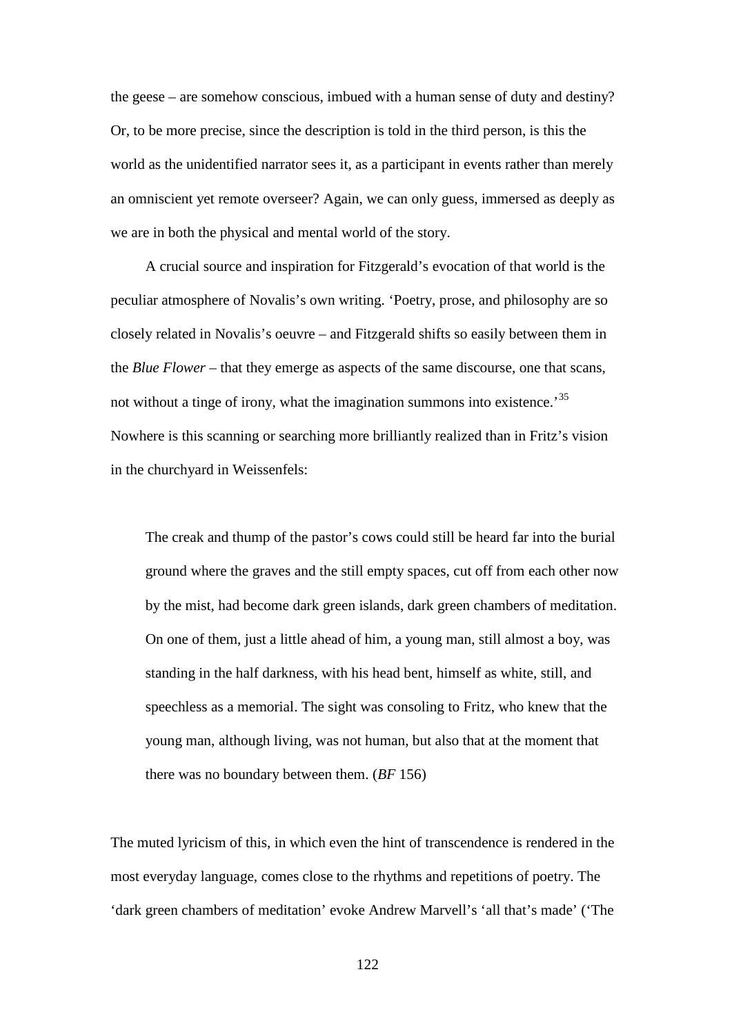the geese – are somehow conscious, imbued with a human sense of duty and destiny? Or, to be more precise, since the description is told in the third person, is this the world as the unidentified narrator sees it, as a participant in events rather than merely an omniscient yet remote overseer? Again, we can only guess, immersed as deeply as we are in both the physical and mental world of the story.

A crucial source and inspiration for Fitzgerald's evocation of that world is the peculiar atmosphere of Novalis's own writing. 'Poetry, prose, and philosophy are so closely related in Novalis's oeuvre – and Fitzgerald shifts so easily between them in the *Blue Flower* – that they emerge as aspects of the same discourse, one that scans, not without a tinge of irony, what the imagination summons into existence.'[35] Nowhere is this scanning or searching more brilliantly realized than in Fritz's vision in the churchyard in Weissenfels:

> The creak and thump of the pastor's cows could still be heard far into the burial ground where the graves and the still empty spaces, cut off from each other now by the mist, had become dark green islands, dark green chambers of meditation. On one of them, just a little ahead of him, a young man, still almost a boy, was standing in the half darkness, with his head bent, himself as white, still, and speechless as a memorial. The sight was consoling to Fritz, who knew that the young man, although living, was not human, but also that at the moment that there was no boundary between them. (*BF* 156)

The muted lyricism of this, in which even the hint of transcendence is rendered in the most everyday language, comes close to the rhythms and repetitions of poetry. The 'dark green chambers of meditation' evoke Andrew Marvell's 'all that's made' ('The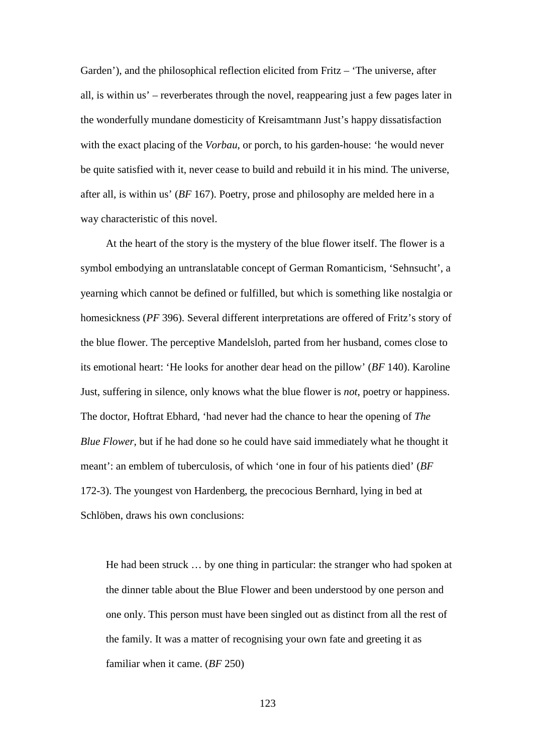Garden'), and the philosophical reflection elicited from Fritz – 'The universe, after all, is within us' – reverberates through the novel, reappearing just a few pages later in the wonderfully mundane domesticity of Kreisamtmann Just's happy dissatisfaction with the exact placing of the *Vorbau*, or porch, to his garden-house: 'he would never be quite satisfied with it, never cease to build and rebuild it in his mind. The universe, after all, is within us' (*BF* 167). Poetry, prose and philosophy are melded here in a way characteristic of this novel.

At the heart of the story is the mystery of the blue flower itself. The flower is a symbol embodying an untranslatable concept of German Romanticism, 'Sehnsucht', a yearning which cannot be defined or fulfilled, but which is something like nostalgia or homesickness (*PF* 396). Several different interpretations are offered of Fritz's story of the blue flower. The perceptive Mandelsloh, parted from her husband, comes close to its emotional heart: 'He looks for another dear head on the pillow' (*BF* 140). Karoline Just, suffering in silence, only knows what the blue flower is *not*, poetry or happiness. The doctor, Hoftrat Ebhard, 'had never had the chance to hear the opening of *The Blue Flower*, but if he had done so he could have said immediately what he thought it meant': an emblem of tuberculosis, of which 'one in four of his patients died' (*BF* 172-3). The youngest von Hardenberg, the precocious Bernhard, lying in bed at Schlöben, draws his own conclusions:

> He had been struck … by one thing in particular: the stranger who had spoken at the dinner table about the Blue Flower and been understood by one person and one only. This person must have been singled out as distinct from all the rest of the family. It was a matter of recognising your own fate and greeting it as familiar when it came. (*BF* 250)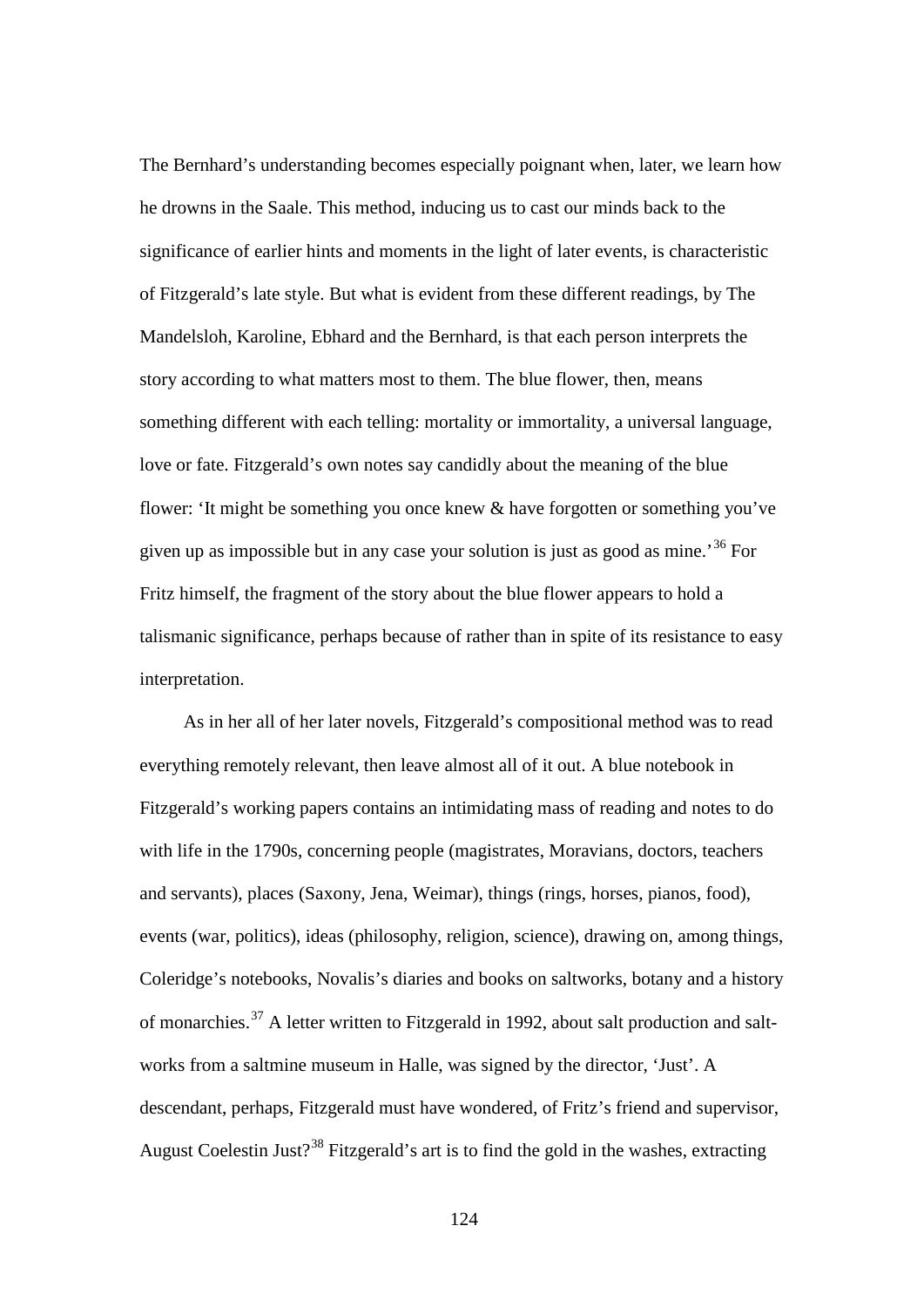The Bernhard's understanding becomes especially poignant when, later, we learn how he drowns in the Saale. This method, inducing us to cast our minds back to the significance of earlier hints and moments in the light of later events, is characteristic of Fitzgerald's late style. But what is evident from these different readings, by The Mandelsloh, Karoline, Ebhard and the Bernhard, is that each person interprets the story according to what matters most to them. The blue flower, then, means something different with each telling: mortality or immortality, a universal language, love or fate. Fitzgerald's own notes say candidly about the meaning of the blue flower: 'It might be something you once knew & have forgotten or something you've given up as impossible but in any case your solution is just as good as mine.'[36] For Fritz himself, the fragment of the story about the blue flower appears to hold a talismanic significance, perhaps because of rather than in spite of its resistance to easy interpretation.

As in her all of her later novels, Fitzgerald's compositional method was to read everything remotely relevant, then leave almost all of it out. A blue notebook in Fitzgerald's working papers contains an intimidating mass of reading and notes to do with life in the 1790s, concerning people (magistrates, Moravians, doctors, teachers and servants), places (Saxony, Jena, Weimar), things (rings, horses, pianos, food), events (war, politics), ideas (philosophy, religion, science), drawing on, among things, Coleridge's notebooks, Novalis's diaries and books on saltworks, botany and a history of monarchies.[37] A letter written to Fitzgerald in 1992, about salt production and salt-works from a saltmine museum in Halle, was signed by the director, 'Just'. A descendant, perhaps, Fitzgerald must have wondered, of Fritz's friend and supervisor, August Coelestin Just?[38] Fitzgerald's art is to find the gold in the washes, extracting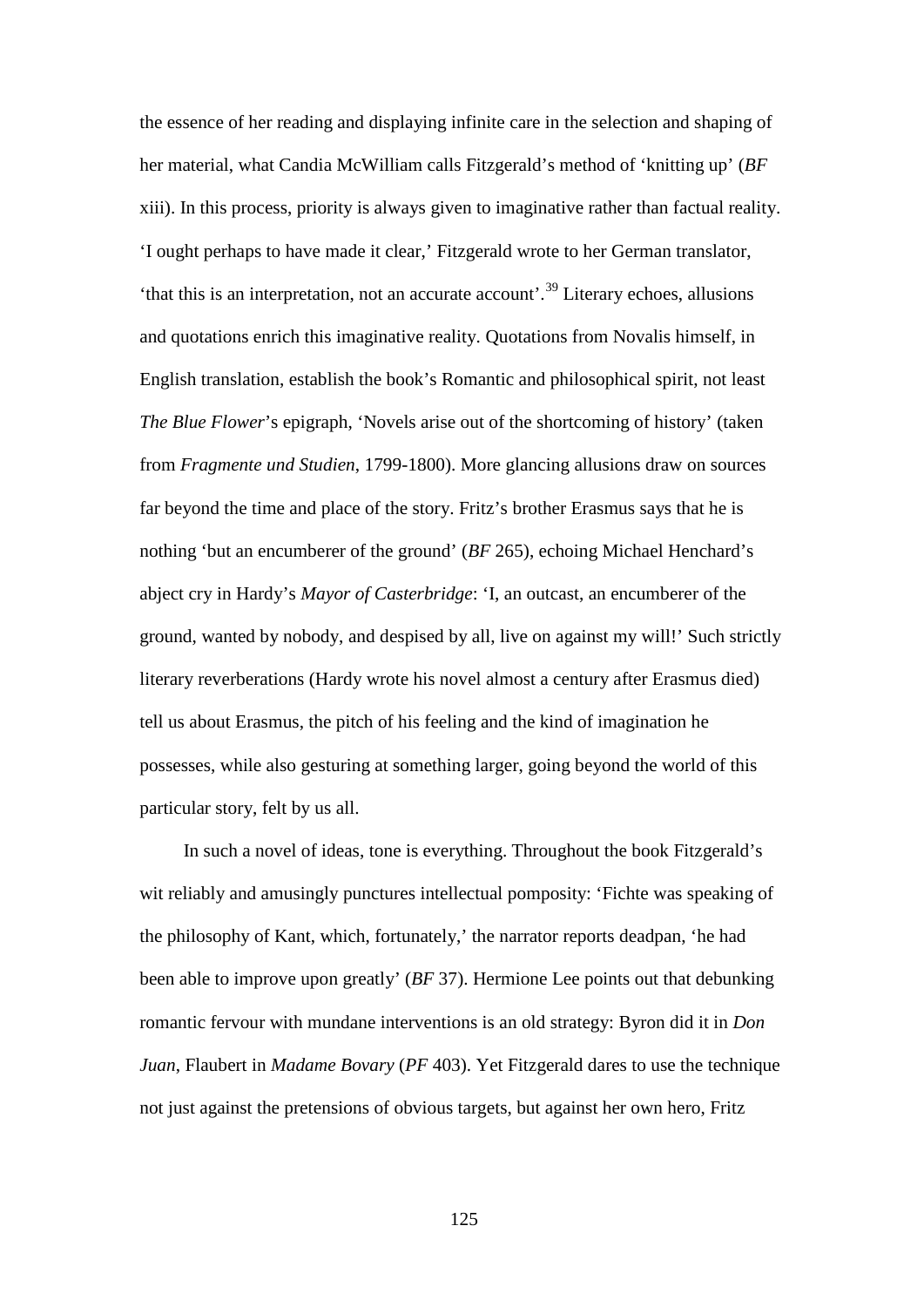the essence of her reading and displaying infinite care in the selection and shaping of her material, what Candia McWilliam calls Fitzgerald's method of 'knitting up' (*BF* xiii). In this process, priority is always given to imaginative rather than factual reality. 'I ought perhaps to have made it clear,' Fitzgerald wrote to her German translator, 'that this is an interpretation, not an accurate account'.[39] Literary echoes, allusions and quotations enrich this imaginative reality. Quotations from Novalis himself, in English translation, establish the book's Romantic and philosophical spirit, not least *The Blue Flower*'s epigraph, 'Novels arise out of the shortcoming of history' (taken from *Fragmente und Studien*, 1799-1800). More glancing allusions draw on sources far beyond the time and place of the story. Fritz's brother Erasmus says that he is nothing 'but an encumberer of the ground' (*BF* 265), echoing Michael Henchard's abject cry in Hardy's *Mayor of Casterbridge*: 'I, an outcast, an encumberer of the ground, wanted by nobody, and despised by all, live on against my will!' Such strictly literary reverberations (Hardy wrote his novel almost a century after Erasmus died) tell us about Erasmus, the pitch of his feeling and the kind of imagination he possesses, while also gesturing at something larger, going beyond the world of this particular story, felt by us all.

In such a novel of ideas, tone is everything. Throughout the book Fitzgerald's wit reliably and amusingly punctures intellectual pomposity: 'Fichte was speaking of the philosophy of Kant, which, fortunately,' the narrator reports deadpan, 'he had been able to improve upon greatly' (*BF* 37). Hermione Lee points out that debunking romantic fervour with mundane interventions is an old strategy: Byron did it in *Don Juan*, Flaubert in *Madame Bovary* (*PF* 403). Yet Fitzgerald dares to use the technique not just against the pretensions of obvious targets, but against her own hero, Fritz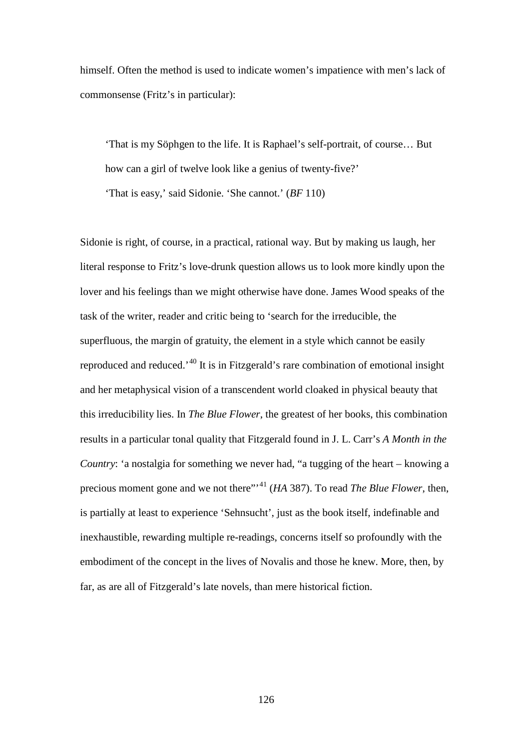himself. Often the method is used to indicate women's impatience with men's lack of commonsense (Fritz's in particular):

> 'That is my Söphgen to the life. It is Raphael's self-portrait, of course… But how can a girl of twelve look like a genius of twenty-five?'
>
> 'That is easy,' said Sidonie. 'She cannot.' (*BF* 110)

Sidonie is right, of course, in a practical, rational way. But by making us laugh, her literal response to Fritz's love-drunk question allows us to look more kindly upon the lover and his feelings than we might otherwise have done. James Wood speaks of the task of the writer, reader and critic being to 'search for the irreducible, the superfluous, the margin of gratuity, the element in a style which cannot be easily reproduced and reduced.'[40] It is in Fitzgerald's rare combination of emotional insight and her metaphysical vision of a transcendent world cloaked in physical beauty that this irreducibility lies. In *The Blue Flower*, the greatest of her books, this combination results in a particular tonal quality that Fitzgerald found in J. L. Carr's *A Month in the Country*: 'a nostalgia for something we never had, "a tugging of the heart – knowing a precious moment gone and we not there"'[41] (*HA* 387). To read *The Blue Flower*, then, is partially at least to experience 'Sehnsucht', just as the book itself, indefinable and inexhaustible, rewarding multiple re-readings, concerns itself so profoundly with the embodiment of the concept in the lives of Novalis and those he knew. More, then, by far, as are all of Fitzgerald's late novels, than mere historical fiction.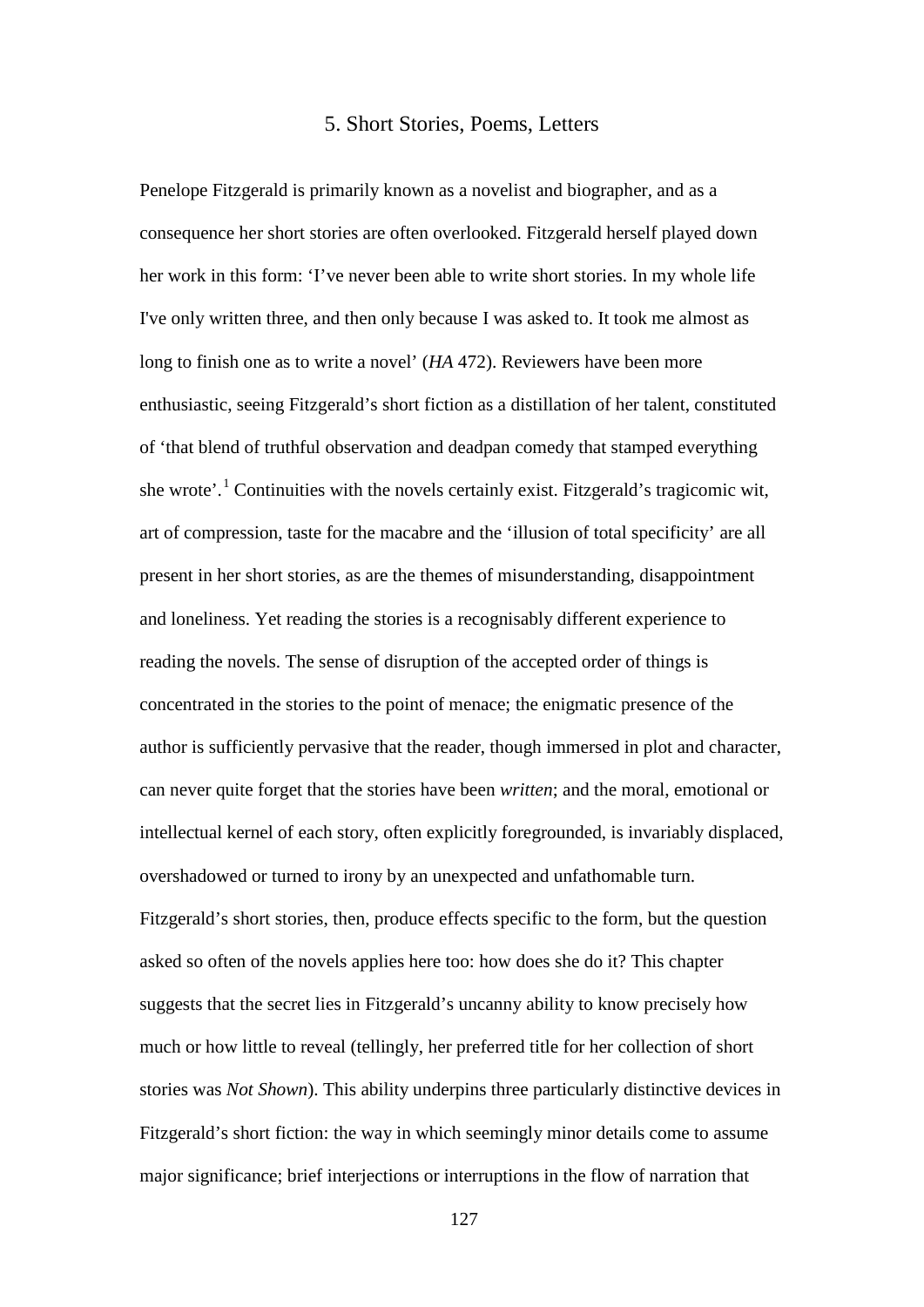# 5. Short Stories, Poems, Letters

Penelope Fitzgerald is primarily known as a novelist and biographer, and as a consequence her short stories are often overlooked. Fitzgerald herself played down her work in this form: 'I've never been able to write short stories. In my whole life I've only written three, and then only because I was asked to. It took me almost as long to finish one as to write a novel' (*HA* 472). Reviewers have been more enthusiastic, seeing Fitzgerald's short fiction as a distillation of her talent, constituted of 'that blend of truthful observation and deadpan comedy that stamped everything she wrote'.[1] Continuities with the novels certainly exist. Fitzgerald's tragicomic wit, art of compression, taste for the macabre and the 'illusion of total specificity' are all present in her short stories, as are the themes of misunderstanding, disappointment and loneliness. Yet reading the stories is a recognisably different experience to reading the novels. The sense of disruption of the accepted order of things is concentrated in the stories to the point of menace; the enigmatic presence of the author is sufficiently pervasive that the reader, though immersed in plot and character, can never quite forget that the stories have been *written*; and the moral, emotional or intellectual kernel of each story, often explicitly foregrounded, is invariably displaced, overshadowed or turned to irony by an unexpected and unfathomable turn. Fitzgerald's short stories, then, produce effects specific to the form, but the question asked so often of the novels applies here too: how does she do it? This chapter suggests that the secret lies in Fitzgerald's uncanny ability to know precisely how much or how little to reveal (tellingly, her preferred title for her collection of short stories was *Not Shown*). This ability underpins three particularly distinctive devices in Fitzgerald's short fiction: the way in which seemingly minor details come to assume major significance; brief interjections or interruptions in the flow of narration that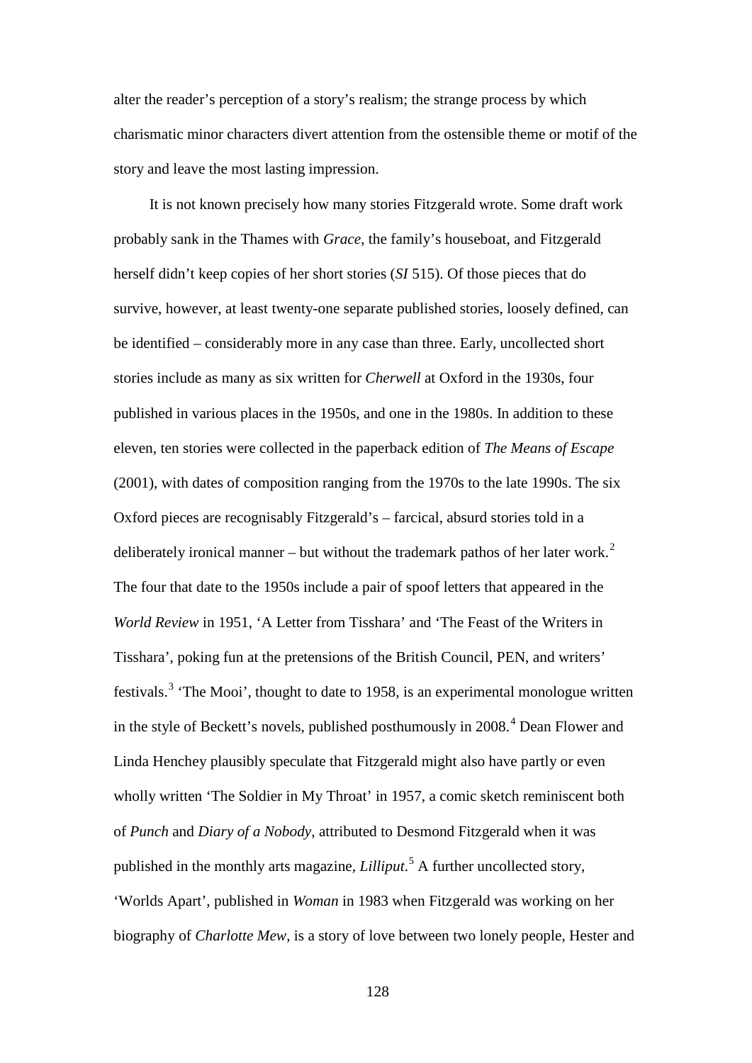alter the reader's perception of a story's realism; the strange process by which charismatic minor characters divert attention from the ostensible theme or motif of the story and leave the most lasting impression.

It is not known precisely how many stories Fitzgerald wrote. Some draft work probably sank in the Thames with *Grace*, the family's houseboat, and Fitzgerald herself didn't keep copies of her short stories (*SI* 515). Of those pieces that do survive, however, at least twenty-one separate published stories, loosely defined, can be identified – considerably more in any case than three. Early, uncollected short stories include as many as six written for *Cherwell* at Oxford in the 1930s, four published in various places in the 1950s, and one in the 1980s. In addition to these eleven, ten stories were collected in the paperback edition of *The Means of Escape* (2001), with dates of composition ranging from the 1970s to the late 1990s. The six Oxford pieces are recognisably Fitzgerald's – farcical, absurd stories told in a deliberately ironical manner – but without the trademark pathos of her later work.[2] The four that date to the 1950s include a pair of spoof letters that appeared in the *World Review* in 1951, 'A Letter from Tisshara' and 'The Feast of the Writers in Tisshara', poking fun at the pretensions of the British Council, PEN, and writers' festivals.[3] 'The Mooi', thought to date to 1958, is an experimental monologue written in the style of Beckett's novels, published posthumously in 2008.[4] Dean Flower and Linda Henchey plausibly speculate that Fitzgerald might also have partly or even wholly written 'The Soldier in My Throat' in 1957, a comic sketch reminiscent both of *Punch* and *Diary of a Nobody*, attributed to Desmond Fitzgerald when it was published in the monthly arts magazine, *Lilliput*.[5] A further uncollected story, 'Worlds Apart', published in *Woman* in 1983 when Fitzgerald was working on her biography of *Charlotte Mew*, is a story of love between two lonely people, Hester and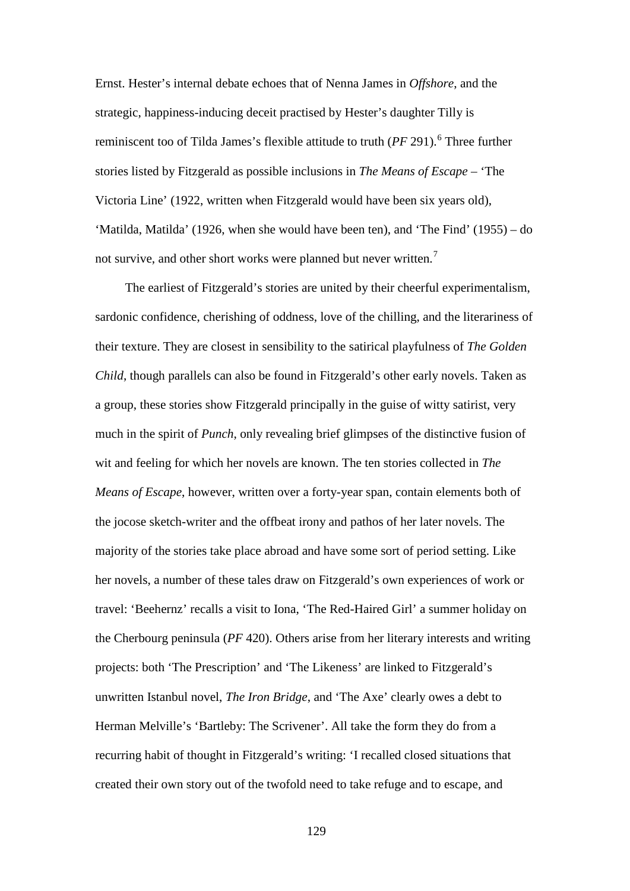Ernst. Hester's internal debate echoes that of Nenna James in *Offshore*, and the strategic, happiness-inducing deceit practised by Hester's daughter Tilly is reminiscent too of Tilda James's flexible attitude to truth (*PF* 291).[6] Three further stories listed by Fitzgerald as possible inclusions in *The Means of Escape* – 'The Victoria Line' (1922, written when Fitzgerald would have been six years old), 'Matilda, Matilda' (1926, when she would have been ten), and 'The Find' (1955) – do not survive, and other short works were planned but never written.[7]

The earliest of Fitzgerald's stories are united by their cheerful experimentalism, sardonic confidence, cherishing of oddness, love of the chilling, and the literariness of their texture. They are closest in sensibility to the satirical playfulness of *The Golden Child*, though parallels can also be found in Fitzgerald's other early novels. Taken as a group, these stories show Fitzgerald principally in the guise of witty satirist, very much in the spirit of *Punch*, only revealing brief glimpses of the distinctive fusion of wit and feeling for which her novels are known. The ten stories collected in *The Means of Escape*, however, written over a forty-year span, contain elements both of the jocose sketch-writer and the offbeat irony and pathos of her later novels. The majority of the stories take place abroad and have some sort of period setting. Like her novels, a number of these tales draw on Fitzgerald's own experiences of work or travel: 'Beehernz' recalls a visit to Iona, 'The Red-Haired Girl' a summer holiday on the Cherbourg peninsula (*PF* 420). Others arise from her literary interests and writing projects: both 'The Prescription' and 'The Likeness' are linked to Fitzgerald's unwritten Istanbul novel, *The Iron Bridge*, and 'The Axe' clearly owes a debt to Herman Melville's 'Bartleby: The Scrivener'. All take the form they do from a recurring habit of thought in Fitzgerald's writing: 'I recalled closed situations that created their own story out of the twofold need to take refuge and to escape, and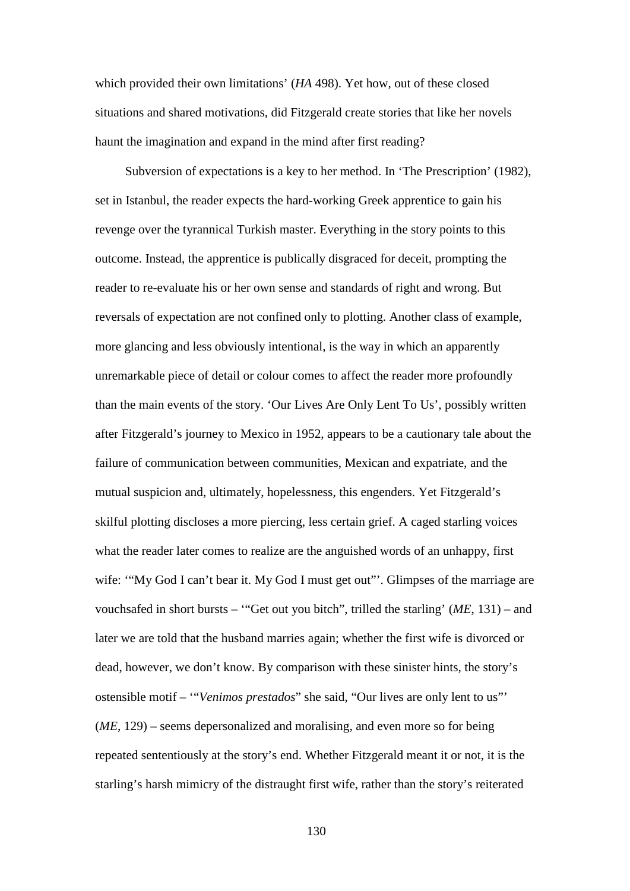which provided their own limitations' (*HA* 498). Yet how, out of these closed situations and shared motivations, did Fitzgerald create stories that like her novels haunt the imagination and expand in the mind after first reading?

Subversion of expectations is a key to her method. In 'The Prescription' (1982), set in Istanbul, the reader expects the hard-working Greek apprentice to gain his revenge over the tyrannical Turkish master. Everything in the story points to this outcome. Instead, the apprentice is publically disgraced for deceit, prompting the reader to re-evaluate his or her own sense and standards of right and wrong. But reversals of expectation are not confined only to plotting. Another class of example, more glancing and less obviously intentional, is the way in which an apparently unremarkable piece of detail or colour comes to affect the reader more profoundly than the main events of the story. 'Our Lives Are Only Lent To Us', possibly written after Fitzgerald's journey to Mexico in 1952, appears to be a cautionary tale about the failure of communication between communities, Mexican and expatriate, and the mutual suspicion and, ultimately, hopelessness, this engenders. Yet Fitzgerald's skilful plotting discloses a more piercing, less certain grief. A caged starling voices what the reader later comes to realize are the anguished words of an unhappy, first wife: '"My God I can't bear it. My God I must get out"'. Glimpses of the marriage are vouchsafed in short bursts – '"Get out you bitch", trilled the starling' (*ME*, 131) – and later we are told that the husband marries again; whether the first wife is divorced or dead, however, we don't know. By comparison with these sinister hints, the story's ostensible motif – '"*Venimos prestados*" she said, "Our lives are only lent to us"' (*ME*, 129) – seems depersonalized and moralising, and even more so for being repeated sententiously at the story's end. Whether Fitzgerald meant it or not, it is the starling's harsh mimicry of the distraught first wife, rather than the story's reiterated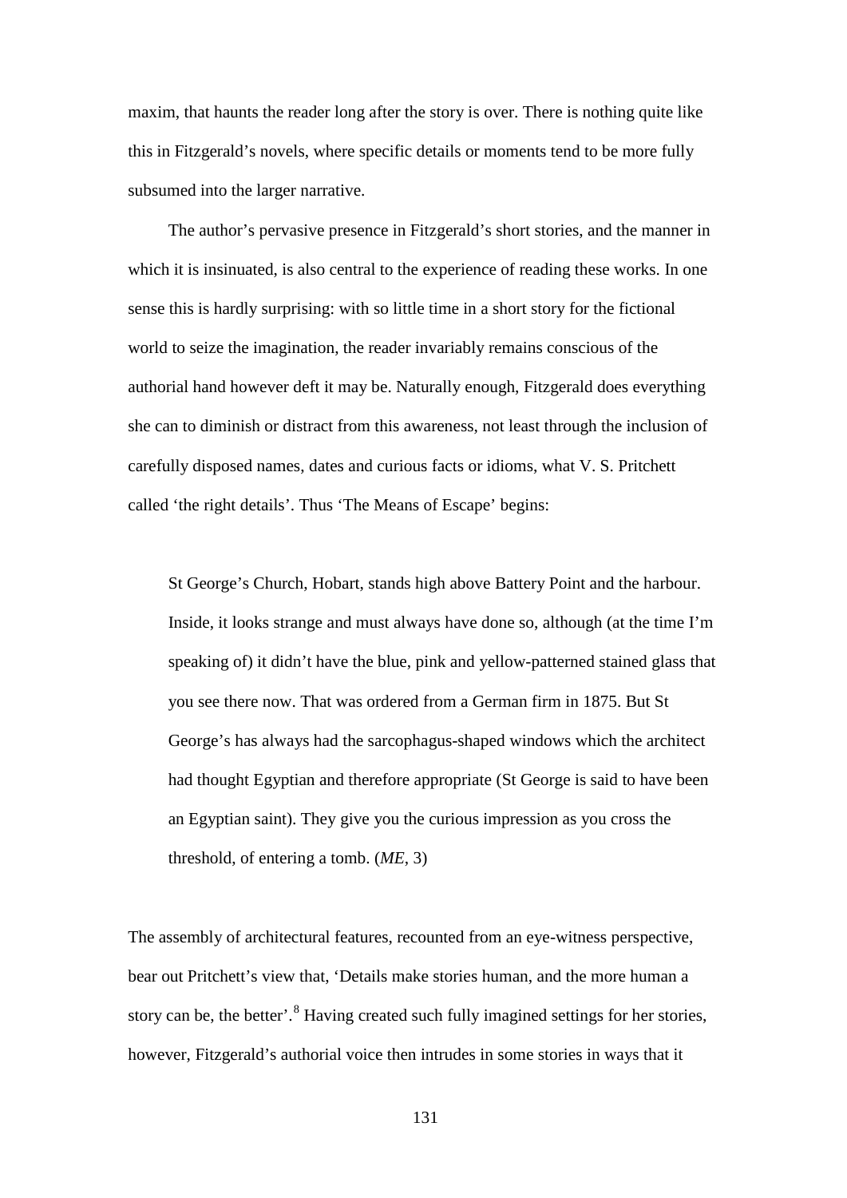maxim, that haunts the reader long after the story is over. There is nothing quite like this in Fitzgerald's novels, where specific details or moments tend to be more fully subsumed into the larger narrative.

The author's pervasive presence in Fitzgerald's short stories, and the manner in which it is insinuated, is also central to the experience of reading these works. In one sense this is hardly surprising: with so little time in a short story for the fictional world to seize the imagination, the reader invariably remains conscious of the authorial hand however deft it may be. Naturally enough, Fitzgerald does everything she can to diminish or distract from this awareness, not least through the inclusion of carefully disposed names, dates and curious facts or idioms, what V. S. Pritchett called 'the right details'. Thus 'The Means of Escape' begins:

> St George's Church, Hobart, stands high above Battery Point and the harbour. Inside, it looks strange and must always have done so, although (at the time I'm speaking of) it didn't have the blue, pink and yellow-patterned stained glass that you see there now. That was ordered from a German firm in 1875. But St George's has always had the sarcophagus-shaped windows which the architect had thought Egyptian and therefore appropriate (St George is said to have been an Egyptian saint). They give you the curious impression as you cross the threshold, of entering a tomb. (*ME*, 3)

The assembly of architectural features, recounted from an eye-witness perspective, bear out Pritchett's view that, 'Details make stories human, and the more human a story can be, the better'.[8] Having created such fully imagined settings for her stories, however, Fitzgerald's authorial voice then intrudes in some stories in ways that it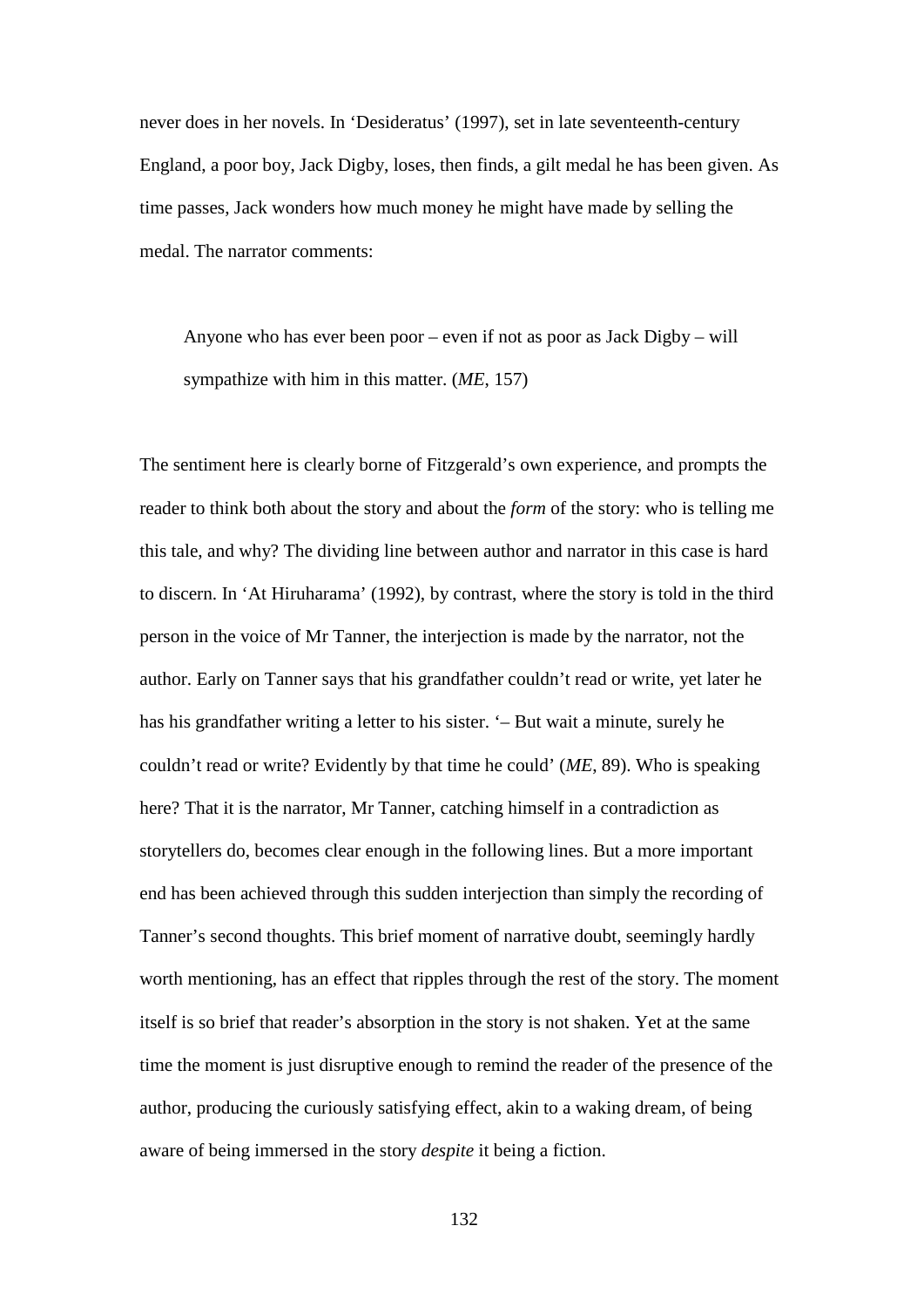never does in her novels. In 'Desideratus' (1997), set in late seventeenth-century England, a poor boy, Jack Digby, loses, then finds, a gilt medal he has been given. As time passes, Jack wonders how much money he might have made by selling the medal. The narrator comments:

> Anyone who has ever been poor – even if not as poor as Jack Digby – will sympathize with him in this matter. (*ME*, 157)

The sentiment here is clearly borne of Fitzgerald's own experience, and prompts the reader to think both about the story and about the *form* of the story: who is telling me this tale, and why? The dividing line between author and narrator in this case is hard to discern. In 'At Hiruharama' (1992), by contrast, where the story is told in the third person in the voice of Mr Tanner, the interjection is made by the narrator, not the author. Early on Tanner says that his grandfather couldn't read or write, yet later he has his grandfather writing a letter to his sister. '– But wait a minute, surely he couldn't read or write? Evidently by that time he could' (*ME*, 89). Who is speaking here? That it is the narrator, Mr Tanner, catching himself in a contradiction as storytellers do, becomes clear enough in the following lines. But a more important end has been achieved through this sudden interjection than simply the recording of Tanner's second thoughts. This brief moment of narrative doubt, seemingly hardly worth mentioning, has an effect that ripples through the rest of the story. The moment itself is so brief that reader's absorption in the story is not shaken. Yet at the same time the moment is just disruptive enough to remind the reader of the presence of the author, producing the curiously satisfying effect, akin to a waking dream, of being aware of being immersed in the story *despite* it being a fiction.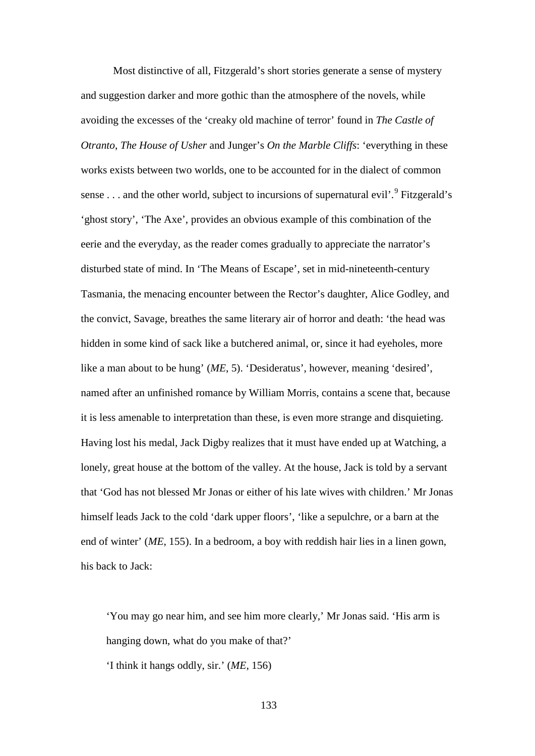Most distinctive of all, Fitzgerald’s short stories generate a sense of mystery and suggestion darker and more gothic than the atmosphere of the novels, while avoiding the excesses of the ‘creaky old machine of terror’ found in *The Castle of Otranto*, *The House of Usher* and Junger’s *On the Marble Cliffs*: ‘everything in these works exists between two worlds, one to be accounted for in the dialect of common sense . . . and the other world, subject to incursions of supernatural evil’.[9] Fitzgerald’s ‘ghost story’, ‘The Axe’, provides an obvious example of this combination of the eerie and the everyday, as the reader comes gradually to appreciate the narrator’s disturbed state of mind. In ‘The Means of Escape’, set in mid-nineteenth-century Tasmania, the menacing encounter between the Rector’s daughter, Alice Godley, and the convict, Savage, breathes the same literary air of horror and death: ‘the head was hidden in some kind of sack like a butchered animal, or, since it had eyeholes, more like a man about to be hung’ (*ME*, 5). ‘Desideratus’, however, meaning ‘desired’, named after an unfinished romance by William Morris, contains a scene that, because it is less amenable to interpretation than these, is even more strange and disquieting. Having lost his medal, Jack Digby realizes that it must have ended up at Watching, a lonely, great house at the bottom of the valley. At the house, Jack is told by a servant that ‘God has not blessed Mr Jonas or either of his late wives with children.’ Mr Jonas himself leads Jack to the cold ‘dark upper floors’, ‘like a sepulchre, or a barn at the end of winter’ (*ME*, 155). In a bedroom, a boy with reddish hair lies in a linen gown, his back to Jack:

> ‘You may go near him, and see him more clearly,’ Mr Jonas said. ‘His arm is hanging down, what do you make of that?’
>
> ‘I think it hangs oddly, sir.’ (*ME*, 156)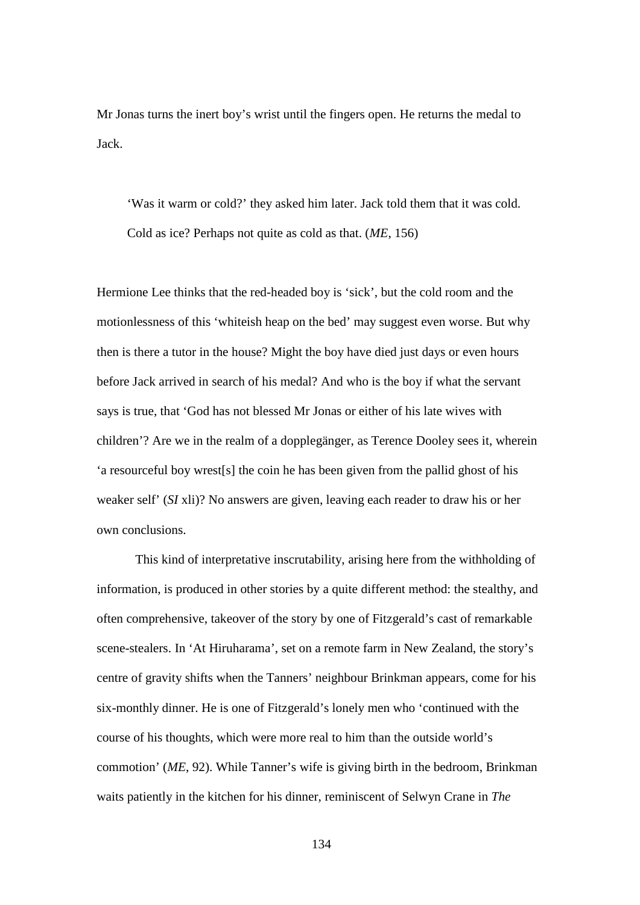Mr Jonas turns the inert boy's wrist until the fingers open. He returns the medal to Jack.

> 'Was it warm or cold?' they asked him later. Jack told them that it was cold. Cold as ice? Perhaps not quite as cold as that. (*ME*, 156)

Hermione Lee thinks that the red-headed boy is 'sick', but the cold room and the motionlessness of this 'whiteish heap on the bed' may suggest even worse. But why then is there a tutor in the house? Might the boy have died just days or even hours before Jack arrived in search of his medal? And who is the boy if what the servant says is true, that 'God has not blessed Mr Jonas or either of his late wives with children'? Are we in the realm of a dopplegänger, as Terence Dooley sees it, wherein 'a resourceful boy wrest[s] the coin he has been given from the pallid ghost of his weaker self' (*SI* xli)? No answers are given, leaving each reader to draw his or her own conclusions.

This kind of interpretative inscrutability, arising here from the withholding of information, is produced in other stories by a quite different method: the stealthy, and often comprehensive, takeover of the story by one of Fitzgerald's cast of remarkable scene-stealers. In 'At Hiruharama', set on a remote farm in New Zealand, the story's centre of gravity shifts when the Tanners' neighbour Brinkman appears, come for his six-monthly dinner. He is one of Fitzgerald's lonely men who 'continued with the course of his thoughts, which were more real to him than the outside world's commotion' (*ME*, 92). While Tanner's wife is giving birth in the bedroom, Brinkman waits patiently in the kitchen for his dinner, reminiscent of Selwyn Crane in *The*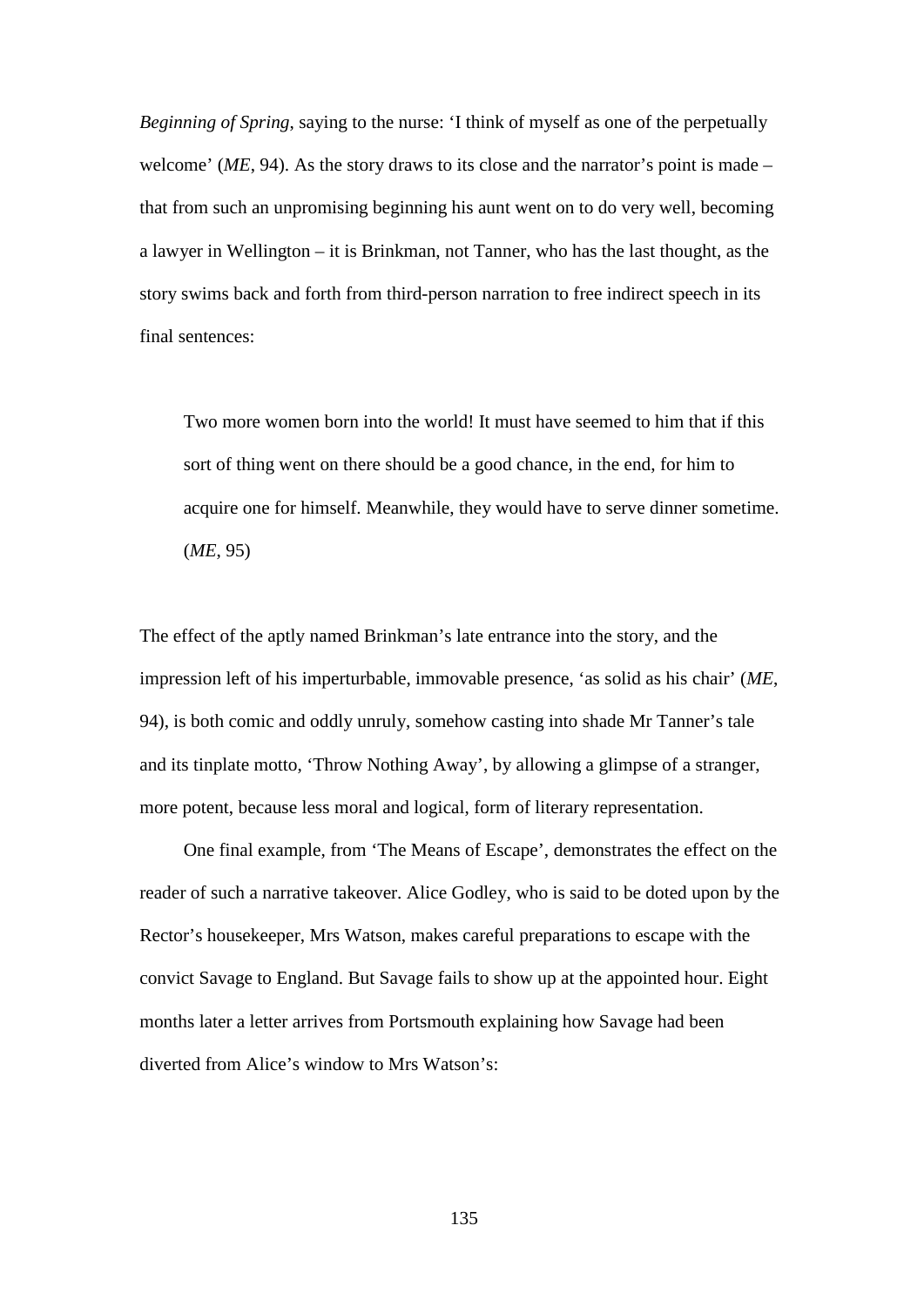*Beginning of Spring*, saying to the nurse: 'I think of myself as one of the perpetually welcome' (*ME*, 94). As the story draws to its close and the narrator's point is made – that from such an unpromising beginning his aunt went on to do very well, becoming a lawyer in Wellington – it is Brinkman, not Tanner, who has the last thought, as the story swims back and forth from third-person narration to free indirect speech in its final sentences:

> Two more women born into the world! It must have seemed to him that if this sort of thing went on there should be a good chance, in the end, for him to acquire one for himself. Meanwhile, they would have to serve dinner sometime. (*ME*, 95)

The effect of the aptly named Brinkman's late entrance into the story, and the impression left of his imperturbable, immovable presence, 'as solid as his chair' (*ME*, 94), is both comic and oddly unruly, somehow casting into shade Mr Tanner's tale and its tinplate motto, 'Throw Nothing Away', by allowing a glimpse of a stranger, more potent, because less moral and logical, form of literary representation.

One final example, from 'The Means of Escape', demonstrates the effect on the reader of such a narrative takeover. Alice Godley, who is said to be doted upon by the Rector's housekeeper, Mrs Watson, makes careful preparations to escape with the convict Savage to England. But Savage fails to show up at the appointed hour. Eight months later a letter arrives from Portsmouth explaining how Savage had been diverted from Alice's window to Mrs Watson's: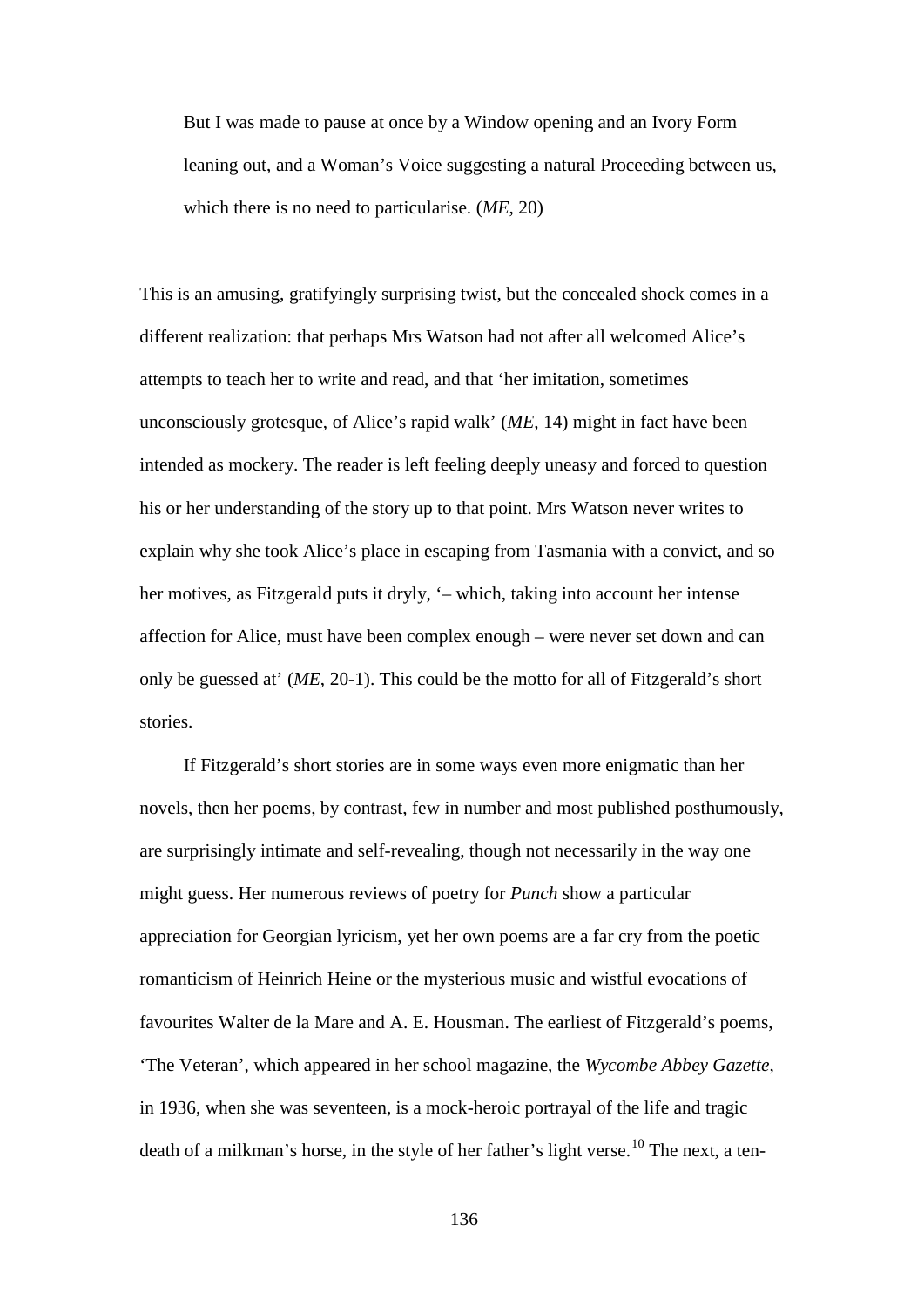> But I was made to pause at once by a Window opening and an Ivory Form leaning out, and a Woman's Voice suggesting a natural Proceeding between us, which there is no need to particularise. (*ME*, 20)

This is an amusing, gratifyingly surprising twist, but the concealed shock comes in a different realization: that perhaps Mrs Watson had not after all welcomed Alice's attempts to teach her to write and read, and that 'her imitation, sometimes unconsciously grotesque, of Alice's rapid walk' (*ME*, 14) might in fact have been intended as mockery. The reader is left feeling deeply uneasy and forced to question his or her understanding of the story up to that point. Mrs Watson never writes to explain why she took Alice's place in escaping from Tasmania with a convict, and so her motives, as Fitzgerald puts it dryly, '– which, taking into account her intense affection for Alice, must have been complex enough – were never set down and can only be guessed at' (*ME*, 20-1). This could be the motto for all of Fitzgerald's short stories.

If Fitzgerald's short stories are in some ways even more enigmatic than her novels, then her poems, by contrast, few in number and most published posthumously, are surprisingly intimate and self-revealing, though not necessarily in the way one might guess. Her numerous reviews of poetry for *Punch* show a particular appreciation for Georgian lyricism, yet her own poems are a far cry from the poetic romanticism of Heinrich Heine or the mysterious music and wistful evocations of favourites Walter de la Mare and A. E. Housman. The earliest of Fitzgerald's poems, 'The Veteran', which appeared in her school magazine, the *Wycombe Abbey Gazette*, in 1936, when she was seventeen, is a mock-heroic portrayal of the life and tragic death of a milkman's horse, in the style of her father's light verse.[10] The next, a ten-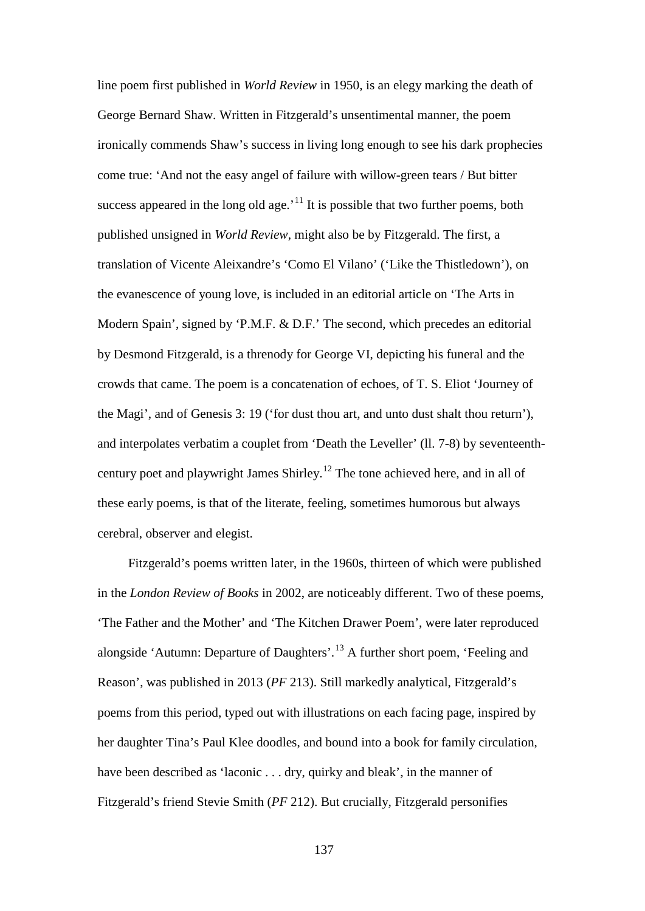line poem first published in *World Review* in 1950, is an elegy marking the death of George Bernard Shaw. Written in Fitzgerald's unsentimental manner, the poem ironically commends Shaw's success in living long enough to see his dark prophecies come true: 'And not the easy angel of failure with willow-green tears / But bitter success appeared in the long old age.'[11] It is possible that two further poems, both published unsigned in *World Review*, might also be by Fitzgerald. The first, a translation of Vicente Aleixandre's 'Como El Vilano' ('Like the Thistledown'), on the evanescence of young love, is included in an editorial article on 'The Arts in Modern Spain', signed by 'P.M.F. & D.F.' The second, which precedes an editorial by Desmond Fitzgerald, is a threnody for George VI, depicting his funeral and the crowds that came. The poem is a concatenation of echoes, of T. S. Eliot 'Journey of the Magi', and of Genesis 3: 19 ('for dust thou art, and unto dust shalt thou return'), and interpolates verbatim a couplet from 'Death the Leveller' (ll. 7-8) by seventeenth-century poet and playwright James Shirley.[12] The tone achieved here, and in all of these early poems, is that of the literate, feeling, sometimes humorous but always cerebral, observer and elegist.

Fitzgerald's poems written later, in the 1960s, thirteen of which were published in the *London Review of Books* in 2002, are noticeably different. Two of these poems, 'The Father and the Mother' and 'The Kitchen Drawer Poem', were later reproduced alongside 'Autumn: Departure of Daughters'.[13] A further short poem, 'Feeling and Reason', was published in 2013 (*PF* 213). Still markedly analytical, Fitzgerald's poems from this period, typed out with illustrations on each facing page, inspired by her daughter Tina's Paul Klee doodles, and bound into a book for family circulation, have been described as 'laconic . . . dry, quirky and bleak', in the manner of Fitzgerald's friend Stevie Smith (*PF* 212). But crucially, Fitzgerald personifies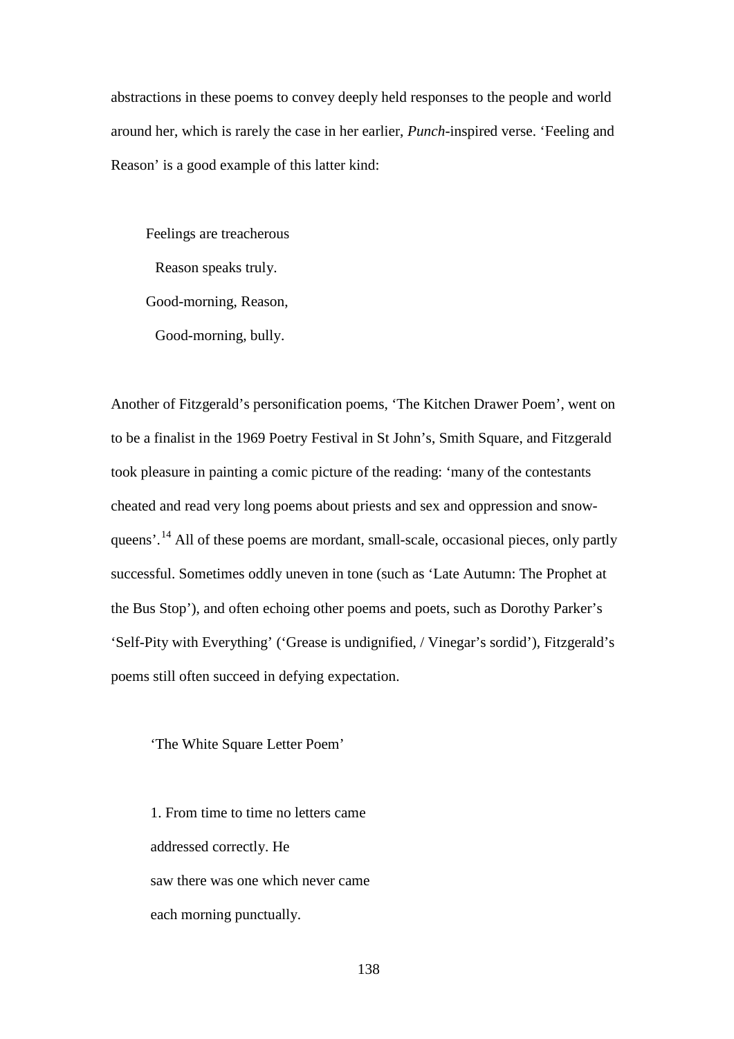abstractions in these poems to convey deeply held responses to the people and world around her, which is rarely the case in her earlier, *Punch*-inspired verse. 'Feeling and Reason' is a good example of this latter kind:

> Feelings are treacherous
>   Reason speaks truly.
> Good-morning, Reason,
>   Good-morning, bully.

Another of Fitzgerald's personification poems, 'The Kitchen Drawer Poem', went on to be a finalist in the 1969 Poetry Festival in St John's, Smith Square, and Fitzgerald took pleasure in painting a comic picture of the reading: 'many of the contestants cheated and read very long poems about priests and sex and oppression and snow-queens'.[14] All of these poems are mordant, small-scale, occasional pieces, only partly successful. Sometimes oddly uneven in tone (such as 'Late Autumn: The Prophet at the Bus Stop'), and often echoing other poems and poets, such as Dorothy Parker's 'Self-Pity with Everything' ('Grease is undignified, / Vinegar's sordid'), Fitzgerald's poems still often succeed in defying expectation.

> 'The White Square Letter Poem'
>
> 1. From time to time no letters came
> addressed correctly. He
> saw there was one which never came
> each morning punctually.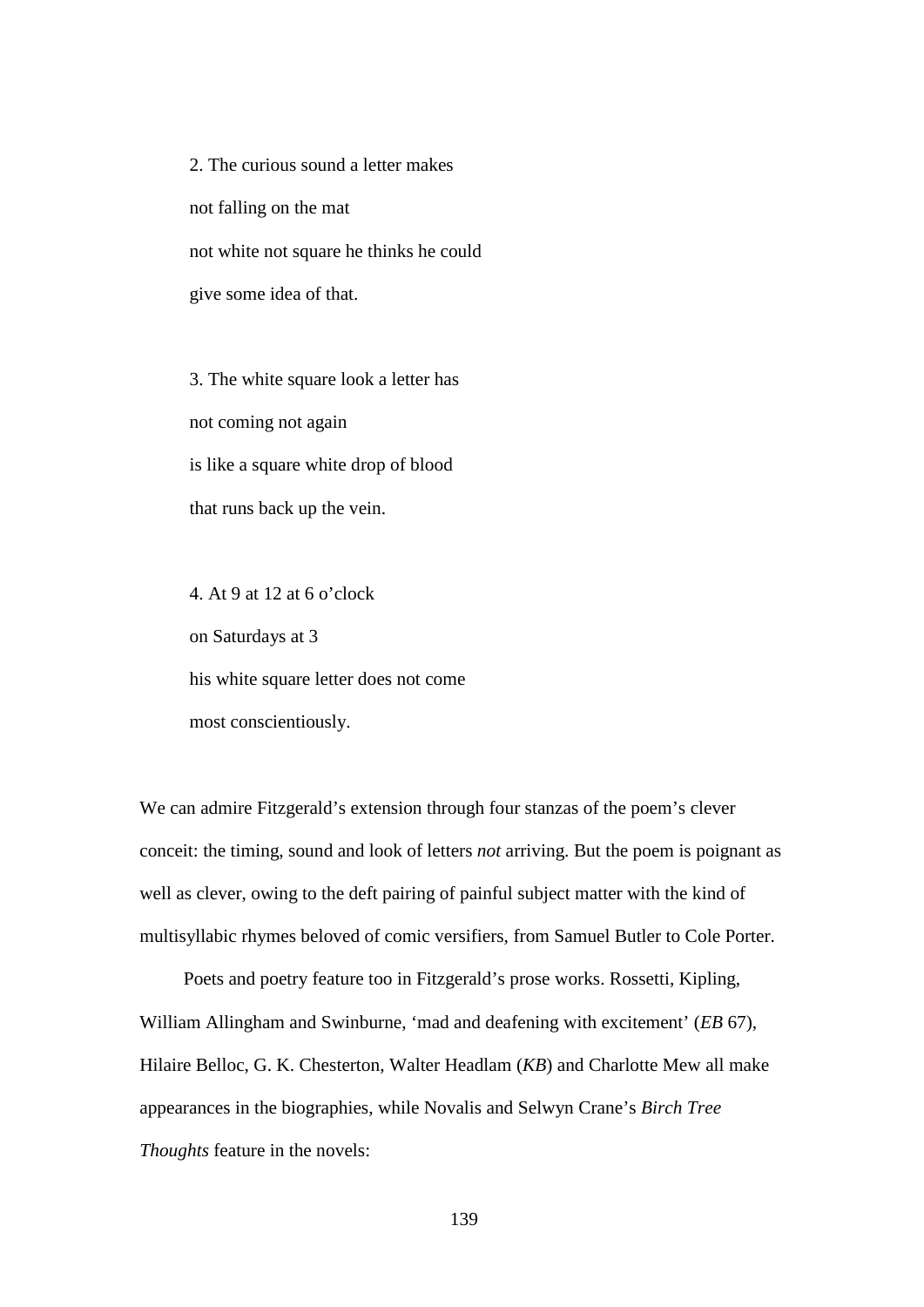2. The curious sound a letter makes  
not falling on the mat  
not white not square he thinks he could  
give some idea of that.

3. The white square look a letter has  
not coming not again  
is like a square white drop of blood  
that runs back up the vein.

4. At 9 at 12 at 6 o'clock  
on Saturdays at 3  
his white square letter does not come  
most conscientiously.

We can admire Fitzgerald's extension through four stanzas of the poem's clever conceit: the timing, sound and look of letters *not* arriving. But the poem is poignant as well as clever, owing to the deft pairing of painful subject matter with the kind of multisyllabic rhymes beloved of comic versifiers, from Samuel Butler to Cole Porter.

Poets and poetry feature too in Fitzgerald's prose works. Rossetti, Kipling, William Allingham and Swinburne, 'mad and deafening with excitement' (*EB* 67), Hilaire Belloc, G. K. Chesterton, Walter Headlam (*KB*) and Charlotte Mew all make appearances in the biographies, while Novalis and Selwyn Crane's *Birch Tree Thoughts* feature in the novels: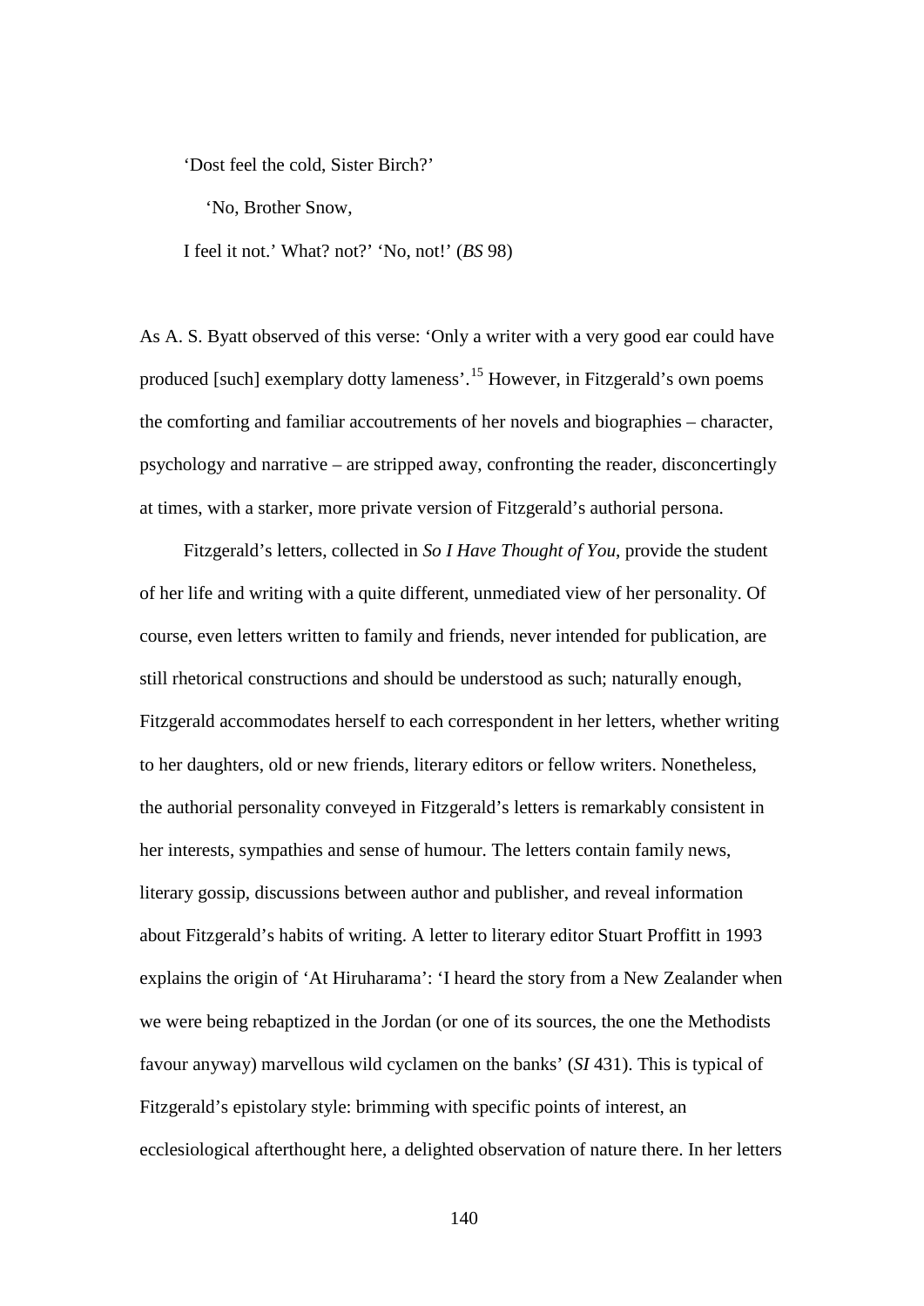'Dost feel the cold, Sister Birch?'

'No, Brother Snow,

I feel it not.' What? not?' 'No, not!' (*BS* 98)

As A. S. Byatt observed of this verse: 'Only a writer with a very good ear could have produced [such] exemplary dotty lameness'.[15] However, in Fitzgerald's own poems the comforting and familiar accoutrements of her novels and biographies – character, psychology and narrative – are stripped away, confronting the reader, disconcertingly at times, with a starker, more private version of Fitzgerald's authorial persona.

Fitzgerald's letters, collected in *So I Have Thought of You*, provide the student of her life and writing with a quite different, unmediated view of her personality. Of course, even letters written to family and friends, never intended for publication, are still rhetorical constructions and should be understood as such; naturally enough, Fitzgerald accommodates herself to each correspondent in her letters, whether writing to her daughters, old or new friends, literary editors or fellow writers. Nonetheless, the authorial personality conveyed in Fitzgerald's letters is remarkably consistent in her interests, sympathies and sense of humour. The letters contain family news, literary gossip, discussions between author and publisher, and reveal information about Fitzgerald's habits of writing. A letter to literary editor Stuart Proffitt in 1993 explains the origin of 'At Hiruharama': 'I heard the story from a New Zealander when we were being rebaptized in the Jordan (or one of its sources, the one the Methodists favour anyway) marvellous wild cyclamen on the banks' (*SI* 431). This is typical of Fitzgerald's epistolary style: brimming with specific points of interest, an ecclesiological afterthought here, a delighted observation of nature there. In her letters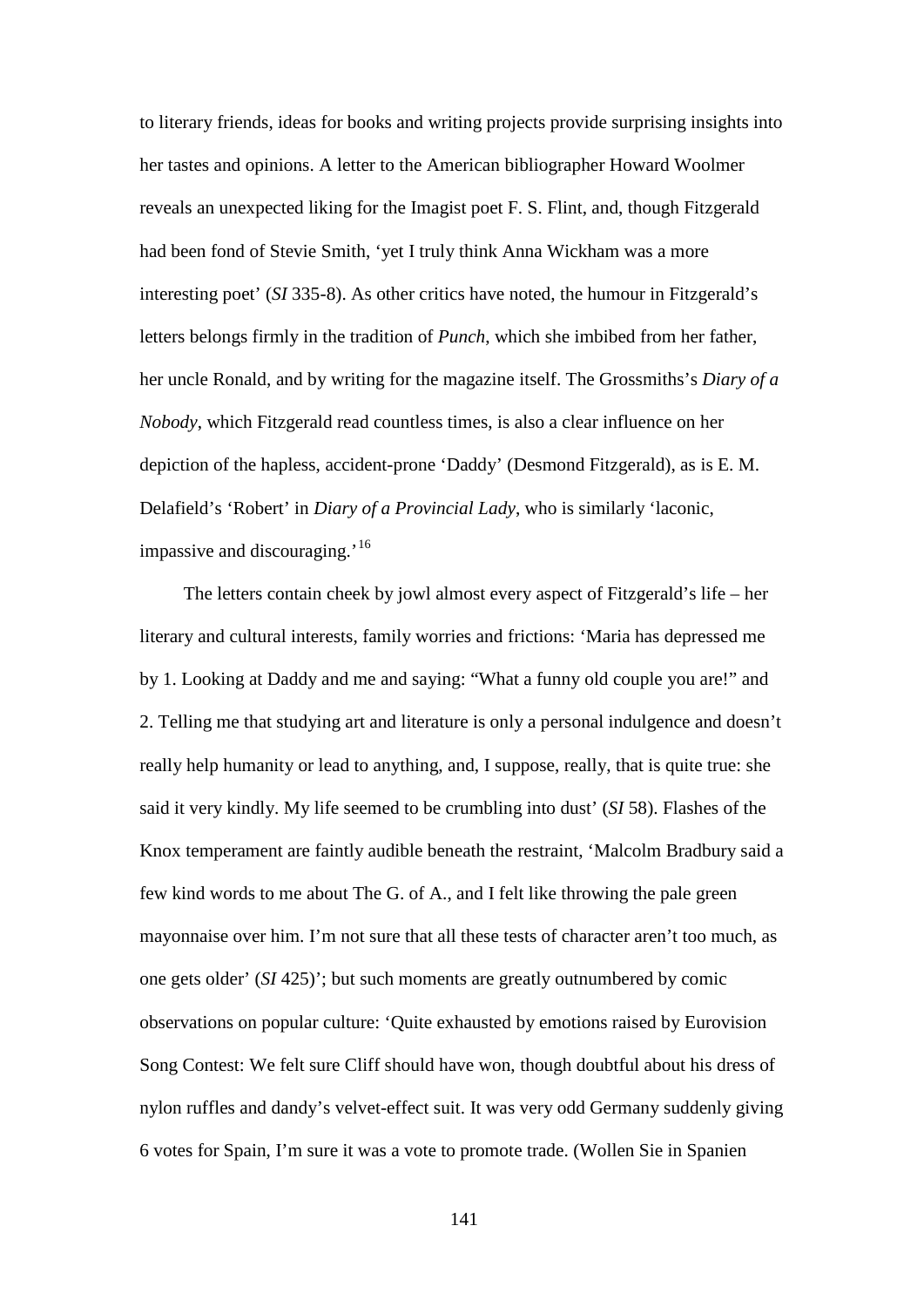to literary friends, ideas for books and writing projects provide surprising insights into her tastes and opinions. A letter to the American bibliographer Howard Woolmer reveals an unexpected liking for the Imagist poet F. S. Flint, and, though Fitzgerald had been fond of Stevie Smith, 'yet I truly think Anna Wickham was a more interesting poet' (*SI* 335-8). As other critics have noted, the humour in Fitzgerald's letters belongs firmly in the tradition of *Punch*, which she imbibed from her father, her uncle Ronald, and by writing for the magazine itself. The Grossmiths's *Diary of a Nobody*, which Fitzgerald read countless times, is also a clear influence on her depiction of the hapless, accident-prone 'Daddy' (Desmond Fitzgerald), as is E. M. Delafield's 'Robert' in *Diary of a Provincial Lady*, who is similarly 'laconic, impassive and discouraging.'[16]

The letters contain cheek by jowl almost every aspect of Fitzgerald's life – her literary and cultural interests, family worries and frictions: 'Maria has depressed me by 1. Looking at Daddy and me and saying: "What a funny old couple you are!" and 2. Telling me that studying art and literature is only a personal indulgence and doesn't really help humanity or lead to anything, and, I suppose, really, that is quite true: she said it very kindly. My life seemed to be crumbling into dust' (*SI* 58). Flashes of the Knox temperament are faintly audible beneath the restraint, 'Malcolm Bradbury said a few kind words to me about The G. of A., and I felt like throwing the pale green mayonnaise over him. I'm not sure that all these tests of character aren't too much, as one gets older' (*SI* 425)'; but such moments are greatly outnumbered by comic observations on popular culture: 'Quite exhausted by emotions raised by Eurovision Song Contest: We felt sure Cliff should have won, though doubtful about his dress of nylon ruffles and dandy's velvet-effect suit. It was very odd Germany suddenly giving 6 votes for Spain, I'm sure it was a vote to promote trade. (Wollen Sie in Spanien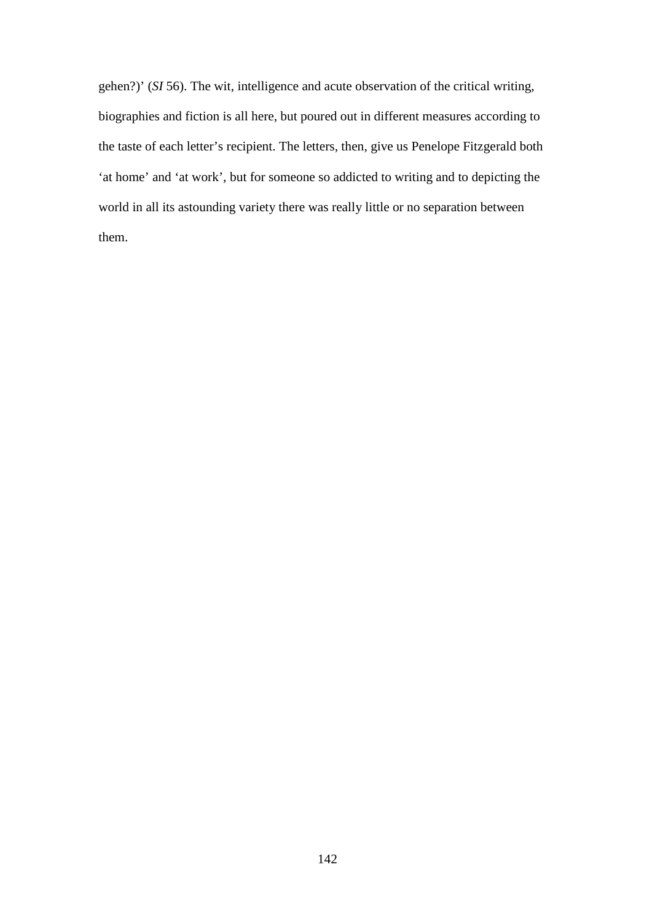gehen?)' (*SI* 56). The wit, intelligence and acute observation of the critical writing, biographies and fiction is all here, but poured out in different measures according to the taste of each letter's recipient. The letters, then, give us Penelope Fitzgerald both 'at home' and 'at work', but for someone so addicted to writing and to depicting the world in all its astounding variety there was really little or no separation between them.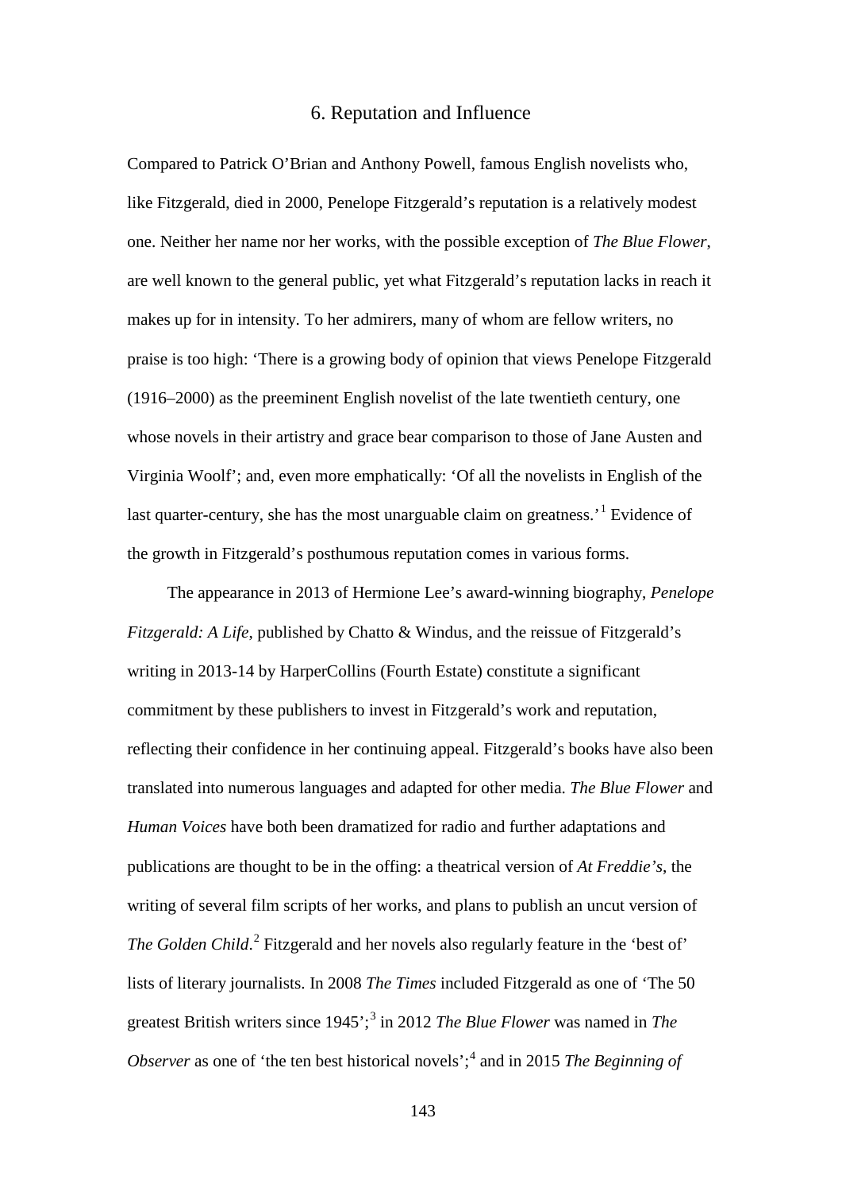# 6. Reputation and Influence

Compared to Patrick O'Brian and Anthony Powell, famous English novelists who, like Fitzgerald, died in 2000, Penelope Fitzgerald's reputation is a relatively modest one. Neither her name nor her works, with the possible exception of *The Blue Flower*, are well known to the general public, yet what Fitzgerald's reputation lacks in reach it makes up for in intensity. To her admirers, many of whom are fellow writers, no praise is too high: 'There is a growing body of opinion that views Penelope Fitzgerald (1916–2000) as the preeminent English novelist of the late twentieth century, one whose novels in their artistry and grace bear comparison to those of Jane Austen and Virginia Woolf'; and, even more emphatically: 'Of all the novelists in English of the last quarter-century, she has the most unarguable claim on greatness.'[1] Evidence of the growth in Fitzgerald's posthumous reputation comes in various forms.

The appearance in 2013 of Hermione Lee's award-winning biography, *Penelope Fitzgerald: A Life*, published by Chatto & Windus, and the reissue of Fitzgerald's writing in 2013-14 by HarperCollins (Fourth Estate) constitute a significant commitment by these publishers to invest in Fitzgerald's work and reputation, reflecting their confidence in her continuing appeal. Fitzgerald's books have also been translated into numerous languages and adapted for other media. *The Blue Flower* and *Human Voices* have both been dramatized for radio and further adaptations and publications are thought to be in the offing: a theatrical version of *At Freddie's*, the writing of several film scripts of her works, and plans to publish an uncut version of *The Golden Child*.[2] Fitzgerald and her novels also regularly feature in the 'best of' lists of literary journalists. In 2008 *The Times* included Fitzgerald as one of 'The 50 greatest British writers since 1945';[3] in 2012 *The Blue Flower* was named in *The Observer* as one of 'the ten best historical novels';[4] and in 2015 *The Beginning of*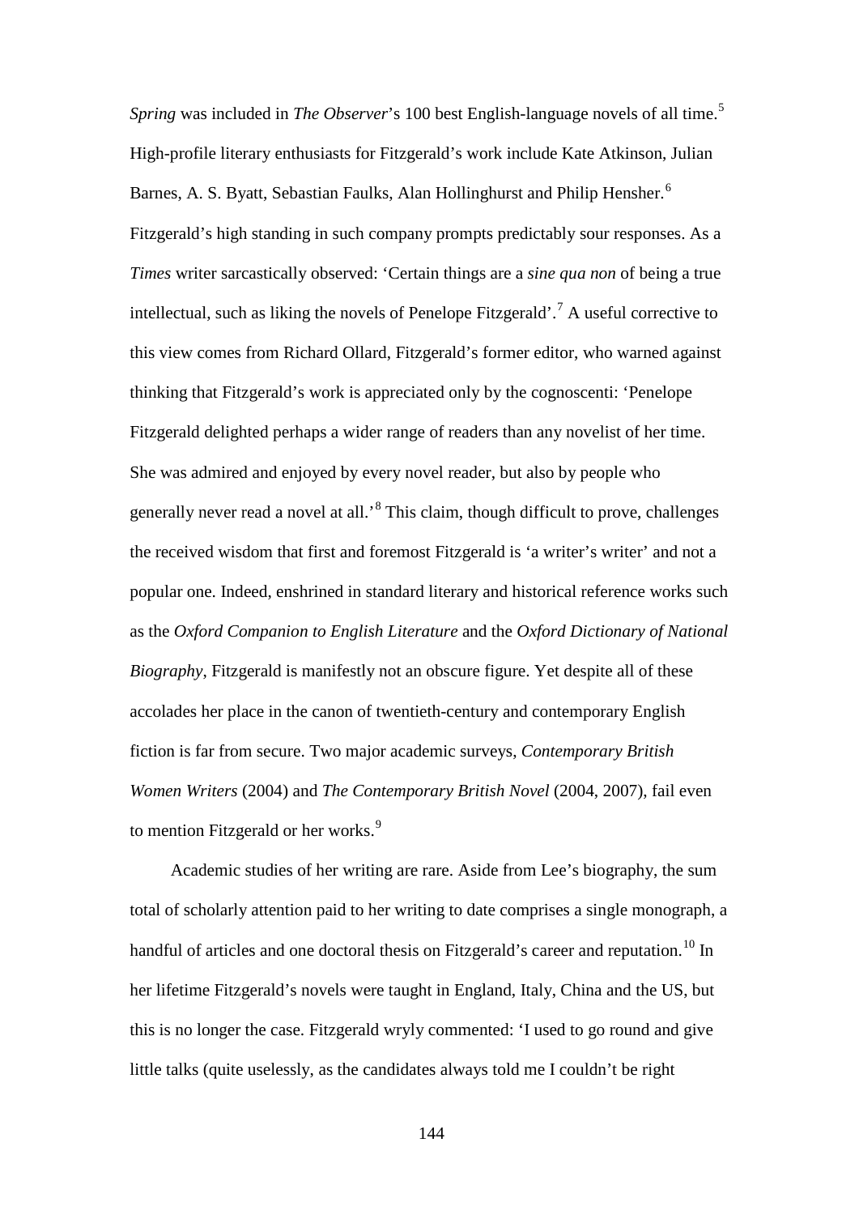*Spring* was included in *The Observer*'s 100 best English-language novels of all time.[5] High-profile literary enthusiasts for Fitzgerald's work include Kate Atkinson, Julian Barnes, A. S. Byatt, Sebastian Faulks, Alan Hollinghurst and Philip Hensher.[6] Fitzgerald's high standing in such company prompts predictably sour responses. As a *Times* writer sarcastically observed: 'Certain things are a *sine qua non* of being a true intellectual, such as liking the novels of Penelope Fitzgerald'.[7] A useful corrective to this view comes from Richard Ollard, Fitzgerald's former editor, who warned against thinking that Fitzgerald's work is appreciated only by the cognoscenti: 'Penelope Fitzgerald delighted perhaps a wider range of readers than any novelist of her time. She was admired and enjoyed by every novel reader, but also by people who generally never read a novel at all.'[8] This claim, though difficult to prove, challenges the received wisdom that first and foremost Fitzgerald is 'a writer's writer' and not a popular one. Indeed, enshrined in standard literary and historical reference works such as the *Oxford Companion to English Literature* and the *Oxford Dictionary of National Biography*, Fitzgerald is manifestly not an obscure figure. Yet despite all of these accolades her place in the canon of twentieth-century and contemporary English fiction is far from secure. Two major academic surveys, *Contemporary British Women Writers* (2004) and *The Contemporary British Novel* (2004, 2007), fail even to mention Fitzgerald or her works.[9]

Academic studies of her writing are rare. Aside from Lee's biography, the sum total of scholarly attention paid to her writing to date comprises a single monograph, a handful of articles and one doctoral thesis on Fitzgerald's career and reputation.[10] In her lifetime Fitzgerald's novels were taught in England, Italy, China and the US, but this is no longer the case. Fitzgerald wryly commented: 'I used to go round and give little talks (quite uselessly, as the candidates always told me I couldn't be right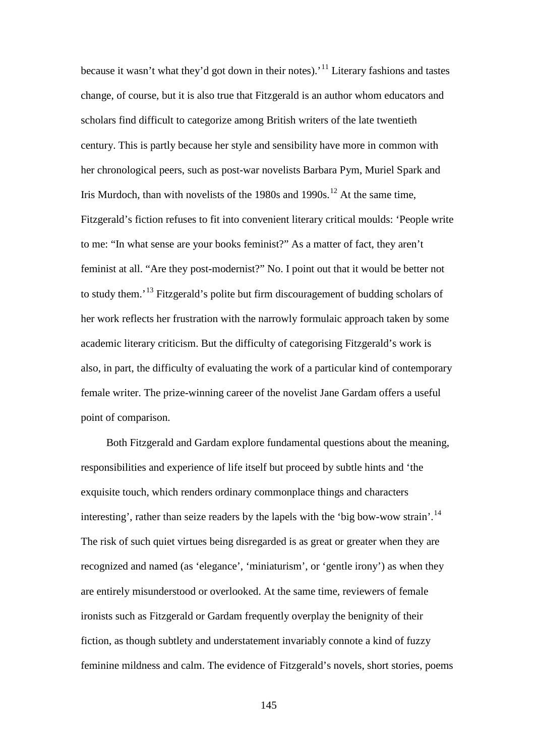because it wasn't what they'd got down in their notes).'[11] Literary fashions and tastes change, of course, but it is also true that Fitzgerald is an author whom educators and scholars find difficult to categorize among British writers of the late twentieth century. This is partly because her style and sensibility have more in common with her chronological peers, such as post-war novelists Barbara Pym, Muriel Spark and Iris Murdoch, than with novelists of the 1980s and 1990s.[12] At the same time, Fitzgerald's fiction refuses to fit into convenient literary critical moulds: 'People write to me: "In what sense are your books feminist?" As a matter of fact, they aren't feminist at all. "Are they post-modernist?" No. I point out that it would be better not to study them.'[13] Fitzgerald's polite but firm discouragement of budding scholars of her work reflects her frustration with the narrowly formulaic approach taken by some academic literary criticism. But the difficulty of categorising Fitzgerald's work is also, in part, the difficulty of evaluating the work of a particular kind of contemporary female writer. The prize-winning career of the novelist Jane Gardam offers a useful point of comparison.

Both Fitzgerald and Gardam explore fundamental questions about the meaning, responsibilities and experience of life itself but proceed by subtle hints and 'the exquisite touch, which renders ordinary commonplace things and characters interesting', rather than seize readers by the lapels with the 'big bow-wow strain'.[14] The risk of such quiet virtues being disregarded is as great or greater when they are recognized and named (as 'elegance', 'miniaturism', or 'gentle irony') as when they are entirely misunderstood or overlooked. At the same time, reviewers of female ironists such as Fitzgerald or Gardam frequently overplay the benignity of their fiction, as though subtlety and understatement invariably connote a kind of fuzzy feminine mildness and calm. The evidence of Fitzgerald's novels, short stories, poems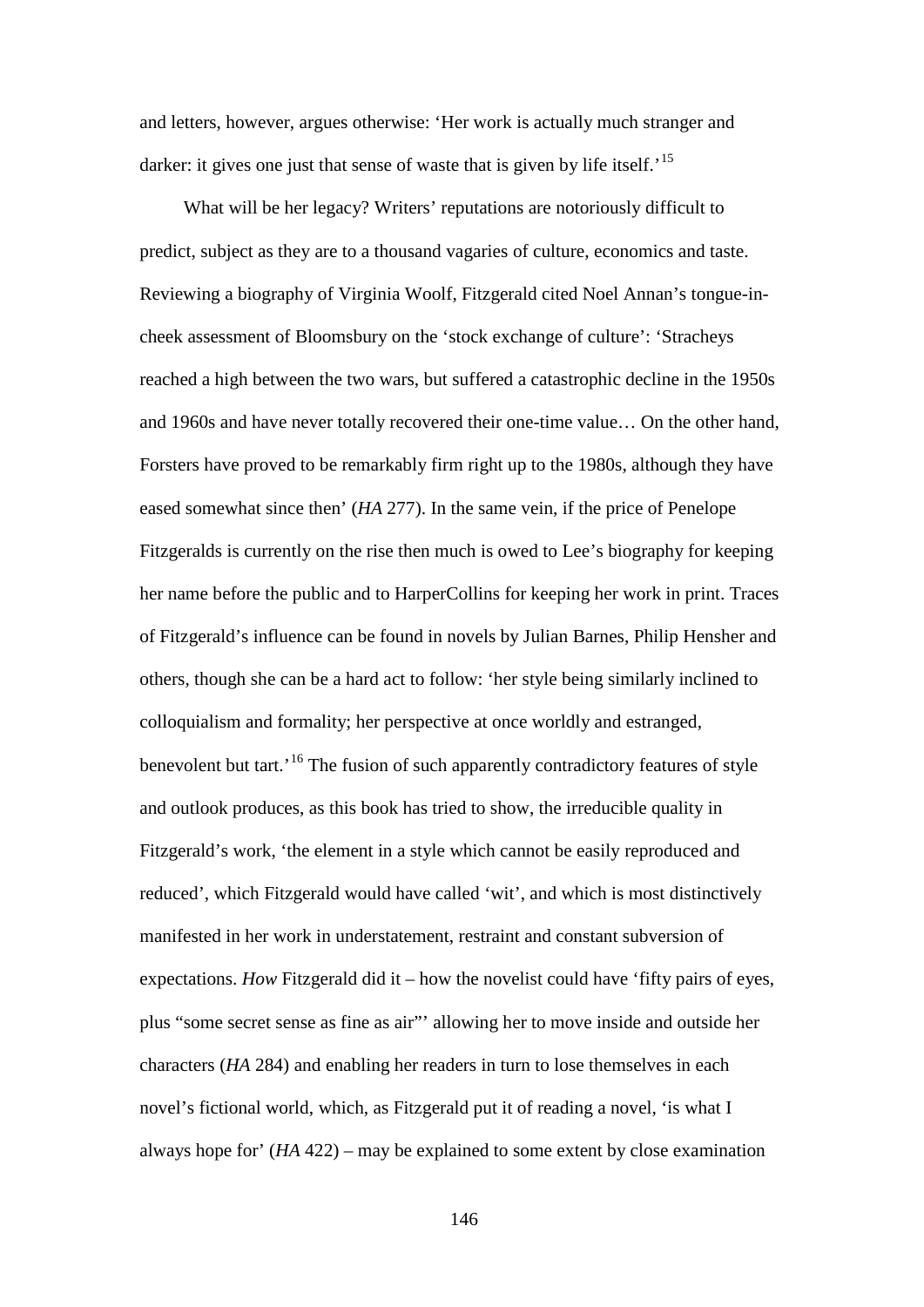and letters, however, argues otherwise: 'Her work is actually much stranger and darker: it gives one just that sense of waste that is given by life itself.'[15]

What will be her legacy? Writers' reputations are notoriously difficult to predict, subject as they are to a thousand vagaries of culture, economics and taste. Reviewing a biography of Virginia Woolf, Fitzgerald cited Noel Annan's tongue-in-cheek assessment of Bloomsbury on the 'stock exchange of culture': 'Stracheys reached a high between the two wars, but suffered a catastrophic decline in the 1950s and 1960s and have never totally recovered their one-time value… On the other hand, Forsters have proved to be remarkably firm right up to the 1980s, although they have eased somewhat since then' (*HA* 277). In the same vein, if the price of Penelope Fitzgeralds is currently on the rise then much is owed to Lee's biography for keeping her name before the public and to HarperCollins for keeping her work in print. Traces of Fitzgerald's influence can be found in novels by Julian Barnes, Philip Hensher and others, though she can be a hard act to follow: 'her style being similarly inclined to colloquialism and formality; her perspective at once worldly and estranged, benevolent but tart.'[16] The fusion of such apparently contradictory features of style and outlook produces, as this book has tried to show, the irreducible quality in Fitzgerald's work, 'the element in a style which cannot be easily reproduced and reduced', which Fitzgerald would have called 'wit', and which is most distinctively manifested in her work in understatement, restraint and constant subversion of expectations. *How* Fitzgerald did it – how the novelist could have 'fifty pairs of eyes, plus "some secret sense as fine as air"' allowing her to move inside and outside her characters (*HA* 284) and enabling her readers in turn to lose themselves in each novel's fictional world, which, as Fitzgerald put it of reading a novel, 'is what I always hope for' (*HA* 422) – may be explained to some extent by close examination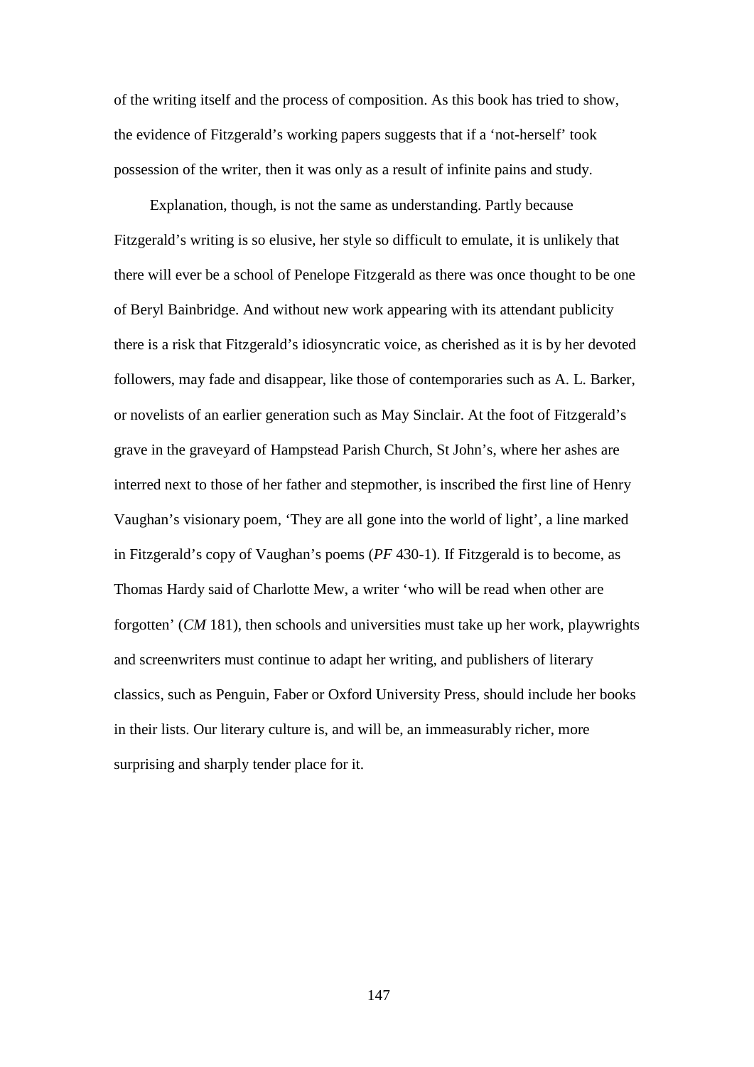of the writing itself and the process of composition. As this book has tried to show, the evidence of Fitzgerald's working papers suggests that if a 'not-herself' took possession of the writer, then it was only as a result of infinite pains and study.

Explanation, though, is not the same as understanding. Partly because Fitzgerald's writing is so elusive, her style so difficult to emulate, it is unlikely that there will ever be a school of Penelope Fitzgerald as there was once thought to be one of Beryl Bainbridge. And without new work appearing with its attendant publicity there is a risk that Fitzgerald's idiosyncratic voice, as cherished as it is by her devoted followers, may fade and disappear, like those of contemporaries such as A. L. Barker, or novelists of an earlier generation such as May Sinclair. At the foot of Fitzgerald's grave in the graveyard of Hampstead Parish Church, St John's, where her ashes are interred next to those of her father and stepmother, is inscribed the first line of Henry Vaughan's visionary poem, 'They are all gone into the world of light', a line marked in Fitzgerald's copy of Vaughan's poems (*PF* 430-1). If Fitzgerald is to become, as Thomas Hardy said of Charlotte Mew, a writer 'who will be read when other are forgotten' (*CM* 181), then schools and universities must take up her work, playwrights and screenwriters must continue to adapt her writing, and publishers of literary classics, such as Penguin, Faber or Oxford University Press, should include her books in their lists. Our literary culture is, and will be, an immeasurably richer, more surprising and sharply tender place for it.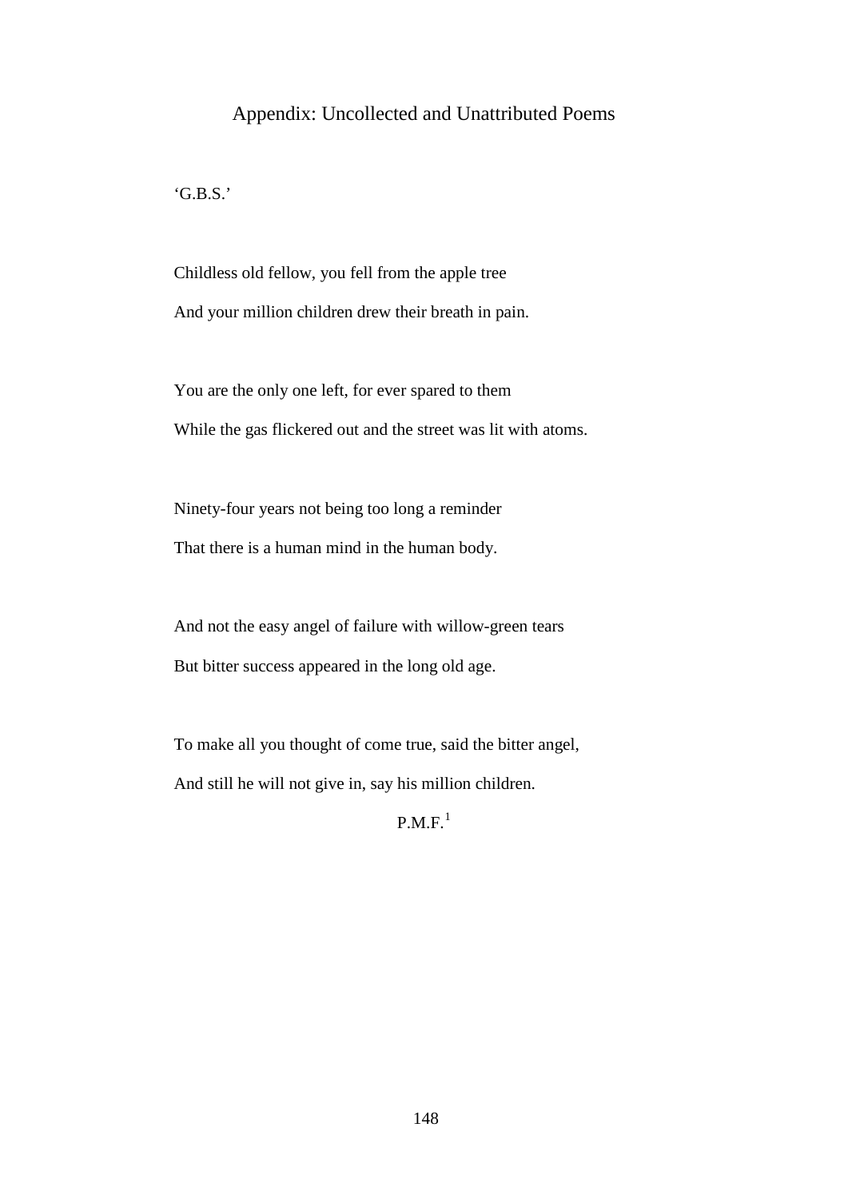# Appendix: Uncollected and Unattributed Poems

'G.B.S.'

Childless old fellow, you fell from the apple tree

And your million children drew their breath in pain.

You are the only one left, for ever spared to them

While the gas flickered out and the street was lit with atoms.

Ninety-four years not being too long a reminder

That there is a human mind in the human body.

And not the easy angel of failure with willow-green tears

But bitter success appeared in the long old age.

To make all you thought of come true, said the bitter angel,

And still he will not give in, say his million children.

P.M.F.[1]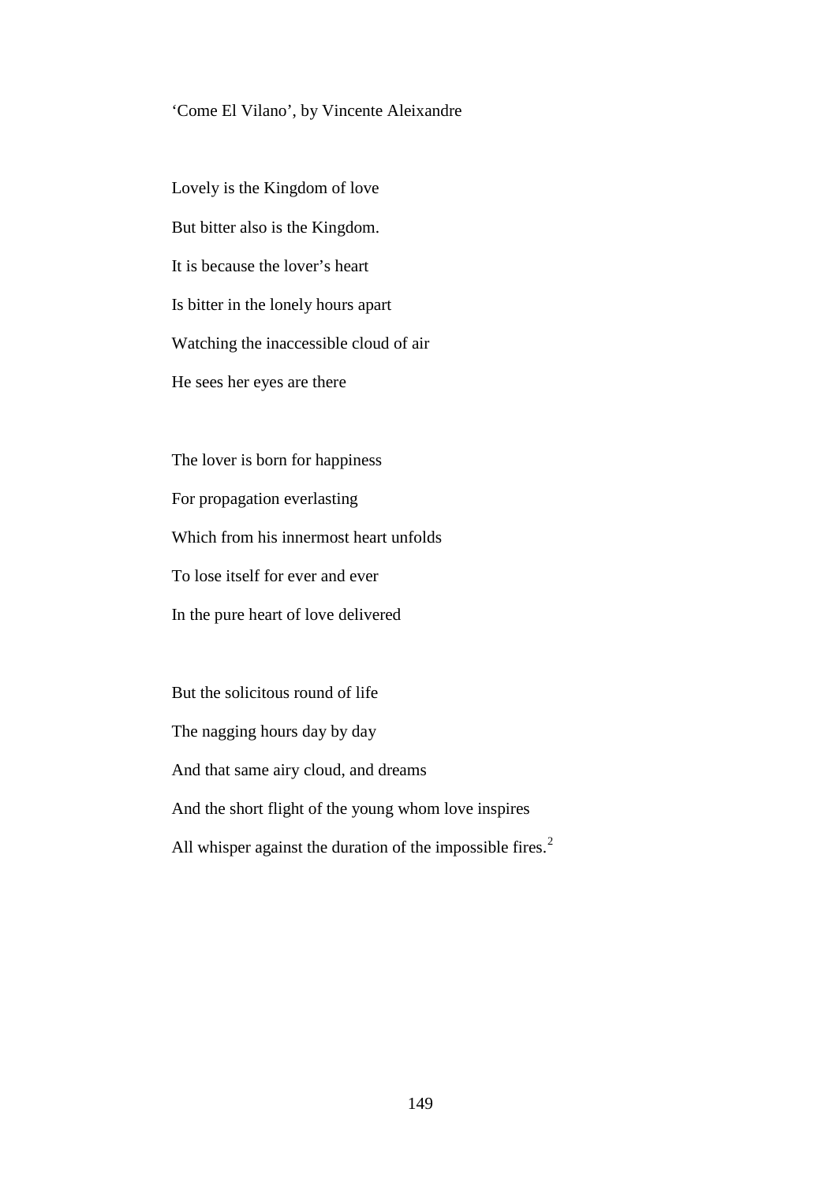'Come El Vilano', by Vincente Aleixandre

Lovely is the Kingdom of love

But bitter also is the Kingdom.

It is because the lover's heart

Is bitter in the lonely hours apart

Watching the inaccessible cloud of air

He sees her eyes are there

The lover is born for happiness

For propagation everlasting

Which from his innermost heart unfolds

To lose itself for ever and ever

In the pure heart of love delivered

But the solicitous round of life

The nagging hours day by day

And that same airy cloud, and dreams

And the short flight of the young whom love inspires

All whisper against the duration of the impossible fires.[2]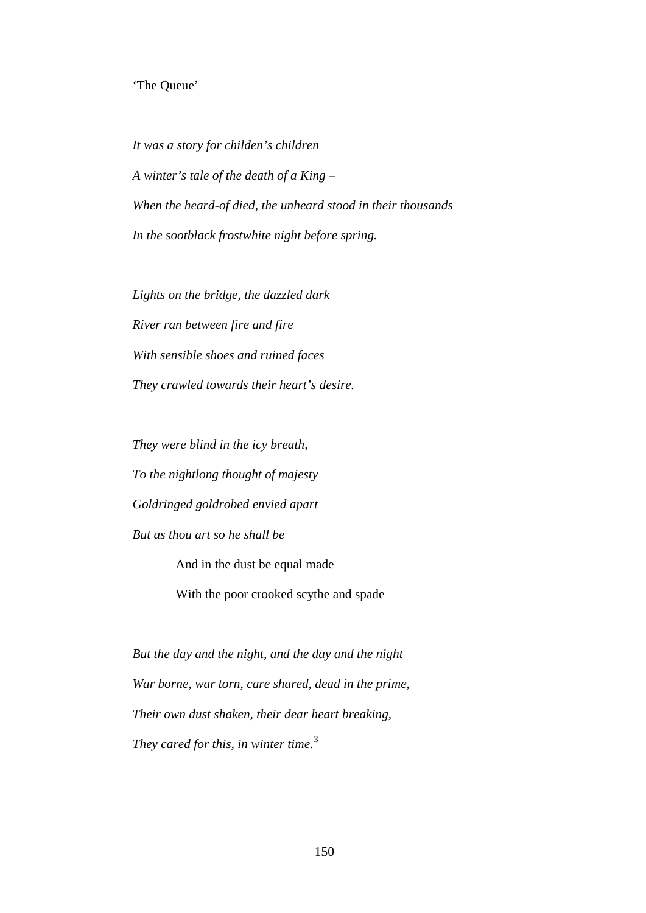‘The Queue’

*It was a story for childen’s children*

*A winter’s tale of the death of a King –*

*When the heard-of died, the unheard stood in their thousands*

*In the sootblack frostwhite night before spring.*

*Lights on the bridge, the dazzled dark*

*River ran between fire and fire*

*With sensible shoes and ruined faces*

*They crawled towards their heart’s desire.*

*They were blind in the icy breath,*

*To the nightlong thought of majesty*

*Goldringed goldrobed envied apart*

*But as thou art so he shall be*

> And in the dust be equal made
>
> With the poor crooked scythe and spade

*But the day and the night, and the day and the night*

*War borne, war torn, care shared, dead in the prime,*

*Their own dust shaken, their dear heart breaking,*

*They cared for this, in winter time.*[3]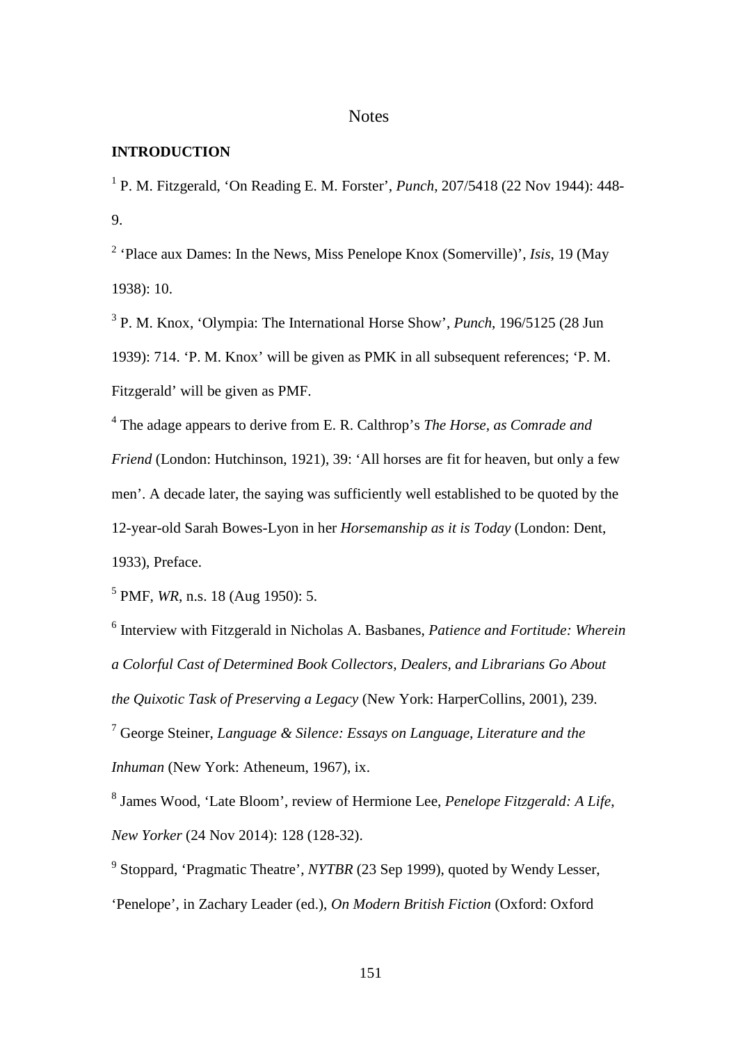# Notes

**INTRODUCTION**

[1] P. M. Fitzgerald, 'On Reading E. M. Forster', *Punch*, 207/5418 (22 Nov 1944): 448-9.

[2] 'Place aux Dames: In the News, Miss Penelope Knox (Somerville)', *Isis*, 19 (May 1938): 10.

[3] P. M. Knox, 'Olympia: The International Horse Show', *Punch*, 196/5125 (28 Jun 1939): 714. 'P. M. Knox' will be given as PMK in all subsequent references; 'P. M. Fitzgerald' will be given as PMF.

[4] The adage appears to derive from E. R. Calthrop's *The Horse, as Comrade and Friend* (London: Hutchinson, 1921), 39: 'All horses are fit for heaven, but only a few men'. A decade later, the saying was sufficiently well established to be quoted by the 12-year-old Sarah Bowes-Lyon in her *Horsemanship as it is Today* (London: Dent, 1933), Preface.

[5] PMF, *WR*, n.s. 18 (Aug 1950): 5.

[6] Interview with Fitzgerald in Nicholas A. Basbanes, *Patience and Fortitude: Wherein a Colorful Cast of Determined Book Collectors, Dealers, and Librarians Go About the Quixotic Task of Preserving a Legacy* (New York: HarperCollins, 2001), 239.

[7] George Steiner, *Language & Silence: Essays on Language, Literature and the Inhuman* (New York: Atheneum, 1967), ix.

[8] James Wood, 'Late Bloom', review of Hermione Lee, *Penelope Fitzgerald: A Life*, *New Yorker* (24 Nov 2014): 128 (128-32).

[9] Stoppard, 'Pragmatic Theatre', *NYTBR* (23 Sep 1999), quoted by Wendy Lesser, 'Penelope', in Zachary Leader (ed.), *On Modern British Fiction* (Oxford: Oxford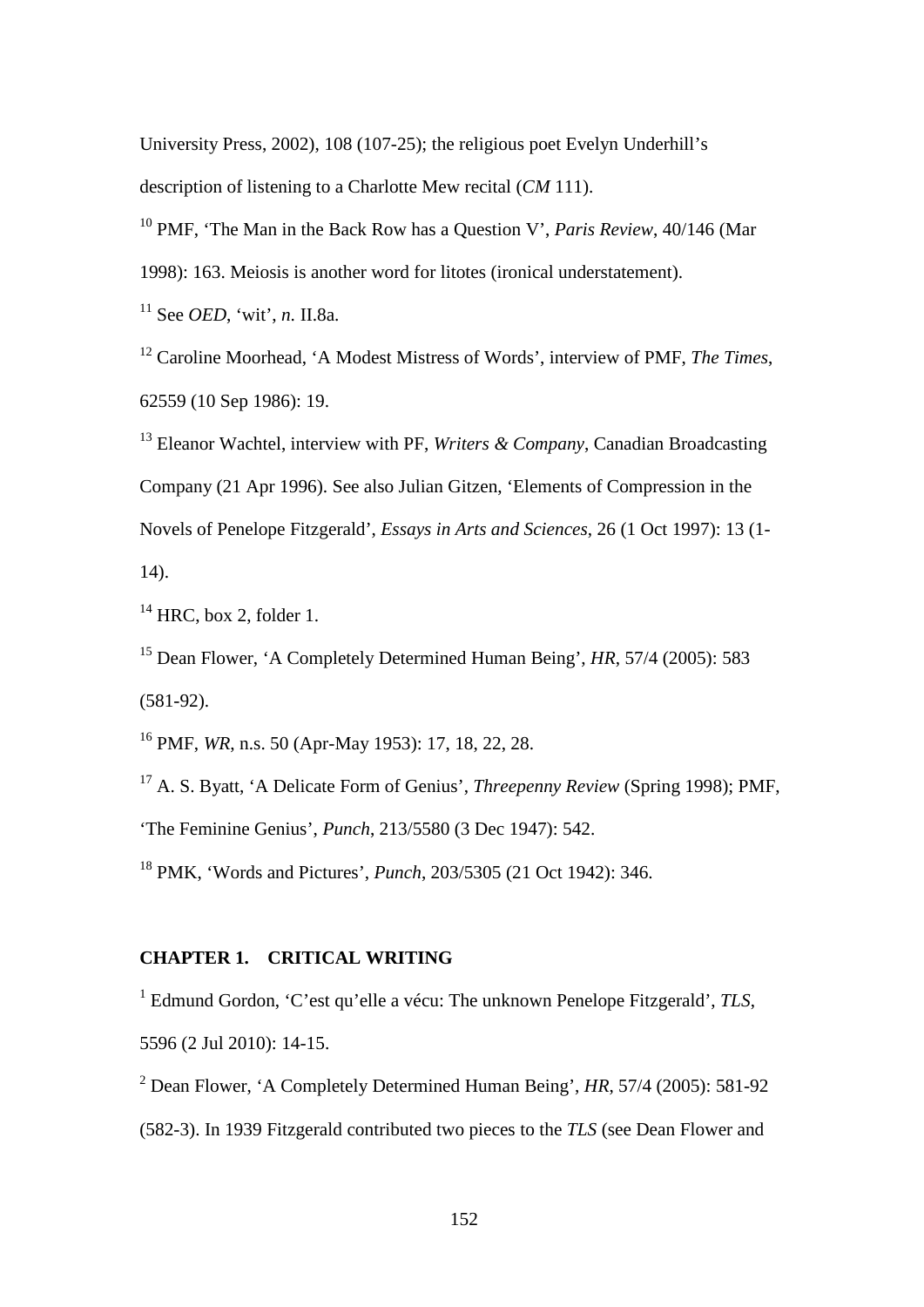University Press, 2002), 108 (107-25); the religious poet Evelyn Underhill's description of listening to a Charlotte Mew recital (*CM* 111).

[10] PMF, 'The Man in the Back Row has a Question V', *Paris Review*, 40/146 (Mar 1998): 163. Meiosis is another word for litotes (ironical understatement).

[11] See *OED*, 'wit', *n.* II.8a.

[12] Caroline Moorhead, 'A Modest Mistress of Words', interview of PMF, *The Times*, 62559 (10 Sep 1986): 19.

[13] Eleanor Wachtel, interview with PF, *Writers & Company*, Canadian Broadcasting Company (21 Apr 1996). See also Julian Gitzen, 'Elements of Compression in the Novels of Penelope Fitzgerald', *Essays in Arts and Sciences*, 26 (1 Oct 1997): 13 (1-14).

[14] HRC, box 2, folder 1.

[15] Dean Flower, 'A Completely Determined Human Being', *HR*, 57/4 (2005): 583 (581-92).

[16] PMF, *WR*, n.s. 50 (Apr-May 1953): 17, 18, 22, 28.

[17] A. S. Byatt, 'A Delicate Form of Genius', *Threepenny Review* (Spring 1998); PMF, 'The Feminine Genius', *Punch*, 213/5580 (3 Dec 1947): 542.

[18] PMK, 'Words and Pictures', *Punch*, 203/5305 (21 Oct 1942): 346.

## CHAPTER 1. CRITICAL WRITING

[1] Edmund Gordon, 'C'est qu'elle a vécu: The unknown Penelope Fitzgerald', *TLS*, 5596 (2 Jul 2010): 14-15.

[2] Dean Flower, 'A Completely Determined Human Being', *HR*, 57/4 (2005): 581-92 (582-3). In 1939 Fitzgerald contributed two pieces to the *TLS* (see Dean Flower and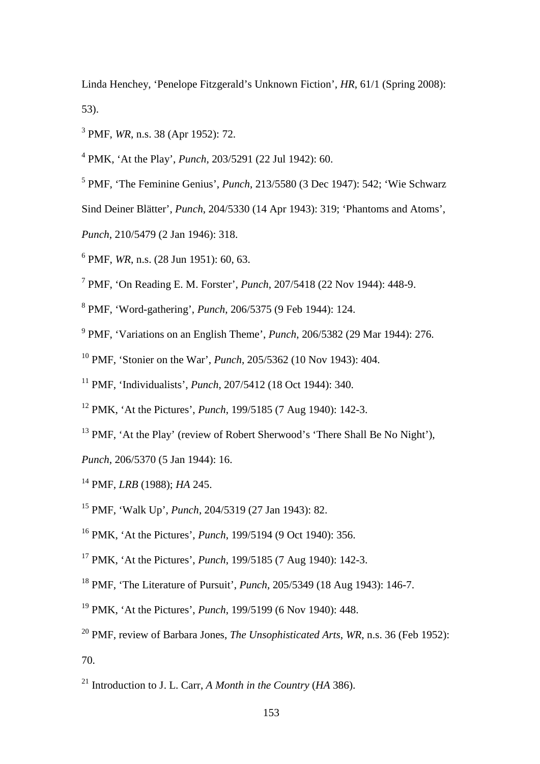Linda Henchey, 'Penelope Fitzgerald's Unknown Fiction', *HR*, 61/1 (Spring 2008): 53).

[3] PMF, *WR*, n.s. 38 (Apr 1952): 72.

[4] PMK, 'At the Play', *Punch*, 203/5291 (22 Jul 1942): 60.

[5] PMF, 'The Feminine Genius', *Punch*, 213/5580 (3 Dec 1947): 542; 'Wie Schwarz Sind Deiner Blätter', *Punch*, 204/5330 (14 Apr 1943): 319; 'Phantoms and Atoms', *Punch*, 210/5479 (2 Jan 1946): 318.

[6] PMF, *WR*, n.s. (28 Jun 1951): 60, 63.

[7] PMF, 'On Reading E. M. Forster', *Punch*, 207/5418 (22 Nov 1944): 448-9.

[8] PMF, 'Word-gathering', *Punch*, 206/5375 (9 Feb 1944): 124.

[9] PMF, 'Variations on an English Theme', *Punch*, 206/5382 (29 Mar 1944): 276.

[10] PMF, 'Stonier on the War', *Punch*, 205/5362 (10 Nov 1943): 404.

[11] PMF, 'Individualists', *Punch*, 207/5412 (18 Oct 1944): 340.

[12] PMK, 'At the Pictures', *Punch*, 199/5185 (7 Aug 1940): 142-3.

[13] PMF, 'At the Play' (review of Robert Sherwood's 'There Shall Be No Night'), *Punch*, 206/5370 (5 Jan 1944): 16.

[14] PMF, *LRB* (1988); *HA* 245.

[15] PMF, 'Walk Up', *Punch*, 204/5319 (27 Jan 1943): 82.

[16] PMK, 'At the Pictures', *Punch*, 199/5194 (9 Oct 1940): 356.

[17] PMK, 'At the Pictures', *Punch*, 199/5185 (7 Aug 1940): 142-3.

[18] PMF, 'The Literature of Pursuit', *Punch*, 205/5349 (18 Aug 1943): 146-7.

[19] PMK, 'At the Pictures', *Punch*, 199/5199 (6 Nov 1940): 448.

[20] PMF, review of Barbara Jones, *The Unsophisticated Arts*, *WR*, n.s. 36 (Feb 1952): 70.

[21] Introduction to J. L. Carr, *A Month in the Country* (*HA* 386).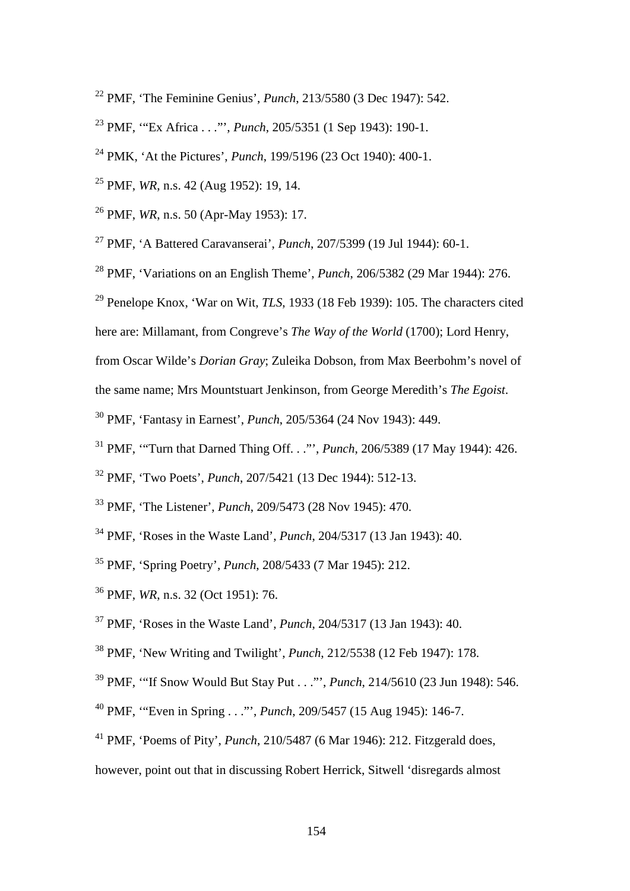[22] PMF, 'The Feminine Genius', *Punch*, 213/5580 (3 Dec 1947): 542.

[23] PMF, '"Ex Africa . . ."', *Punch*, 205/5351 (1 Sep 1943): 190-1.

[24] PMK, 'At the Pictures', *Punch*, 199/5196 (23 Oct 1940): 400-1.

[25] PMF, *WR*, n.s. 42 (Aug 1952): 19, 14.

[26] PMF, *WR*, n.s. 50 (Apr-May 1953): 17.

[27] PMF, 'A Battered Caravanserai', *Punch*, 207/5399 (19 Jul 1944): 60-1.

[28] PMF, 'Variations on an English Theme', *Punch*, 206/5382 (29 Mar 1944): 276.

[29] Penelope Knox, 'War on Wit, *TLS*, 1933 (18 Feb 1939): 105. The characters cited here are: Millamant, from Congreve's *The Way of the World* (1700); Lord Henry, from Oscar Wilde's *Dorian Gray*; Zuleika Dobson, from Max Beerbohm's novel of the same name; Mrs Mountstuart Jenkinson, from George Meredith's *The Egoist*.

[30] PMF, 'Fantasy in Earnest', *Punch*, 205/5364 (24 Nov 1943): 449.

[31] PMF, '"Turn that Darned Thing Off. . ."', *Punch*, 206/5389 (17 May 1944): 426.

[32] PMF, 'Two Poets', *Punch*, 207/5421 (13 Dec 1944): 512-13.

[33] PMF, 'The Listener', *Punch*, 209/5473 (28 Nov 1945): 470.

[34] PMF, 'Roses in the Waste Land', *Punch*, 204/5317 (13 Jan 1943): 40.

[35] PMF, 'Spring Poetry', *Punch*, 208/5433 (7 Mar 1945): 212.

[36] PMF, *WR*, n.s. 32 (Oct 1951): 76.

[37] PMF, 'Roses in the Waste Land', *Punch*, 204/5317 (13 Jan 1943): 40.

[38] PMF, 'New Writing and Twilight', *Punch*, 212/5538 (12 Feb 1947): 178.

[39] PMF, '"If Snow Would But Stay Put . . ."', *Punch*, 214/5610 (23 Jun 1948): 546.

[40] PMF, '"Even in Spring . . ."', *Punch*, 209/5457 (15 Aug 1945): 146-7.

[41] PMF, 'Poems of Pity', *Punch*, 210/5487 (6 Mar 1946): 212. Fitzgerald does, however, point out that in discussing Robert Herrick, Sitwell 'disregards almost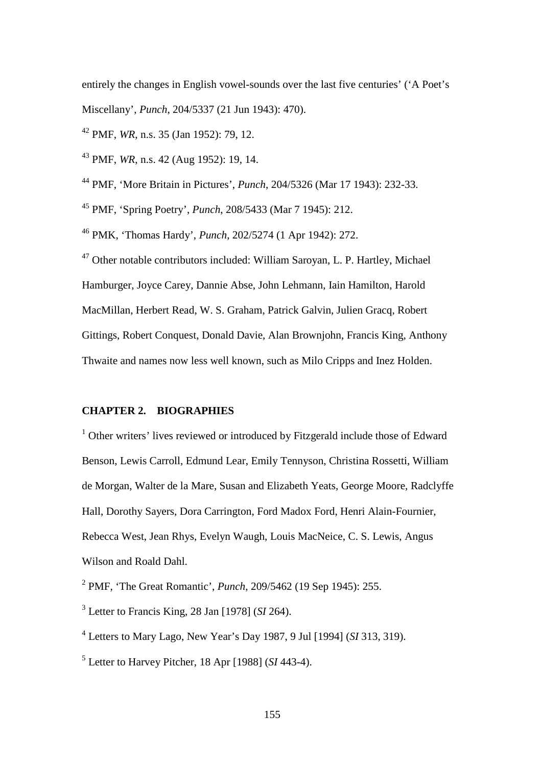entirely the changes in English vowel-sounds over the last five centuries' ('A Poet's Miscellany', *Punch*, 204/5337 (21 Jun 1943): 470).

[42] PMF, *WR*, n.s. 35 (Jan 1952): 79, 12.

[43] PMF, *WR*, n.s. 42 (Aug 1952): 19, 14.

[44] PMF, 'More Britain in Pictures', *Punch*, 204/5326 (Mar 17 1943): 232-33.

[45] PMF, 'Spring Poetry', *Punch*, 208/5433 (Mar 7 1945): 212.

[46] PMK, 'Thomas Hardy', *Punch*, 202/5274 (1 Apr 1942): 272.

[47] Other notable contributors included: William Saroyan, L. P. Hartley, Michael Hamburger, Joyce Carey, Dannie Abse, John Lehmann, Iain Hamilton, Harold MacMillan, Herbert Read, W. S. Graham, Patrick Galvin, Julien Gracq, Robert Gittings, Robert Conquest, Donald Davie, Alan Brownjohn, Francis King, Anthony Thwaite and names now less well known, such as Milo Cripps and Inez Holden.

## CHAPTER 2. BIOGRAPHIES

[1] Other writers' lives reviewed or introduced by Fitzgerald include those of Edward Benson, Lewis Carroll, Edmund Lear, Emily Tennyson, Christina Rossetti, William de Morgan, Walter de la Mare, Susan and Elizabeth Yeats, George Moore, Radclyffe Hall, Dorothy Sayers, Dora Carrington, Ford Madox Ford, Henri Alain-Fournier, Rebecca West, Jean Rhys, Evelyn Waugh, Louis MacNeice, C. S. Lewis, Angus Wilson and Roald Dahl.

[2] PMF, 'The Great Romantic', *Punch*, 209/5462 (19 Sep 1945): 255.

[3] Letter to Francis King, 28 Jan [1978] (*SI* 264).

[4] Letters to Mary Lago, New Year's Day 1987, 9 Jul [1994] (*SI* 313, 319).

[5] Letter to Harvey Pitcher, 18 Apr [1988] (*SI* 443-4).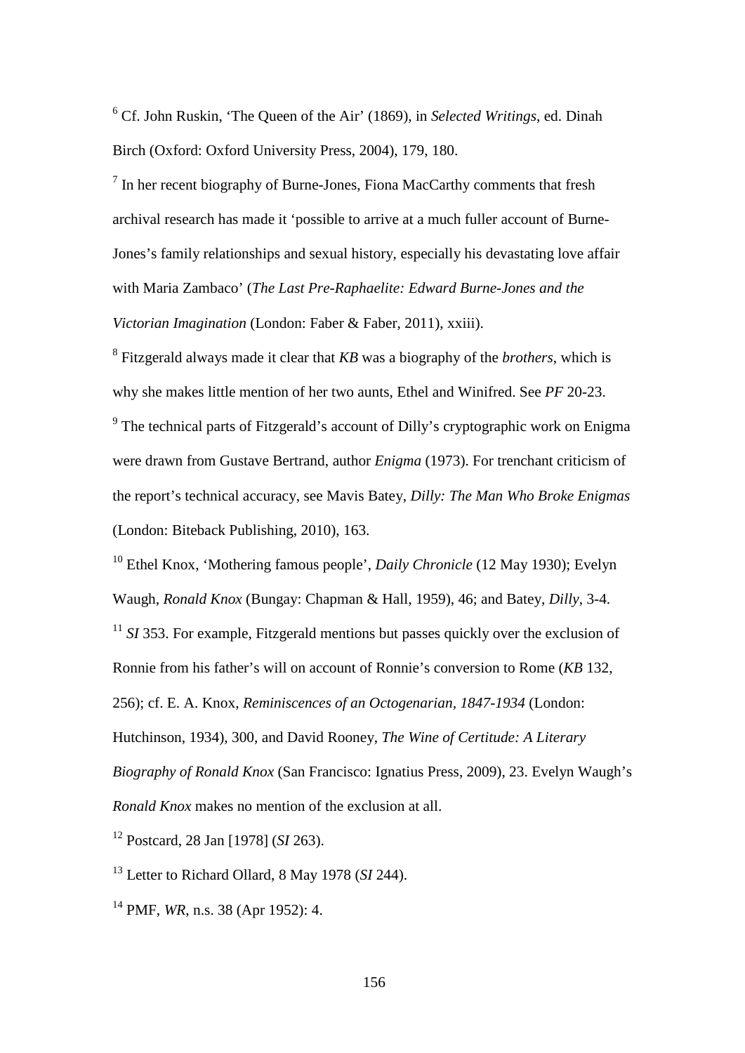[6] Cf. John Ruskin, 'The Queen of the Air' (1869), in *Selected Writings*, ed. Dinah Birch (Oxford: Oxford University Press, 2004), 179, 180.

[7] In her recent biography of Burne-Jones, Fiona MacCarthy comments that fresh archival research has made it 'possible to arrive at a much fuller account of Burne-Jones's family relationships and sexual history, especially his devastating love affair with Maria Zambaco' (*The Last Pre-Raphaelite: Edward Burne-Jones and the Victorian Imagination* (London: Faber & Faber, 2011), xxiii).

[8] Fitzgerald always made it clear that *KB* was a biography of the *brothers*, which is why she makes little mention of her two aunts, Ethel and Winifred. See *PF* 20-23.

[9] The technical parts of Fitzgerald's account of Dilly's cryptographic work on Enigma were drawn from Gustave Bertrand, author *Enigma* (1973). For trenchant criticism of the report's technical accuracy, see Mavis Batey, *Dilly: The Man Who Broke Enigmas* (London: Biteback Publishing, 2010), 163.

[10] Ethel Knox, 'Mothering famous people', *Daily Chronicle* (12 May 1930); Evelyn Waugh, *Ronald Knox* (Bungay: Chapman & Hall, 1959), 46; and Batey, *Dilly*, 3-4.

[11] *SI* 353. For example, Fitzgerald mentions but passes quickly over the exclusion of Ronnie from his father's will on account of Ronnie's conversion to Rome (*KB* 132, 256); cf. E. A. Knox, *Reminiscences of an Octogenarian, 1847-1934* (London: Hutchinson, 1934), 300, and David Rooney, *The Wine of Certitude: A Literary Biography of Ronald Knox* (San Francisco: Ignatius Press, 2009), 23. Evelyn Waugh's *Ronald Knox* makes no mention of the exclusion at all.

[12] Postcard, 28 Jan [1978] (*SI* 263).

[13] Letter to Richard Ollard, 8 May 1978 (*SI* 244).

[14] PMF, *WR*, n.s. 38 (Apr 1952): 4.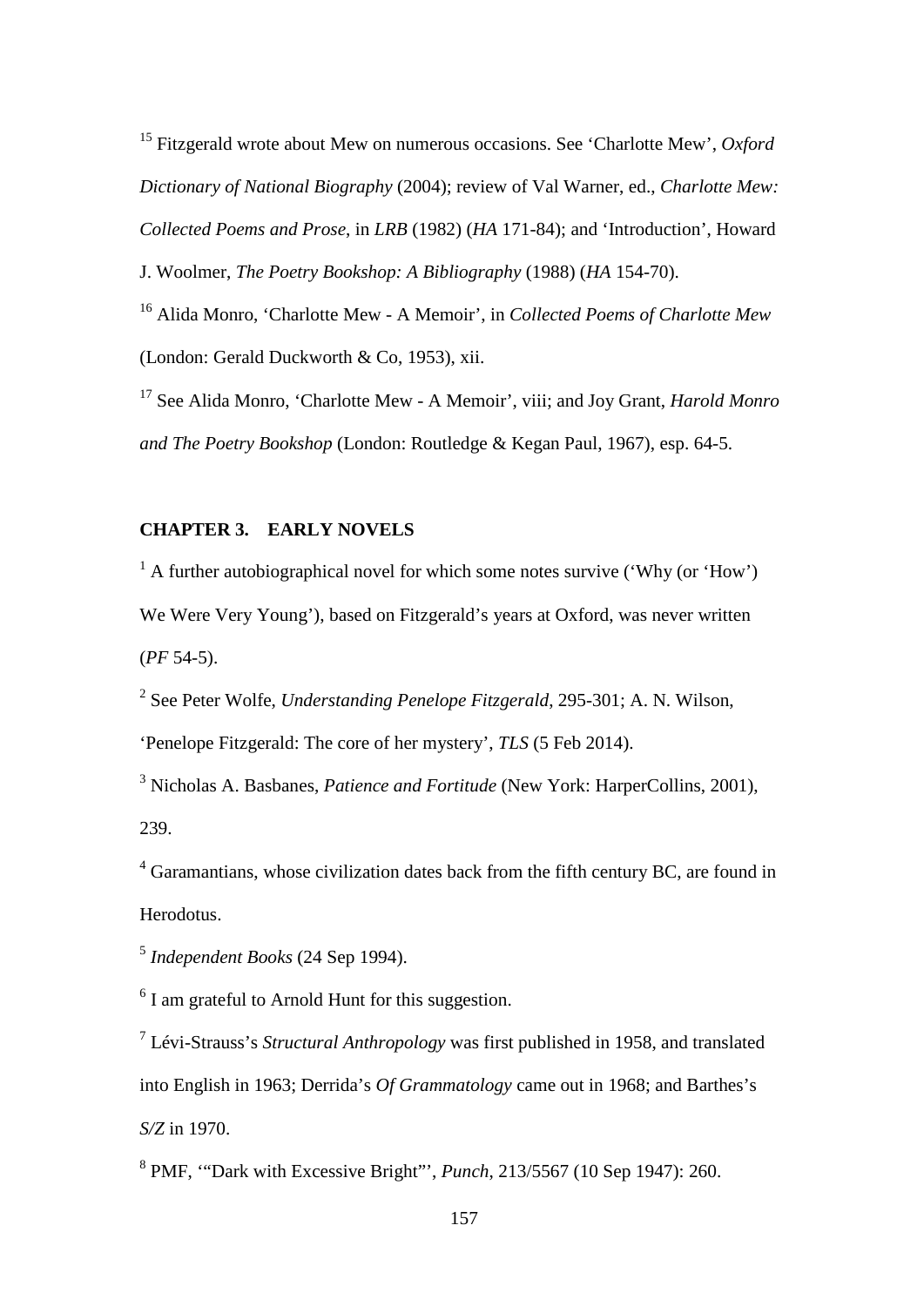[15] Fitzgerald wrote about Mew on numerous occasions. See 'Charlotte Mew', *Oxford Dictionary of National Biography* (2004); review of Val Warner, ed., *Charlotte Mew: Collected Poems and Prose*, in *LRB* (1982) (*HA* 171-84); and 'Introduction', Howard J. Woolmer, *The Poetry Bookshop: A Bibliography* (1988) (*HA* 154-70).

[16] Alida Monro, 'Charlotte Mew - A Memoir', in *Collected Poems of Charlotte Mew* (London: Gerald Duckworth & Co, 1953), xii.

[17] See Alida Monro, 'Charlotte Mew - A Memoir', viii; and Joy Grant, *Harold Monro and The Poetry Bookshop* (London: Routledge & Kegan Paul, 1967), esp. 64-5.

## CHAPTER 3. EARLY NOVELS

[1] A further autobiographical novel for which some notes survive ('Why (or 'How') We Were Very Young'), based on Fitzgerald's years at Oxford, was never written (*PF* 54-5).

[2] See Peter Wolfe, *Understanding Penelope Fitzgerald*, 295-301; A. N. Wilson, 'Penelope Fitzgerald: The core of her mystery', *TLS* (5 Feb 2014).

[3] Nicholas A. Basbanes, *Patience and Fortitude* (New York: HarperCollins, 2001), 239.

[4] Garamantians, whose civilization dates back from the fifth century BC, are found in Herodotus.

[5] *Independent Books* (24 Sep 1994).

[6] I am grateful to Arnold Hunt for this suggestion.

[7] Lévi-Strauss's *Structural Anthropology* was first published in 1958, and translated into English in 1963; Derrida's *Of Grammatology* came out in 1968; and Barthes's *S/Z* in 1970.

[8] PMF, '"Dark with Excessive Bright"', *Punch*, 213/5567 (10 Sep 1947): 260.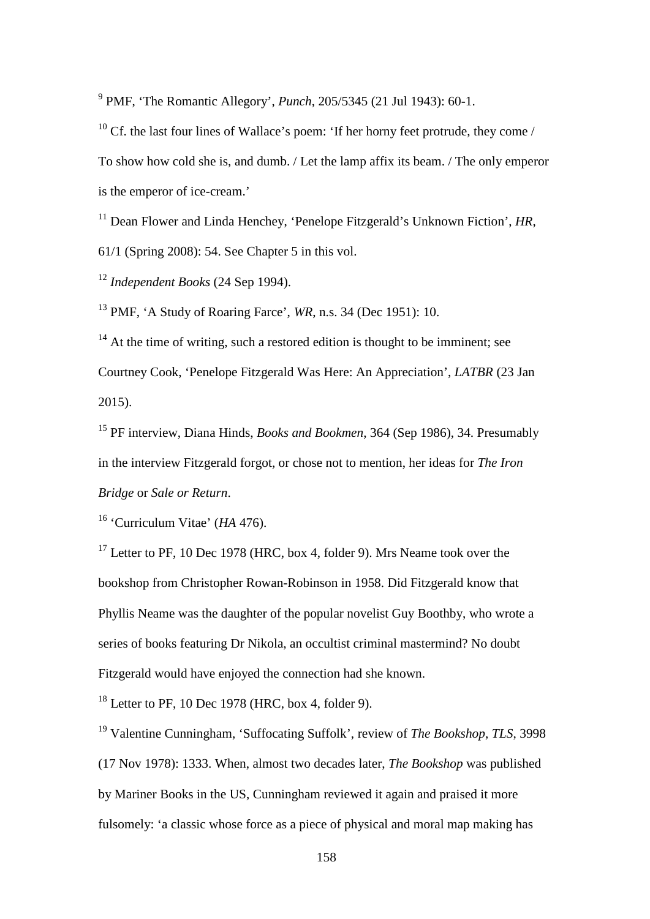[9] PMF, 'The Romantic Allegory', *Punch*, 205/5345 (21 Jul 1943): 60-1.

[10] Cf. the last four lines of Wallace's poem: 'If her horny feet protrude, they come / To show how cold she is, and dumb. / Let the lamp affix its beam. / The only emperor is the emperor of ice-cream.'

[11] Dean Flower and Linda Henchey, 'Penelope Fitzgerald's Unknown Fiction', *HR*, 61/1 (Spring 2008): 54. See Chapter 5 in this vol.

[12] *Independent Books* (24 Sep 1994).

[13] PMF, 'A Study of Roaring Farce', *WR*, n.s. 34 (Dec 1951): 10.

[14] At the time of writing, such a restored edition is thought to be imminent; see Courtney Cook, 'Penelope Fitzgerald Was Here: An Appreciation', *LATBR* (23 Jan 2015).

[15] PF interview, Diana Hinds, *Books and Bookmen*, 364 (Sep 1986), 34. Presumably in the interview Fitzgerald forgot, or chose not to mention, her ideas for *The Iron Bridge* or *Sale or Return*.

[16] 'Curriculum Vitae' (*HA* 476).

[17] Letter to PF, 10 Dec 1978 (HRC, box 4, folder 9). Mrs Neame took over the bookshop from Christopher Rowan-Robinson in 1958. Did Fitzgerald know that Phyllis Neame was the daughter of the popular novelist Guy Boothby, who wrote a series of books featuring Dr Nikola, an occultist criminal mastermind? No doubt Fitzgerald would have enjoyed the connection had she known.

[18] Letter to PF, 10 Dec 1978 (HRC, box 4, folder 9).

[19] Valentine Cunningham, 'Suffocating Suffolk', review of *The Bookshop*, *TLS*, 3998 (17 Nov 1978): 1333. When, almost two decades later, *The Bookshop* was published by Mariner Books in the US, Cunningham reviewed it again and praised it more fulsomely: 'a classic whose force as a piece of physical and moral map making has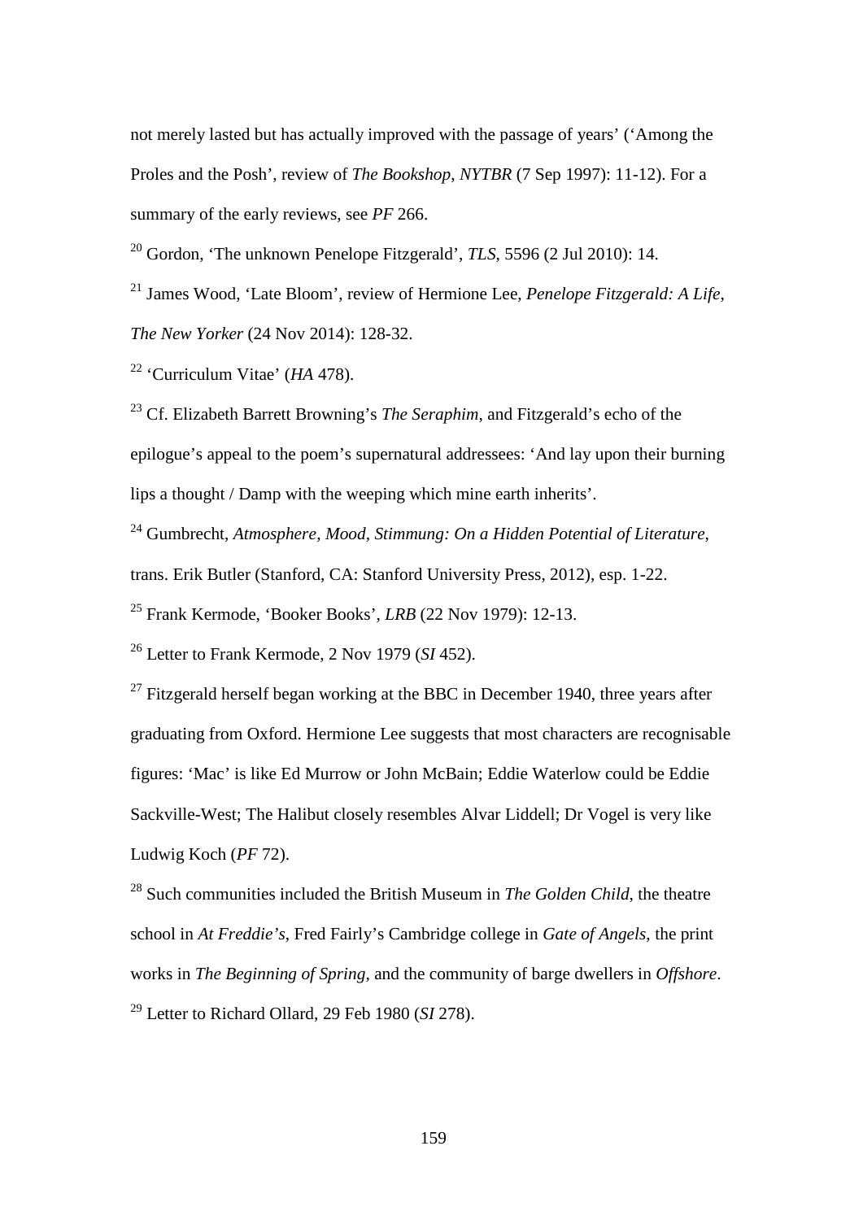not merely lasted but has actually improved with the passage of years' ('Among the Proles and the Posh', review of *The Bookshop*, *NYTBR* (7 Sep 1997): 11-12). For a summary of the early reviews, see *PF* 266.

[20] Gordon, 'The unknown Penelope Fitzgerald', *TLS*, 5596 (2 Jul 2010): 14.

[21] James Wood, 'Late Bloom', review of Hermione Lee, *Penelope Fitzgerald: A Life*, *The New Yorker* (24 Nov 2014): 128-32.

[22] 'Curriculum Vitae' (*HA* 478).

[23] Cf. Elizabeth Barrett Browning's *The Seraphim*, and Fitzgerald's echo of the epilogue's appeal to the poem's supernatural addressees: 'And lay upon their burning lips a thought / Damp with the weeping which mine earth inherits'.

[24] Gumbrecht, *Atmosphere, Mood, Stimmung: On a Hidden Potential of Literature*, trans. Erik Butler (Stanford, CA: Stanford University Press, 2012), esp. 1-22.

[25] Frank Kermode, 'Booker Books', *LRB* (22 Nov 1979): 12-13.

[26] Letter to Frank Kermode, 2 Nov 1979 (*SI* 452).

[27] Fitzgerald herself began working at the BBC in December 1940, three years after graduating from Oxford. Hermione Lee suggests that most characters are recognisable figures: 'Mac' is like Ed Murrow or John McBain; Eddie Waterlow could be Eddie Sackville-West; The Halibut closely resembles Alvar Liddell; Dr Vogel is very like Ludwig Koch (*PF* 72).

[28] Such communities included the British Museum in *The Golden Child*, the theatre school in *At Freddie's*, Fred Fairly's Cambridge college in *Gate of Angels*, the print works in *The Beginning of Spring*, and the community of barge dwellers in *Offshore*.

[29] Letter to Richard Ollard, 29 Feb 1980 (*SI* 278).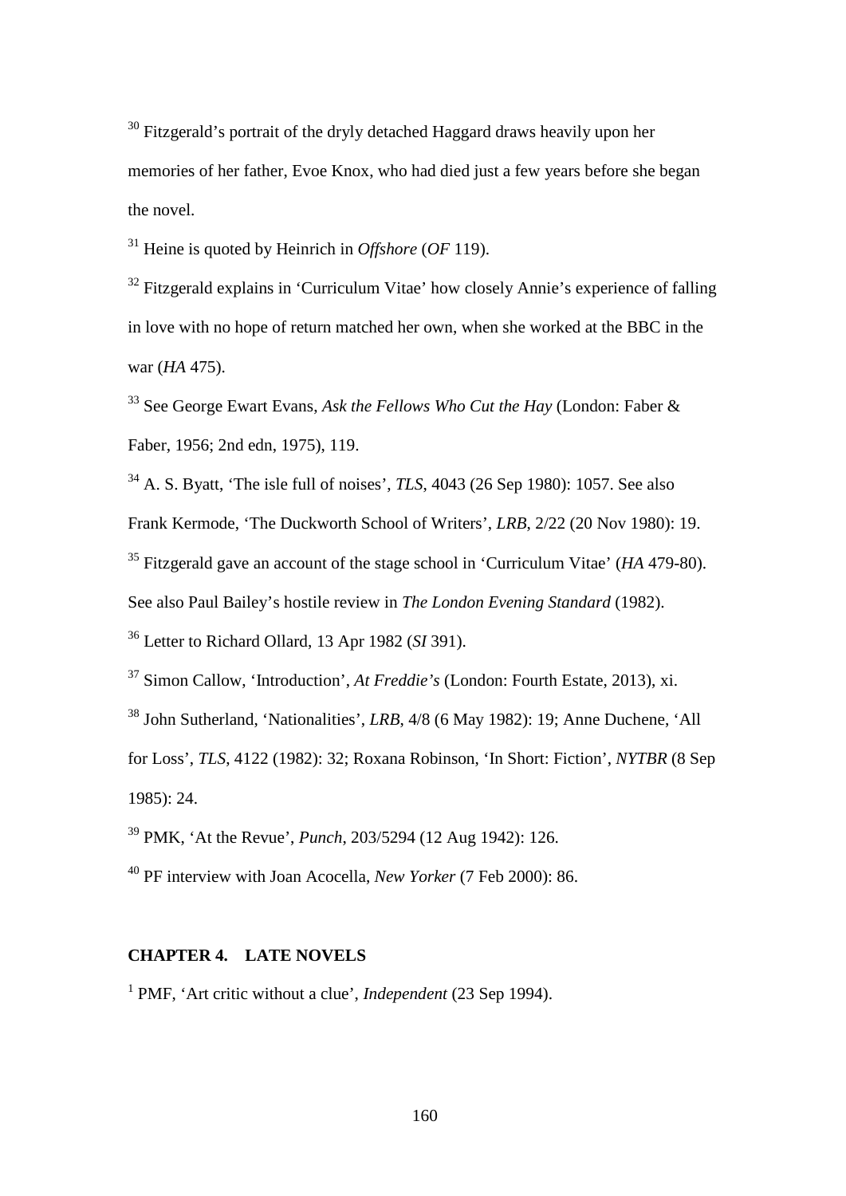[30] Fitzgerald's portrait of the dryly detached Haggard draws heavily upon her memories of her father, Evoe Knox, who had died just a few years before she began the novel.

[31] Heine is quoted by Heinrich in *Offshore* (*OF* 119).

[32] Fitzgerald explains in 'Curriculum Vitae' how closely Annie's experience of falling in love with no hope of return matched her own, when she worked at the BBC in the war (*HA* 475).

[33] See George Ewart Evans, *Ask the Fellows Who Cut the Hay* (London: Faber & Faber, 1956; 2nd edn, 1975), 119.

[34] A. S. Byatt, 'The isle full of noises', *TLS*, 4043 (26 Sep 1980): 1057. See also Frank Kermode, 'The Duckworth School of Writers', *LRB*, 2/22 (20 Nov 1980): 19.

[35] Fitzgerald gave an account of the stage school in 'Curriculum Vitae' (*HA* 479-80). See also Paul Bailey's hostile review in *The London Evening Standard* (1982).

[36] Letter to Richard Ollard, 13 Apr 1982 (*SI* 391).

[37] Simon Callow, 'Introduction', *At Freddie's* (London: Fourth Estate, 2013), xi.

[38] John Sutherland, 'Nationalities', *LRB*, 4/8 (6 May 1982): 19; Anne Duchene, 'All for Loss', *TLS*, 4122 (1982): 32; Roxana Robinson, 'In Short: Fiction', *NYTBR* (8 Sep 1985): 24.

[39] PMK, 'At the Revue', *Punch*, 203/5294 (12 Aug 1942): 126.

[40] PF interview with Joan Acocella, *New Yorker* (7 Feb 2000): 86.

## CHAPTER 4. LATE NOVELS

[1] PMF, 'Art critic without a clue', *Independent* (23 Sep 1994).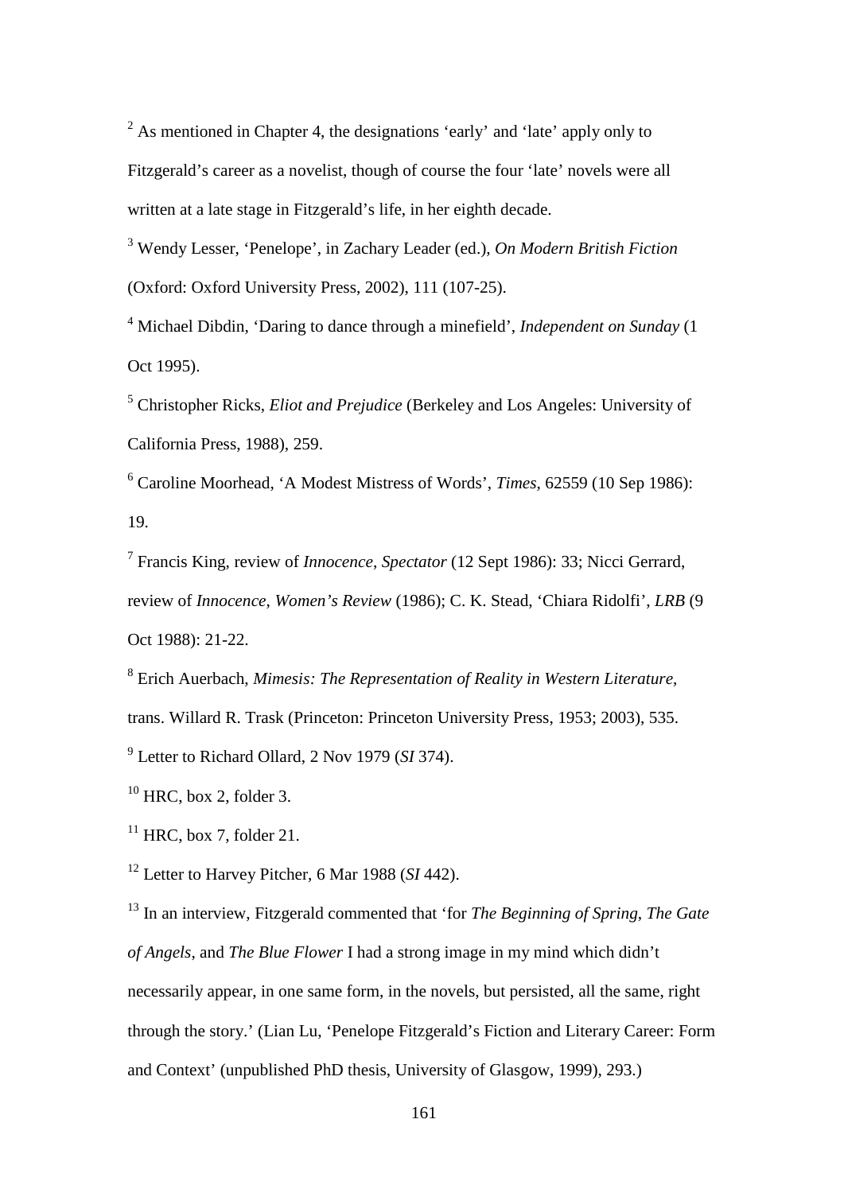[2] As mentioned in Chapter 4, the designations 'early' and 'late' apply only to Fitzgerald's career as a novelist, though of course the four 'late' novels were all written at a late stage in Fitzgerald's life, in her eighth decade.

[3] Wendy Lesser, 'Penelope', in Zachary Leader (ed.), *On Modern British Fiction* (Oxford: Oxford University Press, 2002), 111 (107-25).

[4] Michael Dibdin, 'Daring to dance through a minefield', *Independent on Sunday* (1 Oct 1995).

[5] Christopher Ricks, *Eliot and Prejudice* (Berkeley and Los Angeles: University of California Press, 1988), 259.

[6] Caroline Moorhead, 'A Modest Mistress of Words', *Times*, 62559 (10 Sep 1986): 19.

[7] Francis King, review of *Innocence*, *Spectator* (12 Sept 1986): 33; Nicci Gerrard, review of *Innocence*, *Women's Review* (1986); C. K. Stead, 'Chiara Ridolfi', *LRB* (9 Oct 1988): 21-22.

[8] Erich Auerbach, *Mimesis: The Representation of Reality in Western Literature*, trans. Willard R. Trask (Princeton: Princeton University Press, 1953; 2003), 535.

[9] Letter to Richard Ollard, 2 Nov 1979 (*SI* 374).

[10] HRC, box 2, folder 3.

[11] HRC, box 7, folder 21.

[12] Letter to Harvey Pitcher, 6 Mar 1988 (*SI* 442).

[13] In an interview, Fitzgerald commented that 'for *The Beginning of Spring*, *The Gate of Angels*, and *The Blue Flower* I had a strong image in my mind which didn't necessarily appear, in one same form, in the novels, but persisted, all the same, right through the story.' (Lian Lu, 'Penelope Fitzgerald's Fiction and Literary Career: Form and Context' (unpublished PhD thesis, University of Glasgow, 1999), 293.)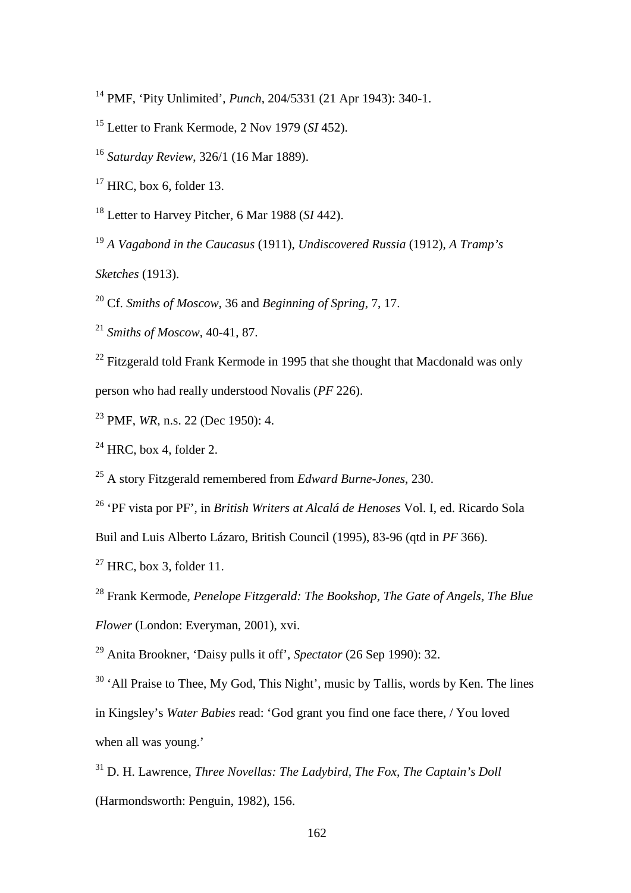[14] PMF, 'Pity Unlimited', *Punch*, 204/5331 (21 Apr 1943): 340-1.

[15] Letter to Frank Kermode, 2 Nov 1979 (*SI* 452).

[16] *Saturday Review*, 326/1 (16 Mar 1889).

[17] HRC, box 6, folder 13.

[18] Letter to Harvey Pitcher, 6 Mar 1988 (*SI* 442).

[19] *A Vagabond in the Caucasus* (1911), *Undiscovered Russia* (1912), *A Tramp's Sketches* (1913).

[20] Cf. *Smiths of Moscow*, 36 and *Beginning of Spring*, 7, 17.

[21] *Smiths of Moscow*, 40-41, 87.

[22] Fitzgerald told Frank Kermode in 1995 that she thought that Macdonald was only person who had really understood Novalis (*PF* 226).

[23] PMF, *WR*, n.s. 22 (Dec 1950): 4.

[24] HRC, box 4, folder 2.

[25] A story Fitzgerald remembered from *Edward Burne-Jones*, 230.

[26] 'PF vista por PF', in *British Writers at Alcalá de Henoses* Vol. I, ed. Ricardo Sola Buil and Luis Alberto Lázaro, British Council (1995), 83-96 (qtd in *PF* 366).

[27] HRC, box 3, folder 11.

[28] Frank Kermode, *Penelope Fitzgerald: The Bookshop, The Gate of Angels, The Blue Flower* (London: Everyman, 2001), xvi.

[29] Anita Brookner, 'Daisy pulls it off', *Spectator* (26 Sep 1990): 32.

[30] 'All Praise to Thee, My God, This Night', music by Tallis, words by Ken. The lines in Kingsley's *Water Babies* read: 'God grant you find one face there, / You loved when all was young.'

[31] D. H. Lawrence, *Three Novellas: The Ladybird, The Fox, The Captain's Doll* (Harmondsworth: Penguin, 1982), 156.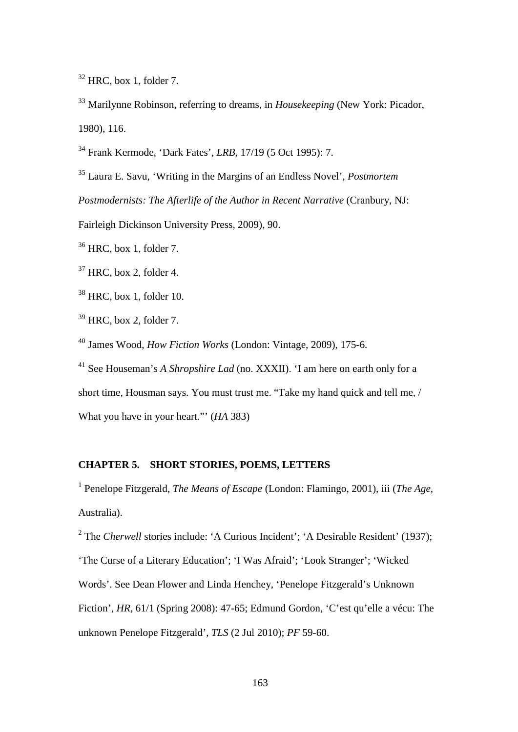[32] HRC, box 1, folder 7.

[33] Marilynne Robinson, referring to dreams, in *Housekeeping* (New York: Picador, 1980), 116.

[34] Frank Kermode, 'Dark Fates', *LRB*, 17/19 (5 Oct 1995): 7.

[35] Laura E. Savu, 'Writing in the Margins of an Endless Novel', *Postmortem Postmodernists: The Afterlife of the Author in Recent Narrative* (Cranbury, NJ: Fairleigh Dickinson University Press, 2009), 90.

[36] HRC, box 1, folder 7.

[37] HRC, box 2, folder 4.

[38] HRC, box 1, folder 10.

[39] HRC, box 2, folder 7.

[40] James Wood, *How Fiction Works* (London: Vintage, 2009), 175-6.

[41] See Houseman's *A Shropshire Lad* (no. XXXII). 'I am here on earth only for a short time, Housman says. You must trust me. "Take my hand quick and tell me, / What you have in your heart."' (*HA* 383)

**CHAPTER 5. SHORT STORIES, POEMS, LETTERS**

[1] Penelope Fitzgerald, *The Means of Escape* (London: Flamingo, 2001), iii (*The Age*, Australia).

[2] The *Cherwell* stories include: 'A Curious Incident'; 'A Desirable Resident' (1937); 'The Curse of a Literary Education'; 'I Was Afraid'; 'Look Stranger'; 'Wicked Words'. See Dean Flower and Linda Henchey, 'Penelope Fitzgerald's Unknown Fiction', *HR*, 61/1 (Spring 2008): 47-65; Edmund Gordon, 'C'est qu'elle a vécu: The unknown Penelope Fitzgerald', *TLS* (2 Jul 2010); *PF* 59-60.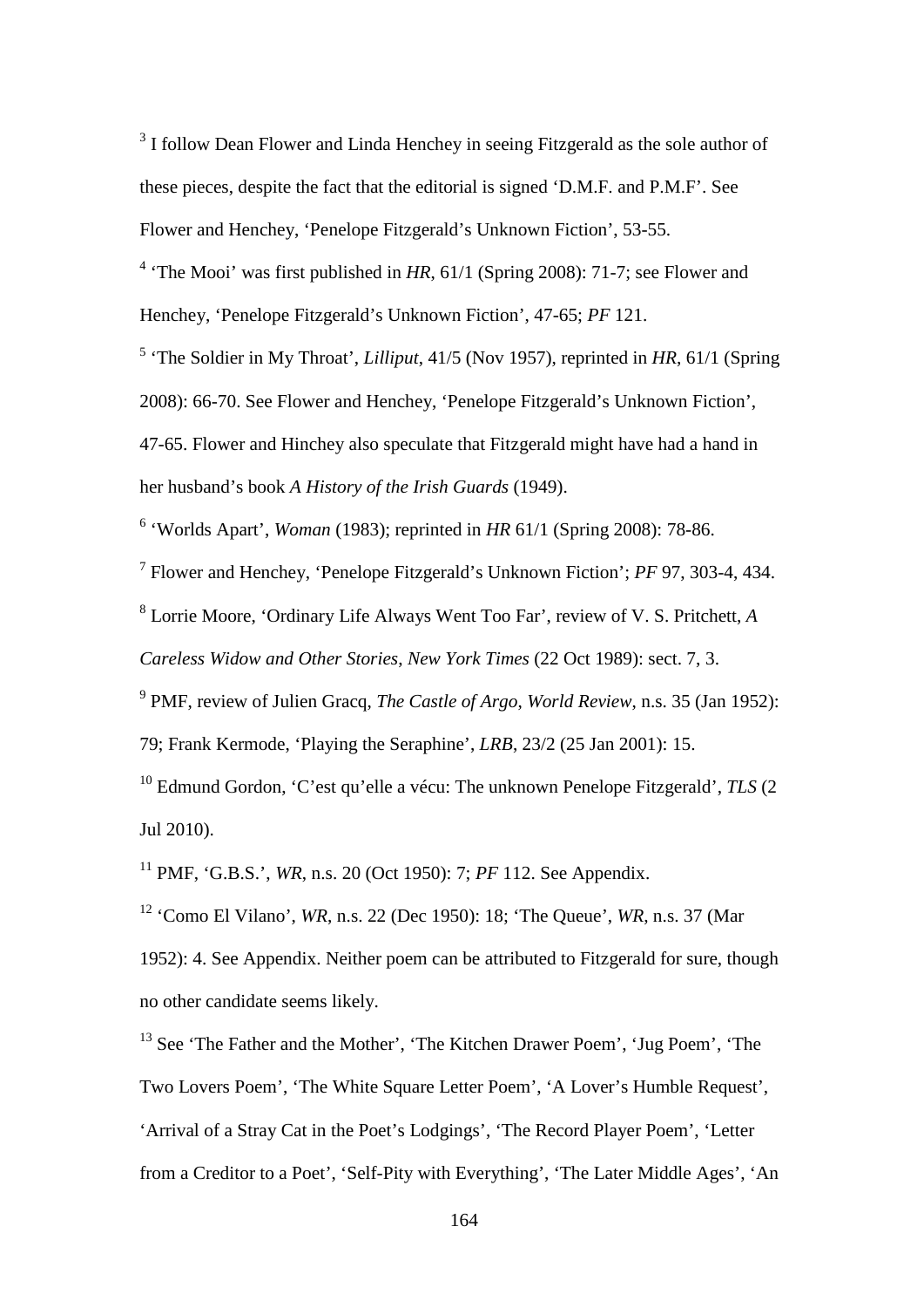[3] I follow Dean Flower and Linda Henchey in seeing Fitzgerald as the sole author of these pieces, despite the fact that the editorial is signed 'D.M.F. and P.M.F'. See Flower and Henchey, 'Penelope Fitzgerald's Unknown Fiction', 53-55.

[4] 'The Mooi' was first published in *HR*, 61/1 (Spring 2008): 71-7; see Flower and Henchey, 'Penelope Fitzgerald's Unknown Fiction', 47-65; *PF* 121.

[5] 'The Soldier in My Throat', *Lilliput*, 41/5 (Nov 1957), reprinted in *HR*, 61/1 (Spring 2008): 66-70. See Flower and Henchey, 'Penelope Fitzgerald's Unknown Fiction', 47-65. Flower and Hinchey also speculate that Fitzgerald might have had a hand in her husband's book *A History of the Irish Guards* (1949).

[6] 'Worlds Apart', *Woman* (1983); reprinted in *HR* 61/1 (Spring 2008): 78-86.

[7] Flower and Henchey, 'Penelope Fitzgerald's Unknown Fiction'; *PF* 97, 303-4, 434.

[8] Lorrie Moore, 'Ordinary Life Always Went Too Far', review of V. S. Pritchett, *A Careless Widow and Other Stories*, *New York Times* (22 Oct 1989): sect. 7, 3.

[9] PMF, review of Julien Gracq, *The Castle of Argo*, *World Review*, n.s. 35 (Jan 1952): 79; Frank Kermode, 'Playing the Seraphine', *LRB*, 23/2 (25 Jan 2001): 15.

[10] Edmund Gordon, 'C'est qu'elle a vécu: The unknown Penelope Fitzgerald', *TLS* (2 Jul 2010).

[11] PMF, 'G.B.S.', *WR*, n.s. 20 (Oct 1950): 7; *PF* 112. See Appendix.

[12] 'Como El Vilano', *WR*, n.s. 22 (Dec 1950): 18; 'The Queue', *WR*, n.s. 37 (Mar 1952): 4. See Appendix. Neither poem can be attributed to Fitzgerald for sure, though no other candidate seems likely.

[13] See 'The Father and the Mother', 'The Kitchen Drawer Poem', 'Jug Poem', 'The Two Lovers Poem', 'The White Square Letter Poem', 'A Lover's Humble Request', 'Arrival of a Stray Cat in the Poet's Lodgings', 'The Record Player Poem', 'Letter from a Creditor to a Poet', 'Self-Pity with Everything', 'The Later Middle Ages', 'An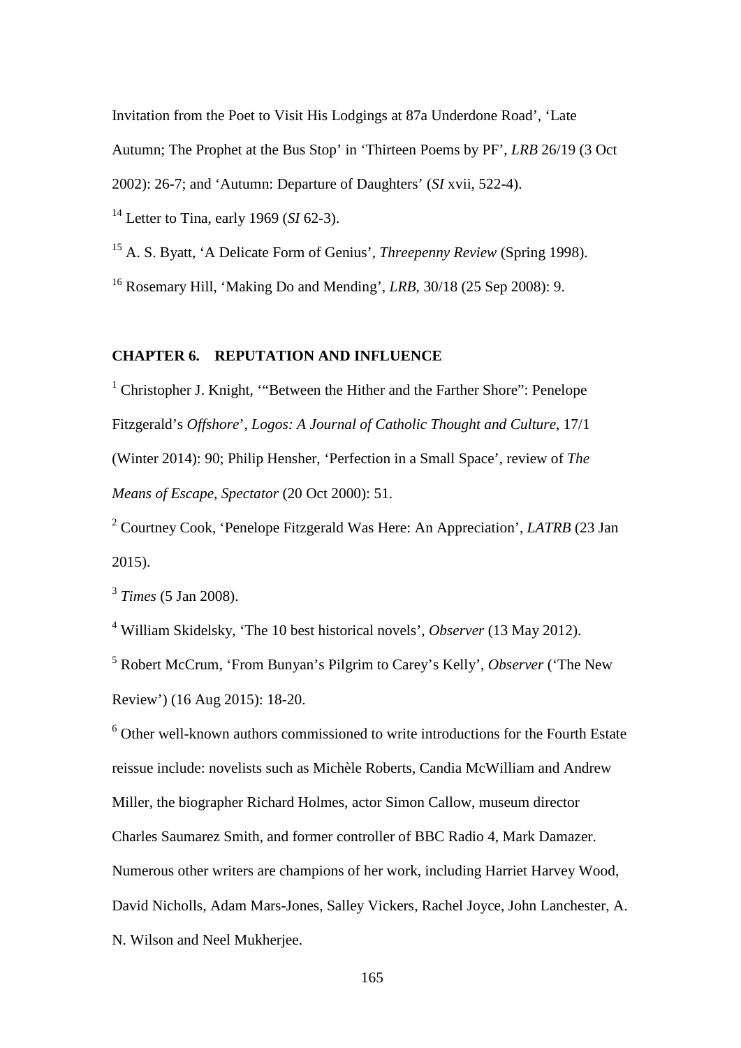Invitation from the Poet to Visit His Lodgings at 87a Underdone Road', 'Late Autumn; The Prophet at the Bus Stop' in 'Thirteen Poems by PF', *LRB* 26/19 (3 Oct 2002): 26-7; and 'Autumn: Departure of Daughters' (*SI* xvii, 522-4).

[14] Letter to Tina, early 1969 (*SI* 62-3).

[15] A. S. Byatt, 'A Delicate Form of Genius', *Threepenny Review* (Spring 1998).

[16] Rosemary Hill, 'Making Do and Mending', *LRB*, 30/18 (25 Sep 2008): 9.

## CHAPTER 6. REPUTATION AND INFLUENCE

[1] Christopher J. Knight, '"Between the Hither and the Farther Shore": Penelope Fitzgerald's *Offshore*', *Logos: A Journal of Catholic Thought and Culture*, 17/1 (Winter 2014): 90; Philip Hensher, 'Perfection in a Small Space', review of *The Means of Escape*, *Spectator* (20 Oct 2000): 51.

[2] Courtney Cook, 'Penelope Fitzgerald Was Here: An Appreciation', *LATRB* (23 Jan 2015).

[3] *Times* (5 Jan 2008).

[4] William Skidelsky, 'The 10 best historical novels', *Observer* (13 May 2012).

[5] Robert McCrum, 'From Bunyan's Pilgrim to Carey's Kelly', *Observer* ('The New Review') (16 Aug 2015): 18-20.

[6] Other well-known authors commissioned to write introductions for the Fourth Estate reissue include: novelists such as Michèle Roberts, Candia McWilliam and Andrew Miller, the biographer Richard Holmes, actor Simon Callow, museum director Charles Saumarez Smith, and former controller of BBC Radio 4, Mark Damazer. Numerous other writers are champions of her work, including Harriet Harvey Wood, David Nicholls, Adam Mars-Jones, Salley Vickers, Rachel Joyce, John Lanchester, A. N. Wilson and Neel Mukherjee.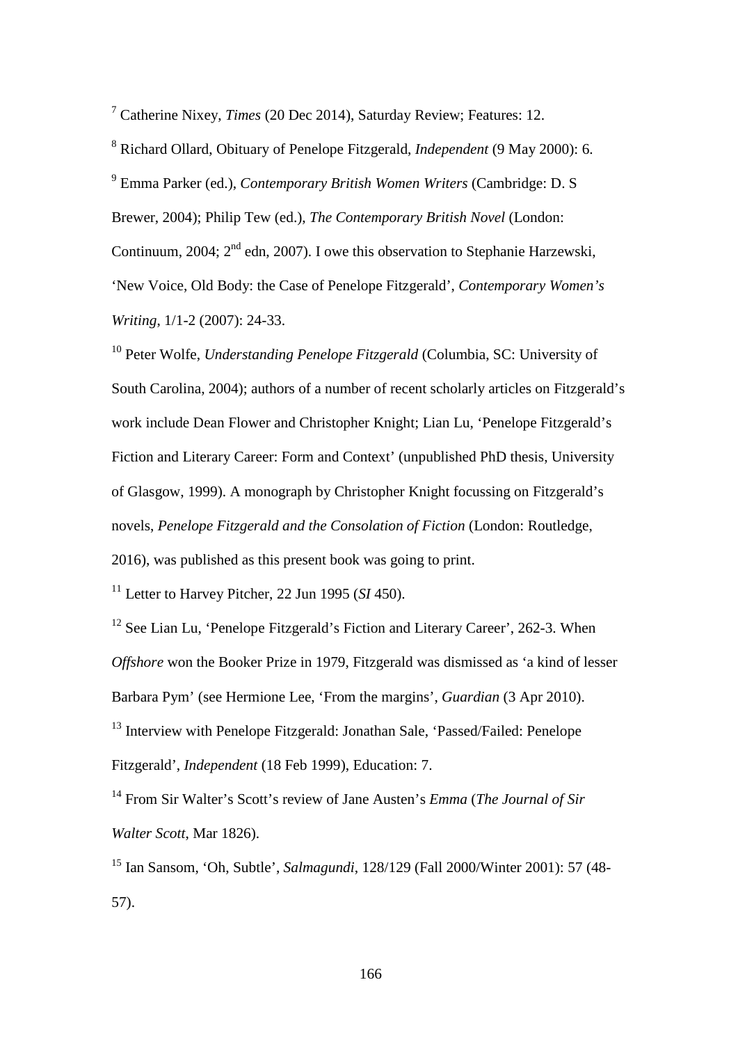[7] Catherine Nixey, *Times* (20 Dec 2014), Saturday Review; Features: 12.

[8] Richard Ollard, Obituary of Penelope Fitzgerald, *Independent* (9 May 2000): 6.

[9] Emma Parker (ed.), *Contemporary British Women Writers* (Cambridge: D. S Brewer, 2004); Philip Tew (ed.), *The Contemporary British Novel* (London: Continuum, 2004; 2nd edn, 2007). I owe this observation to Stephanie Harzewski, 'New Voice, Old Body: the Case of Penelope Fitzgerald', *Contemporary Women's Writing*, 1/1-2 (2007): 24-33.

[10] Peter Wolfe, *Understanding Penelope Fitzgerald* (Columbia, SC: University of South Carolina, 2004); authors of a number of recent scholarly articles on Fitzgerald's work include Dean Flower and Christopher Knight; Lian Lu, 'Penelope Fitzgerald's Fiction and Literary Career: Form and Context' (unpublished PhD thesis, University of Glasgow, 1999). A monograph by Christopher Knight focussing on Fitzgerald's novels, *Penelope Fitzgerald and the Consolation of Fiction* (London: Routledge, 2016), was published as this present book was going to print.

[11] Letter to Harvey Pitcher, 22 Jun 1995 (*SI* 450).

[12] See Lian Lu, 'Penelope Fitzgerald's Fiction and Literary Career', 262-3. When *Offshore* won the Booker Prize in 1979, Fitzgerald was dismissed as 'a kind of lesser Barbara Pym' (see Hermione Lee, 'From the margins', *Guardian* (3 Apr 2010).

[13] Interview with Penelope Fitzgerald: Jonathan Sale, 'Passed/Failed: Penelope Fitzgerald', *Independent* (18 Feb 1999), Education: 7.

[14] From Sir Walter's Scott's review of Jane Austen's *Emma* (*The Journal of Sir Walter Scott*, Mar 1826).

[15] Ian Sansom, 'Oh, Subtle', *Salmagundi*, 128/129 (Fall 2000/Winter 2001): 57 (48-57).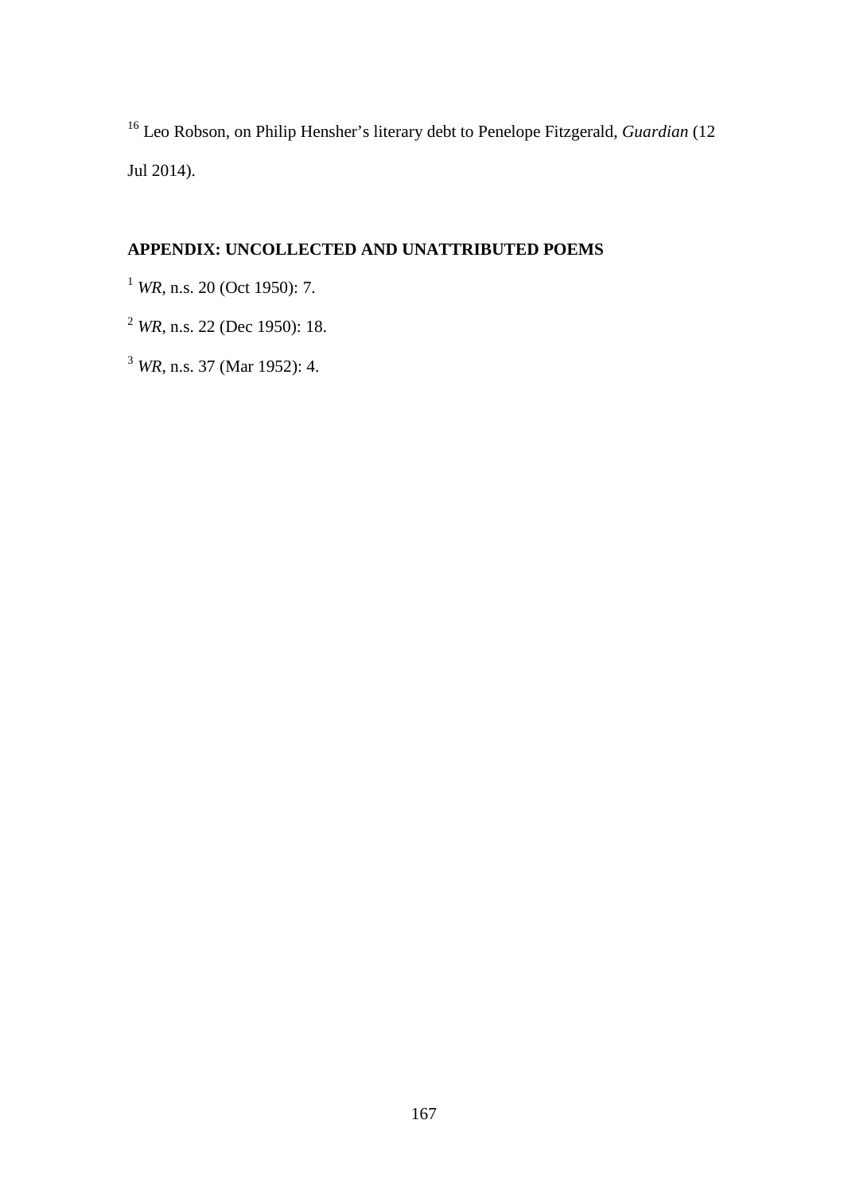[16] Leo Robson, on Philip Hensher's literary debt to Penelope Fitzgerald, *Guardian* (12 Jul 2014).

## APPENDIX: UNCOLLECTED AND UNATTRIBUTED POEMS

[1] *WR*, n.s. 20 (Oct 1950): 7.

[2] *WR*, n.s. 22 (Dec 1950): 18.

[3] *WR*, n.s. 37 (Mar 1952): 4.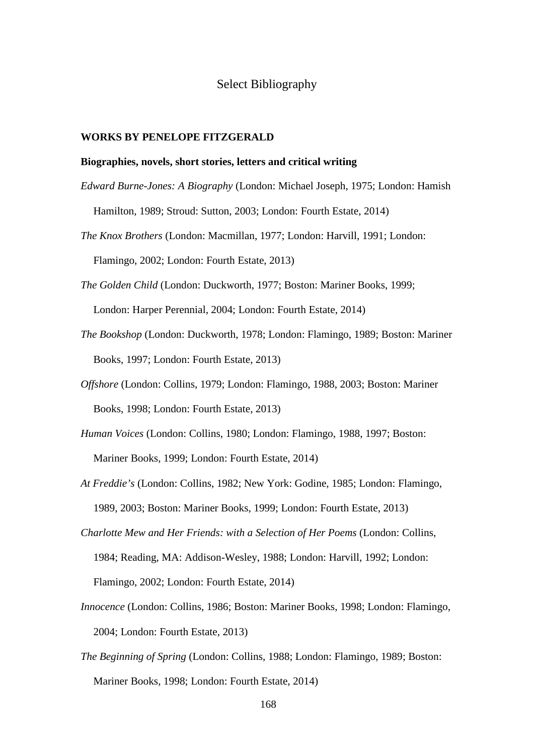# Select Bibliography

## WORKS BY PENELOPE FITZGERALD

### Biographies, novels, short stories, letters and critical writing

*Edward Burne-Jones: A Biography* (London: Michael Joseph, 1975; London: Hamish Hamilton, 1989; Stroud: Sutton, 2003; London: Fourth Estate, 2014)

*The Knox Brothers* (London: Macmillan, 1977; London: Harvill, 1991; London: Flamingo, 2002; London: Fourth Estate, 2013)

*The Golden Child* (London: Duckworth, 1977; Boston: Mariner Books, 1999; London: Harper Perennial, 2004; London: Fourth Estate, 2014)

*The Bookshop* (London: Duckworth, 1978; London: Flamingo, 1989; Boston: Mariner Books, 1997; London: Fourth Estate, 2013)

*Offshore* (London: Collins, 1979; London: Flamingo, 1988, 2003; Boston: Mariner Books, 1998; London: Fourth Estate, 2013)

*Human Voices* (London: Collins, 1980; London: Flamingo, 1988, 1997; Boston: Mariner Books, 1999; London: Fourth Estate, 2014)

*At Freddie's* (London: Collins, 1982; New York: Godine, 1985; London: Flamingo, 1989, 2003; Boston: Mariner Books, 1999; London: Fourth Estate, 2013)

*Charlotte Mew and Her Friends: with a Selection of Her Poems* (London: Collins, 1984; Reading, MA: Addison-Wesley, 1988; London: Harvill, 1992; London: Flamingo, 2002; London: Fourth Estate, 2014)

*Innocence* (London: Collins, 1986; Boston: Mariner Books, 1998; London: Flamingo, 2004; London: Fourth Estate, 2013)

*The Beginning of Spring* (London: Collins, 1988; London: Flamingo, 1989; Boston: Mariner Books, 1998; London: Fourth Estate, 2014)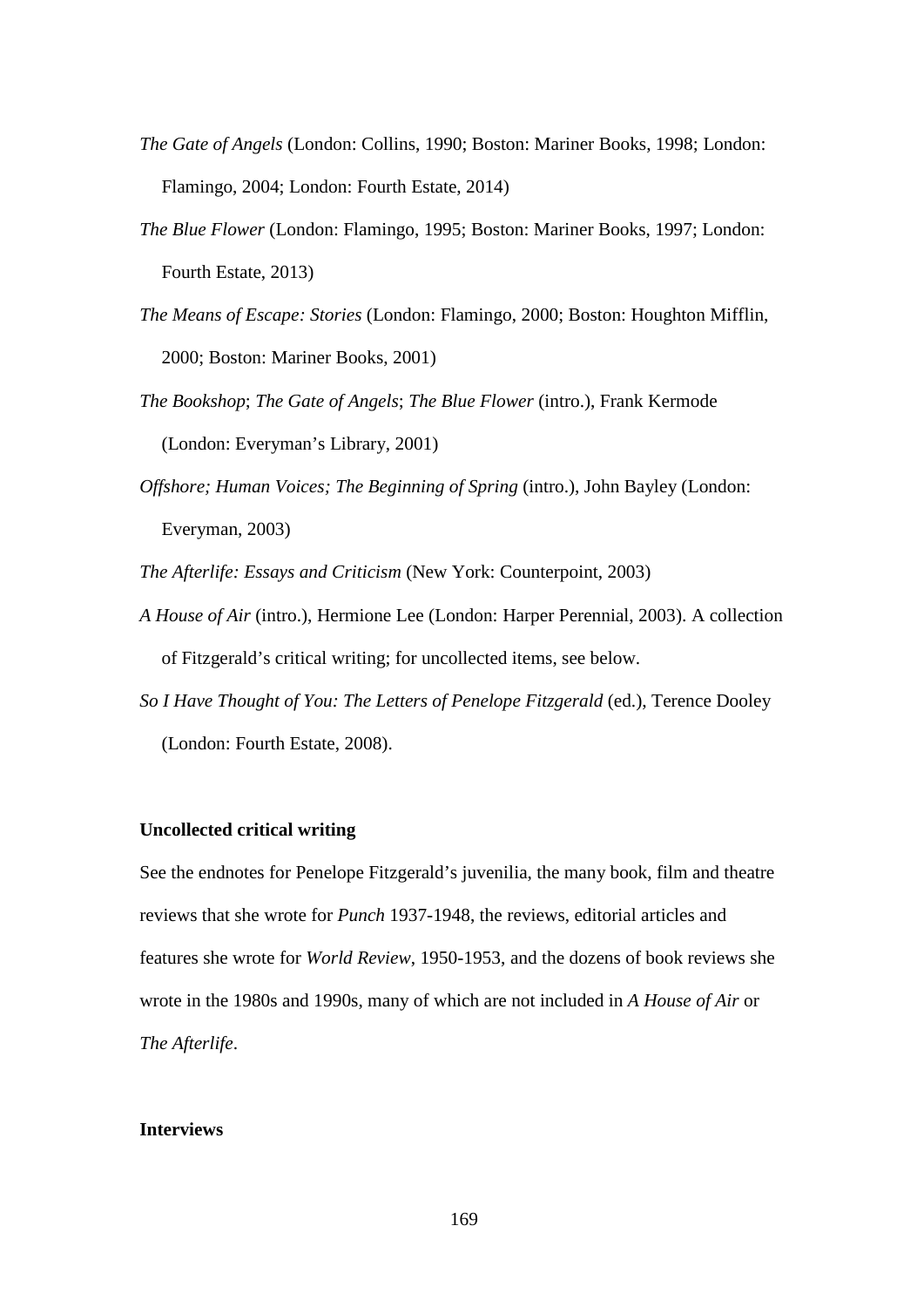*The Gate of Angels* (London: Collins, 1990; Boston: Mariner Books, 1998; London: Flamingo, 2004; London: Fourth Estate, 2014)

*The Blue Flower* (London: Flamingo, 1995; Boston: Mariner Books, 1997; London: Fourth Estate, 2013)

*The Means of Escape: Stories* (London: Flamingo, 2000; Boston: Houghton Mifflin, 2000; Boston: Mariner Books, 2001)

*The Bookshop*; *The Gate of Angels*; *The Blue Flower* (intro.), Frank Kermode (London: Everyman's Library, 2001)

*Offshore; Human Voices; The Beginning of Spring* (intro.), John Bayley (London: Everyman, 2003)

*The Afterlife: Essays and Criticism* (New York: Counterpoint, 2003)

*A House of Air* (intro.), Hermione Lee (London: Harper Perennial, 2003). A collection of Fitzgerald's critical writing; for uncollected items, see below.

*So I Have Thought of You: The Letters of Penelope Fitzgerald* (ed.), Terence Dooley (London: Fourth Estate, 2008).

**Uncollected critical writing**

See the endnotes for Penelope Fitzgerald's juvenilia, the many book, film and theatre reviews that she wrote for *Punch* 1937-1948, the reviews, editorial articles and features she wrote for *World Review*, 1950-1953, and the dozens of book reviews she wrote in the 1980s and 1990s, many of which are not included in *A House of Air* or *The Afterlife*.

**Interviews**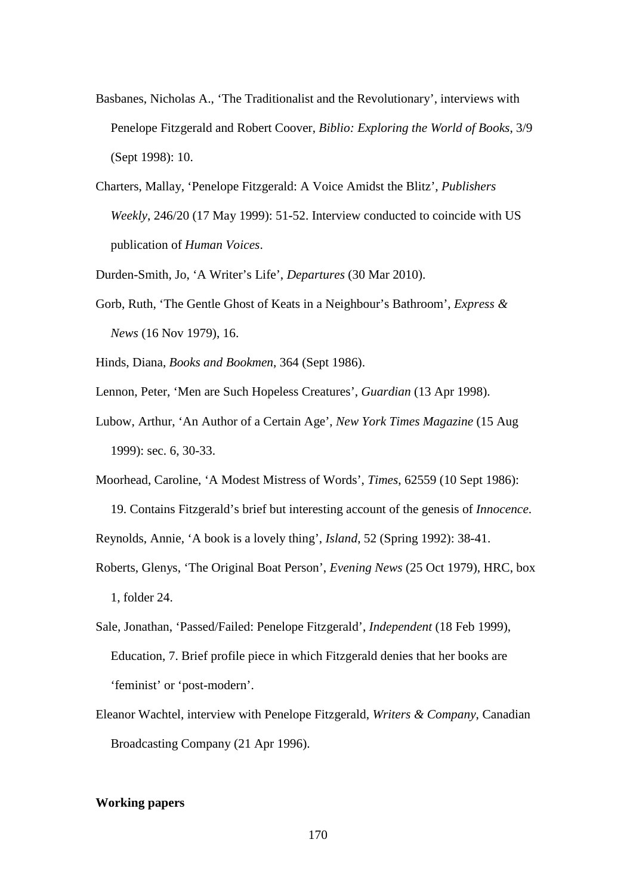Basbanes, Nicholas A., 'The Traditionalist and the Revolutionary', interviews with Penelope Fitzgerald and Robert Coover, *Biblio: Exploring the World of Books*, 3/9 (Sept 1998): 10.

Charters, Mallay, 'Penelope Fitzgerald: A Voice Amidst the Blitz', *Publishers Weekly*, 246/20 (17 May 1999): 51-52. Interview conducted to coincide with US publication of *Human Voices*.

Durden-Smith, Jo, 'A Writer's Life', *Departures* (30 Mar 2010).

Gorb, Ruth, 'The Gentle Ghost of Keats in a Neighbour's Bathroom', *Express & News* (16 Nov 1979), 16.

Hinds, Diana, *Books and Bookmen*, 364 (Sept 1986).

Lennon, Peter, 'Men are Such Hopeless Creatures', *Guardian* (13 Apr 1998).

Lubow, Arthur, 'An Author of a Certain Age', *New York Times Magazine* (15 Aug 1999): sec. 6, 30-33.

Moorhead, Caroline, 'A Modest Mistress of Words', *Times*, 62559 (10 Sept 1986): 19. Contains Fitzgerald's brief but interesting account of the genesis of *Innocence*.

Reynolds, Annie, 'A book is a lovely thing', *Island*, 52 (Spring 1992): 38-41.

Roberts, Glenys, 'The Original Boat Person', *Evening News* (25 Oct 1979), HRC, box 1, folder 24.

Sale, Jonathan, 'Passed/Failed: Penelope Fitzgerald', *Independent* (18 Feb 1999), Education, 7. Brief profile piece in which Fitzgerald denies that her books are 'feminist' or 'post-modern'.

Eleanor Wachtel, interview with Penelope Fitzgerald, *Writers & Company*, Canadian Broadcasting Company (21 Apr 1996).

**Working papers**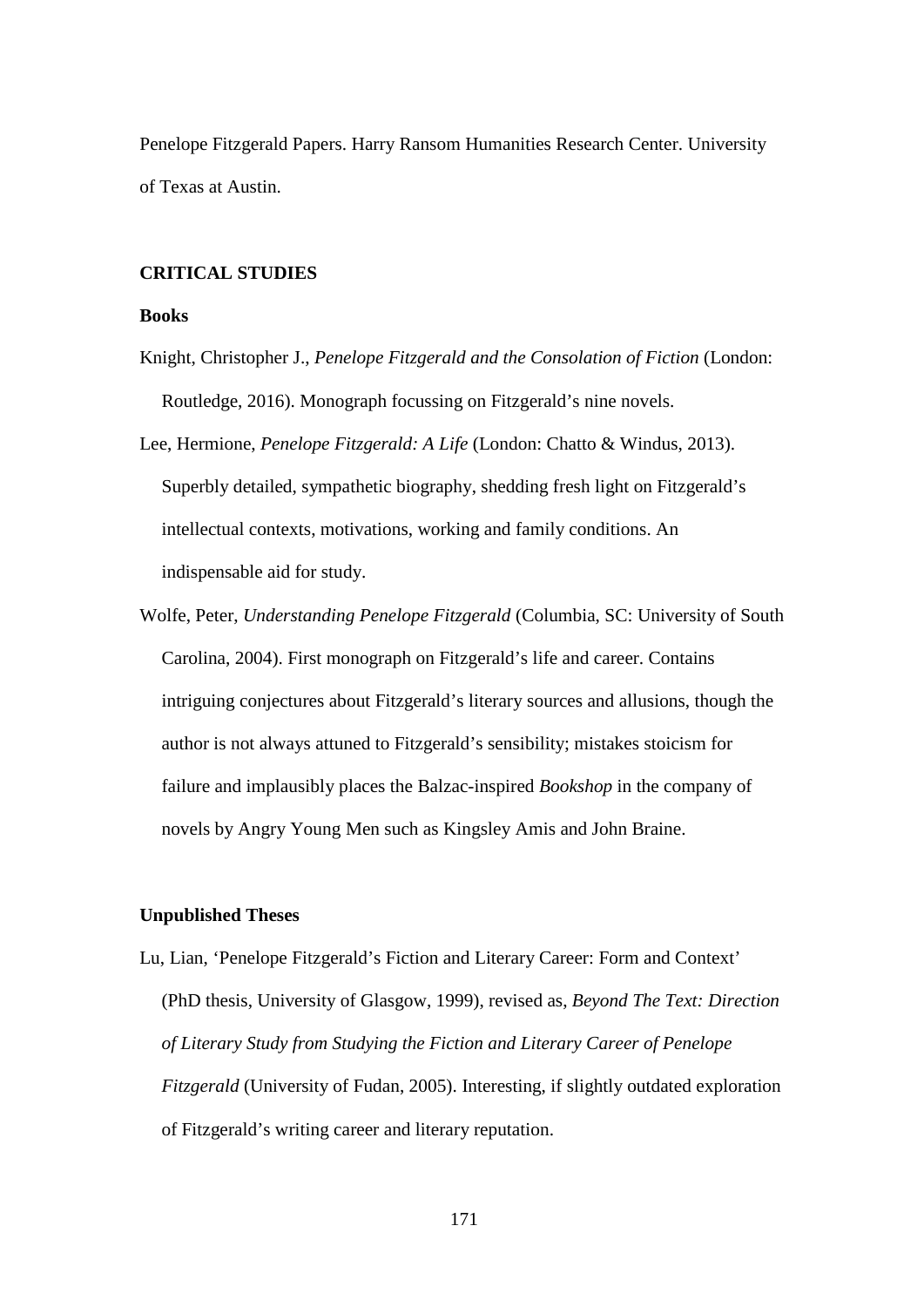Penelope Fitzgerald Papers. Harry Ransom Humanities Research Center. University of Texas at Austin.

## CRITICAL STUDIES

### Books

Knight, Christopher J., *Penelope Fitzgerald and the Consolation of Fiction* (London: Routledge, 2016). Monograph focussing on Fitzgerald's nine novels.

Lee, Hermione, *Penelope Fitzgerald: A Life* (London: Chatto & Windus, 2013). Superbly detailed, sympathetic biography, shedding fresh light on Fitzgerald's intellectual contexts, motivations, working and family conditions. An indispensable aid for study.

Wolfe, Peter, *Understanding Penelope Fitzgerald* (Columbia, SC: University of South Carolina, 2004). First monograph on Fitzgerald's life and career. Contains intriguing conjectures about Fitzgerald's literary sources and allusions, though the author is not always attuned to Fitzgerald's sensibility; mistakes stoicism for failure and implausibly places the Balzac-inspired *Bookshop* in the company of novels by Angry Young Men such as Kingsley Amis and John Braine.

### Unpublished Theses

Lu, Lian, 'Penelope Fitzgerald's Fiction and Literary Career: Form and Context' (PhD thesis, University of Glasgow, 1999), revised as, *Beyond The Text: Direction of Literary Study from Studying the Fiction and Literary Career of Penelope Fitzgerald* (University of Fudan, 2005). Interesting, if slightly outdated exploration of Fitzgerald's writing career and literary reputation.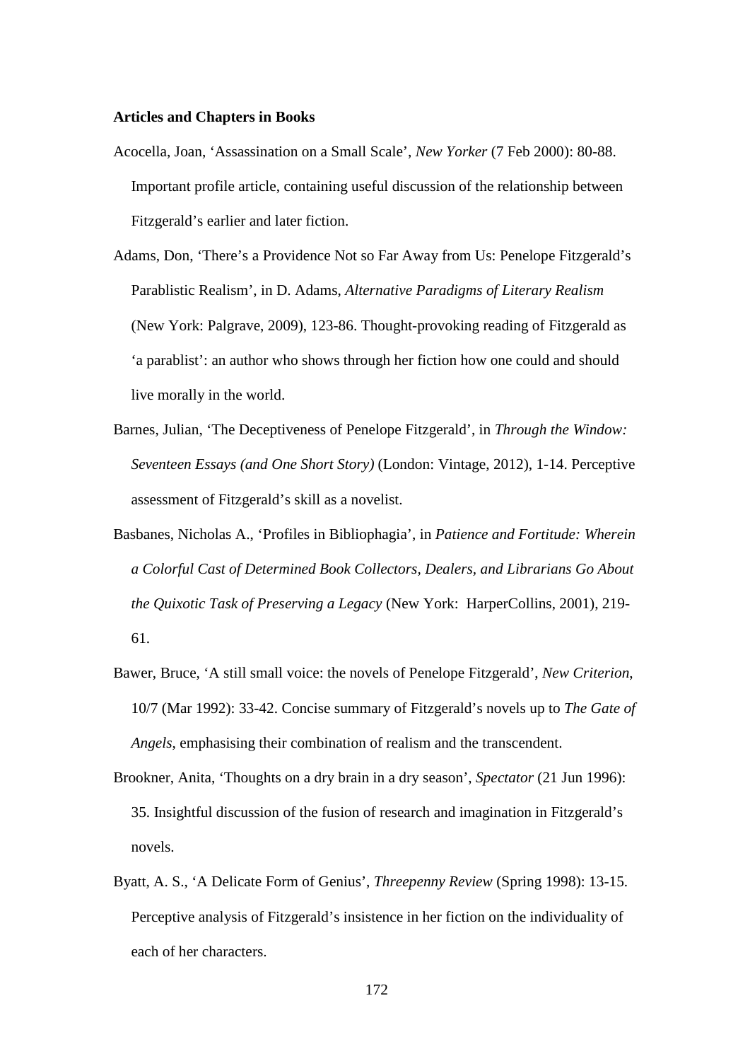**Articles and Chapters in Books**

Acocella, Joan, 'Assassination on a Small Scale', *New Yorker* (7 Feb 2000): 80-88. Important profile article, containing useful discussion of the relationship between Fitzgerald's earlier and later fiction.

Adams, Don, 'There's a Providence Not so Far Away from Us: Penelope Fitzgerald's Parablistic Realism', in D. Adams, *Alternative Paradigms of Literary Realism* (New York: Palgrave, 2009), 123-86. Thought-provoking reading of Fitzgerald as 'a parablist': an author who shows through her fiction how one could and should live morally in the world.

Barnes, Julian, 'The Deceptiveness of Penelope Fitzgerald', in *Through the Window: Seventeen Essays (and One Short Story)* (London: Vintage, 2012), 1-14. Perceptive assessment of Fitzgerald's skill as a novelist.

Basbanes, Nicholas A., 'Profiles in Bibliophagia', in *Patience and Fortitude: Wherein a Colorful Cast of Determined Book Collectors, Dealers, and Librarians Go About the Quixotic Task of Preserving a Legacy* (New York: HarperCollins, 2001), 219-61.

Bawer, Bruce, 'A still small voice: the novels of Penelope Fitzgerald', *New Criterion*, 10/7 (Mar 1992): 33-42. Concise summary of Fitzgerald's novels up to *The Gate of Angels*, emphasising their combination of realism and the transcendent.

Brookner, Anita, 'Thoughts on a dry brain in a dry season', *Spectator* (21 Jun 1996): 35. Insightful discussion of the fusion of research and imagination in Fitzgerald's novels.

Byatt, A. S., 'A Delicate Form of Genius', *Threepenny Review* (Spring 1998): 13-15. Perceptive analysis of Fitzgerald's insistence in her fiction on the individuality of each of her characters.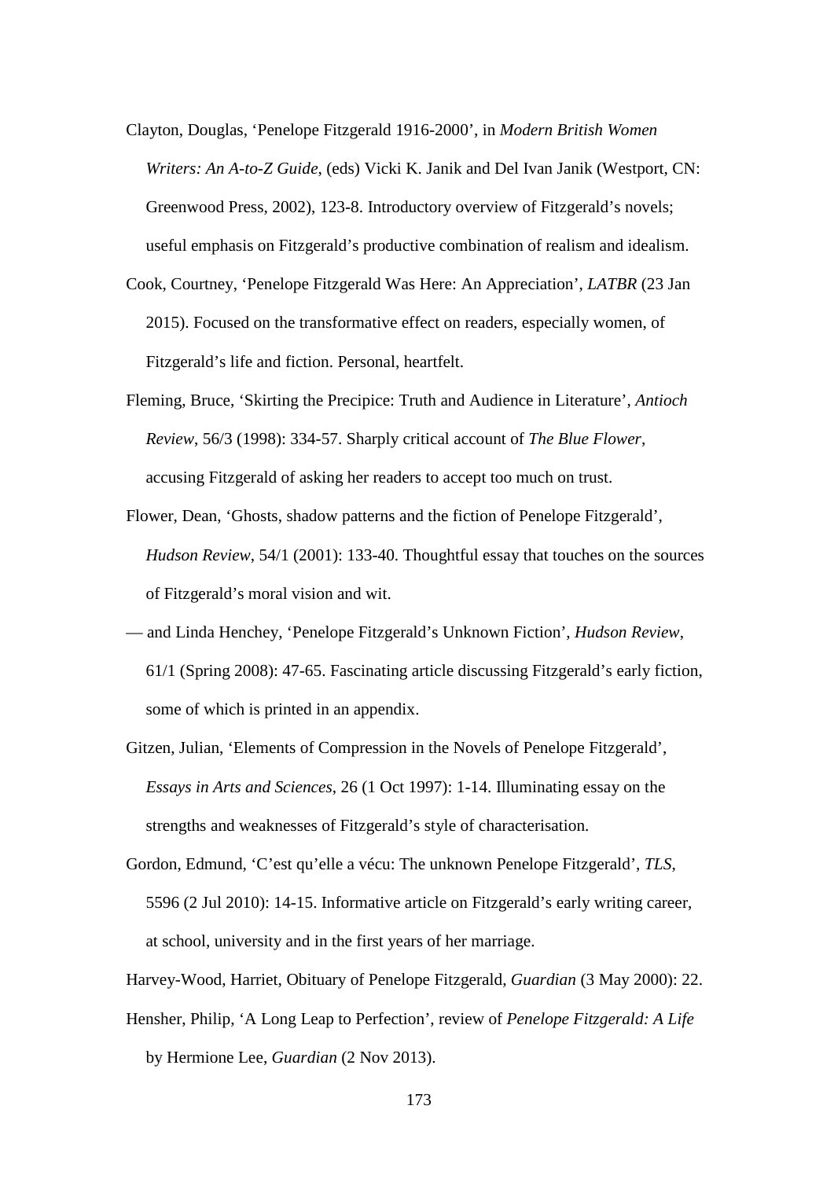Clayton, Douglas, 'Penelope Fitzgerald 1916-2000', in *Modern British Women Writers: An A-to-Z Guide*, (eds) Vicki K. Janik and Del Ivan Janik (Westport, CN: Greenwood Press, 2002), 123-8. Introductory overview of Fitzgerald's novels; useful emphasis on Fitzgerald's productive combination of realism and idealism.

Cook, Courtney, 'Penelope Fitzgerald Was Here: An Appreciation', *LATBR* (23 Jan 2015). Focused on the transformative effect on readers, especially women, of Fitzgerald's life and fiction. Personal, heartfelt.

Fleming, Bruce, 'Skirting the Precipice: Truth and Audience in Literature', *Antioch Review*, 56/3 (1998): 334-57. Sharply critical account of *The Blue Flower*, accusing Fitzgerald of asking her readers to accept too much on trust.

Flower, Dean, 'Ghosts, shadow patterns and the fiction of Penelope Fitzgerald', *Hudson Review*, 54/1 (2001): 133-40. Thoughtful essay that touches on the sources of Fitzgerald's moral vision and wit.

— and Linda Henchey, 'Penelope Fitzgerald's Unknown Fiction', *Hudson Review*, 61/1 (Spring 2008): 47-65. Fascinating article discussing Fitzgerald's early fiction, some of which is printed in an appendix.

Gitzen, Julian, 'Elements of Compression in the Novels of Penelope Fitzgerald', *Essays in Arts and Sciences*, 26 (1 Oct 1997): 1-14. Illuminating essay on the strengths and weaknesses of Fitzgerald's style of characterisation.

Gordon, Edmund, 'C'est qu'elle a vécu: The unknown Penelope Fitzgerald', *TLS*, 5596 (2 Jul 2010): 14-15. Informative article on Fitzgerald's early writing career, at school, university and in the first years of her marriage.

Harvey-Wood, Harriet, Obituary of Penelope Fitzgerald, *Guardian* (3 May 2000): 22.

Hensher, Philip, 'A Long Leap to Perfection', review of *Penelope Fitzgerald: A Life* by Hermione Lee, *Guardian* (2 Nov 2013).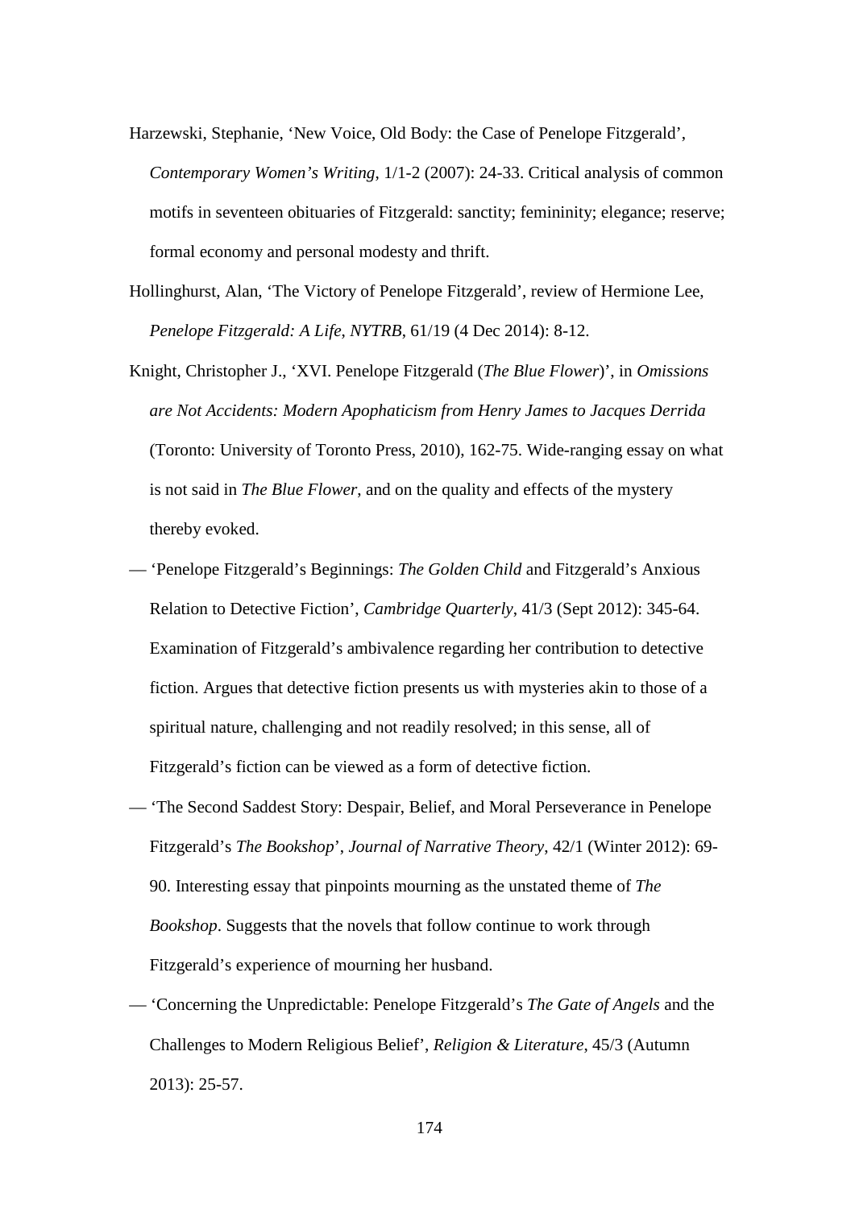Harzewski, Stephanie, 'New Voice, Old Body: the Case of Penelope Fitzgerald', *Contemporary Women's Writing*, 1/1-2 (2007): 24-33. Critical analysis of common motifs in seventeen obituaries of Fitzgerald: sanctity; femininity; elegance; reserve; formal economy and personal modesty and thrift.

Hollinghurst, Alan, 'The Victory of Penelope Fitzgerald', review of Hermione Lee, *Penelope Fitzgerald: A Life*, *NYTRB*, 61/19 (4 Dec 2014): 8-12.

Knight, Christopher J., 'XVI. Penelope Fitzgerald (*The Blue Flower*)', in *Omissions are Not Accidents: Modern Apophaticism from Henry James to Jacques Derrida* (Toronto: University of Toronto Press, 2010), 162-75. Wide-ranging essay on what is not said in *The Blue Flower*, and on the quality and effects of the mystery thereby evoked.

— 'Penelope Fitzgerald's Beginnings: *The Golden Child* and Fitzgerald's Anxious Relation to Detective Fiction', *Cambridge Quarterly*, 41/3 (Sept 2012): 345-64. Examination of Fitzgerald's ambivalence regarding her contribution to detective fiction. Argues that detective fiction presents us with mysteries akin to those of a spiritual nature, challenging and not readily resolved; in this sense, all of Fitzgerald's fiction can be viewed as a form of detective fiction.

— 'The Second Saddest Story: Despair, Belief, and Moral Perseverance in Penelope Fitzgerald's *The Bookshop*', *Journal of Narrative Theory*, 42/1 (Winter 2012): 69-90. Interesting essay that pinpoints mourning as the unstated theme of *The Bookshop*. Suggests that the novels that follow continue to work through Fitzgerald's experience of mourning her husband.

— 'Concerning the Unpredictable: Penelope Fitzgerald's *The Gate of Angels* and the Challenges to Modern Religious Belief', *Religion & Literature*, 45/3 (Autumn 2013): 25-57.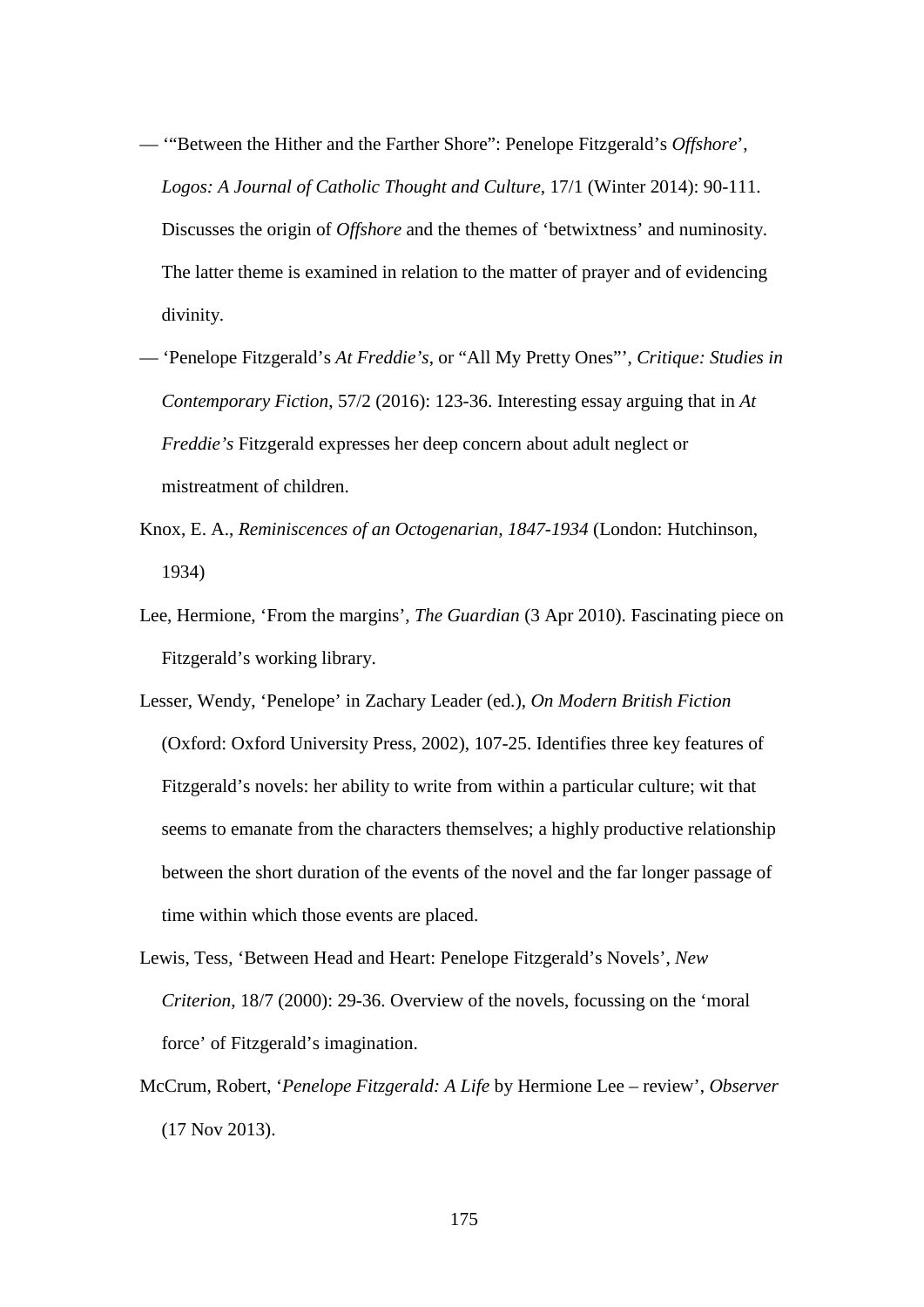— '"Between the Hither and the Farther Shore": Penelope Fitzgerald's *Offshore*', *Logos: A Journal of Catholic Thought and Culture*, 17/1 (Winter 2014): 90-111. Discusses the origin of *Offshore* and the themes of 'betwixtness' and numinosity. The latter theme is examined in relation to the matter of prayer and of evidencing divinity.

— 'Penelope Fitzgerald's *At Freddie's*, or "All My Pretty Ones"', *Critique: Studies in Contemporary Fiction*, 57/2 (2016): 123-36. Interesting essay arguing that in *At Freddie's* Fitzgerald expresses her deep concern about adult neglect or mistreatment of children.

Knox, E. A., *Reminiscences of an Octogenarian, 1847-1934* (London: Hutchinson, 1934)

Lee, Hermione, 'From the margins', *The Guardian* (3 Apr 2010). Fascinating piece on Fitzgerald's working library.

Lesser, Wendy, 'Penelope' in Zachary Leader (ed.), *On Modern British Fiction* (Oxford: Oxford University Press, 2002), 107-25. Identifies three key features of Fitzgerald's novels: her ability to write from within a particular culture; wit that seems to emanate from the characters themselves; a highly productive relationship between the short duration of the events of the novel and the far longer passage of time within which those events are placed.

Lewis, Tess, 'Between Head and Heart: Penelope Fitzgerald's Novels', *New Criterion*, 18/7 (2000): 29-36. Overview of the novels, focussing on the 'moral force' of Fitzgerald's imagination.

McCrum, Robert, '*Penelope Fitzgerald: A Life* by Hermione Lee – review', *Observer* (17 Nov 2013).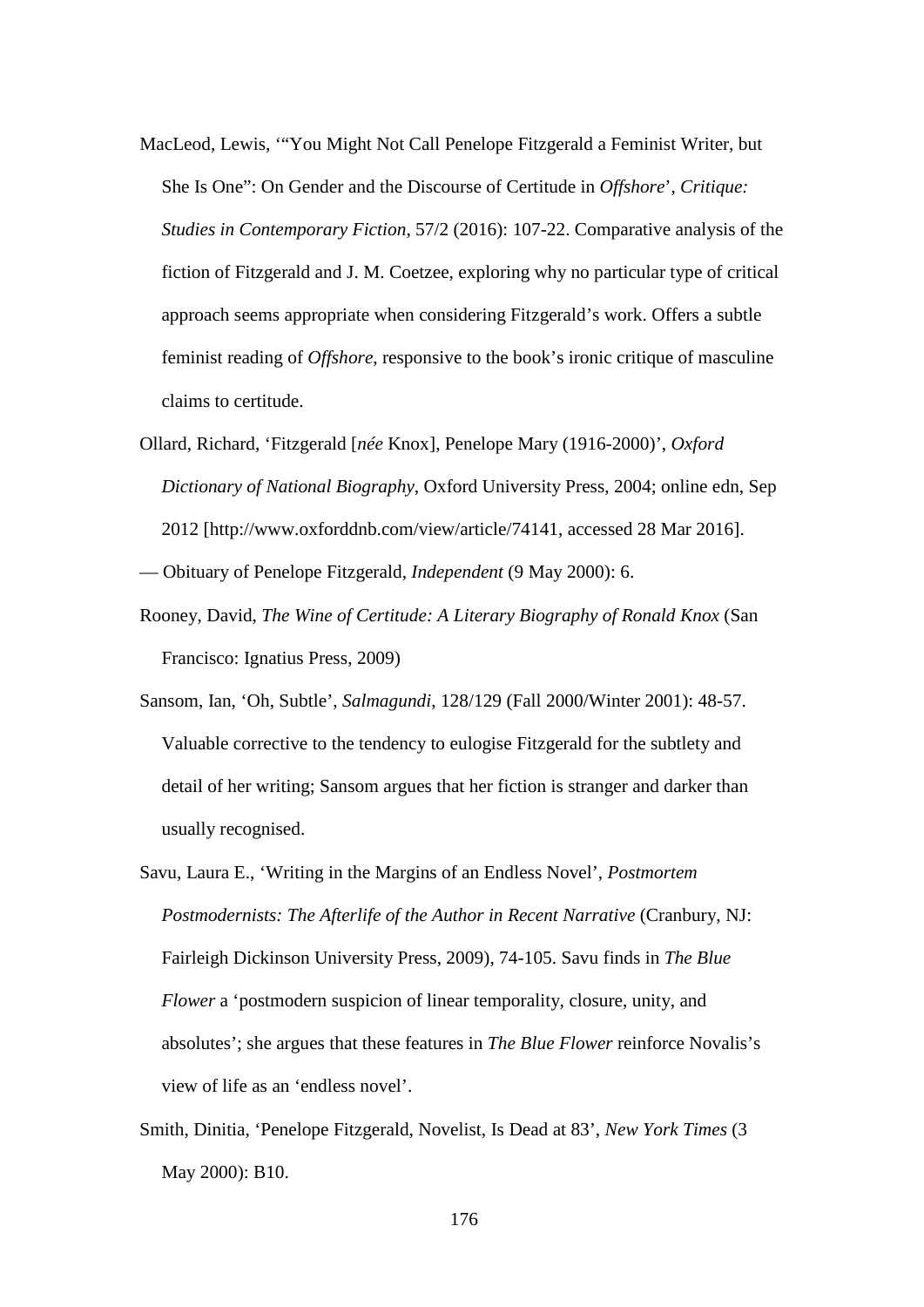MacLeod, Lewis, '"You Might Not Call Penelope Fitzgerald a Feminist Writer, but She Is One": On Gender and the Discourse of Certitude in *Offshore*', *Critique: Studies in Contemporary Fiction*, 57/2 (2016): 107-22. Comparative analysis of the fiction of Fitzgerald and J. M. Coetzee, exploring why no particular type of critical approach seems appropriate when considering Fitzgerald's work. Offers a subtle feminist reading of *Offshore*, responsive to the book's ironic critique of masculine claims to certitude.

Ollard, Richard, 'Fitzgerald [*née* Knox], Penelope Mary (1916-2000)', *Oxford Dictionary of National Biography*, Oxford University Press, 2004; online edn, Sep 2012 [http://www.oxforddnb.com/view/article/74141, accessed 28 Mar 2016].

— Obituary of Penelope Fitzgerald, *Independent* (9 May 2000): 6.

Rooney, David, *The Wine of Certitude: A Literary Biography of Ronald Knox* (San Francisco: Ignatius Press, 2009)

Sansom, Ian, 'Oh, Subtle', *Salmagundi*, 128/129 (Fall 2000/Winter 2001): 48-57. Valuable corrective to the tendency to eulogise Fitzgerald for the subtlety and detail of her writing; Sansom argues that her fiction is stranger and darker than usually recognised.

Savu, Laura E., 'Writing in the Margins of an Endless Novel', *Postmortem Postmodernists: The Afterlife of the Author in Recent Narrative* (Cranbury, NJ: Fairleigh Dickinson University Press, 2009), 74-105. Savu finds in *The Blue Flower* a 'postmodern suspicion of linear temporality, closure, unity, and absolutes'; she argues that these features in *The Blue Flower* reinforce Novalis's view of life as an 'endless novel'.

Smith, Dinitia, 'Penelope Fitzgerald, Novelist, Is Dead at 83', *New York Times* (3 May 2000): B10.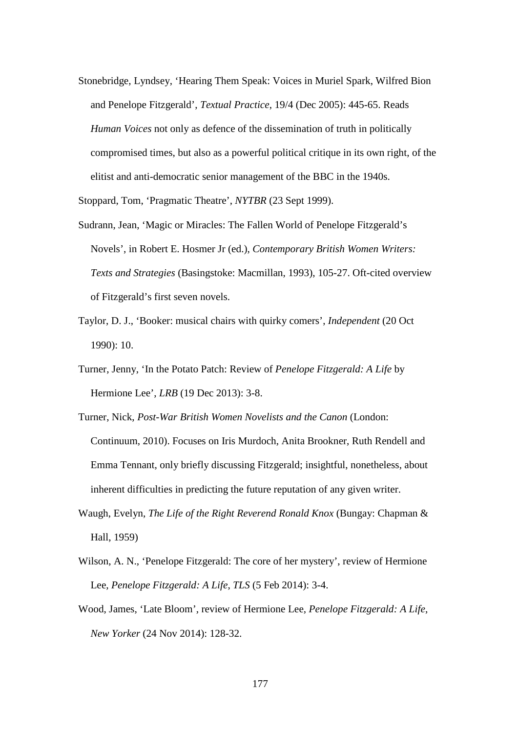Stonebridge, Lyndsey, 'Hearing Them Speak: Voices in Muriel Spark, Wilfred Bion and Penelope Fitzgerald', *Textual Practice*, 19/4 (Dec 2005): 445-65. Reads *Human Voices* not only as defence of the dissemination of truth in politically compromised times, but also as a powerful political critique in its own right, of the elitist and anti-democratic senior management of the BBC in the 1940s.

Stoppard, Tom, 'Pragmatic Theatre', *NYTBR* (23 Sept 1999).

Sudrann, Jean, 'Magic or Miracles: The Fallen World of Penelope Fitzgerald's Novels', in Robert E. Hosmer Jr (ed.), *Contemporary British Women Writers: Texts and Strategies* (Basingstoke: Macmillan, 1993), 105-27. Oft-cited overview of Fitzgerald's first seven novels.

Taylor, D. J., 'Booker: musical chairs with quirky comers', *Independent* (20 Oct 1990): 10.

Turner, Jenny, 'In the Potato Patch: Review of *Penelope Fitzgerald: A Life* by Hermione Lee', *LRB* (19 Dec 2013): 3-8.

Turner, Nick, *Post-War British Women Novelists and the Canon* (London: Continuum, 2010). Focuses on Iris Murdoch, Anita Brookner, Ruth Rendell and Emma Tennant, only briefly discussing Fitzgerald; insightful, nonetheless, about inherent difficulties in predicting the future reputation of any given writer.

Waugh, Evelyn, *The Life of the Right Reverend Ronald Knox* (Bungay: Chapman & Hall, 1959)

Wilson, A. N., 'Penelope Fitzgerald: The core of her mystery', review of Hermione Lee, *Penelope Fitzgerald: A Life*, *TLS* (5 Feb 2014): 3-4.

Wood, James, 'Late Bloom', review of Hermione Lee, *Penelope Fitzgerald: A Life*, *New Yorker* (24 Nov 2014): 128-32.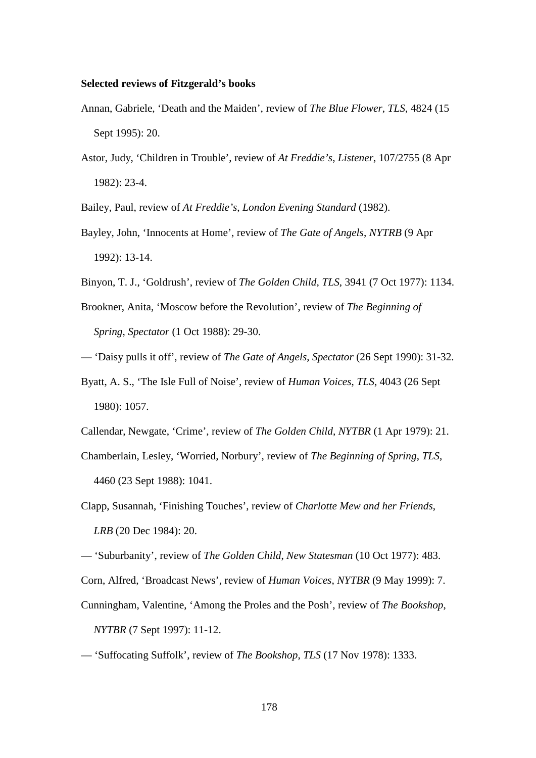**Selected reviews of Fitzgerald's books**

Annan, Gabriele, 'Death and the Maiden', review of *The Blue Flower*, *TLS*, 4824 (15 Sept 1995): 20.

Astor, Judy, 'Children in Trouble', review of *At Freddie's*, *Listener*, 107/2755 (8 Apr 1982): 23-4.

Bailey, Paul, review of *At Freddie's*, *London Evening Standard* (1982).

Bayley, John, 'Innocents at Home', review of *The Gate of Angels*, *NYTRB* (9 Apr 1992): 13-14.

Binyon, T. J., 'Goldrush', review of *The Golden Child*, *TLS*, 3941 (7 Oct 1977): 1134.

Brookner, Anita, 'Moscow before the Revolution', review of *The Beginning of Spring*, *Spectator* (1 Oct 1988): 29-30.

— 'Daisy pulls it off', review of *The Gate of Angels*, *Spectator* (26 Sept 1990): 31-32.

Byatt, A. S., 'The Isle Full of Noise', review of *Human Voices*, *TLS*, 4043 (26 Sept 1980): 1057.

Callendar, Newgate, 'Crime', review of *The Golden Child*, *NYTBR* (1 Apr 1979): 21.

Chamberlain, Lesley, 'Worried, Norbury', review of *The Beginning of Spring*, *TLS*, 4460 (23 Sept 1988): 1041.

Clapp, Susannah, 'Finishing Touches', review of *Charlotte Mew and her Friends*, *LRB* (20 Dec 1984): 20.

— 'Suburbanity', review of *The Golden Child*, *New Statesman* (10 Oct 1977): 483.

Corn, Alfred, 'Broadcast News', review of *Human Voices*, *NYTBR* (9 May 1999): 7.

Cunningham, Valentine, 'Among the Proles and the Posh', review of *The Bookshop*, *NYTBR* (7 Sept 1997): 11-12.

— 'Suffocating Suffolk', review of *The Bookshop*, *TLS* (17 Nov 1978): 1333.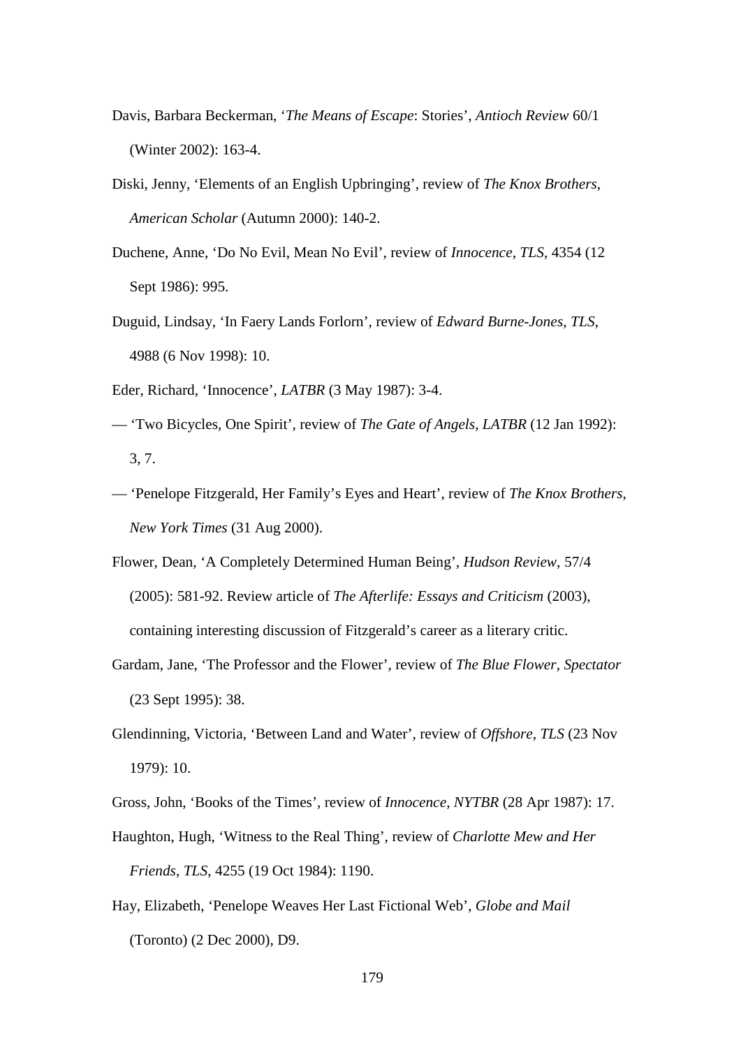Davis, Barbara Beckerman, '*The Means of Escape*: Stories', *Antioch Review* 60/1 (Winter 2002): 163-4.

Diski, Jenny, 'Elements of an English Upbringing', review of *The Knox Brothers*, *American Scholar* (Autumn 2000): 140-2.

Duchene, Anne, 'Do No Evil, Mean No Evil', review of *Innocence*, *TLS*, 4354 (12 Sept 1986): 995.

Duguid, Lindsay, 'In Faery Lands Forlorn', review of *Edward Burne-Jones*, *TLS*, 4988 (6 Nov 1998): 10.

Eder, Richard, 'Innocence', *LATBR* (3 May 1987): 3-4.

— 'Two Bicycles, One Spirit', review of *The Gate of Angels*, *LATBR* (12 Jan 1992): 3, 7.

— 'Penelope Fitzgerald, Her Family's Eyes and Heart', review of *The Knox Brothers*, *New York Times* (31 Aug 2000).

Flower, Dean, 'A Completely Determined Human Being', *Hudson Review*, 57/4 (2005): 581-92. Review article of *The Afterlife: Essays and Criticism* (2003), containing interesting discussion of Fitzgerald's career as a literary critic.

Gardam, Jane, 'The Professor and the Flower', review of *The Blue Flower*, *Spectator* (23 Sept 1995): 38.

Glendinning, Victoria, 'Between Land and Water', review of *Offshore*, *TLS* (23 Nov 1979): 10.

Gross, John, 'Books of the Times', review of *Innocence*, *NYTBR* (28 Apr 1987): 17.

Haughton, Hugh, 'Witness to the Real Thing', review of *Charlotte Mew and Her Friends*, *TLS*, 4255 (19 Oct 1984): 1190.

Hay, Elizabeth, 'Penelope Weaves Her Last Fictional Web', *Globe and Mail* (Toronto) (2 Dec 2000), D9.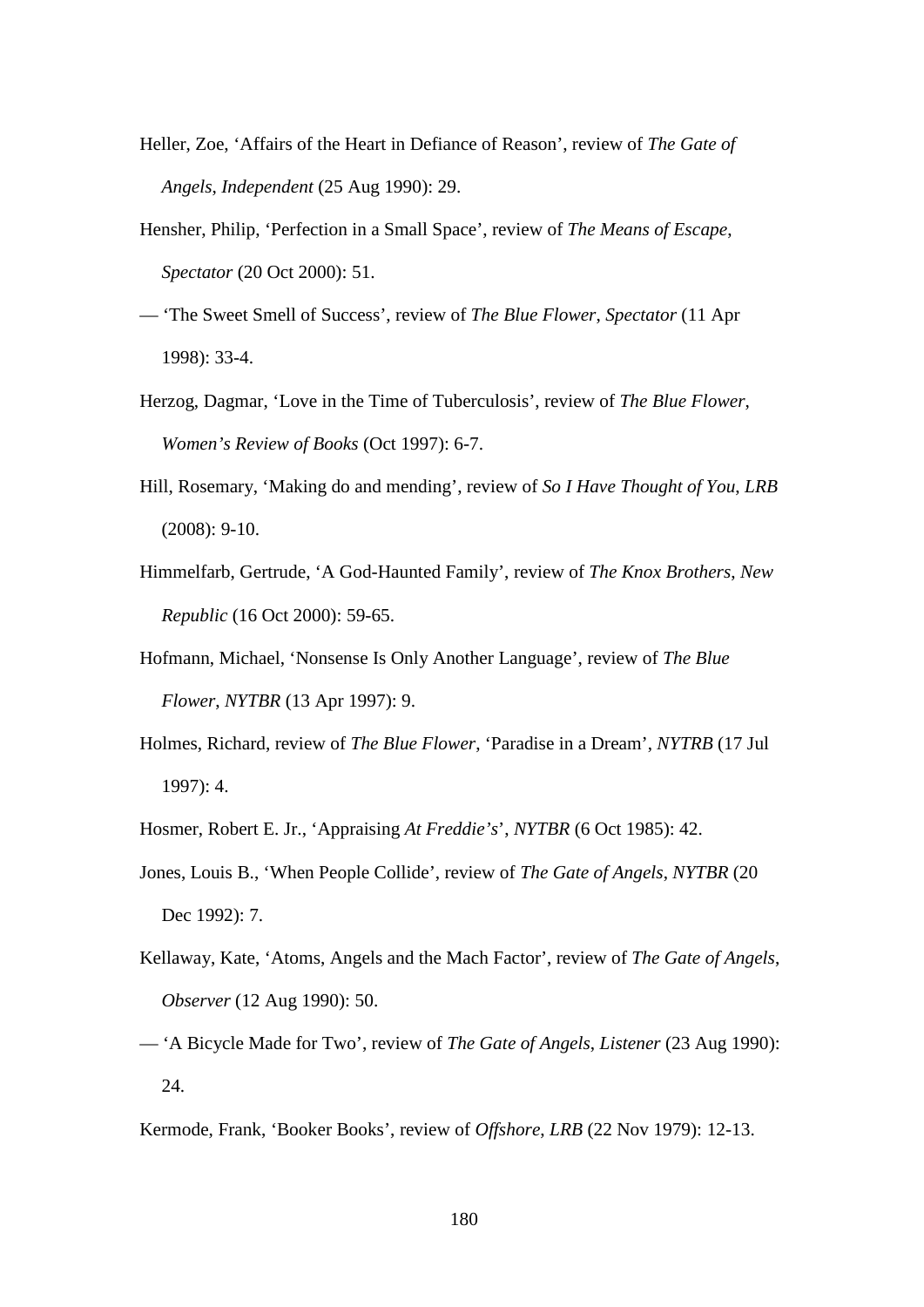Heller, Zoe, 'Affairs of the Heart in Defiance of Reason', review of *The Gate of Angels*, *Independent* (25 Aug 1990): 29.

Hensher, Philip, 'Perfection in a Small Space', review of *The Means of Escape*, *Spectator* (20 Oct 2000): 51.

— 'The Sweet Smell of Success', review of *The Blue Flower*, *Spectator* (11 Apr 1998): 33-4.

Herzog, Dagmar, 'Love in the Time of Tuberculosis', review of *The Blue Flower*, *Women's Review of Books* (Oct 1997): 6-7.

Hill, Rosemary, 'Making do and mending', review of *So I Have Thought of You*, *LRB* (2008): 9-10.

Himmelfarb, Gertrude, 'A God-Haunted Family', review of *The Knox Brothers*, *New Republic* (16 Oct 2000): 59-65.

Hofmann, Michael, 'Nonsense Is Only Another Language', review of *The Blue Flower*, *NYTBR* (13 Apr 1997): 9.

Holmes, Richard, review of *The Blue Flower*, 'Paradise in a Dream', *NYTRB* (17 Jul 1997): 4.

Hosmer, Robert E. Jr., 'Appraising *At Freddie's*', *NYTBR* (6 Oct 1985): 42.

Jones, Louis B., 'When People Collide', review of *The Gate of Angels*, *NYTBR* (20 Dec 1992): 7.

Kellaway, Kate, 'Atoms, Angels and the Mach Factor', review of *The Gate of Angels*, *Observer* (12 Aug 1990): 50.

— 'A Bicycle Made for Two', review of *The Gate of Angels*, *Listener* (23 Aug 1990): 24.

Kermode, Frank, 'Booker Books', review of *Offshore*, *LRB* (22 Nov 1979): 12-13.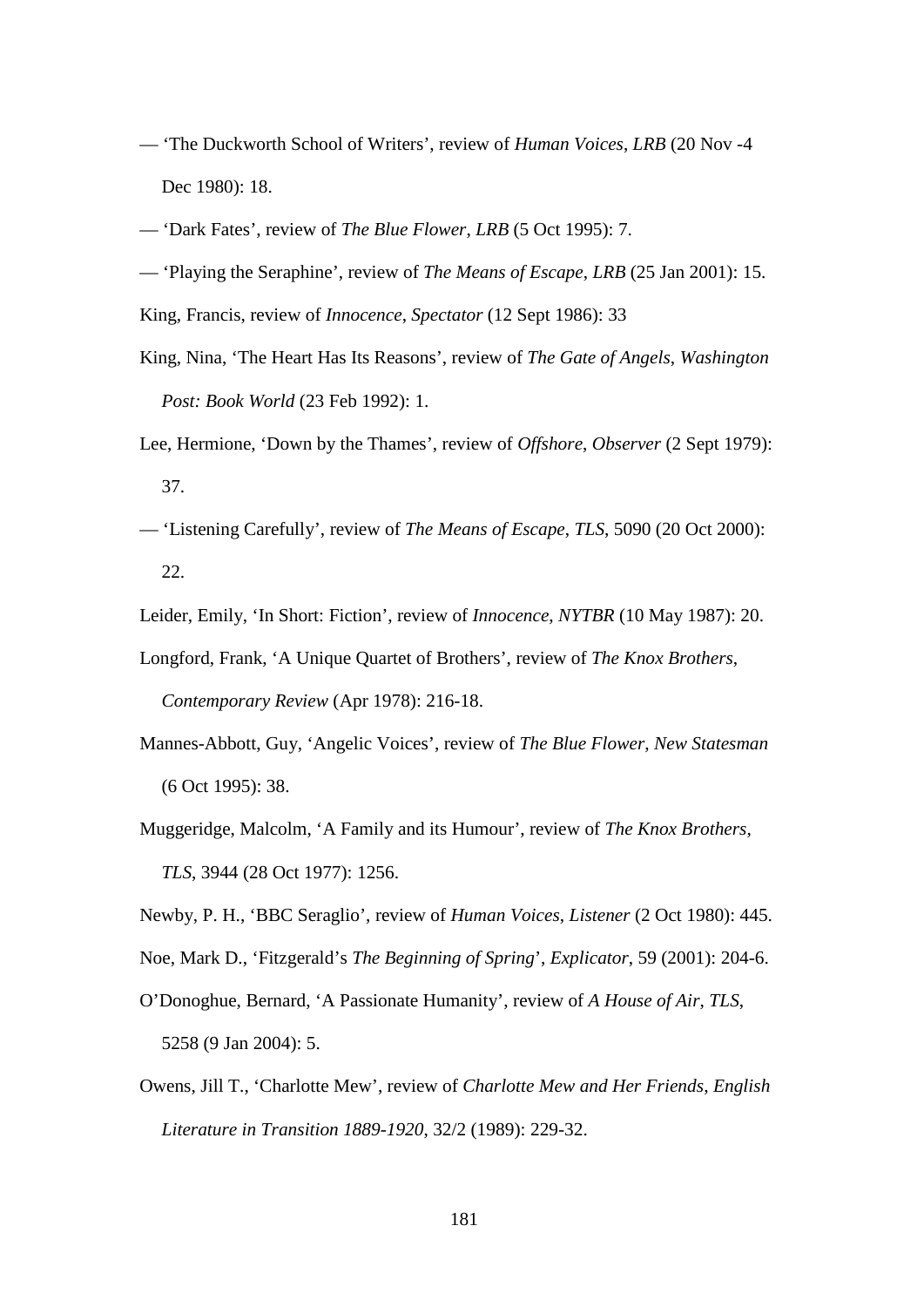— ‘The Duckworth School of Writers’, review of *Human Voices*, *LRB* (20 Nov -4 Dec 1980): 18.

— ‘Dark Fates’, review of *The Blue Flower*, *LRB* (5 Oct 1995): 7.

— ‘Playing the Seraphine’, review of *The Means of Escape*, *LRB* (25 Jan 2001): 15.

King, Francis, review of *Innocence*, *Spectator* (12 Sept 1986): 33

King, Nina, ‘The Heart Has Its Reasons’, review of *The Gate of Angels*, *Washington Post: Book World* (23 Feb 1992): 1.

Lee, Hermione, ‘Down by the Thames’, review of *Offshore*, *Observer* (2 Sept 1979): 37.

— ‘Listening Carefully’, review of *The Means of Escape*, *TLS*, 5090 (20 Oct 2000): 22.

Leider, Emily, ‘In Short: Fiction’, review of *Innocence*, *NYTBR* (10 May 1987): 20.

Longford, Frank, ‘A Unique Quartet of Brothers’, review of *The Knox Brothers*, *Contemporary Review* (Apr 1978): 216-18.

Mannes-Abbott, Guy, ‘Angelic Voices’, review of *The Blue Flower*, *New Statesman* (6 Oct 1995): 38.

Muggeridge, Malcolm, ‘A Family and its Humour’, review of *The Knox Brothers*, *TLS*, 3944 (28 Oct 1977): 1256.

Newby, P. H., ‘BBC Seraglio’, review of *Human Voices*, *Listener* (2 Oct 1980): 445.

Noe, Mark D., ‘Fitzgerald’s *The Beginning of Spring*’, *Explicator*, 59 (2001): 204-6.

O’Donoghue, Bernard, ‘A Passionate Humanity’, review of *A House of Air*, *TLS*, 5258 (9 Jan 2004): 5.

Owens, Jill T., ‘Charlotte Mew’, review of *Charlotte Mew and Her Friends*, *English Literature in Transition 1889-1920*, 32/2 (1989): 229-32.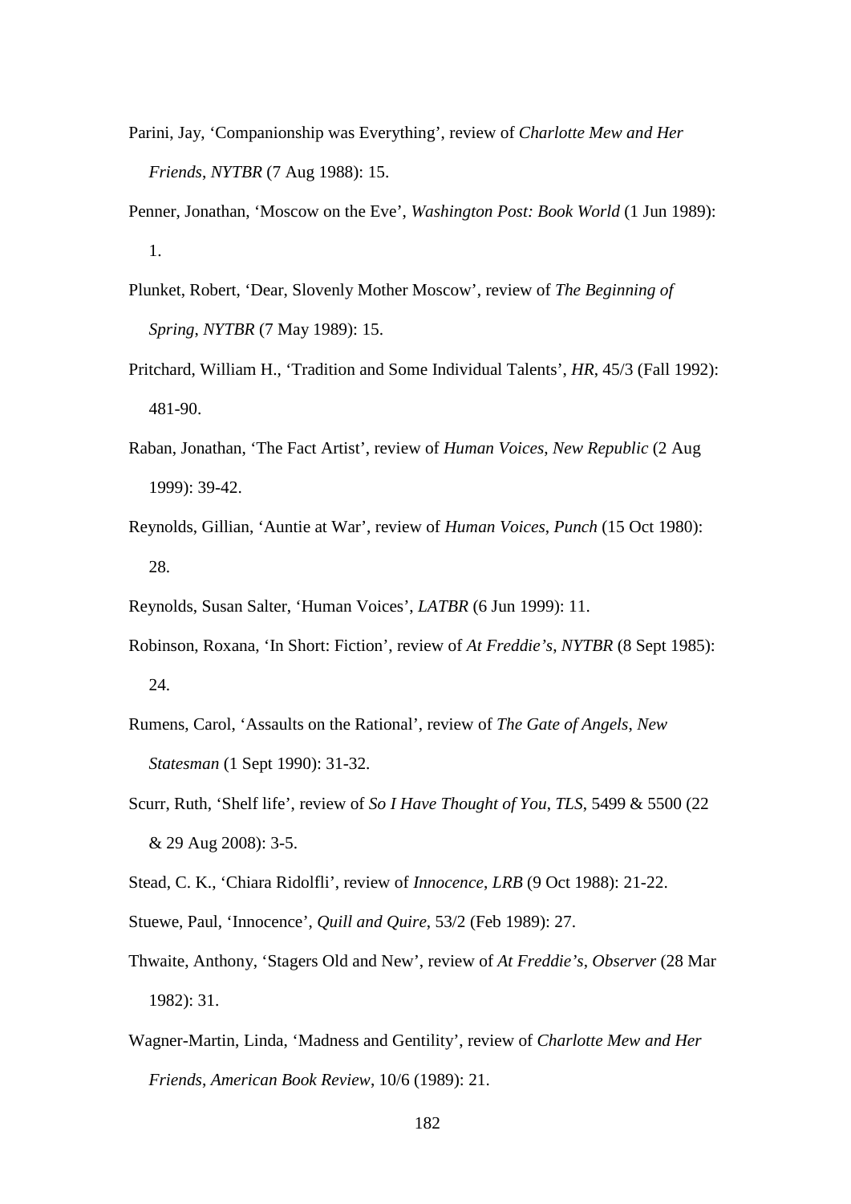Parini, Jay, ‘Companionship was Everything’, review of *Charlotte Mew and Her Friends*, *NYTBR* (7 Aug 1988): 15.

Penner, Jonathan, ‘Moscow on the Eve’, *Washington Post: Book World* (1 Jun 1989): 1.

Plunket, Robert, ‘Dear, Slovenly Mother Moscow’, review of *The Beginning of Spring*, *NYTBR* (7 May 1989): 15.

Pritchard, William H., ‘Tradition and Some Individual Talents’, *HR*, 45/3 (Fall 1992): 481-90.

Raban, Jonathan, ‘The Fact Artist’, review of *Human Voices*, *New Republic* (2 Aug 1999): 39-42.

Reynolds, Gillian, ‘Auntie at War’, review of *Human Voices*, *Punch* (15 Oct 1980): 28.

Reynolds, Susan Salter, ‘Human Voices’, *LATBR* (6 Jun 1999): 11.

Robinson, Roxana, ‘In Short: Fiction’, review of *At Freddie’s*, *NYTBR* (8 Sept 1985): 24.

Rumens, Carol, ‘Assaults on the Rational’, review of *The Gate of Angels*, *New Statesman* (1 Sept 1990): 31-32.

Scurr, Ruth, ‘Shelf life’, review of *So I Have Thought of You*, *TLS*, 5499 & 5500 (22 & 29 Aug 2008): 3-5.

Stead, C. K., ‘Chiara Ridolfli’, review of *Innocence*, *LRB* (9 Oct 1988): 21-22.

Stuewe, Paul, ‘Innocence’, *Quill and Quire*, 53/2 (Feb 1989): 27.

Thwaite, Anthony, ‘Stagers Old and New’, review of *At Freddie’s*, *Observer* (28 Mar 1982): 31.

Wagner-Martin, Linda, ‘Madness and Gentility’, review of *Charlotte Mew and Her Friends*, *American Book Review*, 10/6 (1989): 21.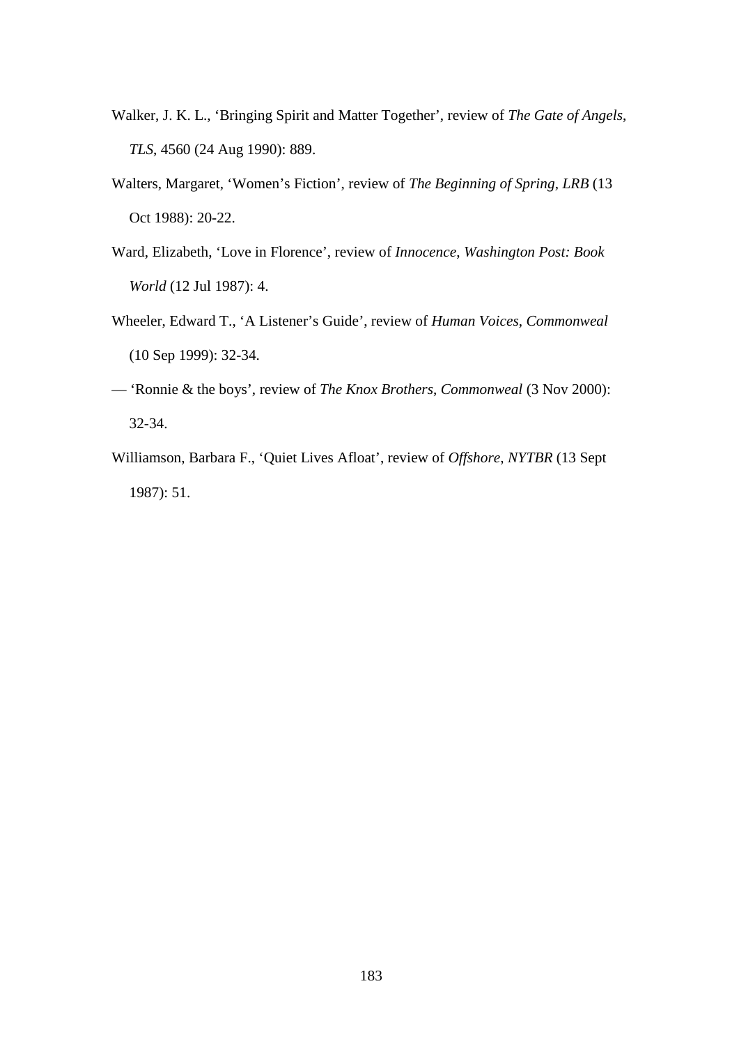Walker, J. K. L., ‘Bringing Spirit and Matter Together’, review of *The Gate of Angels*, *TLS*, 4560 (24 Aug 1990): 889.

Walters, Margaret, ‘Women’s Fiction’, review of *The Beginning of Spring*, *LRB* (13 Oct 1988): 20-22.

Ward, Elizabeth, ‘Love in Florence’, review of *Innocence*, *Washington Post: Book World* (12 Jul 1987): 4.

Wheeler, Edward T., ‘A Listener’s Guide’, review of *Human Voices*, *Commonweal* (10 Sep 1999): 32-34.

— ‘Ronnie & the boys’, review of *The Knox Brothers*, *Commonweal* (3 Nov 2000): 32-34.

Williamson, Barbara F., ‘Quiet Lives Afloat’, review of *Offshore*, *NYTBR* (13 Sept 1987): 51.